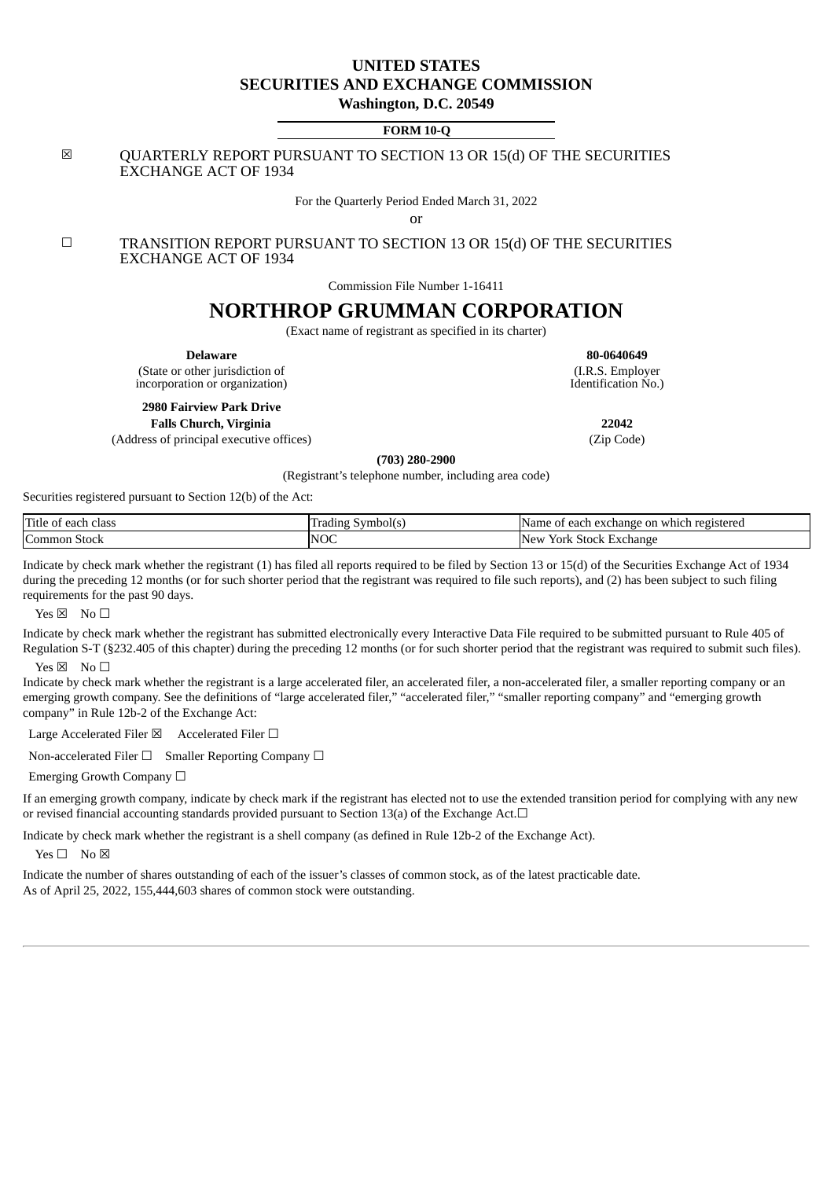# UNITED STATES
# SECURITIES AND EXCHANGE COMMISSION
**Washington, D.C. 20549**

**FORM 10-Q**

☒ QUARTERLY REPORT PURSUANT TO SECTION 13 OR 15(d) OF THE SECURITIES EXCHANGE ACT OF 1934

For the Quarterly Period Ended March 31, 2022

or

☐ TRANSITION REPORT PURSUANT TO SECTION 13 OR 15(d) OF THE SECURITIES EXCHANGE ACT OF 1934

Commission File Number 1-16411

# NORTHROP GRUMMAN CORPORATION

(Exact name of registrant as specified in its charter)

| | |
|---|---|
| **Delaware** | **80-0640649** |
| (State or other jurisdiction of incorporation or organization) | (I.R.S. Employer Identification No.) |
| **2980 Fairview Park Drive** | |
| **Falls Church, Virginia** | **22042** |
| (Address of principal executive offices) | (Zip Code) |

**(703) 280-2900**

(Registrant's telephone number, including area code)

Securities registered pursuant to Section 12(b) of the Act:

| Title of each class | Trading Symbol(s) | Name of each exchange on which registered |
|---|---|---|
| Common Stock | NOC | New York Stock Exchange |

Indicate by check mark whether the registrant (1) has filed all reports required to be filed by Section 13 or 15(d) of the Securities Exchange Act of 1934 during the preceding 12 months (or for such shorter period that the registrant was required to file such reports), and (2) has been subject to such filing requirements for the past 90 days.

Yes ☒ No ☐

Indicate by check mark whether the registrant has submitted electronically every Interactive Data File required to be submitted pursuant to Rule 405 of Regulation S-T (§232.405 of this chapter) during the preceding 12 months (or for such shorter period that the registrant was required to submit such files).

Yes ☒ No ☐

Indicate by check mark whether the registrant is a large accelerated filer, an accelerated filer, a non-accelerated filer, a smaller reporting company or an emerging growth company. See the definitions of "large accelerated filer," "accelerated filer," "smaller reporting company" and "emerging growth company" in Rule 12b-2 of the Exchange Act:

Large Accelerated Filer ☒ Accelerated Filer ☐

Non-accelerated Filer ☐ Smaller Reporting Company ☐

Emerging Growth Company ☐

If an emerging growth company, indicate by check mark if the registrant has elected not to use the extended transition period for complying with any new or revised financial accounting standards provided pursuant to Section 13(a) of the Exchange Act.☐

Indicate by check mark whether the registrant is a shell company (as defined in Rule 12b-2 of the Exchange Act).

Yes ☐ No ☒

Indicate the number of shares outstanding of each of the issuer's classes of common stock, as of the latest practicable date.
As of April 25, 2022, 155,444,603 shares of common stock were outstanding.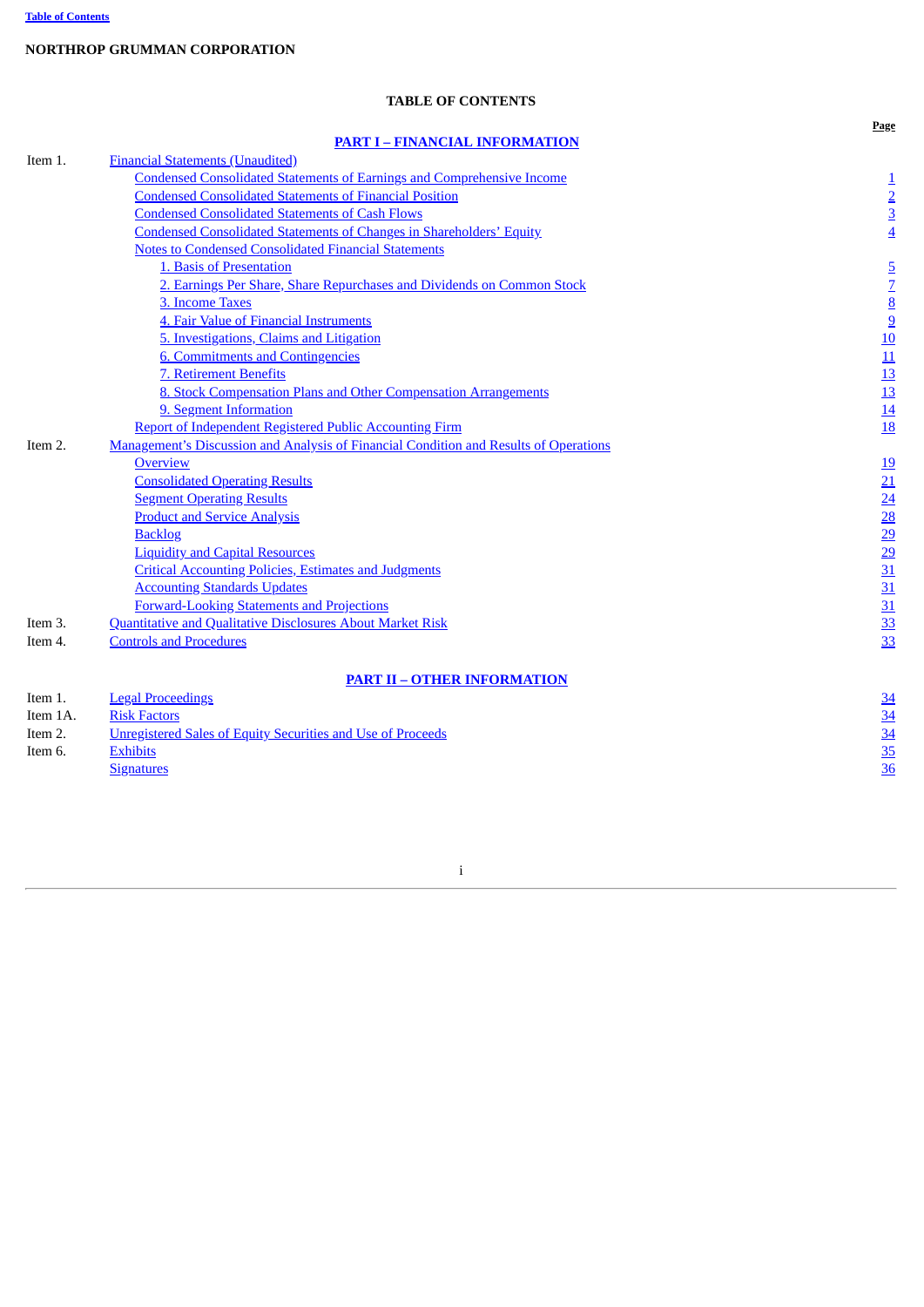NORTHROP GRUMMAN CORPORATION

## TABLE OF CONTENTS

| | | Page |
|---|---|---|
| | **PART I – FINANCIAL INFORMATION** | |
| Item 1. | Financial Statements (Unaudited) | |
| | Condensed Consolidated Statements of Earnings and Comprehensive Income | 1 |
| | Condensed Consolidated Statements of Financial Position | 2 |
| | Condensed Consolidated Statements of Cash Flows | 3 |
| | Condensed Consolidated Statements of Changes in Shareholders' Equity | 4 |
| | Notes to Condensed Consolidated Financial Statements | |
| | 1. Basis of Presentation | 5 |
| | 2. Earnings Per Share, Share Repurchases and Dividends on Common Stock | 7 |
| | 3. Income Taxes | 8 |
| | 4. Fair Value of Financial Instruments | 9 |
| | 5. Investigations, Claims and Litigation | 10 |
| | 6. Commitments and Contingencies | 11 |
| | 7. Retirement Benefits | 13 |
| | 8. Stock Compensation Plans and Other Compensation Arrangements | 13 |
| | 9. Segment Information | 14 |
| | Report of Independent Registered Public Accounting Firm | 18 |
| Item 2. | Management's Discussion and Analysis of Financial Condition and Results of Operations | |
| | Overview | 19 |
| | Consolidated Operating Results | 21 |
| | Segment Operating Results | 24 |
| | Product and Service Analysis | 28 |
| | Backlog | 29 |
| | Liquidity and Capital Resources | 29 |
| | Critical Accounting Policies, Estimates and Judgments | 31 |
| | Accounting Standards Updates | 31 |
| | Forward-Looking Statements and Projections | 31 |
| Item 3. | Quantitative and Qualitative Disclosures About Market Risk | 33 |
| Item 4. | Controls and Procedures | 33 |
| | **PART II – OTHER INFORMATION** | |
| Item 1. | Legal Proceedings | 34 |
| Item 1A. | Risk Factors | 34 |
| Item 2. | Unregistered Sales of Equity Securities and Use of Proceeds | 34 |
| Item 6. | Exhibits | 35 |
| | Signatures | 36 |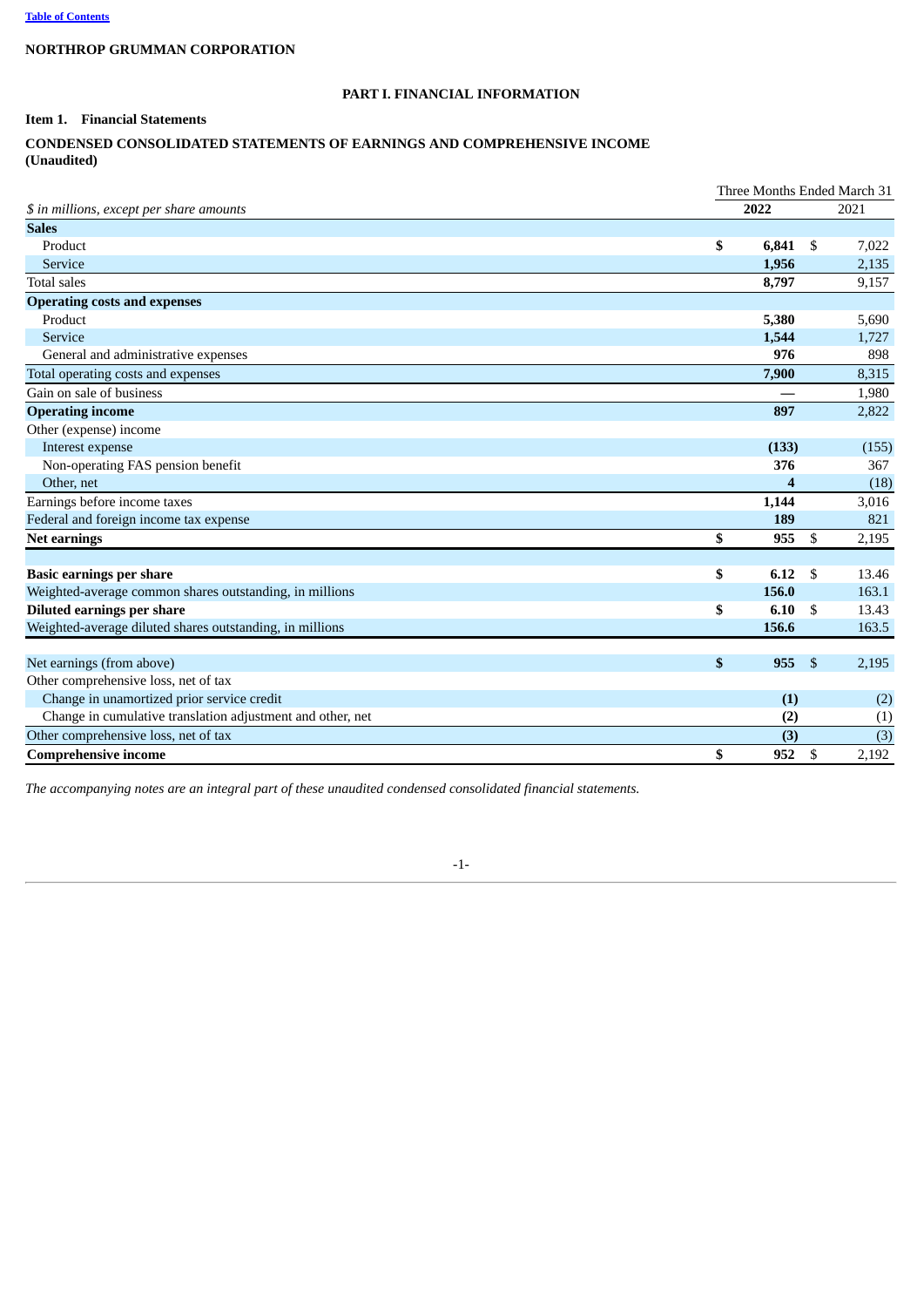Table of Contents

**NORTHROP GRUMMAN CORPORATION**

# PART I. FINANCIAL INFORMATION

## Item 1. Financial Statements

## CONDENSED CONSOLIDATED STATEMENTS OF EARNINGS AND COMPREHENSIVE INCOME
**(Unaudited)**

| *$ in millions, except per share amounts* | Three Months Ended March 31 2022 | 2021 |
|---|---|---|
| **Sales** | | |
| Product | **$ 6,841** | $ 7,022 |
| Service | **1,956** | 2,135 |
| Total sales | **8,797** | 9,157 |
| **Operating costs and expenses** | | |
| Product | **5,380** | 5,690 |
| Service | **1,544** | 1,727 |
| General and administrative expenses | **976** | 898 |
| Total operating costs and expenses | **7,900** | 8,315 |
| Gain on sale of business | **—** | 1,980 |
| **Operating income** | **897** | 2,822 |
| Other (expense) income | | |
| Interest expense | **(133)** | (155) |
| Non-operating FAS pension benefit | **376** | 367 |
| Other, net | **4** | (18) |
| Earnings before income taxes | **1,144** | 3,016 |
| Federal and foreign income tax expense | **189** | 821 |
| **Net earnings** | **$ 955** | $ 2,195 |
| | | |
| **Basic earnings per share** | **$ 6.12** | $ 13.46 |
| Weighted-average common shares outstanding, in millions | **156.0** | 163.1 |
| **Diluted earnings per share** | **$ 6.10** | $ 13.43 |
| Weighted-average diluted shares outstanding, in millions | **156.6** | 163.5 |
| | | |
| Net earnings (from above) | **$ 955** | $ 2,195 |
| Other comprehensive loss, net of tax | | |
| Change in unamortized prior service credit | **(1)** | (2) |
| Change in cumulative translation adjustment and other, net | **(2)** | (1) |
| Other comprehensive loss, net of tax | **(3)** | (3) |
| **Comprehensive income** | **$ 952** | $ 2,192 |

*The accompanying notes are an integral part of these unaudited condensed consolidated financial statements.*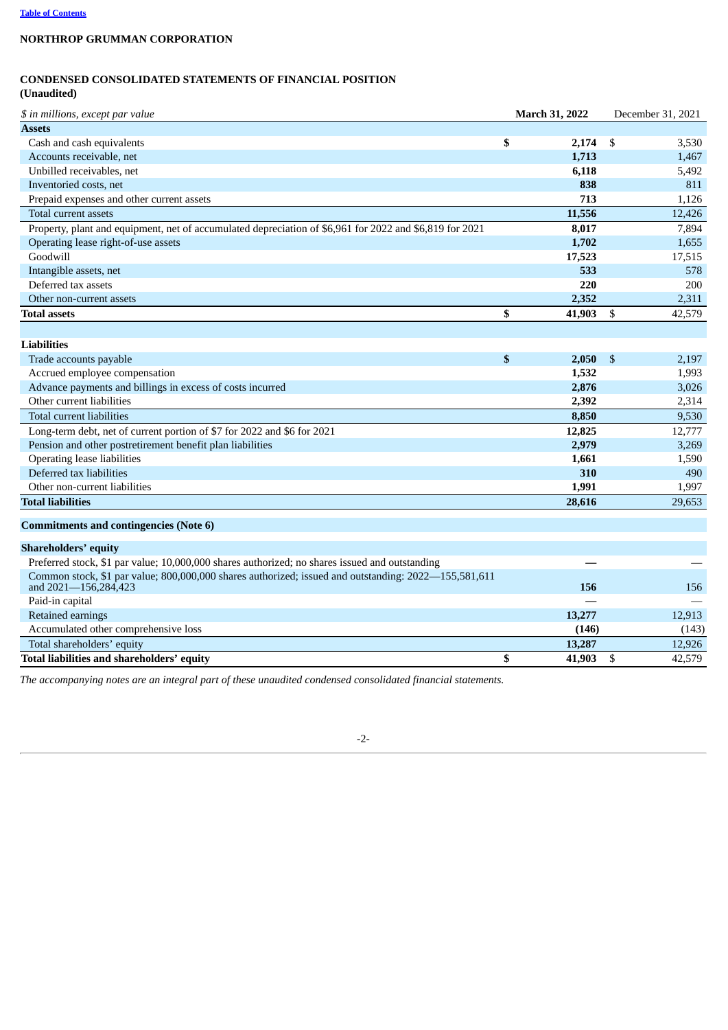**NORTHROP GRUMMAN CORPORATION**

**CONDENSED CONSOLIDATED STATEMENTS OF FINANCIAL POSITION**
**(Unaudited)**

| *$ in millions, except par value* | **March 31, 2022** | December 31, 2021 |
|---|---|---|
| **Assets** | | |
| Cash and cash equivalents | **$ 2,174** | $ 3,530 |
| Accounts receivable, net | **1,713** | 1,467 |
| Unbilled receivables, net | **6,118** | 5,492 |
| Inventoried costs, net | **838** | 811 |
| Prepaid expenses and other current assets | **713** | 1,126 |
| Total current assets | **11,556** | 12,426 |
| Property, plant and equipment, net of accumulated depreciation of $6,961 for 2022 and $6,819 for 2021 | **8,017** | 7,894 |
| Operating lease right-of-use assets | **1,702** | 1,655 |
| Goodwill | **17,523** | 17,515 |
| Intangible assets, net | **533** | 578 |
| Deferred tax assets | **220** | 200 |
| Other non-current assets | **2,352** | 2,311 |
| **Total assets** | **$ 41,903** | $ 42,579 |
| | | |
| **Liabilities** | | |
| Trade accounts payable | **$ 2,050** | $ 2,197 |
| Accrued employee compensation | **1,532** | 1,993 |
| Advance payments and billings in excess of costs incurred | **2,876** | 3,026 |
| Other current liabilities | **2,392** | 2,314 |
| Total current liabilities | **8,850** | 9,530 |
| Long-term debt, net of current portion of $7 for 2022 and $6 for 2021 | **12,825** | 12,777 |
| Pension and other postretirement benefit plan liabilities | **2,979** | 3,269 |
| Operating lease liabilities | **1,661** | 1,590 |
| Deferred tax liabilities | **310** | 490 |
| Other non-current liabilities | **1,991** | 1,997 |
| **Total liabilities** | **28,616** | 29,653 |
| **Commitments and contingencies (Note 6)** | | |
| **Shareholders' equity** | | |
| Preferred stock, $1 par value; 10,000,000 shares authorized; no shares issued and outstanding | **—** | — |
| Common stock, $1 par value; 800,000,000 shares authorized; issued and outstanding: 2022—155,581,611 and 2021—156,284,423 | **156** | 156 |
| Paid-in capital | **—** | — |
| Retained earnings | **13,277** | 12,913 |
| Accumulated other comprehensive loss | **(146)** | (143) |
| Total shareholders' equity | **13,287** | 12,926 |
| **Total liabilities and shareholders' equity** | **$ 41,903** | $ 42,579 |

*The accompanying notes are an integral part of these unaudited condensed consolidated financial statements.*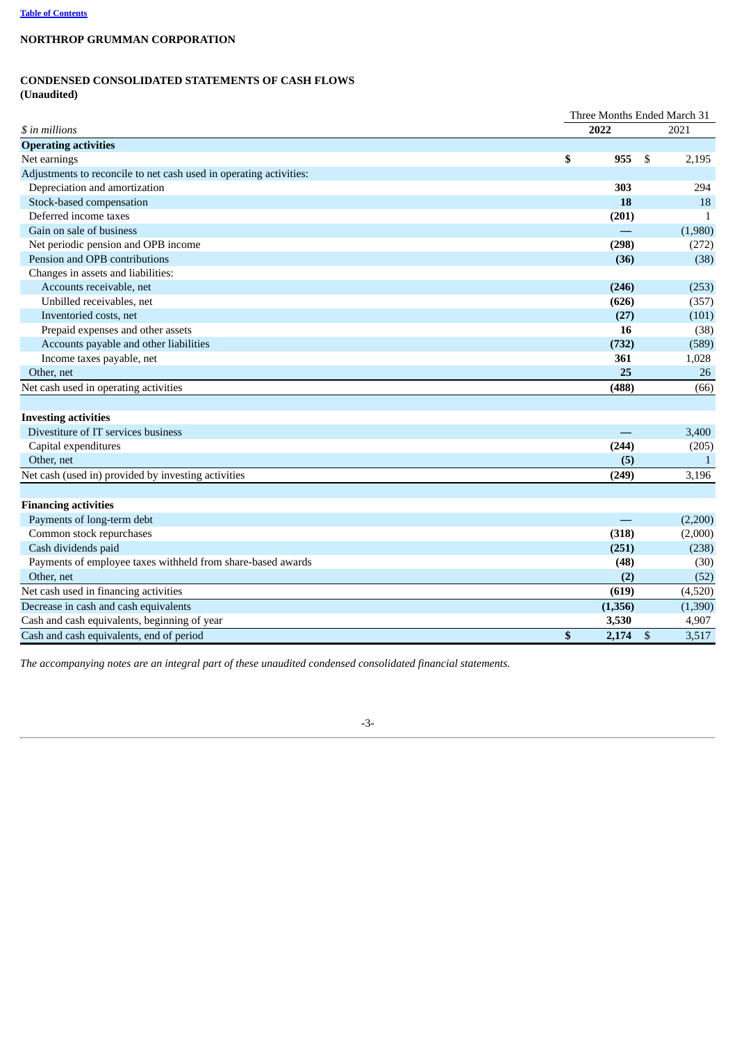**NORTHROP GRUMMAN CORPORATION**

**CONDENSED CONSOLIDATED STATEMENTS OF CASH FLOWS**
**(Unaudited)**

| *$ in millions* | Three Months Ended March 31 | |
|---|---|---|
| | **2022** | 2021 |
| **Operating activities** | | |
| Net earnings | **$ 955** | $ 2,195 |
| Adjustments to reconcile to net cash used in operating activities: | | |
| Depreciation and amortization | **303** | 294 |
| Stock-based compensation | **18** | 18 |
| Deferred income taxes | **(201)** | 1 |
| Gain on sale of business | **—** | (1,980) |
| Net periodic pension and OPB income | **(298)** | (272) |
| Pension and OPB contributions | **(36)** | (38) |
| Changes in assets and liabilities: | | |
| Accounts receivable, net | **(246)** | (253) |
| Unbilled receivables, net | **(626)** | (357) |
| Inventoried costs, net | **(27)** | (101) |
| Prepaid expenses and other assets | **16** | (38) |
| Accounts payable and other liabilities | **(732)** | (589) |
| Income taxes payable, net | **361** | 1,028 |
| Other, net | **25** | 26 |
| Net cash used in operating activities | **(488)** | (66) |
| | | |
| **Investing activities** | | |
| Divestiture of IT services business | **—** | 3,400 |
| Capital expenditures | **(244)** | (205) |
| Other, net | **(5)** | 1 |
| Net cash (used in) provided by investing activities | **(249)** | 3,196 |
| | | |
| **Financing activities** | | |
| Payments of long-term debt | **—** | (2,200) |
| Common stock repurchases | **(318)** | (2,000) |
| Cash dividends paid | **(251)** | (238) |
| Payments of employee taxes withheld from share-based awards | **(48)** | (30) |
| Other, net | **(2)** | (52) |
| Net cash used in financing activities | **(619)** | (4,520) |
| Decrease in cash and cash equivalents | **(1,356)** | (1,390) |
| Cash and cash equivalents, beginning of year | **3,530** | 4,907 |
| Cash and cash equivalents, end of period | **$ 2,174** | $ 3,517 |

*The accompanying notes are an integral part of these unaudited condensed consolidated financial statements.*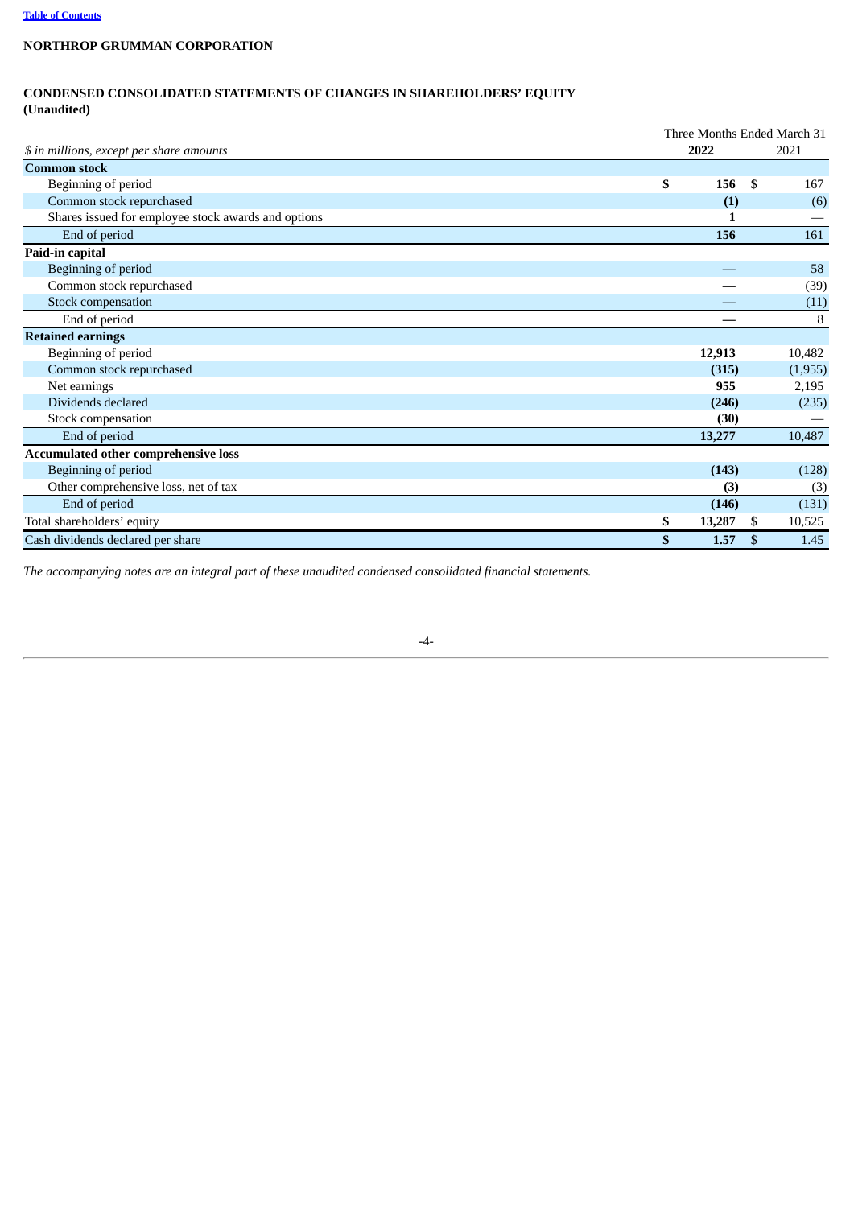NORTHROP GRUMMAN CORPORATION

## CONDENSED CONSOLIDATED STATEMENTS OF CHANGES IN SHAREHOLDERS' EQUITY
**(Unaudited)**

| *$ in millions, except per share amounts* | Three Months Ended March 31 | |
|---|---|---|
| | **2022** | 2021 |
| **Common stock** | | |
| Beginning of period | **$ 156** | $ 167 |
| Common stock repurchased | **(1)** | (6) |
| Shares issued for employee stock awards and options | **1** | — |
| End of period | **156** | 161 |
| **Paid-in capital** | | |
| Beginning of period | **—** | 58 |
| Common stock repurchased | **—** | (39) |
| Stock compensation | **—** | (11) |
| End of period | **—** | 8 |
| **Retained earnings** | | |
| Beginning of period | **12,913** | 10,482 |
| Common stock repurchased | **(315)** | (1,955) |
| Net earnings | **955** | 2,195 |
| Dividends declared | **(246)** | (235) |
| Stock compensation | **(30)** | — |
| End of period | **13,277** | 10,487 |
| **Accumulated other comprehensive loss** | | |
| Beginning of period | **(143)** | (128) |
| Other comprehensive loss, net of tax | **(3)** | (3) |
| End of period | **(146)** | (131) |
| Total shareholders' equity | **$ 13,287** | $ 10,525 |
| Cash dividends declared per share | **$ 1.57** | $ 1.45 |

*The accompanying notes are an integral part of these unaudited condensed consolidated financial statements.*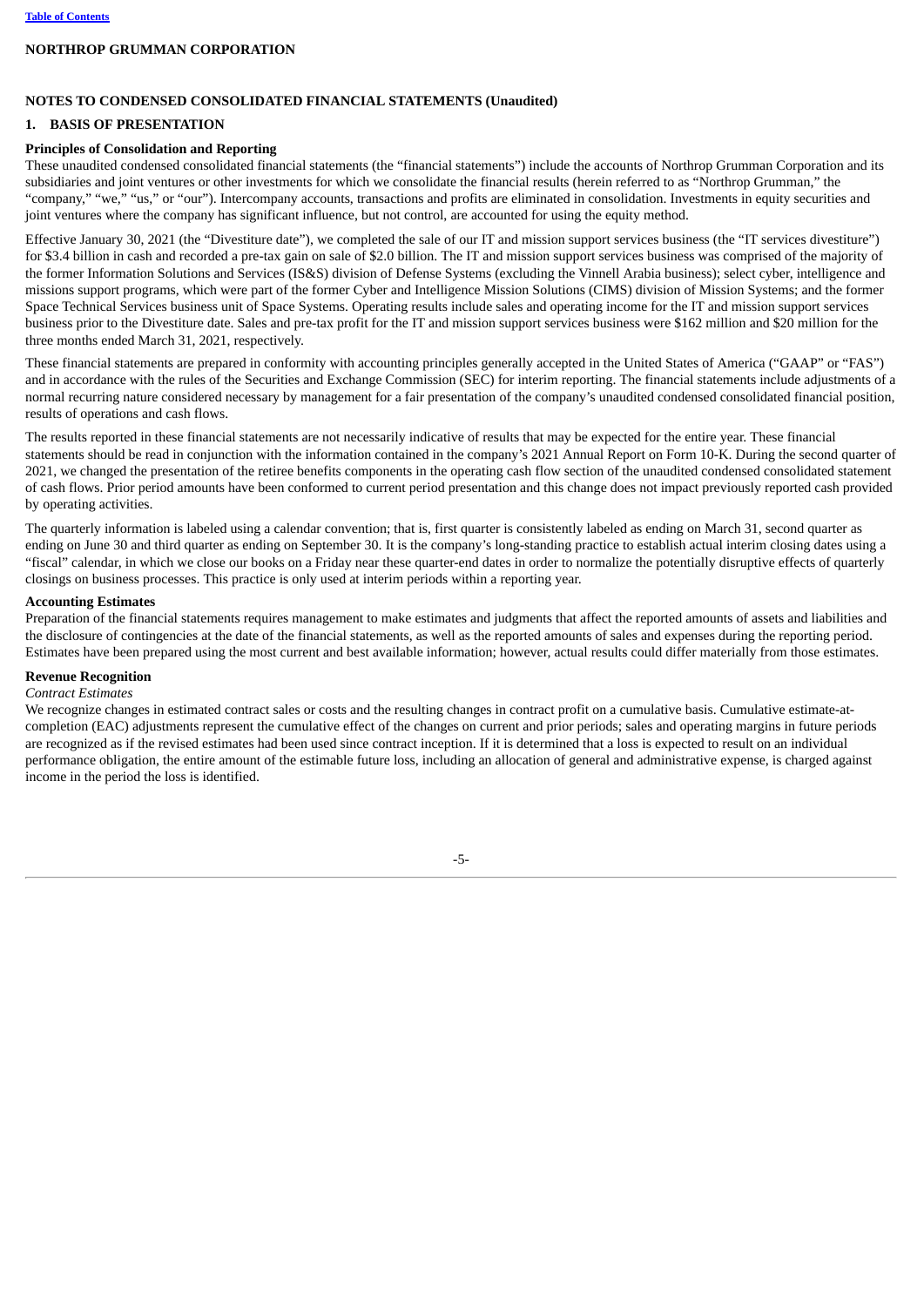**NORTHROP GRUMMAN CORPORATION**

# NOTES TO CONDENSED CONSOLIDATED FINANCIAL STATEMENTS (Unaudited)

## 1. BASIS OF PRESENTATION

### Principles of Consolidation and Reporting

These unaudited condensed consolidated financial statements (the "financial statements") include the accounts of Northrop Grumman Corporation and its subsidiaries and joint ventures or other investments for which we consolidate the financial results (herein referred to as "Northrop Grumman," the "company," "we," "us," or "our"). Intercompany accounts, transactions and profits are eliminated in consolidation. Investments in equity securities and joint ventures where the company has significant influence, but not control, are accounted for using the equity method.

Effective January 30, 2021 (the "Divestiture date"), we completed the sale of our IT and mission support services business (the "IT services divestiture") for $3.4 billion in cash and recorded a pre-tax gain on sale of $2.0 billion. The IT and mission support services business was comprised of the majority of the former Information Solutions and Services (IS&S) division of Defense Systems (excluding the Vinnell Arabia business); select cyber, intelligence and missions support programs, which were part of the former Cyber and Intelligence Mission Solutions (CIMS) division of Mission Systems; and the former Space Technical Services business unit of Space Systems. Operating results include sales and operating income for the IT and mission support services business prior to the Divestiture date. Sales and pre-tax profit for the IT and mission support services business were $162 million and $20 million for the three months ended March 31, 2021, respectively.

These financial statements are prepared in conformity with accounting principles generally accepted in the United States of America ("GAAP" or "FAS") and in accordance with the rules of the Securities and Exchange Commission (SEC) for interim reporting. The financial statements include adjustments of a normal recurring nature considered necessary by management for a fair presentation of the company's unaudited condensed consolidated financial position, results of operations and cash flows.

The results reported in these financial statements are not necessarily indicative of results that may be expected for the entire year. These financial statements should be read in conjunction with the information contained in the company's 2021 Annual Report on Form 10-K. During the second quarter of 2021, we changed the presentation of the retiree benefits components in the operating cash flow section of the unaudited condensed consolidated statement of cash flows. Prior period amounts have been conformed to current period presentation and this change does not impact previously reported cash provided by operating activities.

The quarterly information is labeled using a calendar convention; that is, first quarter is consistently labeled as ending on March 31, second quarter as ending on June 30 and third quarter as ending on September 30. It is the company's long-standing practice to establish actual interim closing dates using a "fiscal" calendar, in which we close our books on a Friday near these quarter-end dates in order to normalize the potentially disruptive effects of quarterly closings on business processes. This practice is only used at interim periods within a reporting year.

### Accounting Estimates

Preparation of the financial statements requires management to make estimates and judgments that affect the reported amounts of assets and liabilities and the disclosure of contingencies at the date of the financial statements, as well as the reported amounts of sales and expenses during the reporting period. Estimates have been prepared using the most current and best available information; however, actual results could differ materially from those estimates.

### Revenue Recognition

*Contract Estimates*

We recognize changes in estimated contract sales or costs and the resulting changes in contract profit on a cumulative basis. Cumulative estimate-at-completion (EAC) adjustments represent the cumulative effect of the changes on current and prior periods; sales and operating margins in future periods are recognized as if the revised estimates had been used since contract inception. If it is determined that a loss is expected to result on an individual performance obligation, the entire amount of the estimable future loss, including an allocation of general and administrative expense, is charged against income in the period the loss is identified.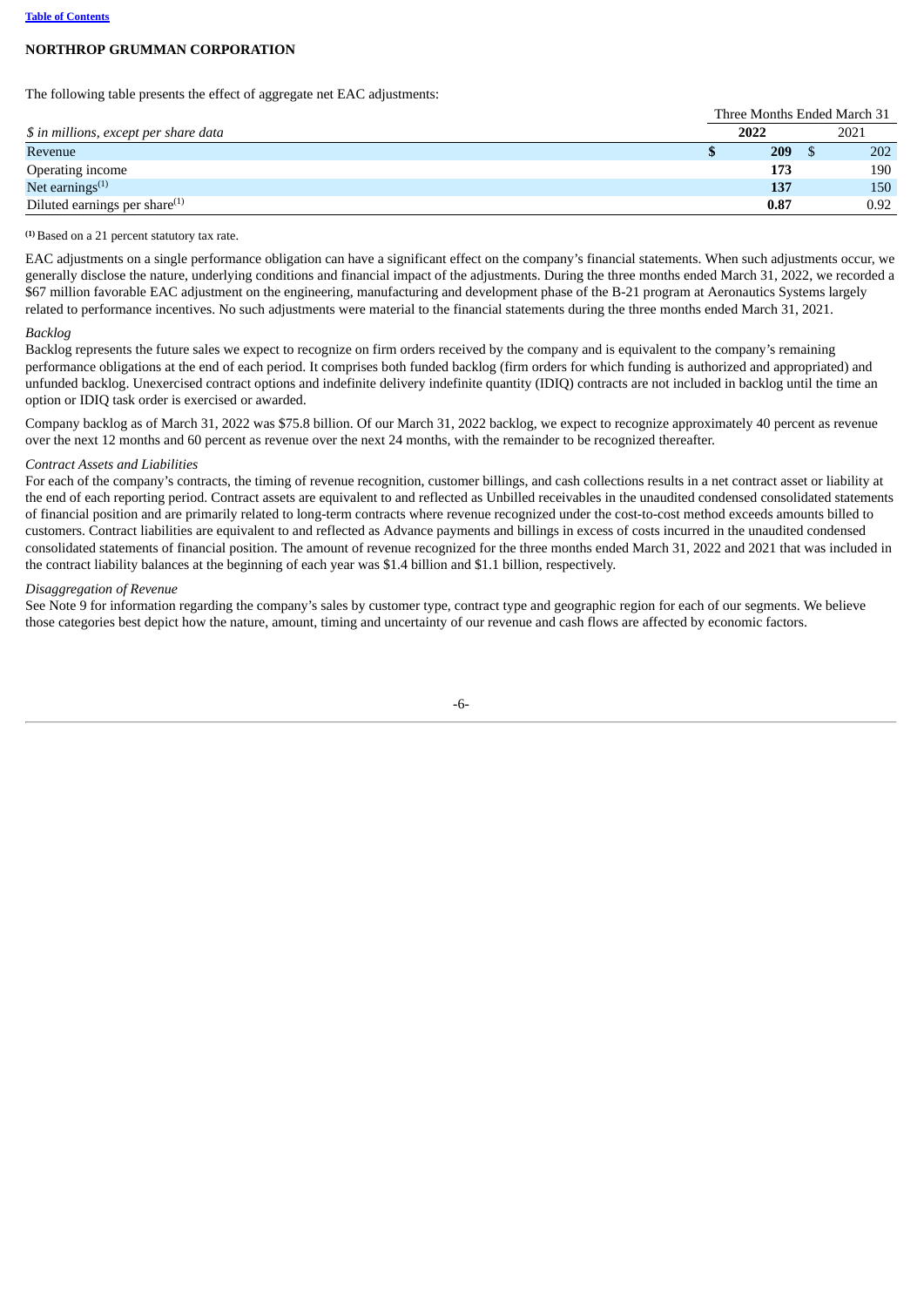**NORTHROP GRUMMAN CORPORATION**

The following table presents the effect of aggregate net EAC adjustments:

| *$ in millions, except per share data* | Three Months Ended March 31 2022 | 2021 |
|---|---|---|
| Revenue | **$ 209** | $ 202 |
| Operating income | **173** | 190 |
| Net earnings[(1)] | **137** | 150 |
| Diluted earnings per share[(1)] | **0.87** | 0.92 |

[(1)] Based on a 21 percent statutory tax rate.

EAC adjustments on a single performance obligation can have a significant effect on the company's financial statements. When such adjustments occur, we generally disclose the nature, underlying conditions and financial impact of the adjustments. During the three months ended March 31, 2022, we recorded a $67 million favorable EAC adjustment on the engineering, manufacturing and development phase of the B-21 program at Aeronautics Systems largely related to performance incentives. No such adjustments were material to the financial statements during the three months ended March 31, 2021.

*Backlog*

Backlog represents the future sales we expect to recognize on firm orders received by the company and is equivalent to the company's remaining performance obligations at the end of each period. It comprises both funded backlog (firm orders for which funding is authorized and appropriated) and unfunded backlog. Unexercised contract options and indefinite delivery indefinite quantity (IDIQ) contracts are not included in backlog until the time an option or IDIQ task order is exercised or awarded.

Company backlog as of March 31, 2022 was $75.8 billion. Of our March 31, 2022 backlog, we expect to recognize approximately 40 percent as revenue over the next 12 months and 60 percent as revenue over the next 24 months, with the remainder to be recognized thereafter.

*Contract Assets and Liabilities*

For each of the company's contracts, the timing of revenue recognition, customer billings, and cash collections results in a net contract asset or liability at the end of each reporting period. Contract assets are equivalent to and reflected as Unbilled receivables in the unaudited condensed consolidated statements of financial position and are primarily related to long-term contracts where revenue recognized under the cost-to-cost method exceeds amounts billed to customers. Contract liabilities are equivalent to and reflected as Advance payments and billings in excess of costs incurred in the unaudited condensed consolidated statements of financial position. The amount of revenue recognized for the three months ended March 31, 2022 and 2021 that was included in the contract liability balances at the beginning of each year was $1.4 billion and $1.1 billion, respectively.

*Disaggregation of Revenue*

See Note 9 for information regarding the company's sales by customer type, contract type and geographic region for each of our segments. We believe those categories best depict how the nature, amount, timing and uncertainty of our revenue and cash flows are affected by economic factors.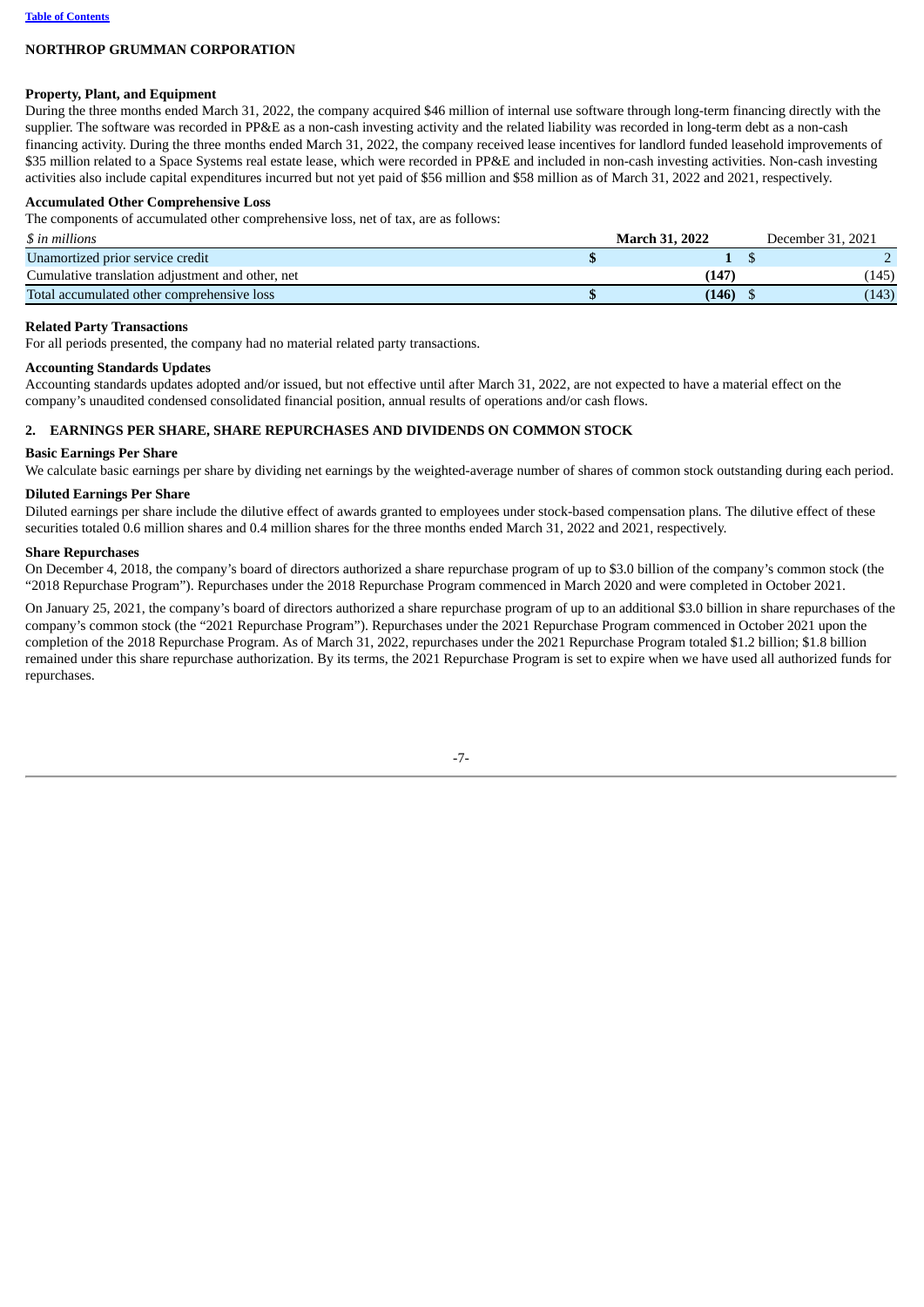**Property, Plant, and Equipment**

During the three months ended March 31, 2022, the company acquired $46 million of internal use software through long-term financing directly with the supplier. The software was recorded in PP&E as a non-cash investing activity and the related liability was recorded in long-term debt as a non-cash financing activity. During the three months ended March 31, 2022, the company received lease incentives for landlord funded leasehold improvements of $35 million related to a Space Systems real estate lease, which were recorded in PP&E and included in non-cash investing activities. Non-cash investing activities also include capital expenditures incurred but not yet paid of $56 million and $58 million as of March 31, 2022 and 2021, respectively.

**Accumulated Other Comprehensive Loss**

The components of accumulated other comprehensive loss, net of tax, are as follows:

| *$ in millions* | **March 31, 2022** | December 31, 2021 |
|---|---|---|
| Unamortized prior service credit | **$ 1** | $ 2 |
| Cumulative translation adjustment and other, net | **(147)** | (145) |
| Total accumulated other comprehensive loss | **$ (146)** | $ (143) |

**Related Party Transactions**

For all periods presented, the company had no material related party transactions.

**Accounting Standards Updates**

Accounting standards updates adopted and/or issued, but not effective until after March 31, 2022, are not expected to have a material effect on the company's unaudited condensed consolidated financial position, annual results of operations and/or cash flows.

## 2. EARNINGS PER SHARE, SHARE REPURCHASES AND DIVIDENDS ON COMMON STOCK

**Basic Earnings Per Share**

We calculate basic earnings per share by dividing net earnings by the weighted-average number of shares of common stock outstanding during each period.

**Diluted Earnings Per Share**

Diluted earnings per share include the dilutive effect of awards granted to employees under stock-based compensation plans. The dilutive effect of these securities totaled 0.6 million shares and 0.4 million shares for the three months ended March 31, 2022 and 2021, respectively.

**Share Repurchases**

On December 4, 2018, the company's board of directors authorized a share repurchase program of up to $3.0 billion of the company's common stock (the "2018 Repurchase Program"). Repurchases under the 2018 Repurchase Program commenced in March 2020 and were completed in October 2021.

On January 25, 2021, the company's board of directors authorized a share repurchase program of up to an additional $3.0 billion in share repurchases of the company's common stock (the "2021 Repurchase Program"). Repurchases under the 2021 Repurchase Program commenced in October 2021 upon the completion of the 2018 Repurchase Program. As of March 31, 2022, repurchases under the 2021 Repurchase Program totaled $1.2 billion; $1.8 billion remained under this share repurchase authorization. By its terms, the 2021 Repurchase Program is set to expire when we have used all authorized funds for repurchases.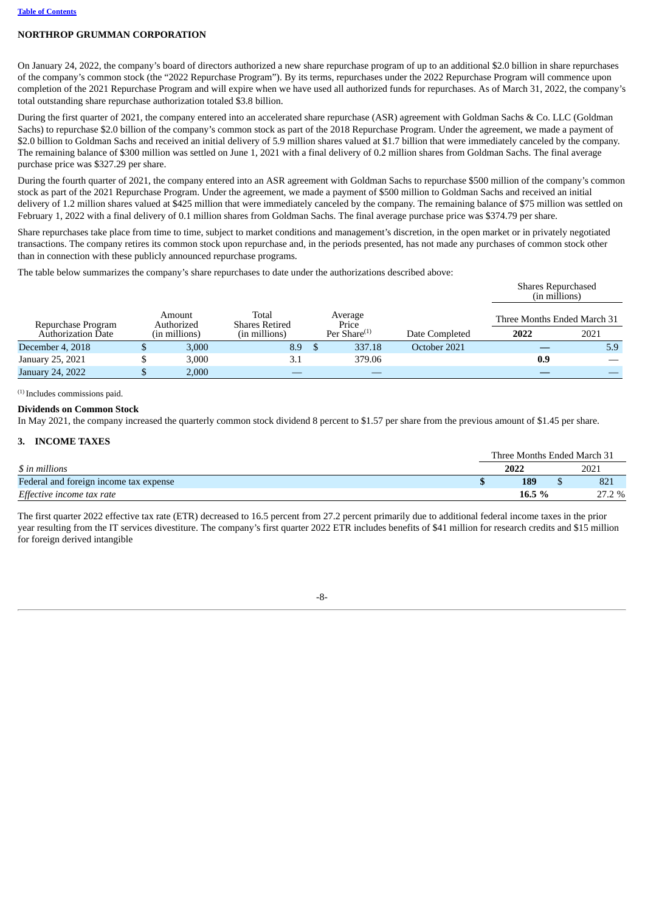On January 24, 2022, the company's board of directors authorized a new share repurchase program of up to an additional $2.0 billion in share repurchases of the company's common stock (the "2022 Repurchase Program"). By its terms, repurchases under the 2022 Repurchase Program will commence upon completion of the 2021 Repurchase Program and will expire when we have used all authorized funds for repurchases. As of March 31, 2022, the company's total outstanding share repurchase authorization totaled $3.8 billion.

During the first quarter of 2021, the company entered into an accelerated share repurchase (ASR) agreement with Goldman Sachs & Co. LLC (Goldman Sachs) to repurchase $2.0 billion of the company's common stock as part of the 2018 Repurchase Program. Under the agreement, we made a payment of $2.0 billion to Goldman Sachs and received an initial delivery of 5.9 million shares valued at $1.7 billion that were immediately canceled by the company. The remaining balance of $300 million was settled on June 1, 2021 with a final delivery of 0.2 million shares from Goldman Sachs. The final average purchase price was $327.29 per share.

During the fourth quarter of 2021, the company entered into an ASR agreement with Goldman Sachs to repurchase $500 million of the company's common stock as part of the 2021 Repurchase Program. Under the agreement, we made a payment of $500 million to Goldman Sachs and received an initial delivery of 1.2 million shares valued at $425 million that were immediately canceled by the company. The remaining balance of $75 million was settled on February 1, 2022 with a final delivery of 0.1 million shares from Goldman Sachs. The final average purchase price was $374.79 per share.

Share repurchases take place from time to time, subject to market conditions and management's discretion, in the open market or in privately negotiated transactions. The company retires its common stock upon repurchase and, in the periods presented, has not made any purchases of common stock other than in connection with these publicly announced repurchase programs.

The table below summarizes the company's share repurchases to date under the authorizations described above:

| | | | | | Shares Repurchased (in millions) | |
|---|---|---|---|---|---|---|
| | | | | | Three Months Ended March 31 | |
| Repurchase Program Authorization Date | Amount Authorized (in millions) | Total Shares Retired (in millions) | Average Price Per Share[1] | Date Completed | **2022** | 2021 |
| December 4, 2018 | $ 3,000 | 8.9 | $ 337.18 | October 2021 | — | 5.9 |
| January 25, 2021 | $ 3,000 | 3.1 | 379.06 | | **0.9** | — |
| January 24, 2022 | $ 2,000 | — | — | | — | — |

[1] Includes commissions paid.

**Dividends on Common Stock**

In May 2021, the company increased the quarterly common stock dividend 8 percent to $1.57 per share from the previous amount of $1.45 per share.

## 3. INCOME TAXES

| | Three Months Ended March 31 | |
|---|---|---|
| *$ in millions* | **2022** | 2021 |
| Federal and foreign income tax expense | **$ 189** | $ 821 |
| *Effective income tax rate* | **16.5 %** | 27.2 % |

The first quarter 2022 effective tax rate (ETR) decreased to 16.5 percent from 27.2 percent primarily due to additional federal income taxes in the prior year resulting from the IT services divestiture. The company's first quarter 2022 ETR includes benefits of $41 million for research credits and $15 million for foreign derived intangible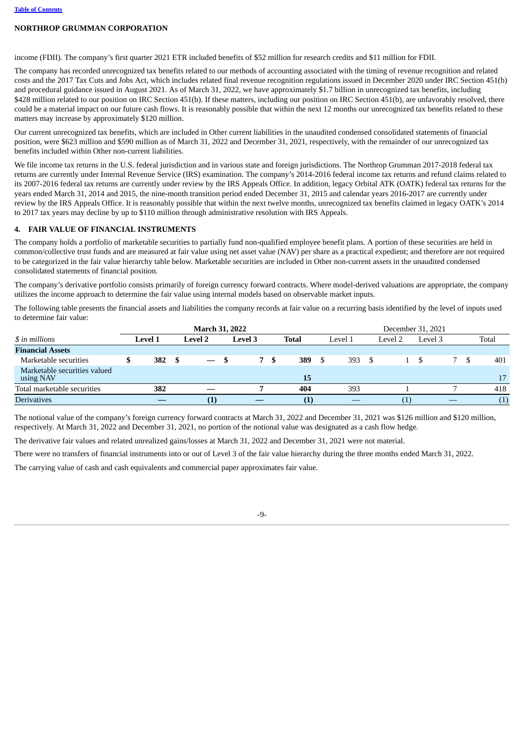income (FDII). The company's first quarter 2021 ETR included benefits of $52 million for research credits and $11 million for FDII.

The company has recorded unrecognized tax benefits related to our methods of accounting associated with the timing of revenue recognition and related costs and the 2017 Tax Cuts and Jobs Act, which includes related final revenue recognition regulations issued in December 2020 under IRC Section 451(b) and procedural guidance issued in August 2021. As of March 31, 2022, we have approximately $1.7 billion in unrecognized tax benefits, including $428 million related to our position on IRC Section 451(b). If these matters, including our position on IRC Section 451(b), are unfavorably resolved, there could be a material impact on our future cash flows. It is reasonably possible that within the next 12 months our unrecognized tax benefits related to these matters may increase by approximately $120 million.

Our current unrecognized tax benefits, which are included in Other current liabilities in the unaudited condensed consolidated statements of financial position, were $623 million and $590 million as of March 31, 2022 and December 31, 2021, respectively, with the remainder of our unrecognized tax benefits included within Other non-current liabilities.

We file income tax returns in the U.S. federal jurisdiction and in various state and foreign jurisdictions. The Northrop Grumman 2017-2018 federal tax returns are currently under Internal Revenue Service (IRS) examination. The company's 2014-2016 federal income tax returns and refund claims related to its 2007-2016 federal tax returns are currently under review by the IRS Appeals Office. In addition, legacy Orbital ATK (OATK) federal tax returns for the years ended March 31, 2014 and 2015, the nine-month transition period ended December 31, 2015 and calendar years 2016-2017 are currently under review by the IRS Appeals Office. It is reasonably possible that within the next twelve months, unrecognized tax benefits claimed in legacy OATK's 2014 to 2017 tax years may decline by up to $110 million through administrative resolution with IRS Appeals.

## 4. FAIR VALUE OF FINANCIAL INSTRUMENTS

The company holds a portfolio of marketable securities to partially fund non-qualified employee benefit plans. A portion of these securities are held in common/collective trust funds and are measured at fair value using net asset value (NAV) per share as a practical expedient; and therefore are not required to be categorized in the fair value hierarchy table below. Marketable securities are included in Other non-current assets in the unaudited condensed consolidated statements of financial position.

The company's derivative portfolio consists primarily of foreign currency forward contracts. Where model-derived valuations are appropriate, the company utilizes the income approach to determine the fair value using internal models based on observable market inputs.

The following table presents the financial assets and liabilities the company records at fair value on a recurring basis identified by the level of inputs used to determine fair value:

| | **March 31, 2022** | | | | December 31, 2021 | | | |
|---|---|---|---|---|---|---|---|---|
| *$ in millions* | **Level 1** | **Level 2** | **Level 3** | **Total** | Level 1 | Level 2 | Level 3 | Total |
| **Financial Assets** | | | | | | | | |
| Marketable securities | **$ 382** | **$ —** | **$ 7** | **$ 389** | $ 393 | $ 1 | $ 7 | $ 401 |
| Marketable securities valued using NAV | | | | **15** | | | | 17 |
| Total marketable securities | **382** | **—** | **7** | **404** | 393 | 1 | 7 | 418 |
| Derivatives | **—** | **(1)** | **—** | **(1)** | — | (1) | — | (1) |

The notional value of the company's foreign currency forward contracts at March 31, 2022 and December 31, 2021 was $126 million and $120 million, respectively. At March 31, 2022 and December 31, 2021, no portion of the notional value was designated as a cash flow hedge.

The derivative fair values and related unrealized gains/losses at March 31, 2022 and December 31, 2021 were not material.

There were no transfers of financial instruments into or out of Level 3 of the fair value hierarchy during the three months ended March 31, 2022.

The carrying value of cash and cash equivalents and commercial paper approximates fair value.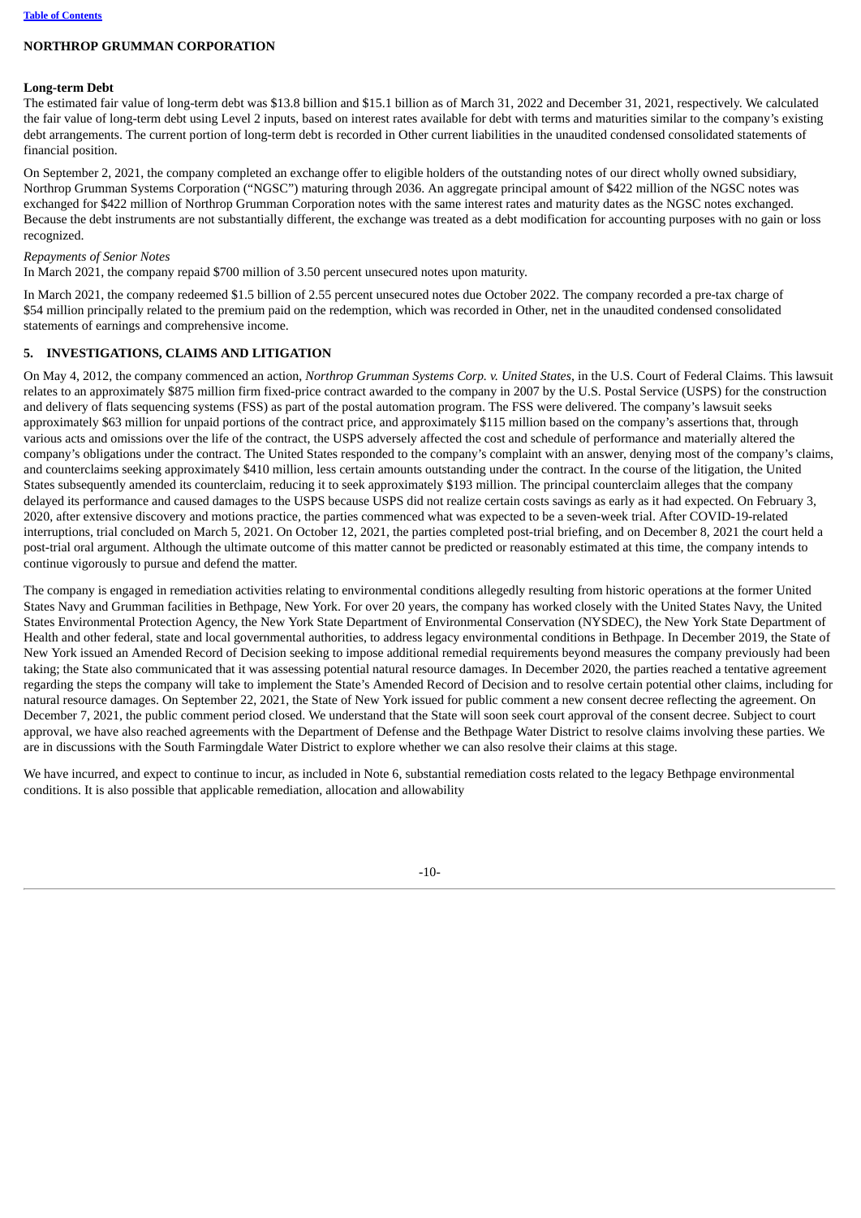**Long-term Debt**

The estimated fair value of long-term debt was $13.8 billion and $15.1 billion as of March 31, 2022 and December 31, 2021, respectively. We calculated the fair value of long-term debt using Level 2 inputs, based on interest rates available for debt with terms and maturities similar to the company's existing debt arrangements. The current portion of long-term debt is recorded in Other current liabilities in the unaudited condensed consolidated statements of financial position.

On September 2, 2021, the company completed an exchange offer to eligible holders of the outstanding notes of our direct wholly owned subsidiary, Northrop Grumman Systems Corporation ("NGSC") maturing through 2036. An aggregate principal amount of $422 million of the NGSC notes was exchanged for $422 million of Northrop Grumman Corporation notes with the same interest rates and maturity dates as the NGSC notes exchanged. Because the debt instruments are not substantially different, the exchange was treated as a debt modification for accounting purposes with no gain or loss recognized.

*Repayments of Senior Notes*

In March 2021, the company repaid $700 million of 3.50 percent unsecured notes upon maturity.

In March 2021, the company redeemed $1.5 billion of 2.55 percent unsecured notes due October 2022. The company recorded a pre-tax charge of $54 million principally related to the premium paid on the redemption, which was recorded in Other, net in the unaudited condensed consolidated statements of earnings and comprehensive income.

## 5. INVESTIGATIONS, CLAIMS AND LITIGATION

On May 4, 2012, the company commenced an action, *Northrop Grumman Systems Corp. v. United States*, in the U.S. Court of Federal Claims. This lawsuit relates to an approximately $875 million firm fixed-price contract awarded to the company in 2007 by the U.S. Postal Service (USPS) for the construction and delivery of flats sequencing systems (FSS) as part of the postal automation program. The FSS were delivered. The company's lawsuit seeks approximately $63 million for unpaid portions of the contract price, and approximately $115 million based on the company's assertions that, through various acts and omissions over the life of the contract, the USPS adversely affected the cost and schedule of performance and materially altered the company's obligations under the contract. The United States responded to the company's complaint with an answer, denying most of the company's claims, and counterclaims seeking approximately $410 million, less certain amounts outstanding under the contract. In the course of the litigation, the United States subsequently amended its counterclaim, reducing it to seek approximately $193 million. The principal counterclaim alleges that the company delayed its performance and caused damages to the USPS because USPS did not realize certain costs savings as early as it had expected. On February 3, 2020, after extensive discovery and motions practice, the parties commenced what was expected to be a seven-week trial. After COVID-19-related interruptions, trial concluded on March 5, 2021. On October 12, 2021, the parties completed post-trial briefing, and on December 8, 2021 the court held a post-trial oral argument. Although the ultimate outcome of this matter cannot be predicted or reasonably estimated at this time, the company intends to continue vigorously to pursue and defend the matter.

The company is engaged in remediation activities relating to environmental conditions allegedly resulting from historic operations at the former United States Navy and Grumman facilities in Bethpage, New York. For over 20 years, the company has worked closely with the United States Navy, the United States Environmental Protection Agency, the New York State Department of Environmental Conservation (NYSDEC), the New York State Department of Health and other federal, state and local governmental authorities, to address legacy environmental conditions in Bethpage. In December 2019, the State of New York issued an Amended Record of Decision seeking to impose additional remedial requirements beyond measures the company previously had been taking; the State also communicated that it was assessing potential natural resource damages. In December 2020, the parties reached a tentative agreement regarding the steps the company will take to implement the State's Amended Record of Decision and to resolve certain potential other claims, including for natural resource damages. On September 22, 2021, the State of New York issued for public comment a new consent decree reflecting the agreement. On December 7, 2021, the public comment period closed. We understand that the State will soon seek court approval of the consent decree. Subject to court approval, we have also reached agreements with the Department of Defense and the Bethpage Water District to resolve claims involving these parties. We are in discussions with the South Farmingdale Water District to explore whether we can also resolve their claims at this stage.

We have incurred, and expect to continue to incur, as included in Note 6, substantial remediation costs related to the legacy Bethpage environmental conditions. It is also possible that applicable remediation, allocation and allowability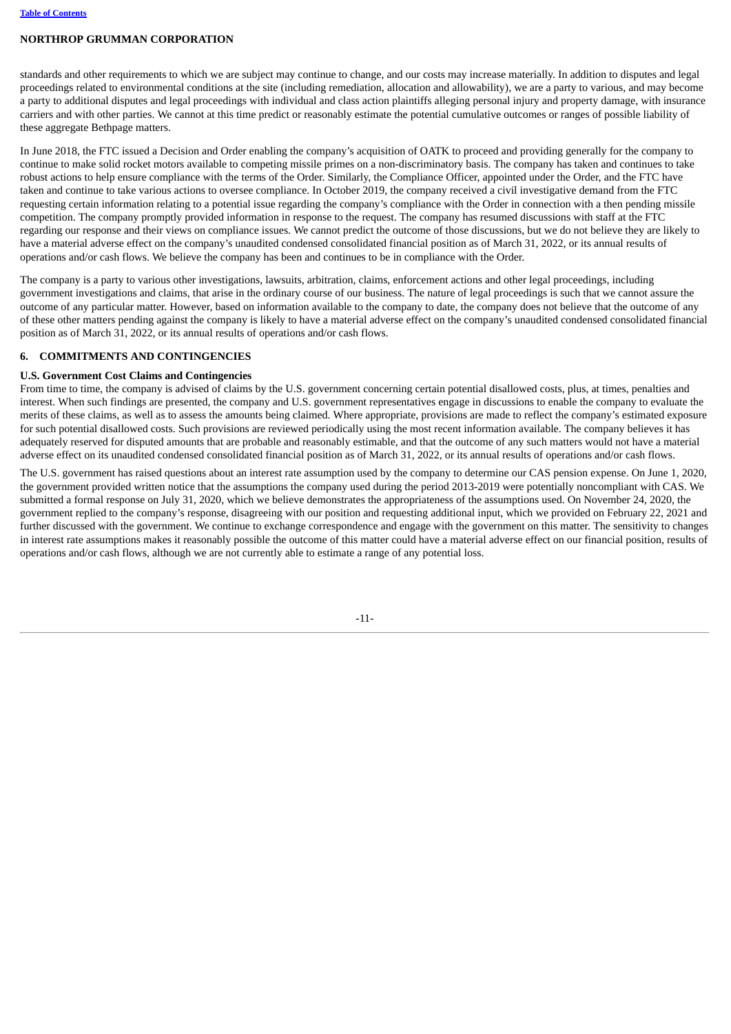standards and other requirements to which we are subject may continue to change, and our costs may increase materially. In addition to disputes and legal proceedings related to environmental conditions at the site (including remediation, allocation and allowability), we are a party to various, and may become a party to additional disputes and legal proceedings with individual and class action plaintiffs alleging personal injury and property damage, with insurance carriers and with other parties. We cannot at this time predict or reasonably estimate the potential cumulative outcomes or ranges of possible liability of these aggregate Bethpage matters.

In June 2018, the FTC issued a Decision and Order enabling the company's acquisition of OATK to proceed and providing generally for the company to continue to make solid rocket motors available to competing missile primes on a non-discriminatory basis. The company has taken and continues to take robust actions to help ensure compliance with the terms of the Order. Similarly, the Compliance Officer, appointed under the Order, and the FTC have taken and continue to take various actions to oversee compliance. In October 2019, the company received a civil investigative demand from the FTC requesting certain information relating to a potential issue regarding the company's compliance with the Order in connection with a then pending missile competition. The company promptly provided information in response to the request. The company has resumed discussions with staff at the FTC regarding our response and their views on compliance issues. We cannot predict the outcome of those discussions, but we do not believe they are likely to have a material adverse effect on the company's unaudited condensed consolidated financial position as of March 31, 2022, or its annual results of operations and/or cash flows. We believe the company has been and continues to be in compliance with the Order.

The company is a party to various other investigations, lawsuits, arbitration, claims, enforcement actions and other legal proceedings, including government investigations and claims, that arise in the ordinary course of our business. The nature of legal proceedings is such that we cannot assure the outcome of any particular matter. However, based on information available to the company to date, the company does not believe that the outcome of any of these other matters pending against the company is likely to have a material adverse effect on the company's unaudited condensed consolidated financial position as of March 31, 2022, or its annual results of operations and/or cash flows.

## 6. COMMITMENTS AND CONTINGENCIES

### U.S. Government Cost Claims and Contingencies

From time to time, the company is advised of claims by the U.S. government concerning certain potential disallowed costs, plus, at times, penalties and interest. When such findings are presented, the company and U.S. government representatives engage in discussions to enable the company to evaluate the merits of these claims, as well as to assess the amounts being claimed. Where appropriate, provisions are made to reflect the company's estimated exposure for such potential disallowed costs. Such provisions are reviewed periodically using the most recent information available. The company believes it has adequately reserved for disputed amounts that are probable and reasonably estimable, and that the outcome of any such matters would not have a material adverse effect on its unaudited condensed consolidated financial position as of March 31, 2022, or its annual results of operations and/or cash flows.

The U.S. government has raised questions about an interest rate assumption used by the company to determine our CAS pension expense. On June 1, 2020, the government provided written notice that the assumptions the company used during the period 2013-2019 were potentially noncompliant with CAS. We submitted a formal response on July 31, 2020, which we believe demonstrates the appropriateness of the assumptions used. On November 24, 2020, the government replied to the company's response, disagreeing with our position and requesting additional input, which we provided on February 22, 2021 and further discussed with the government. We continue to exchange correspondence and engage with the government on this matter. The sensitivity to changes in interest rate assumptions makes it reasonably possible the outcome of this matter could have a material adverse effect on our financial position, results of operations and/or cash flows, although we are not currently able to estimate a range of any potential loss.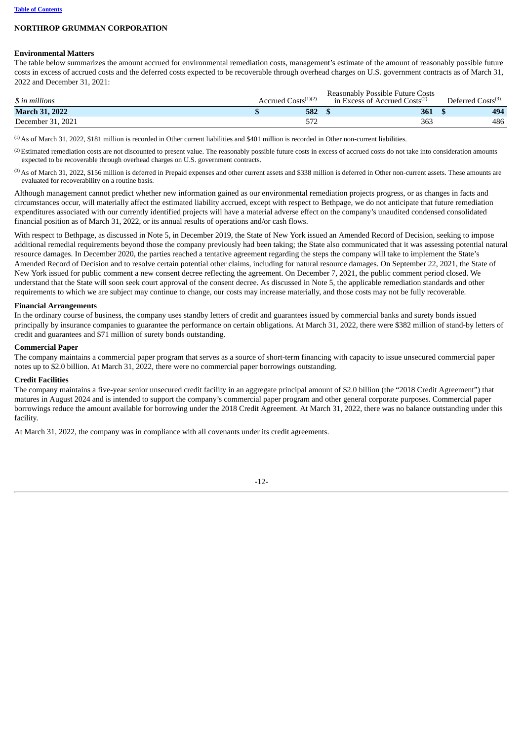NORTHROP GRUMMAN CORPORATION

**Environmental Matters**

The table below summarizes the amount accrued for environmental remediation costs, management's estimate of the amount of reasonably possible future costs in excess of accrued costs and the deferred costs expected to be recoverable through overhead charges on U.S. government contracts as of March 31, 2022 and December 31, 2021:

| *$ in millions* | Accrued Costs[(1)(2)] | Reasonably Possible Future Costs in Excess of Accrued Costs[(2)] | Deferred Costs[(3)] |
|---|---|---|---|
| **March 31, 2022** | **$ 582** | **$ 361** | **$ 494** |
| December 31, 2021 | 572 | 363 | 486 |

[(1)] As of March 31, 2022, $181 million is recorded in Other current liabilities and $401 million is recorded in Other non-current liabilities.

[(2)] Estimated remediation costs are not discounted to present value. The reasonably possible future costs in excess of accrued costs do not take into consideration amounts expected to be recoverable through overhead charges on U.S. government contracts.

[(3)] As of March 31, 2022, $156 million is deferred in Prepaid expenses and other current assets and $338 million is deferred in Other non-current assets. These amounts are evaluated for recoverability on a routine basis.

Although management cannot predict whether new information gained as our environmental remediation projects progress, or as changes in facts and circumstances occur, will materially affect the estimated liability accrued, except with respect to Bethpage, we do not anticipate that future remediation expenditures associated with our currently identified projects will have a material adverse effect on the company's unaudited condensed consolidated financial position as of March 31, 2022, or its annual results of operations and/or cash flows.

With respect to Bethpage, as discussed in Note 5, in December 2019, the State of New York issued an Amended Record of Decision, seeking to impose additional remedial requirements beyond those the company previously had been taking; the State also communicated that it was assessing potential natural resource damages. In December 2020, the parties reached a tentative agreement regarding the steps the company will take to implement the State's Amended Record of Decision and to resolve certain potential other claims, including for natural resource damages. On September 22, 2021, the State of New York issued for public comment a new consent decree reflecting the agreement. On December 7, 2021, the public comment period closed. We understand that the State will soon seek court approval of the consent decree. As discussed in Note 5, the applicable remediation standards and other requirements to which we are subject may continue to change, our costs may increase materially, and those costs may not be fully recoverable.

**Financial Arrangements**

In the ordinary course of business, the company uses standby letters of credit and guarantees issued by commercial banks and surety bonds issued principally by insurance companies to guarantee the performance on certain obligations. At March 31, 2022, there were $382 million of stand-by letters of credit and guarantees and $71 million of surety bonds outstanding.

**Commercial Paper**

The company maintains a commercial paper program that serves as a source of short-term financing with capacity to issue unsecured commercial paper notes up to $2.0 billion. At March 31, 2022, there were no commercial paper borrowings outstanding.

**Credit Facilities**

The company maintains a five-year senior unsecured credit facility in an aggregate principal amount of $2.0 billion (the "2018 Credit Agreement") that matures in August 2024 and is intended to support the company's commercial paper program and other general corporate purposes. Commercial paper borrowings reduce the amount available for borrowing under the 2018 Credit Agreement. At March 31, 2022, there was no balance outstanding under this facility.

At March 31, 2022, the company was in compliance with all covenants under its credit agreements.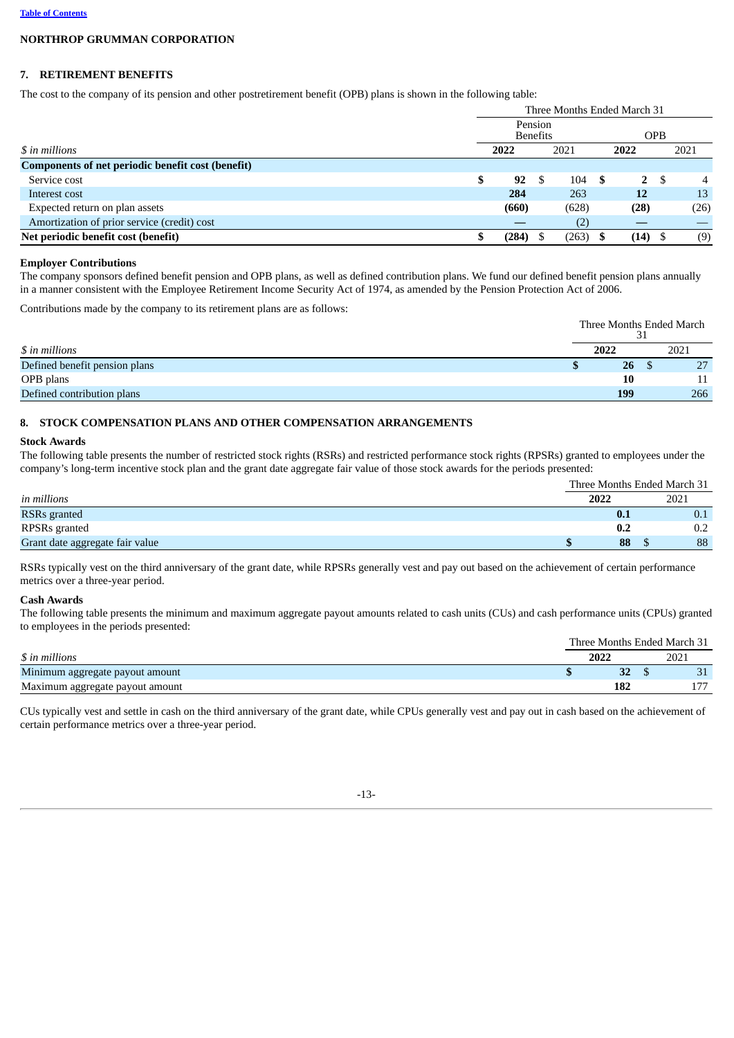**NORTHROP GRUMMAN CORPORATION**

## 7. RETIREMENT BENEFITS

The cost to the company of its pension and other postretirement benefit (OPB) plans is shown in the following table:

| | Three Months Ended March 31 | | | |
|---|---|---|---|---|
| | Pension Benefits | | OPB | |
| *$ in millions* | **2022** | 2021 | **2022** | 2021 |
| **Components of net periodic benefit cost (benefit)** | | | | |
| Service cost | **$ 92** | $ 104 | **$ 2** | $ 4 |
| Interest cost | **284** | 263 | **12** | 13 |
| Expected return on plan assets | **(660)** | (628) | **(28)** | (26) |
| Amortization of prior service (credit) cost | **—** | (2) | **—** | — |
| **Net periodic benefit cost (benefit)** | **$ (284)** | $ (263) | **$ (14)** | $ (9) |

### Employer Contributions

The company sponsors defined benefit pension and OPB plans, as well as defined contribution plans. We fund our defined benefit pension plans annually in a manner consistent with the Employee Retirement Income Security Act of 1974, as amended by the Pension Protection Act of 2006.

Contributions made by the company to its retirement plans are as follows:

| | Three Months Ended March 31 | |
|---|---|---|
| *$ in millions* | **2022** | 2021 |
| Defined benefit pension plans | **$ 26** | $ 27 |
| OPB plans | **10** | 11 |
| Defined contribution plans | **199** | 266 |

## 8. STOCK COMPENSATION PLANS AND OTHER COMPENSATION ARRANGEMENTS

### Stock Awards

The following table presents the number of restricted stock rights (RSRs) and restricted performance stock rights (RPSRs) granted to employees under the company's long-term incentive stock plan and the grant date aggregate fair value of those stock awards for the periods presented:

| | Three Months Ended March 31 | |
|---|---|---|
| *in millions* | **2022** | 2021 |
| RSRs granted | **0.1** | 0.1 |
| RPSRs granted | **0.2** | 0.2 |
| Grant date aggregate fair value | **$ 88** | $ 88 |

RSRs typically vest on the third anniversary of the grant date, while RPSRs generally vest and pay out based on the achievement of certain performance metrics over a three-year period.

### Cash Awards

The following table presents the minimum and maximum aggregate payout amounts related to cash units (CUs) and cash performance units (CPUs) granted to employees in the periods presented:

| | Three Months Ended March 31 | |
|---|---|---|
| *$ in millions* | **2022** | 2021 |
| Minimum aggregate payout amount | **$ 32** | $ 31 |
| Maximum aggregate payout amount | **182** | 177 |

CUs typically vest and settle in cash on the third anniversary of the grant date, while CPUs generally vest and pay out in cash based on the achievement of certain performance metrics over a three-year period.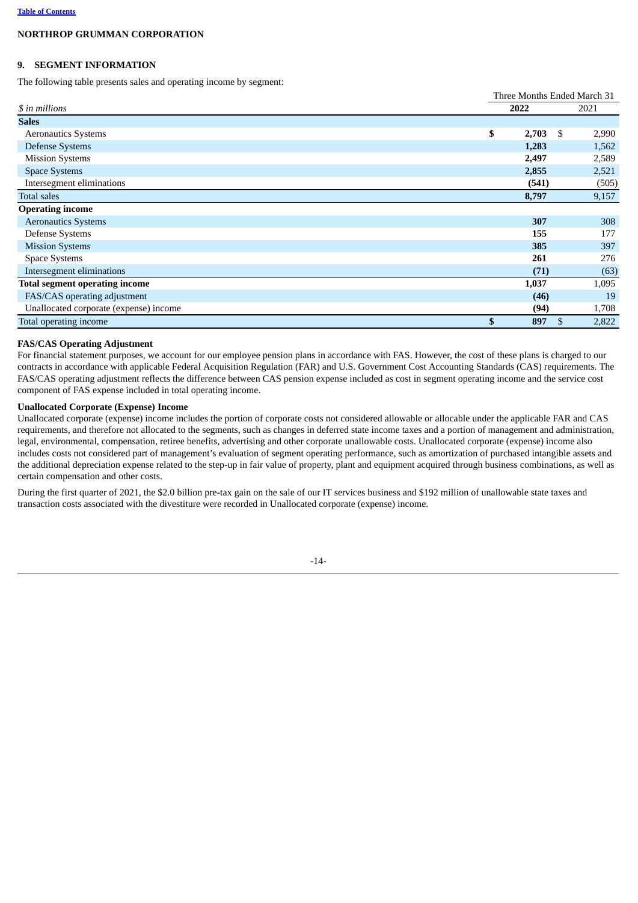NORTHROP GRUMMAN CORPORATION

## 9. SEGMENT INFORMATION

The following table presents sales and operating income by segment:

| *$ in millions* | Three Months Ended March 31 2022 | 2021 |
|---|---|---|
| **Sales** | | |
| Aeronautics Systems | **$ 2,703** | $ 2,990 |
| Defense Systems | **1,283** | 1,562 |
| Mission Systems | **2,497** | 2,589 |
| Space Systems | **2,855** | 2,521 |
| Intersegment eliminations | **(541)** | (505) |
| Total sales | **8,797** | 9,157 |
| **Operating income** | | |
| Aeronautics Systems | **307** | 308 |
| Defense Systems | **155** | 177 |
| Mission Systems | **385** | 397 |
| Space Systems | **261** | 276 |
| Intersegment eliminations | **(71)** | (63) |
| **Total segment operating income** | **1,037** | 1,095 |
| FAS/CAS operating adjustment | **(46)** | 19 |
| Unallocated corporate (expense) income | **(94)** | 1,708 |
| Total operating income | **$ 897** | $ 2,822 |

**FAS/CAS Operating Adjustment**

For financial statement purposes, we account for our employee pension plans in accordance with FAS. However, the cost of these plans is charged to our contracts in accordance with applicable Federal Acquisition Regulation (FAR) and U.S. Government Cost Accounting Standards (CAS) requirements. The FAS/CAS operating adjustment reflects the difference between CAS pension expense included as cost in segment operating income and the service cost component of FAS expense included in total operating income.

**Unallocated Corporate (Expense) Income**

Unallocated corporate (expense) income includes the portion of corporate costs not considered allowable or allocable under the applicable FAR and CAS requirements, and therefore not allocated to the segments, such as changes in deferred state income taxes and a portion of management and administration, legal, environmental, compensation, retiree benefits, advertising and other corporate unallowable costs. Unallocated corporate (expense) income also includes costs not considered part of management's evaluation of segment operating performance, such as amortization of purchased intangible assets and the additional depreciation expense related to the step-up in fair value of property, plant and equipment acquired through business combinations, as well as certain compensation and other costs.

During the first quarter of 2021, the $2.0 billion pre-tax gain on the sale of our IT services business and $192 million of unallowable state taxes and transaction costs associated with the divestiture were recorded in Unallocated corporate (expense) income.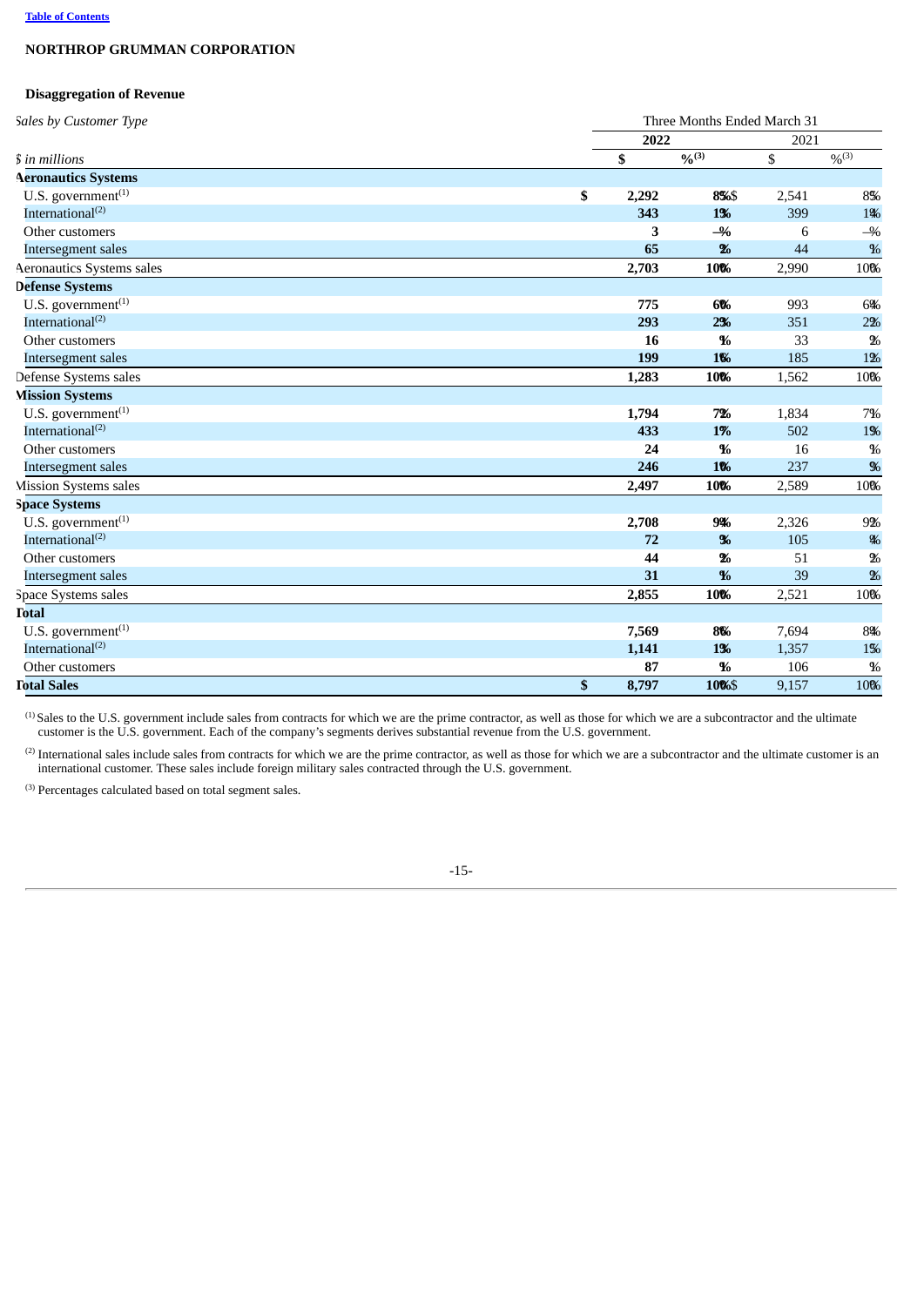## Disaggregation of Revenue

| *Sales by Customer Type* | Three Months Ended March 31 | | | |
|---|---|---|---|---|
| | **2022** | | 2021 | |
| *$ in millions* | **$** | **%[3]** | $ | %[3] |
| **Aeronautics Systems** | | | | |
| U.S. government[1] | **$ 2,292** | **85%** | $ 2,541 | 85% |
| International[2] | **343** | **13%** | 399 | 13% |
| Other customers | **3** | **—%** | 6 | —% |
| Intersegment sales | **65** | **2%** | 44 | 1% |
| Aeronautics Systems sales | **2,703** | **100%** | 2,990 | 100% |
| **Defense Systems** | | | | |
| U.S. government[1] | **775** | **60%** | 993 | 64% |
| International[2] | **293** | **23%** | 351 | 22% |
| Other customers | **16** | **1%** | 33 | 2% |
| Intersegment sales | **199** | **16%** | 185 | 12% |
| Defense Systems sales | **1,283** | **100%** | 1,562 | 100% |
| **Mission Systems** | | | | |
| U.S. government[1] | **1,794** | **72%** | 1,834 | 71% |
| International[2] | **433** | **17%** | 502 | 19% |
| Other customers | **24** | **1%** | 16 | 1% |
| Intersegment sales | **246** | **10%** | 237 | 9% |
| Mission Systems sales | **2,497** | **100%** | 2,589 | 100% |
| **Space Systems** | | | | |
| U.S. government[1] | **2,708** | **94%** | 2,326 | 92% |
| International[2] | **72** | **3%** | 105 | 4% |
| Other customers | **44** | **2%** | 51 | 2% |
| Intersegment sales | **31** | **1%** | 39 | 2% |
| Space Systems sales | **2,855** | **100%** | 2,521 | 100% |
| **Total** | | | | |
| U.S. government[1] | **7,569** | **86%** | 7,694 | 84% |
| International[2] | **1,141** | **13%** | 1,357 | 15% |
| Other customers | **87** | **1%** | 106 | 1% |
| **Total Sales** | **$ 8,797** | **100%** | $ 9,157 | 100% |

[1] Sales to the U.S. government include sales from contracts for which we are the prime contractor, as well as those for which we are a subcontractor and the ultimate customer is the U.S. government. Each of the company's segments derives substantial revenue from the U.S. government.

[2] International sales include sales from contracts for which we are the prime contractor, as well as those for which we are a subcontractor and the ultimate customer is an international customer. These sales include foreign military sales contracted through the U.S. government.

[3] Percentages calculated based on total segment sales.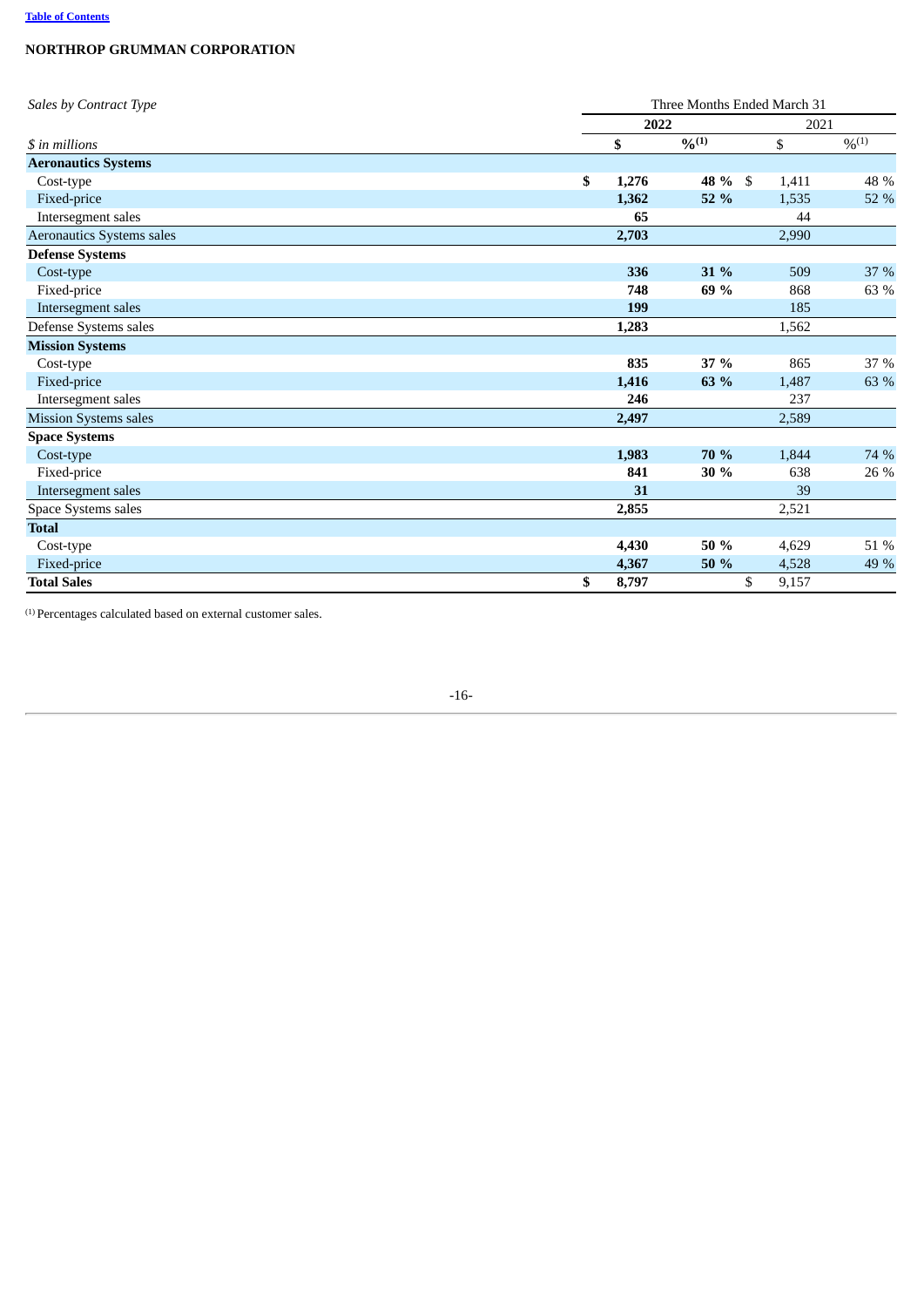## NORTHROP GRUMMAN CORPORATION

| *Sales by Contract Type* | Three Months Ended March 31 | | | |
|---|---|---|---|---|
| | **2022** | | 2021 | |
| *$ in millions* | **$** | **%[1]** | $ | %[1] |
| **Aeronautics Systems** | | | | |
| Cost-type | **$ 1,276** | **48 %** | $ 1,411 | 48 % |
| Fixed-price | **1,362** | **52 %** | 1,535 | 52 % |
| Intersegment sales | **65** | | 44 | |
| Aeronautics Systems sales | **2,703** | | 2,990 | |
| **Defense Systems** | | | | |
| Cost-type | **336** | **31 %** | 509 | 37 % |
| Fixed-price | **748** | **69 %** | 868 | 63 % |
| Intersegment sales | **199** | | 185 | |
| Defense Systems sales | **1,283** | | 1,562 | |
| **Mission Systems** | | | | |
| Cost-type | **835** | **37 %** | 865 | 37 % |
| Fixed-price | **1,416** | **63 %** | 1,487 | 63 % |
| Intersegment sales | **246** | | 237 | |
| Mission Systems sales | **2,497** | | 2,589 | |
| **Space Systems** | | | | |
| Cost-type | **1,983** | **70 %** | 1,844 | 74 % |
| Fixed-price | **841** | **30 %** | 638 | 26 % |
| Intersegment sales | **31** | | 39 | |
| Space Systems sales | **2,855** | | 2,521 | |
| **Total** | | | | |
| Cost-type | **4,430** | **50 %** | 4,629 | 51 % |
| Fixed-price | **4,367** | **50 %** | 4,528 | 49 % |
| **Total Sales** | **$ 8,797** | | $ 9,157 | |

[1] Percentages calculated based on external customer sales.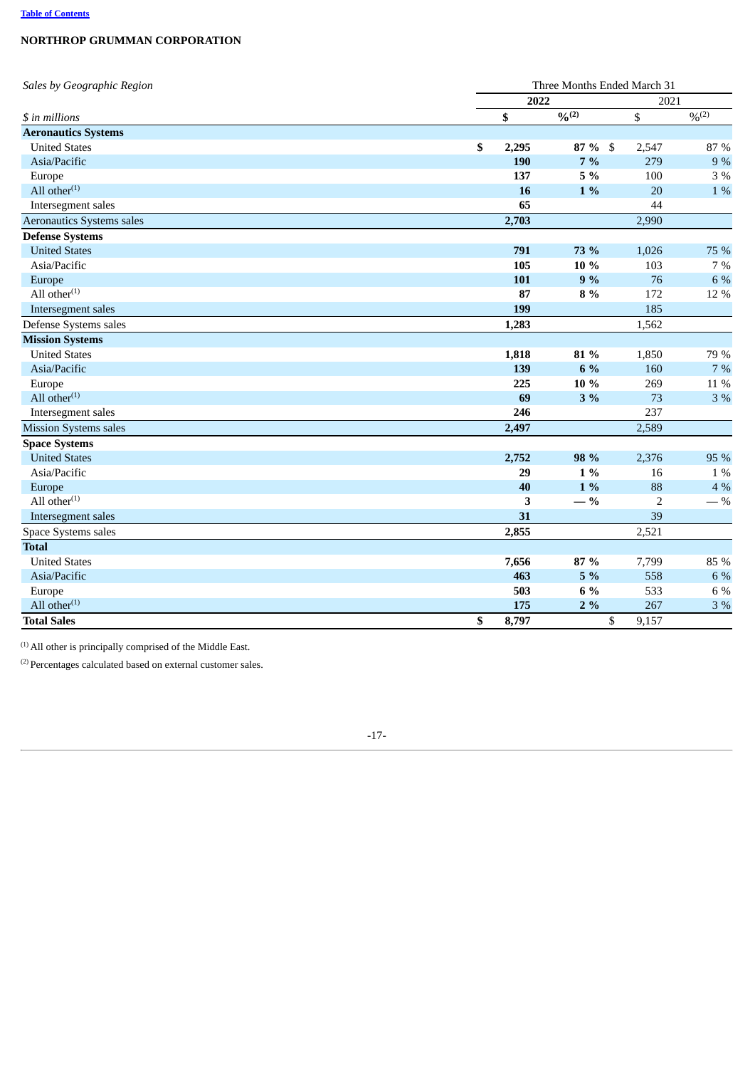**NORTHROP GRUMMAN CORPORATION**

| *Sales by Geographic Region* | Three Months Ended March 31 | | | |
|---|---|---|---|---|
| | **2022** | | 2021 | |
| *$ in millions* | **$** | **%[2]** | $ | %[2] |
| **Aeronautics Systems** | | | | |
| United States | **$ 2,295** | **87 %** | $ 2,547 | 87 % |
| Asia/Pacific | **190** | **7 %** | 279 | 9 % |
| Europe | **137** | **5 %** | 100 | 3 % |
| All other[1] | **16** | **1 %** | 20 | 1 % |
| Intersegment sales | **65** | | 44 | |
| Aeronautics Systems sales | **2,703** | | 2,990 | |
| **Defense Systems** | | | | |
| United States | **791** | **73 %** | 1,026 | 75 % |
| Asia/Pacific | **105** | **10 %** | 103 | 7 % |
| Europe | **101** | **9 %** | 76 | 6 % |
| All other[1] | **87** | **8 %** | 172 | 12 % |
| Intersegment sales | **199** | | 185 | |
| Defense Systems sales | **1,283** | | 1,562 | |
| **Mission Systems** | | | | |
| United States | **1,818** | **81 %** | 1,850 | 79 % |
| Asia/Pacific | **139** | **6 %** | 160 | 7 % |
| Europe | **225** | **10 %** | 269 | 11 % |
| All other[1] | **69** | **3 %** | 73 | 3 % |
| Intersegment sales | **246** | | 237 | |
| Mission Systems sales | **2,497** | | 2,589 | |
| **Space Systems** | | | | |
| United States | **2,752** | **98 %** | 2,376 | 95 % |
| Asia/Pacific | **29** | **1 %** | 16 | 1 % |
| Europe | **40** | **1 %** | 88 | 4 % |
| All other[1] | **3** | **— %** | 2 | — % |
| Intersegment sales | **31** | | 39 | |
| Space Systems sales | **2,855** | | 2,521 | |
| **Total** | | | | |
| United States | **7,656** | **87 %** | 7,799 | 85 % |
| Asia/Pacific | **463** | **5 %** | 558 | 6 % |
| Europe | **503** | **6 %** | 533 | 6 % |
| All other[1] | **175** | **2 %** | 267 | 3 % |
| **Total Sales** | **$ 8,797** | | $ 9,157 | |

[1] All other is principally comprised of the Middle East.

[2] Percentages calculated based on external customer sales.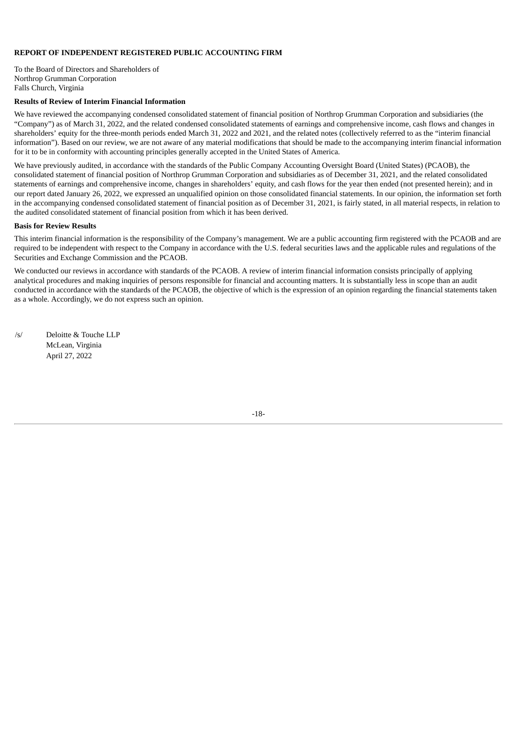**REPORT OF INDEPENDENT REGISTERED PUBLIC ACCOUNTING FIRM**

To the Board of Directors and Shareholders of
Northrop Grumman Corporation
Falls Church, Virginia

**Results of Review of Interim Financial Information**

We have reviewed the accompanying condensed consolidated statement of financial position of Northrop Grumman Corporation and subsidiaries (the "Company") as of March 31, 2022, and the related condensed consolidated statements of earnings and comprehensive income, cash flows and changes in shareholders' equity for the three-month periods ended March 31, 2022 and 2021, and the related notes (collectively referred to as the "interim financial information"). Based on our review, we are not aware of any material modifications that should be made to the accompanying interim financial information for it to be in conformity with accounting principles generally accepted in the United States of America.

We have previously audited, in accordance with the standards of the Public Company Accounting Oversight Board (United States) (PCAOB), the consolidated statement of financial position of Northrop Grumman Corporation and subsidiaries as of December 31, 2021, and the related consolidated statements of earnings and comprehensive income, changes in shareholders' equity, and cash flows for the year then ended (not presented herein); and in our report dated January 26, 2022, we expressed an unqualified opinion on those consolidated financial statements. In our opinion, the information set forth in the accompanying condensed consolidated statement of financial position as of December 31, 2021, is fairly stated, in all material respects, in relation to the audited consolidated statement of financial position from which it has been derived.

**Basis for Review Results**

This interim financial information is the responsibility of the Company's management. We are a public accounting firm registered with the PCAOB and are required to be independent with respect to the Company in accordance with the U.S. federal securities laws and the applicable rules and regulations of the Securities and Exchange Commission and the PCAOB.

We conducted our reviews in accordance with standards of the PCAOB. A review of interim financial information consists principally of applying analytical procedures and making inquiries of persons responsible for financial and accounting matters. It is substantially less in scope than an audit conducted in accordance with the standards of the PCAOB, the objective of which is the expression of an opinion regarding the financial statements taken as a whole. Accordingly, we do not express such an opinion.

/s/ Deloitte & Touche LLP
McLean, Virginia
April 27, 2022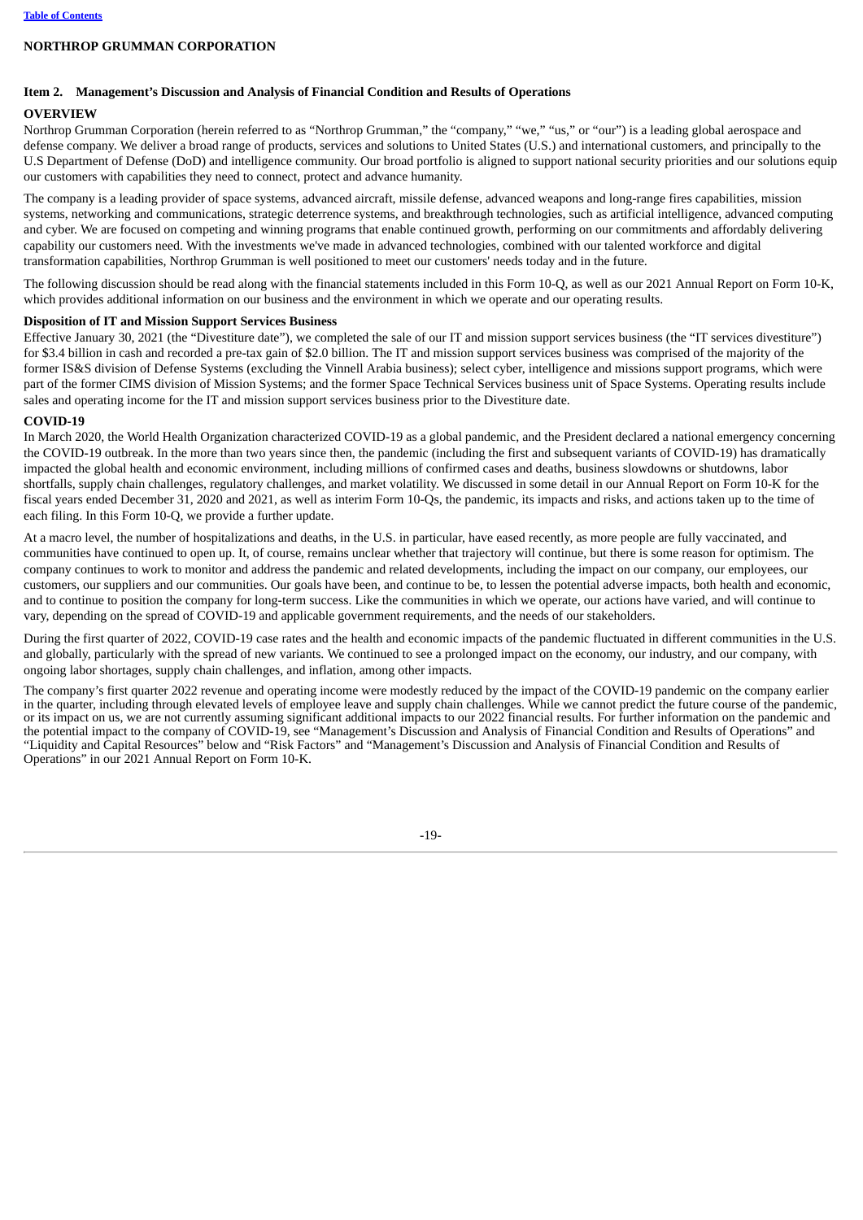**NORTHROP GRUMMAN CORPORATION**

## Item 2. Management's Discussion and Analysis of Financial Condition and Results of Operations

### OVERVIEW

Northrop Grumman Corporation (herein referred to as "Northrop Grumman," the "company," "we," "us," or "our") is a leading global aerospace and defense company. We deliver a broad range of products, services and solutions to United States (U.S.) and international customers, and principally to the U.S Department of Defense (DoD) and intelligence community. Our broad portfolio is aligned to support national security priorities and our solutions equip our customers with capabilities they need to connect, protect and advance humanity.

The company is a leading provider of space systems, advanced aircraft, missile defense, advanced weapons and long-range fires capabilities, mission systems, networking and communications, strategic deterrence systems, and breakthrough technologies, such as artificial intelligence, advanced computing and cyber. We are focused on competing and winning programs that enable continued growth, performing on our commitments and affordably delivering capability our customers need. With the investments we've made in advanced technologies, combined with our talented workforce and digital transformation capabilities, Northrop Grumman is well positioned to meet our customers' needs today and in the future.

The following discussion should be read along with the financial statements included in this Form 10-Q, as well as our 2021 Annual Report on Form 10-K, which provides additional information on our business and the environment in which we operate and our operating results.

### Disposition of IT and Mission Support Services Business

Effective January 30, 2021 (the "Divestiture date"), we completed the sale of our IT and mission support services business (the "IT services divestiture") for $3.4 billion in cash and recorded a pre-tax gain of $2.0 billion. The IT and mission support services business was comprised of the majority of the former IS&S division of Defense Systems (excluding the Vinnell Arabia business); select cyber, intelligence and missions support programs, which were part of the former CIMS division of Mission Systems; and the former Space Technical Services business unit of Space Systems. Operating results include sales and operating income for the IT and mission support services business prior to the Divestiture date.

### COVID-19

In March 2020, the World Health Organization characterized COVID-19 as a global pandemic, and the President declared a national emergency concerning the COVID-19 outbreak. In the more than two years since then, the pandemic (including the first and subsequent variants of COVID-19) has dramatically impacted the global health and economic environment, including millions of confirmed cases and deaths, business slowdowns or shutdowns, labor shortfalls, supply chain challenges, regulatory challenges, and market volatility. We discussed in some detail in our Annual Report on Form 10-K for the fiscal years ended December 31, 2020 and 2021, as well as interim Form 10-Qs, the pandemic, its impacts and risks, and actions taken up to the time of each filing. In this Form 10-Q, we provide a further update.

At a macro level, the number of hospitalizations and deaths, in the U.S. in particular, have eased recently, as more people are fully vaccinated, and communities have continued to open up. It, of course, remains unclear whether that trajectory will continue, but there is some reason for optimism. The company continues to work to monitor and address the pandemic and related developments, including the impact on our company, our employees, our customers, our suppliers and our communities. Our goals have been, and continue to be, to lessen the potential adverse impacts, both health and economic, and to continue to position the company for long-term success. Like the communities in which we operate, our actions have varied, and will continue to vary, depending on the spread of COVID-19 and applicable government requirements, and the needs of our stakeholders.

During the first quarter of 2022, COVID-19 case rates and the health and economic impacts of the pandemic fluctuated in different communities in the U.S. and globally, particularly with the spread of new variants. We continued to see a prolonged impact on the economy, our industry, and our company, with ongoing labor shortages, supply chain challenges, and inflation, among other impacts.

The company's first quarter 2022 revenue and operating income were modestly reduced by the impact of the COVID-19 pandemic on the company earlier in the quarter, including through elevated levels of employee leave and supply chain challenges. While we cannot predict the future course of the pandemic, or its impact on us, we are not currently assuming significant additional impacts to our 2022 financial results. For further information on the pandemic and the potential impact to the company of COVID-19, see "Management's Discussion and Analysis of Financial Condition and Results of Operations" and "Liquidity and Capital Resources" below and "Risk Factors" and "Management's Discussion and Analysis of Financial Condition and Results of Operations" in our 2021 Annual Report on Form 10-K.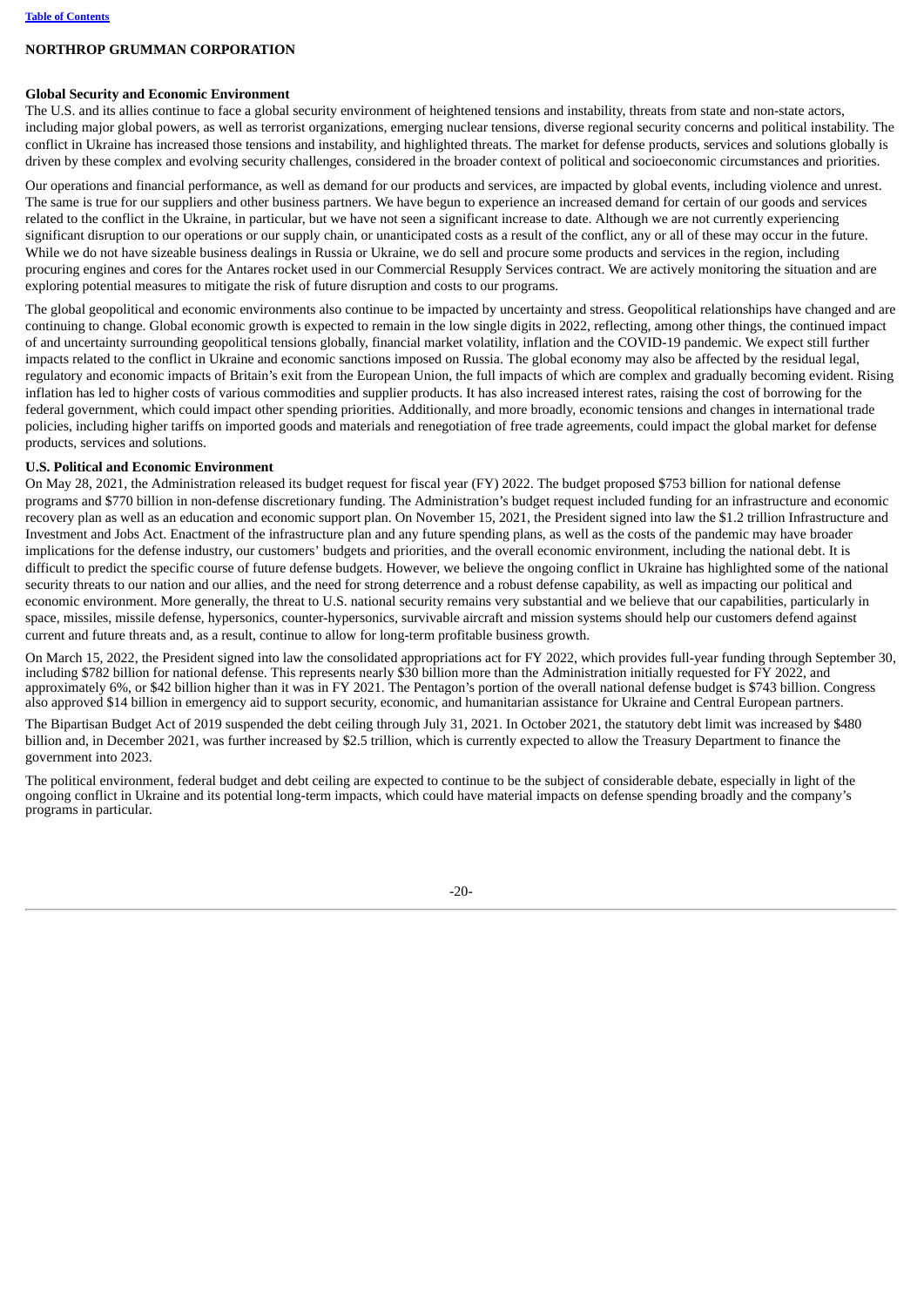**NORTHROP GRUMMAN CORPORATION**

**Global Security and Economic Environment**

The U.S. and its allies continue to face a global security environment of heightened tensions and instability, threats from state and non-state actors, including major global powers, as well as terrorist organizations, emerging nuclear tensions, diverse regional security concerns and political instability. The conflict in Ukraine has increased those tensions and instability, and highlighted threats. The market for defense products, services and solutions globally is driven by these complex and evolving security challenges, considered in the broader context of political and socioeconomic circumstances and priorities.

Our operations and financial performance, as well as demand for our products and services, are impacted by global events, including violence and unrest. The same is true for our suppliers and other business partners. We have begun to experience an increased demand for certain of our goods and services related to the conflict in the Ukraine, in particular, but we have not seen a significant increase to date. Although we are not currently experiencing significant disruption to our operations or our supply chain, or unanticipated costs as a result of the conflict, any or all of these may occur in the future. While we do not have sizeable business dealings in Russia or Ukraine, we do sell and procure some products and services in the region, including procuring engines and cores for the Antares rocket used in our Commercial Resupply Services contract. We are actively monitoring the situation and are exploring potential measures to mitigate the risk of future disruption and costs to our programs.

The global geopolitical and economic environments also continue to be impacted by uncertainty and stress. Geopolitical relationships have changed and are continuing to change. Global economic growth is expected to remain in the low single digits in 2022, reflecting, among other things, the continued impact of and uncertainty surrounding geopolitical tensions globally, financial market volatility, inflation and the COVID-19 pandemic. We expect still further impacts related to the conflict in Ukraine and economic sanctions imposed on Russia. The global economy may also be affected by the residual legal, regulatory and economic impacts of Britain's exit from the European Union, the full impacts of which are complex and gradually becoming evident. Rising inflation has led to higher costs of various commodities and supplier products. It has also increased interest rates, raising the cost of borrowing for the federal government, which could impact other spending priorities. Additionally, and more broadly, economic tensions and changes in international trade policies, including higher tariffs on imported goods and materials and renegotiation of free trade agreements, could impact the global market for defense products, services and solutions.

**U.S. Political and Economic Environment**

On May 28, 2021, the Administration released its budget request for fiscal year (FY) 2022. The budget proposed $753 billion for national defense programs and $770 billion in non-defense discretionary funding. The Administration's budget request included funding for an infrastructure and economic recovery plan as well as an education and economic support plan. On November 15, 2021, the President signed into law the $1.2 trillion Infrastructure and Investment and Jobs Act. Enactment of the infrastructure plan and any future spending plans, as well as the costs of the pandemic may have broader implications for the defense industry, our customers' budgets and priorities, and the overall economic environment, including the national debt. It is difficult to predict the specific course of future defense budgets. However, we believe the ongoing conflict in Ukraine has highlighted some of the national security threats to our nation and our allies, and the need for strong deterrence and a robust defense capability, as well as impacting our political and economic environment. More generally, the threat to U.S. national security remains very substantial and we believe that our capabilities, particularly in space, missiles, missile defense, hypersonics, counter-hypersonics, survivable aircraft and mission systems should help our customers defend against current and future threats and, as a result, continue to allow for long-term profitable business growth.

On March 15, 2022, the President signed into law the consolidated appropriations act for FY 2022, which provides full-year funding through September 30, including $782 billion for national defense. This represents nearly $30 billion more than the Administration initially requested for FY 2022, and approximately 6%, or $42 billion higher than it was in FY 2021. The Pentagon's portion of the overall national defense budget is $743 billion. Congress also approved $14 billion in emergency aid to support security, economic, and humanitarian assistance for Ukraine and Central European partners.

The Bipartisan Budget Act of 2019 suspended the debt ceiling through July 31, 2021. In October 2021, the statutory debt limit was increased by $480 billion and, in December 2021, was further increased by $2.5 trillion, which is currently expected to allow the Treasury Department to finance the government into 2023.

The political environment, federal budget and debt ceiling are expected to continue to be the subject of considerable debate, especially in light of the ongoing conflict in Ukraine and its potential long-term impacts, which could have material impacts on defense spending broadly and the company's programs in particular.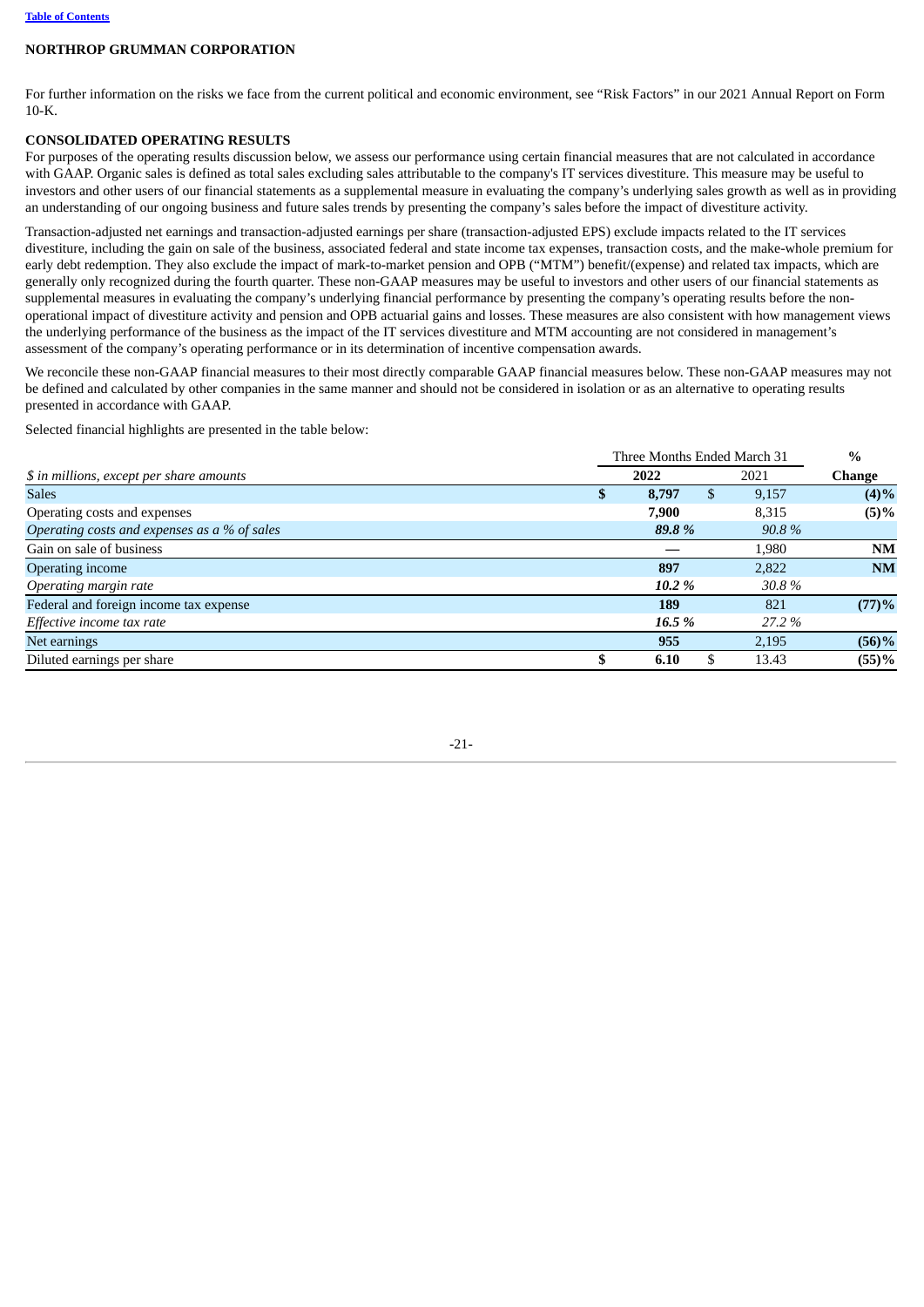For further information on the risks we face from the current political and economic environment, see "Risk Factors" in our 2021 Annual Report on Form 10-K.

## CONSOLIDATED OPERATING RESULTS

For purposes of the operating results discussion below, we assess our performance using certain financial measures that are not calculated in accordance with GAAP. Organic sales is defined as total sales excluding sales attributable to the company's IT services divestiture. This measure may be useful to investors and other users of our financial statements as a supplemental measure in evaluating the company's underlying sales growth as well as in providing an understanding of our ongoing business and future sales trends by presenting the company's sales before the impact of divestiture activity.

Transaction-adjusted net earnings and transaction-adjusted earnings per share (transaction-adjusted EPS) exclude impacts related to the IT services divestiture, including the gain on sale of the business, associated federal and state income tax expenses, transaction costs, and the make-whole premium for early debt redemption. They also exclude the impact of mark-to-market pension and OPB ("MTM") benefit/(expense) and related tax impacts, which are generally only recognized during the fourth quarter. These non-GAAP measures may be useful to investors and other users of our financial statements as supplemental measures in evaluating the company's underlying financial performance by presenting the company's operating results before the non-operational impact of divestiture activity and pension and OPB actuarial gains and losses. These measures are also consistent with how management views the underlying performance of the business as the impact of the IT services divestiture and MTM accounting are not considered in management's assessment of the company's operating performance or in its determination of incentive compensation awards.

We reconcile these non-GAAP financial measures to their most directly comparable GAAP financial measures below. These non-GAAP measures may not be defined and calculated by other companies in the same manner and should not be considered in isolation or as an alternative to operating results presented in accordance with GAAP.

Selected financial highlights are presented in the table below:

| | Three Months Ended March 31 | | % |
|---|---|---|---|
| *$ in millions, except per share amounts* | **2022** | 2021 | **Change** |
| Sales | **$ 8,797** | $ 9,157 | **(4)%** |
| Operating costs and expenses | **7,900** | 8,315 | **(5)%** |
| *Operating costs and expenses as a % of sales* | ***89.8 %*** | *90.8 %* | |
| Gain on sale of business | **—** | 1,980 | **NM** |
| Operating income | **897** | 2,822 | **NM** |
| *Operating margin rate* | ***10.2 %*** | *30.8 %* | |
| Federal and foreign income tax expense | **189** | 821 | **(77)%** |
| *Effective income tax rate* | ***16.5 %*** | *27.2 %* | |
| Net earnings | **955** | 2,195 | **(56)%** |
| Diluted earnings per share | **$ 6.10** | $ 13.43 | **(55)%** |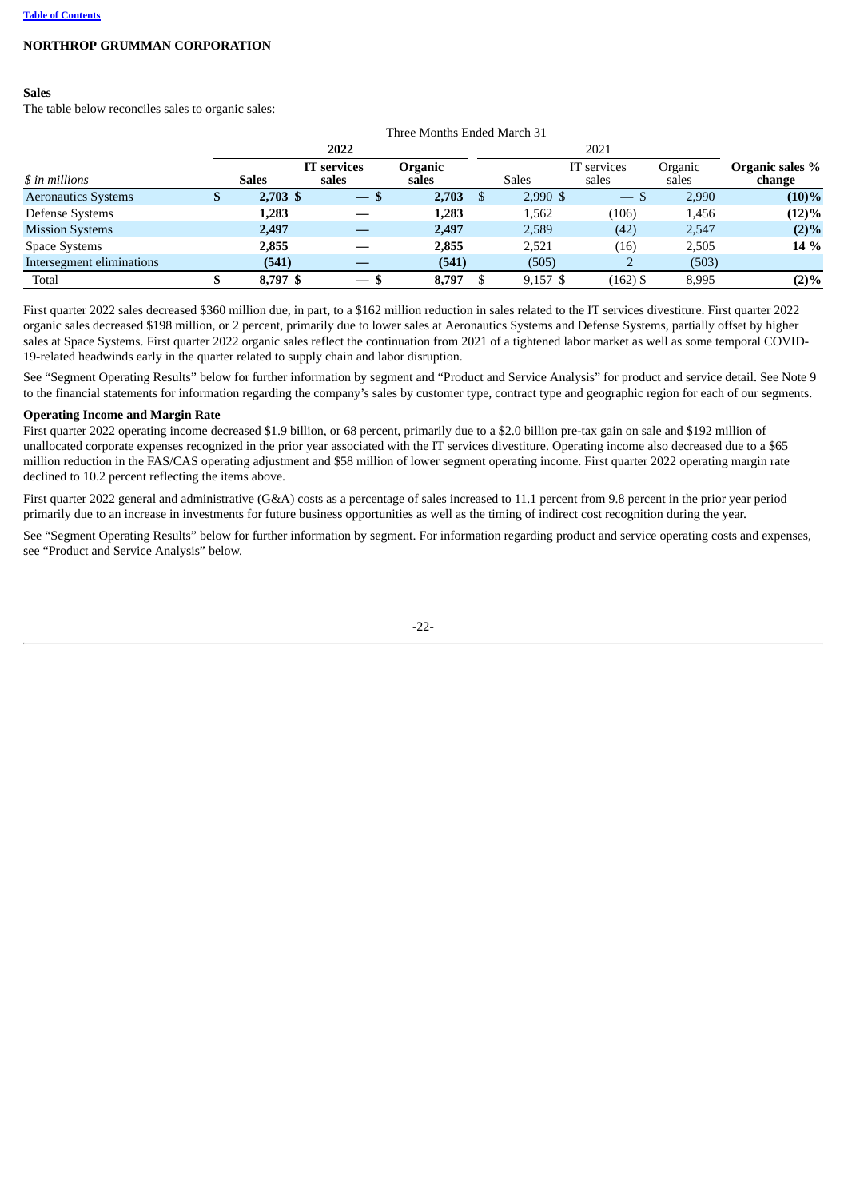**NORTHROP GRUMMAN CORPORATION**

**Sales**

The table below reconciles sales to organic sales:

| | Three Months Ended March 31 | | | | | | |
|---|---|---|---|---|---|---|---|
| | 2022 | | | 2021 | | | |
| *$ in millions* | **Sales** | **IT services sales** | **Organic sales** | Sales | IT services sales | Organic sales | **Organic sales % change** |
| Aeronautics Systems | **$ 2,703** | **$ —** | **$ 2,703** | $ 2,990 | $ — | $ 2,990 | **(10)%** |
| Defense Systems | **1,283** | **—** | **1,283** | 1,562 | (106) | 1,456 | **(12)%** |
| Mission Systems | **2,497** | **—** | **2,497** | 2,589 | (42) | 2,547 | **(2)%** |
| Space Systems | **2,855** | **—** | **2,855** | 2,521 | (16) | 2,505 | **14 %** |
| Intersegment eliminations | **(541)** | **—** | **(541)** | (505) | 2 | (503) | |
| Total | **$ 8,797** | **$ —** | **$ 8,797** | $ 9,157 | $ (162) | $ 8,995 | **(2)%** |

First quarter 2022 sales decreased $360 million due, in part, to a $162 million reduction in sales related to the IT services divestiture. First quarter 2022 organic sales decreased $198 million, or 2 percent, primarily due to lower sales at Aeronautics Systems and Defense Systems, partially offset by higher sales at Space Systems. First quarter 2022 organic sales reflect the continuation from 2021 of a tightened labor market as well as some temporal COVID-19-related headwinds early in the quarter related to supply chain and labor disruption.

See "Segment Operating Results" below for further information by segment and "Product and Service Analysis" for product and service detail. See Note 9 to the financial statements for information regarding the company's sales by customer type, contract type and geographic region for each of our segments.

**Operating Income and Margin Rate**

First quarter 2022 operating income decreased $1.9 billion, or 68 percent, primarily due to a $2.0 billion pre-tax gain on sale and $192 million of unallocated corporate expenses recognized in the prior year associated with the IT services divestiture. Operating income also decreased due to a $65 million reduction in the FAS/CAS operating adjustment and $58 million of lower segment operating income. First quarter 2022 operating margin rate declined to 10.2 percent reflecting the items above.

First quarter 2022 general and administrative (G&A) costs as a percentage of sales increased to 11.1 percent from 9.8 percent in the prior year period primarily due to an increase in investments for future business opportunities as well as the timing of indirect cost recognition during the year.

See "Segment Operating Results" below for further information by segment. For information regarding product and service operating costs and expenses, see "Product and Service Analysis" below.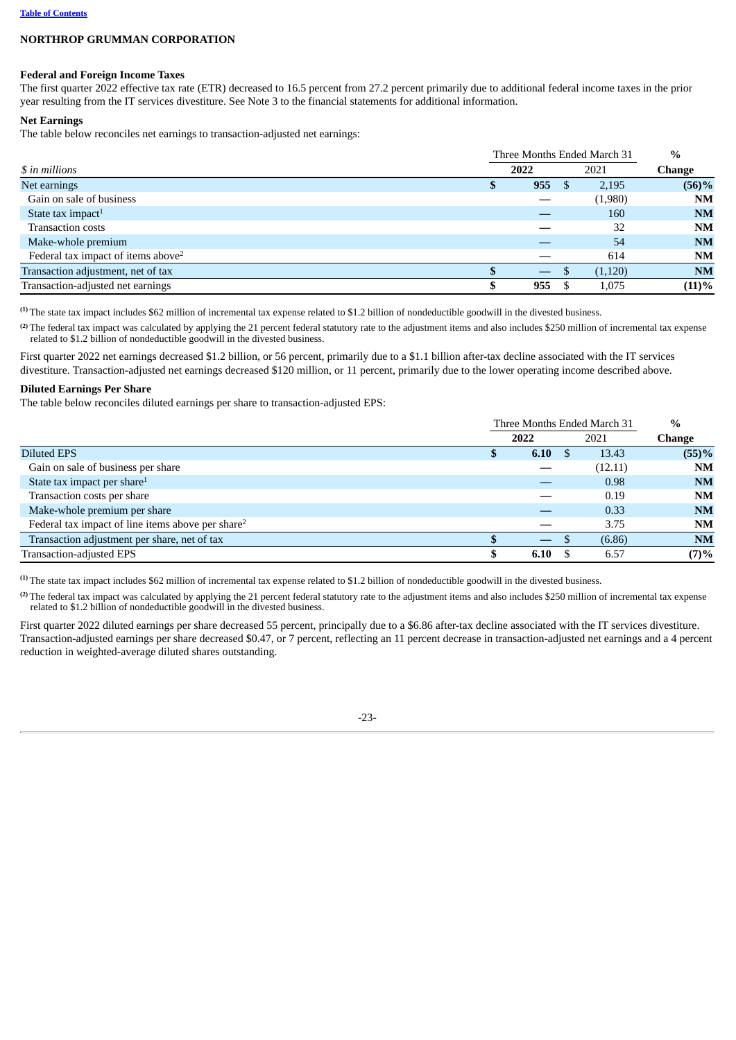**NORTHROP GRUMMAN CORPORATION**

**Federal and Foreign Income Taxes**

The first quarter 2022 effective tax rate (ETR) decreased to 16.5 percent from 27.2 percent primarily due to additional federal income taxes in the prior year resulting from the IT services divestiture. See Note 3 to the financial statements for additional information.

**Net Earnings**

The table below reconciles net earnings to transaction-adjusted net earnings:

| *$ in millions* | Three Months Ended March 31 2022 | 2021 | % Change |
|---|---|---|---|
| Net earnings | $ 955 | $ 2,195 | (56)% |
| Gain on sale of business | — | (1,980) | NM |
| State tax impact[1] | — | 160 | NM |
| Transaction costs | — | 32 | NM |
| Make-whole premium | — | 54 | NM |
| Federal tax impact of items above[2] | — | 614 | NM |
| Transaction adjustment, net of tax | $ — | $ (1,120) | NM |
| Transaction-adjusted net earnings | $ 955 | $ 1,075 | (11)% |

[1] The state tax impact includes $62 million of incremental tax expense related to $1.2 billion of nondeductible goodwill in the divested business.

[2] The federal tax impact was calculated by applying the 21 percent federal statutory rate to the adjustment items and also includes $250 million of incremental tax expense related to $1.2 billion of nondeductible goodwill in the divested business.

First quarter 2022 net earnings decreased $1.2 billion, or 56 percent, primarily due to a $1.1 billion after-tax decline associated with the IT services divestiture. Transaction-adjusted net earnings decreased $120 million, or 11 percent, primarily due to the lower operating income described above.

**Diluted Earnings Per Share**

The table below reconciles diluted earnings per share to transaction-adjusted EPS:

| | Three Months Ended March 31 2022 | 2021 | % Change |
|---|---|---|---|
| Diluted EPS | $ 6.10 | $ 13.43 | (55)% |
| Gain on sale of business per share | — | (12.11) | NM |
| State tax impact per share[1] | — | 0.98 | NM |
| Transaction costs per share | — | 0.19 | NM |
| Make-whole premium per share | — | 0.33 | NM |
| Federal tax impact of line items above per share[2] | — | 3.75 | NM |
| Transaction adjustment per share, net of tax | $ — | $ (6.86) | NM |
| Transaction-adjusted EPS | $ 6.10 | $ 6.57 | (7)% |

[1] The state tax impact includes $62 million of incremental tax expense related to $1.2 billion of nondeductible goodwill in the divested business.

[2] The federal tax impact was calculated by applying the 21 percent federal statutory rate to the adjustment items and also includes $250 million of incremental tax expense related to $1.2 billion of nondeductible goodwill in the divested business.

First quarter 2022 diluted earnings per share decreased 55 percent, principally due to a $6.86 after-tax decline associated with the IT services divestiture. Transaction-adjusted earnings per share decreased $0.47, or 7 percent, reflecting an 11 percent decrease in transaction-adjusted net earnings and a 4 percent reduction in weighted-average diluted shares outstanding.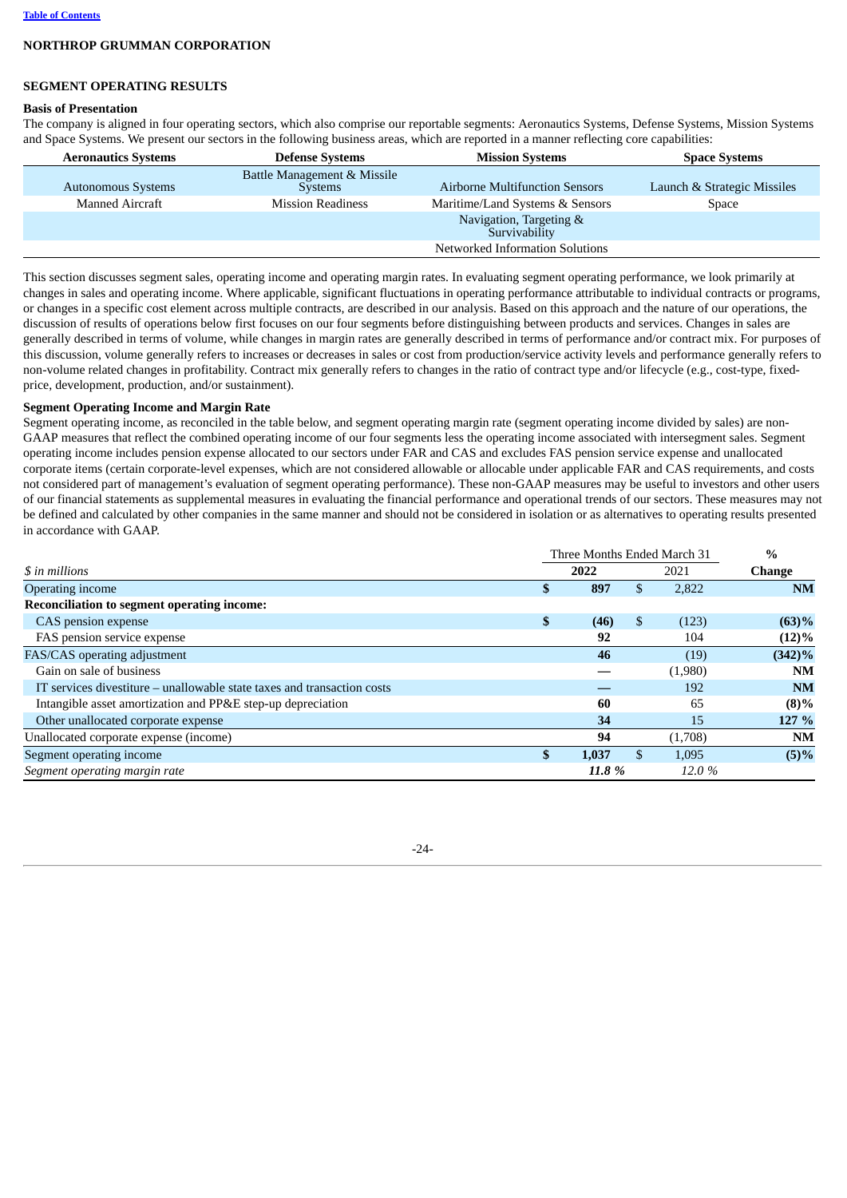**NORTHROP GRUMMAN CORPORATION**

## SEGMENT OPERATING RESULTS

### Basis of Presentation

The company is aligned in four operating sectors, which also comprise our reportable segments: Aeronautics Systems, Defense Systems, Mission Systems and Space Systems. We present our sectors in the following business areas, which are reported in a manner reflecting core capabilities:

| Aeronautics Systems | Defense Systems | Mission Systems | Space Systems |
|---|---|---|---|
| Autonomous Systems | Battle Management & Missile Systems | Airborne Multifunction Sensors | Launch & Strategic Missiles |
| Manned Aircraft | Mission Readiness | Maritime/Land Systems & Sensors | Space |
| | | Navigation, Targeting & Survivability | |
| | | Networked Information Solutions | |

This section discusses segment sales, operating income and operating margin rates. In evaluating segment operating performance, we look primarily at changes in sales and operating income. Where applicable, significant fluctuations in operating performance attributable to individual contracts or programs, or changes in a specific cost element across multiple contracts, are described in our analysis. Based on this approach and the nature of our operations, the discussion of results of operations below first focuses on our four segments before distinguishing between products and services. Changes in sales are generally described in terms of volume, while changes in margin rates are generally described in terms of performance and/or contract mix. For purposes of this discussion, volume generally refers to increases or decreases in sales or cost from production/service activity levels and performance generally refers to non-volume related changes in profitability. Contract mix generally refers to changes in the ratio of contract type and/or lifecycle (e.g., cost-type, fixed-price, development, production, and/or sustainment).

### Segment Operating Income and Margin Rate

Segment operating income, as reconciled in the table below, and segment operating margin rate (segment operating income divided by sales) are non-GAAP measures that reflect the combined operating income of our four segments less the operating income associated with intersegment sales. Segment operating income includes pension expense allocated to our sectors under FAR and CAS and excludes FAS pension service expense and unallocated corporate items (certain corporate-level expenses, which are not considered allowable or allocable under applicable FAR and CAS requirements, and costs not considered part of management's evaluation of segment operating performance). These non-GAAP measures may be useful to investors and other users of our financial statements as supplemental measures in evaluating the financial performance and operational trends of our sectors. These measures may not be defined and calculated by other companies in the same manner and should not be considered in isolation or as alternatives to operating results presented in accordance with GAAP.

| *$ in millions* | Three Months Ended March 31 2022 | Three Months Ended March 31 2021 | % Change |
|---|---|---|---|
| Operating income | **$ 897** | $ 2,822 | **NM** |
| **Reconciliation to segment operating income:** | | | |
| CAS pension expense | **$ (46)** | $ (123) | **(63)%** |
| FAS pension service expense | **92** | 104 | **(12)%** |
| FAS/CAS operating adjustment | **46** | (19) | **(342)%** |
| Gain on sale of business | **—** | (1,980) | **NM** |
| IT services divestiture – unallowable state taxes and transaction costs | **—** | 192 | **NM** |
| Intangible asset amortization and PP&E step-up depreciation | **60** | 65 | **(8)%** |
| Other unallocated corporate expense | **34** | 15 | **127 %** |
| Unallocated corporate expense (income) | **94** | (1,708) | **NM** |
| Segment operating income | **$ 1,037** | $ 1,095 | **(5)%** |
| *Segment operating margin rate* | ***11.8 %*** | *12.0 %* | |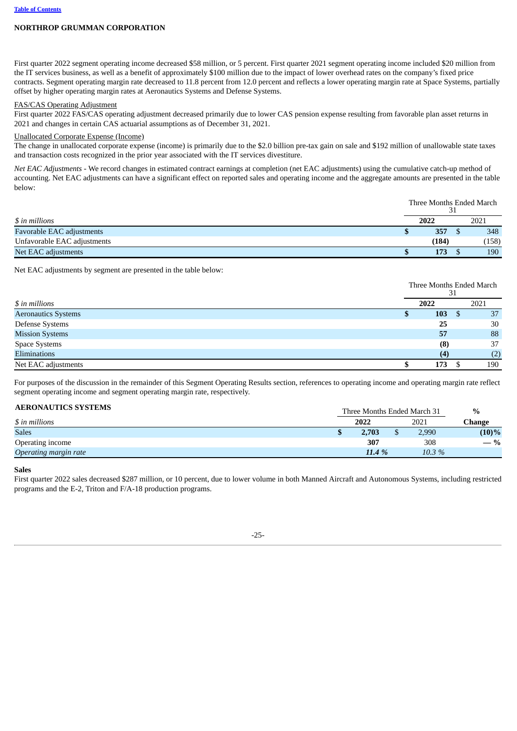**NORTHROP GRUMMAN CORPORATION**

First quarter 2022 segment operating income decreased $58 million, or 5 percent. First quarter 2021 segment operating income included $20 million from the IT services business, as well as a benefit of approximately $100 million due to the impact of lower overhead rates on the company's fixed price contracts. Segment operating margin rate decreased to 11.8 percent from 12.0 percent and reflects a lower operating margin rate at Space Systems, partially offset by higher operating margin rates at Aeronautics Systems and Defense Systems.

FAS/CAS Operating Adjustment

First quarter 2022 FAS/CAS operating adjustment decreased primarily due to lower CAS pension expense resulting from favorable plan asset returns in 2021 and changes in certain CAS actuarial assumptions as of December 31, 2021.

Unallocated Corporate Expense (Income)

The change in unallocated corporate expense (income) is primarily due to the $2.0 billion pre-tax gain on sale and $192 million of unallowable state taxes and transaction costs recognized in the prior year associated with the IT services divestiture.

*Net EAC Adjustments* - We record changes in estimated contract earnings at completion (net EAC adjustments) using the cumulative catch-up method of accounting. Net EAC adjustments can have a significant effect on reported sales and operating income and the aggregate amounts are presented in the table below:

| | Three Months Ended March 31 | |
|---|---|---|
| *$ in millions* | **2022** | 2021 |
| Favorable EAC adjustments | **$ 357** | $ 348 |
| Unfavorable EAC adjustments | **(184)** | (158) |
| Net EAC adjustments | **$ 173** | $ 190 |

Net EAC adjustments by segment are presented in the table below:

| | Three Months Ended March 31 | |
|---|---|---|
| *$ in millions* | **2022** | 2021 |
| Aeronautics Systems | **$ 103** | $ 37 |
| Defense Systems | **25** | 30 |
| Mission Systems | **57** | 88 |
| Space Systems | **(8)** | 37 |
| Eliminations | **(4)** | (2) |
| Net EAC adjustments | **$ 173** | $ 190 |

For purposes of the discussion in the remainder of this Segment Operating Results section, references to operating income and operating margin rate reflect segment operating income and segment operating margin rate, respectively.

### AERONAUTICS SYSTEMS

| | Three Months Ended March 31 | | % |
|---|---|---|---|
| *$ in millions* | **2022** | 2021 | **Change** |
| Sales | **$ 2,703** | $ 2,990 | **(10)%** |
| Operating income | **307** | 308 | **— %** |
| *Operating margin rate* | ***11.4 %*** | *10.3 %* | |

**Sales**

First quarter 2022 sales decreased $287 million, or 10 percent, due to lower volume in both Manned Aircraft and Autonomous Systems, including restricted programs and the E-2, Triton and F/A-18 production programs.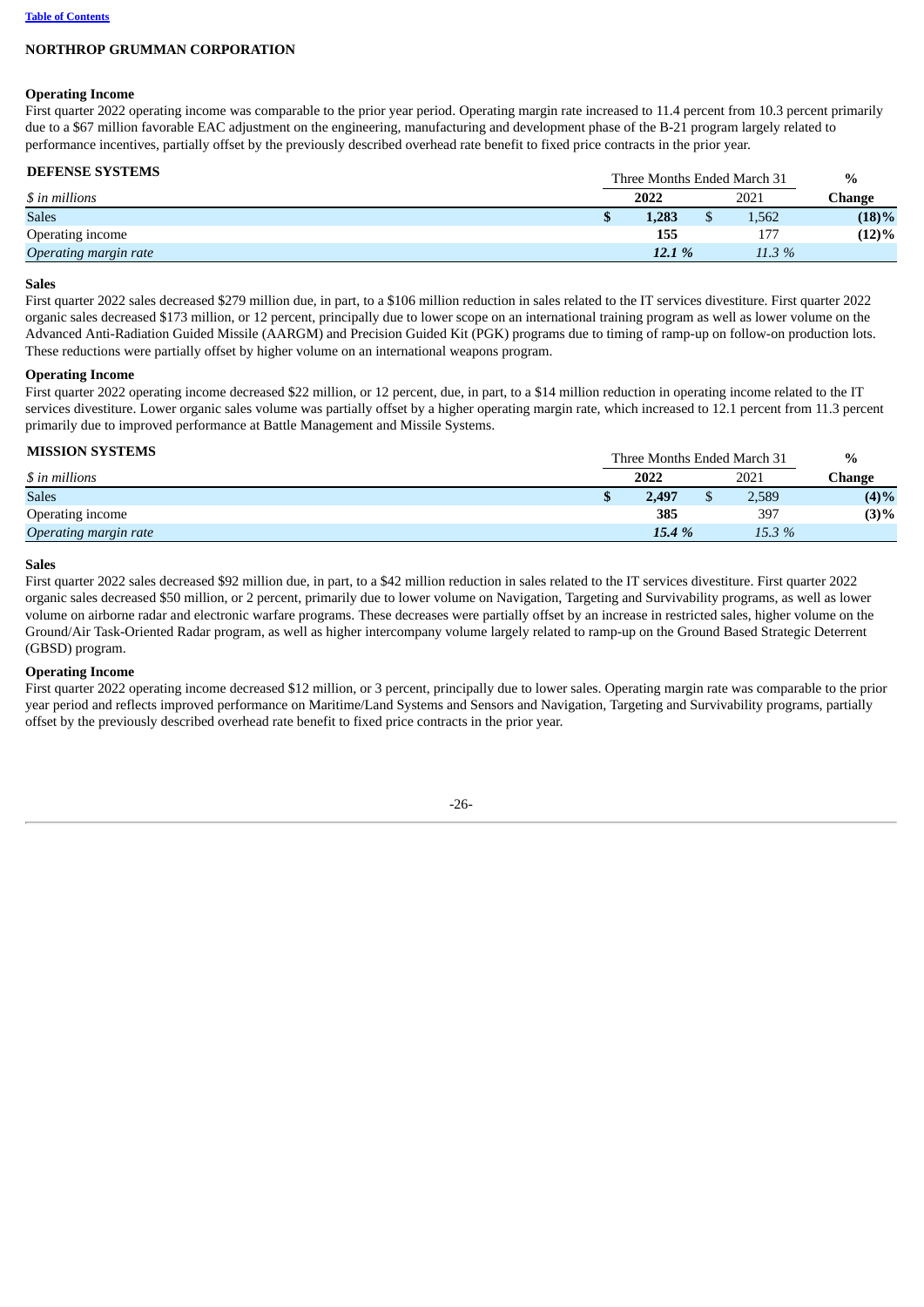**Operating Income**

First quarter 2022 operating income was comparable to the prior year period. Operating margin rate increased to 11.4 percent from 10.3 percent primarily due to a $67 million favorable EAC adjustment on the engineering, manufacturing and development phase of the B-21 program largely related to performance incentives, partially offset by the previously described overhead rate benefit to fixed price contracts in the prior year.

**DEFENSE SYSTEMS**

| | Three Months Ended March 31 | | % |
|---|---|---|---|
| *$ in millions* | **2022** | 2021 | **Change** |
| Sales | **$ 1,283** | $ 1,562 | **(18)%** |
| Operating income | **155** | 177 | **(12)%** |
| *Operating margin rate* | ***12.1 %*** | *11.3 %* | |

**Sales**

First quarter 2022 sales decreased $279 million due, in part, to a $106 million reduction in sales related to the IT services divestiture. First quarter 2022 organic sales decreased $173 million, or 12 percent, principally due to lower scope on an international training program as well as lower volume on the Advanced Anti-Radiation Guided Missile (AARGM) and Precision Guided Kit (PGK) programs due to timing of ramp-up on follow-on production lots. These reductions were partially offset by higher volume on an international weapons program.

**Operating Income**

First quarter 2022 operating income decreased $22 million, or 12 percent, due, in part, to a $14 million reduction in operating income related to the IT services divestiture. Lower organic sales volume was partially offset by a higher operating margin rate, which increased to 12.1 percent from 11.3 percent primarily due to improved performance at Battle Management and Missile Systems.

**MISSION SYSTEMS**

| | Three Months Ended March 31 | | % |
|---|---|---|---|
| *$ in millions* | **2022** | 2021 | **Change** |
| Sales | **$ 2,497** | $ 2,589 | **(4)%** |
| Operating income | **385** | 397 | **(3)%** |
| *Operating margin rate* | ***15.4 %*** | *15.3 %* | |

**Sales**

First quarter 2022 sales decreased $92 million due, in part, to a $42 million reduction in sales related to the IT services divestiture. First quarter 2022 organic sales decreased $50 million, or 2 percent, primarily due to lower volume on Navigation, Targeting and Survivability programs, as well as lower volume on airborne radar and electronic warfare programs. These decreases were partially offset by an increase in restricted sales, higher volume on the Ground/Air Task-Oriented Radar program, as well as higher intercompany volume largely related to ramp-up on the Ground Based Strategic Deterrent (GBSD) program.

**Operating Income**

First quarter 2022 operating income decreased $12 million, or 3 percent, principally due to lower sales. Operating margin rate was comparable to the prior year period and reflects improved performance on Maritime/Land Systems and Sensors and Navigation, Targeting and Survivability programs, partially offset by the previously described overhead rate benefit to fixed price contracts in the prior year.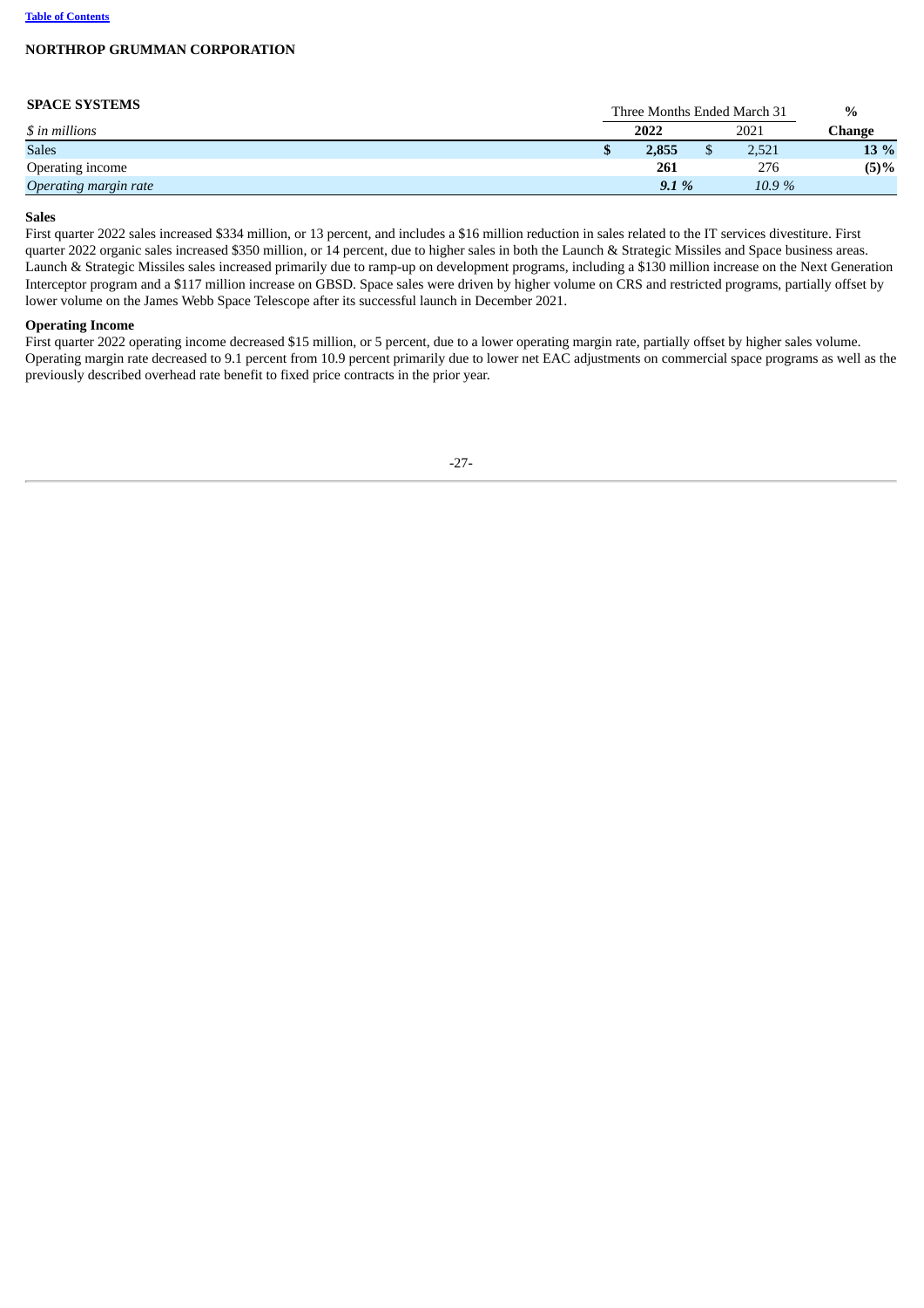**NORTHROP GRUMMAN CORPORATION**

| SPACE SYSTEMS | Three Months Ended March 31 | | % |
|---|---|---|---|
| *$ in millions* | **2022** | 2021 | **Change** |
| Sales | **$ 2,855** | $ 2,521 | **13 %** |
| Operating income | **261** | 276 | **(5)%** |
| *Operating margin rate* | ***9.1 %*** | *10.9 %* | |

**Sales**

First quarter 2022 sales increased $334 million, or 13 percent, and includes a $16 million reduction in sales related to the IT services divestiture. First quarter 2022 organic sales increased $350 million, or 14 percent, due to higher sales in both the Launch & Strategic Missiles and Space business areas. Launch & Strategic Missiles sales increased primarily due to ramp-up on development programs, including a $130 million increase on the Next Generation Interceptor program and a $117 million increase on GBSD. Space sales were driven by higher volume on CRS and restricted programs, partially offset by lower volume on the James Webb Space Telescope after its successful launch in December 2021.

**Operating Income**

First quarter 2022 operating income decreased $15 million, or 5 percent, due to a lower operating margin rate, partially offset by higher sales volume. Operating margin rate decreased to 9.1 percent from 10.9 percent primarily due to lower net EAC adjustments on commercial space programs as well as the previously described overhead rate benefit to fixed price contracts in the prior year.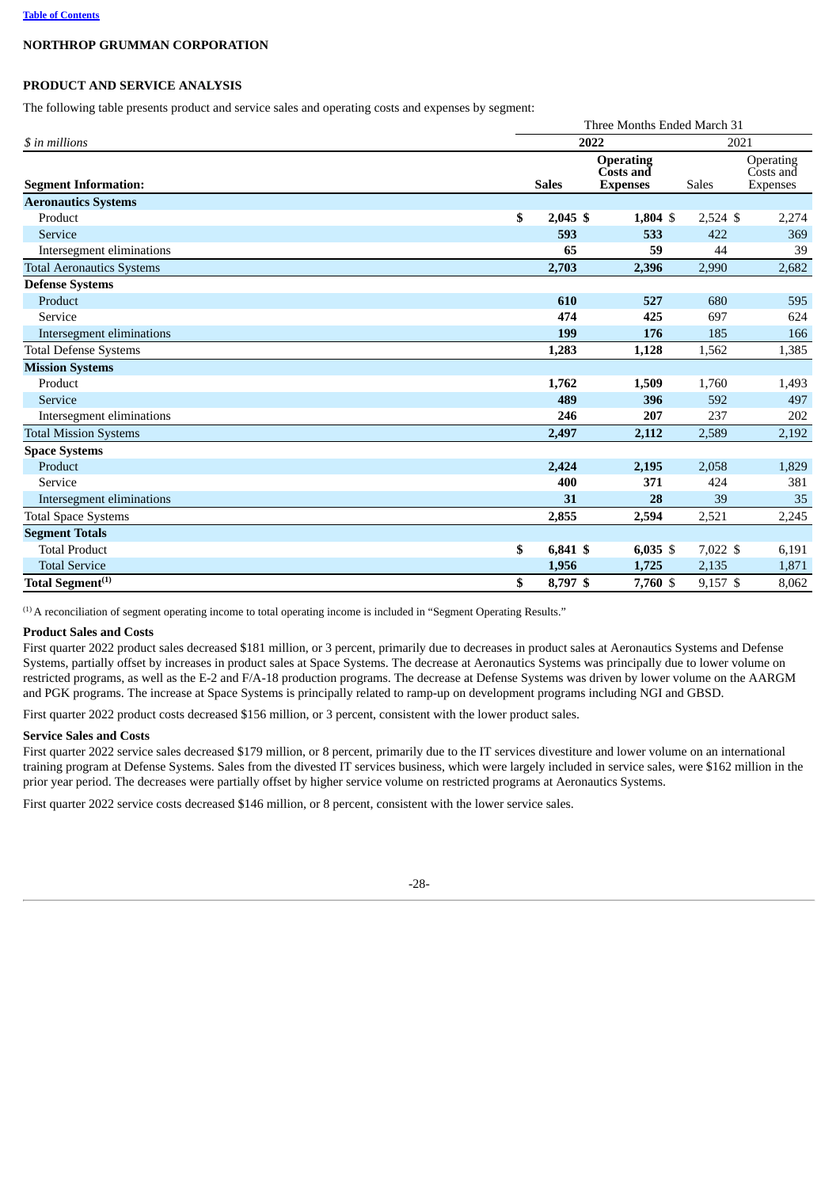NORTHROP GRUMMAN CORPORATION

## PRODUCT AND SERVICE ANALYSIS

The following table presents product and service sales and operating costs and expenses by segment:

| *$ in millions* | Three Months Ended March 31 | | | |
|---|---|---|---|---|
| | **2022** | | 2021 | |
| **Segment Information:** | **Sales** | **Operating Costs and Expenses** | Sales | Operating Costs and Expenses |
| **Aeronautics Systems** | | | | |
| Product | **$ 2,045** | **$ 1,804** | $ 2,524 | $ 2,274 |
| Service | **593** | **533** | 422 | 369 |
| Intersegment eliminations | **65** | **59** | 44 | 39 |
| Total Aeronautics Systems | **2,703** | **2,396** | 2,990 | 2,682 |
| **Defense Systems** | | | | |
| Product | **610** | **527** | 680 | 595 |
| Service | **474** | **425** | 697 | 624 |
| Intersegment eliminations | **199** | **176** | 185 | 166 |
| Total Defense Systems | **1,283** | **1,128** | 1,562 | 1,385 |
| **Mission Systems** | | | | |
| Product | **1,762** | **1,509** | 1,760 | 1,493 |
| Service | **489** | **396** | 592 | 497 |
| Intersegment eliminations | **246** | **207** | 237 | 202 |
| Total Mission Systems | **2,497** | **2,112** | 2,589 | 2,192 |
| **Space Systems** | | | | |
| Product | **2,424** | **2,195** | 2,058 | 1,829 |
| Service | **400** | **371** | 424 | 381 |
| Intersegment eliminations | **31** | **28** | 39 | 35 |
| Total Space Systems | **2,855** | **2,594** | 2,521 | 2,245 |
| **Segment Totals** | | | | |
| Total Product | **$ 6,841** | **$ 6,035** | $ 7,022 | $ 6,191 |
| Total Service | **1,956** | **1,725** | 2,135 | 1,871 |
| **Total Segment[(1)]** | **$ 8,797** | **$ 7,760** | $ 9,157 | $ 8,062 |

(1) A reconciliation of segment operating income to total operating income is included in "Segment Operating Results."

**Product Sales and Costs**

First quarter 2022 product sales decreased $181 million, or 3 percent, primarily due to decreases in product sales at Aeronautics Systems and Defense Systems, partially offset by increases in product sales at Space Systems. The decrease at Aeronautics Systems was principally due to lower volume on restricted programs, as well as the E-2 and F/A-18 production programs. The decrease at Defense Systems was driven by lower volume on the AARGM and PGK programs. The increase at Space Systems is principally related to ramp-up on development programs including NGI and GBSD.

First quarter 2022 product costs decreased $156 million, or 3 percent, consistent with the lower product sales.

**Service Sales and Costs**

First quarter 2022 service sales decreased $179 million, or 8 percent, primarily due to the IT services divestiture and lower volume on an international training program at Defense Systems. Sales from the divested IT services business, which were largely included in service sales, were $162 million in the prior year period. The decreases were partially offset by higher service volume on restricted programs at Aeronautics Systems.

First quarter 2022 service costs decreased $146 million, or 8 percent, consistent with the lower service sales.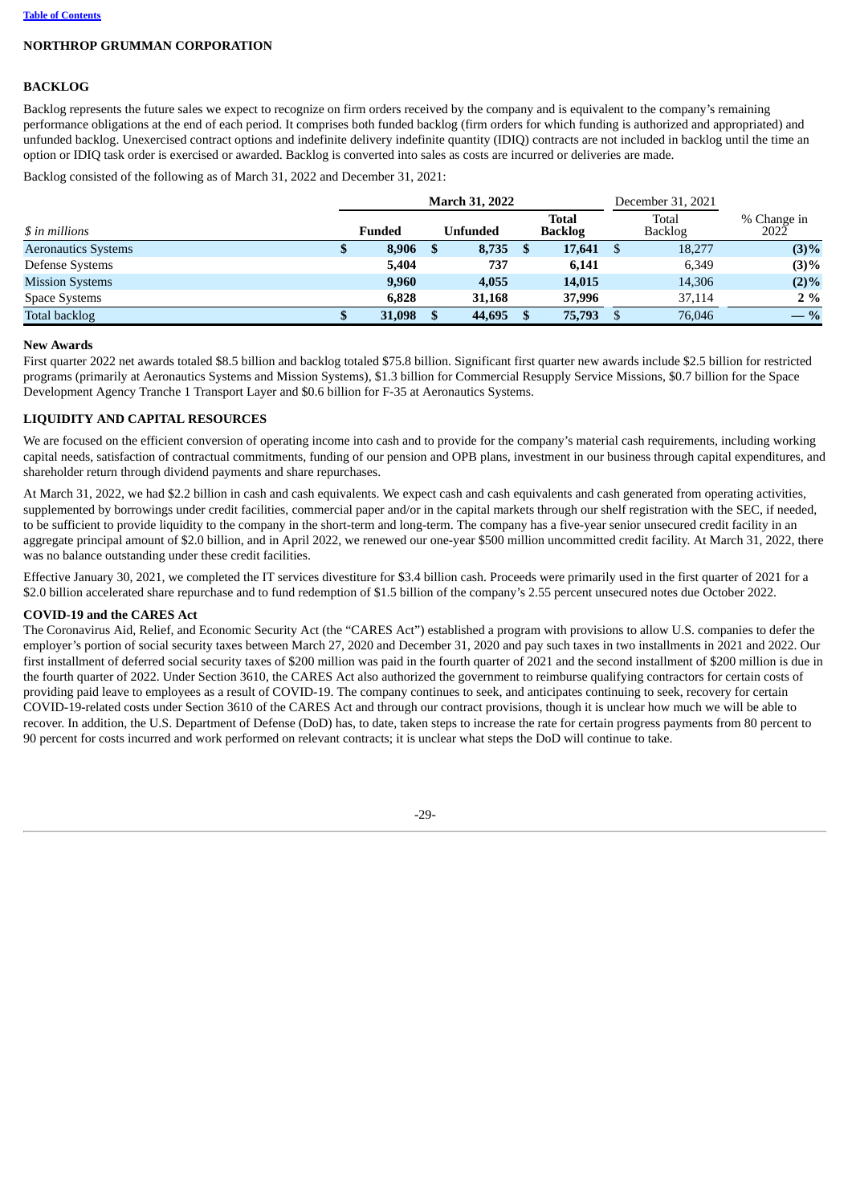**NORTHROP GRUMMAN CORPORATION**

## BACKLOG

Backlog represents the future sales we expect to recognize on firm orders received by the company and is equivalent to the company's remaining performance obligations at the end of each period. It comprises both funded backlog (firm orders for which funding is authorized and appropriated) and unfunded backlog. Unexercised contract options and indefinite delivery indefinite quantity (IDIQ) contracts are not included in backlog until the time an option or IDIQ task order is exercised or awarded. Backlog is converted into sales as costs are incurred or deliveries are made.

Backlog consisted of the following as of March 31, 2022 and December 31, 2021:

| | **March 31, 2022** | | | December 31, 2021 | |
|---|---|---|---|---|---|
| *$ in millions* | **Funded** | **Unfunded** | **Total Backlog** | Total Backlog | % Change in 2022 |
| Aeronautics Systems | **$ 8,906** | **$ 8,735** | **$ 17,641** | $ 18,277 | **(3)%** |
| Defense Systems | **5,404** | **737** | **6,141** | 6,349 | **(3)%** |
| Mission Systems | **9,960** | **4,055** | **14,015** | 14,306 | **(2)%** |
| Space Systems | **6,828** | **31,168** | **37,996** | 37,114 | **2 %** |
| Total backlog | **$ 31,098** | **$ 44,695** | **$ 75,793** | $ 76,046 | **— %** |

### New Awards

First quarter 2022 net awards totaled $8.5 billion and backlog totaled $75.8 billion. Significant first quarter new awards include $2.5 billion for restricted programs (primarily at Aeronautics Systems and Mission Systems), $1.3 billion for Commercial Resupply Service Missions, $0.7 billion for the Space Development Agency Tranche 1 Transport Layer and $0.6 billion for F-35 at Aeronautics Systems.

## LIQUIDITY AND CAPITAL RESOURCES

We are focused on the efficient conversion of operating income into cash and to provide for the company's material cash requirements, including working capital needs, satisfaction of contractual commitments, funding of our pension and OPB plans, investment in our business through capital expenditures, and shareholder return through dividend payments and share repurchases.

At March 31, 2022, we had $2.2 billion in cash and cash equivalents. We expect cash and cash equivalents and cash generated from operating activities, supplemented by borrowings under credit facilities, commercial paper and/or in the capital markets through our shelf registration with the SEC, if needed, to be sufficient to provide liquidity to the company in the short-term and long-term. The company has a five-year senior unsecured credit facility in an aggregate principal amount of $2.0 billion, and in April 2022, we renewed our one-year $500 million uncommitted credit facility. At March 31, 2022, there was no balance outstanding under these credit facilities.

Effective January 30, 2021, we completed the IT services divestiture for $3.4 billion cash. Proceeds were primarily used in the first quarter of 2021 for a $2.0 billion accelerated share repurchase and to fund redemption of $1.5 billion of the company's 2.55 percent unsecured notes due October 2022.

### COVID-19 and the CARES Act

The Coronavirus Aid, Relief, and Economic Security Act (the "CARES Act") established a program with provisions to allow U.S. companies to defer the employer's portion of social security taxes between March 27, 2020 and December 31, 2020 and pay such taxes in two installments in 2021 and 2022. Our first installment of deferred social security taxes of $200 million was paid in the fourth quarter of 2021 and the second installment of $200 million is due in the fourth quarter of 2022. Under Section 3610, the CARES Act also authorized the government to reimburse qualifying contractors for certain costs of providing paid leave to employees as a result of COVID-19. The company continues to seek, and anticipates continuing to seek, recovery for certain COVID-19-related costs under Section 3610 of the CARES Act and through our contract provisions, though it is unclear how much we will be able to recover. In addition, the U.S. Department of Defense (DoD) has, to date, taken steps to increase the rate for certain progress payments from 80 percent to 90 percent for costs incurred and work performed on relevant contracts; it is unclear what steps the DoD will continue to take.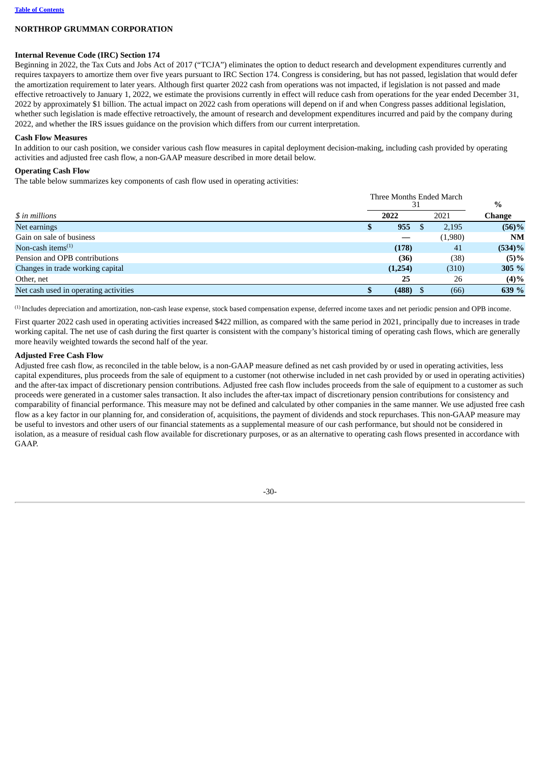**NORTHROP GRUMMAN CORPORATION**

**Internal Revenue Code (IRC) Section 174**

Beginning in 2022, the Tax Cuts and Jobs Act of 2017 ("TCJA") eliminates the option to deduct research and development expenditures currently and requires taxpayers to amortize them over five years pursuant to IRC Section 174. Congress is considering, but has not passed, legislation that would defer the amortization requirement to later years. Although first quarter 2022 cash from operations was not impacted, if legislation is not passed and made effective retroactively to January 1, 2022, we estimate the provisions currently in effect will reduce cash from operations for the year ended December 31, 2022 by approximately $1 billion. The actual impact on 2022 cash from operations will depend on if and when Congress passes additional legislation, whether such legislation is made effective retroactively, the amount of research and development expenditures incurred and paid by the company during 2022, and whether the IRS issues guidance on the provision which differs from our current interpretation.

**Cash Flow Measures**

In addition to our cash position, we consider various cash flow measures in capital deployment decision-making, including cash provided by operating activities and adjusted free cash flow, a non-GAAP measure described in more detail below.

**Operating Cash Flow**

The table below summarizes key components of cash flow used in operating activities:

| *$ in millions* | Three Months Ended March 31 | | % |
|---|---|---|---|
| | **2022** | 2021 | **Change** |
| Net earnings | **$ 955** | $ 2,195 | **(56)%** |
| Gain on sale of business | **—** | (1,980) | **NM** |
| Non-cash items[(1)] | **(178)** | 41 | **(534)%** |
| Pension and OPB contributions | **(36)** | (38) | **(5)%** |
| Changes in trade working capital | **(1,254)** | (310) | **305 %** |
| Other, net | **25** | 26 | **(4)%** |
| Net cash used in operating activities | **$ (488)** | $ (66) | **639 %** |

[(1)] Includes depreciation and amortization, non-cash lease expense, stock based compensation expense, deferred income taxes and net periodic pension and OPB income.

First quarter 2022 cash used in operating activities increased $422 million, as compared with the same period in 2021, principally due to increases in trade working capital. The net use of cash during the first quarter is consistent with the company's historical timing of operating cash flows, which are generally more heavily weighted towards the second half of the year.

**Adjusted Free Cash Flow**

Adjusted free cash flow, as reconciled in the table below, is a non-GAAP measure defined as net cash provided by or used in operating activities, less capital expenditures, plus proceeds from the sale of equipment to a customer (not otherwise included in net cash provided by or used in operating activities) and the after-tax impact of discretionary pension contributions. Adjusted free cash flow includes proceeds from the sale of equipment to a customer as such proceeds were generated in a customer sales transaction. It also includes the after-tax impact of discretionary pension contributions for consistency and comparability of financial performance. This measure may not be defined and calculated by other companies in the same manner. We use adjusted free cash flow as a key factor in our planning for, and consideration of, acquisitions, the payment of dividends and stock repurchases. This non-GAAP measure may be useful to investors and other users of our financial statements as a supplemental measure of our cash performance, but should not be considered in isolation, as a measure of residual cash flow available for discretionary purposes, or as an alternative to operating cash flows presented in accordance with GAAP.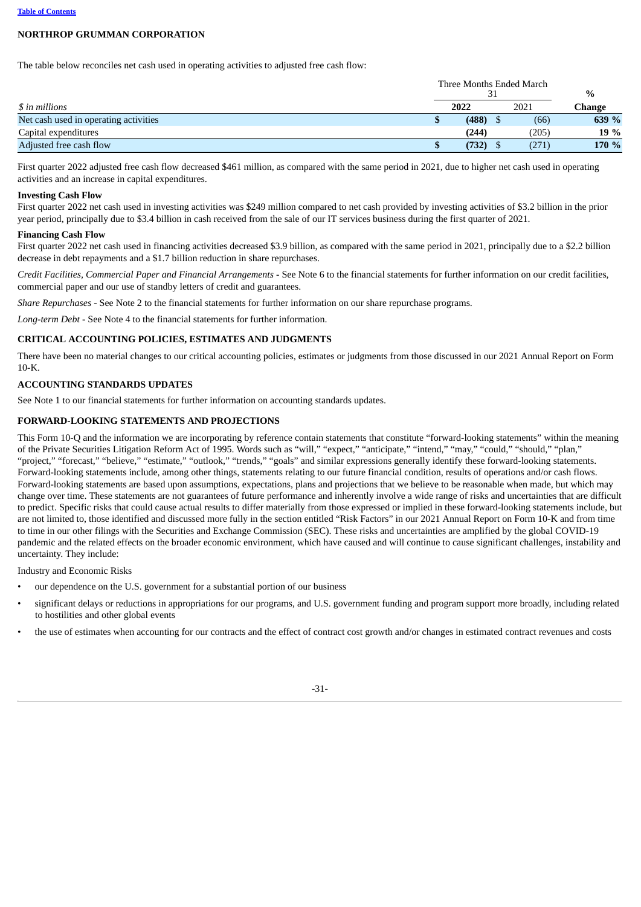**NORTHROP GRUMMAN CORPORATION**

The table below reconciles net cash used in operating activities to adjusted free cash flow:

| $ in millions | Three Months Ended March 31 2022 | 2021 | % Change |
|---|---|---|---|
| Net cash used in operating activities | $ (488) | $ (66) | 639 % |
| Capital expenditures | (244) | (205) | 19 % |
| Adjusted free cash flow | $ (732) | $ (271) | 170 % |

First quarter 2022 adjusted free cash flow decreased $461 million, as compared with the same period in 2021, due to higher net cash used in operating activities and an increase in capital expenditures.

**Investing Cash Flow**

First quarter 2022 net cash used in investing activities was $249 million compared to net cash provided by investing activities of $3.2 billion in the prior year period, principally due to $3.4 billion in cash received from the sale of our IT services business during the first quarter of 2021.

**Financing Cash Flow**

First quarter 2022 net cash used in financing activities decreased $3.9 billion, as compared with the same period in 2021, principally due to a $2.2 billion decrease in debt repayments and a $1.7 billion reduction in share repurchases.

*Credit Facilities, Commercial Paper and Financial Arrangements* - See Note 6 to the financial statements for further information on our credit facilities, commercial paper and our use of standby letters of credit and guarantees.

*Share Repurchases* - See Note 2 to the financial statements for further information on our share repurchase programs.

*Long-term Debt* - See Note 4 to the financial statements for further information.

## CRITICAL ACCOUNTING POLICIES, ESTIMATES AND JUDGMENTS

There have been no material changes to our critical accounting policies, estimates or judgments from those discussed in our 2021 Annual Report on Form 10-K.

## ACCOUNTING STANDARDS UPDATES

See Note 1 to our financial statements for further information on accounting standards updates.

## FORWARD-LOOKING STATEMENTS AND PROJECTIONS

This Form 10-Q and the information we are incorporating by reference contain statements that constitute "forward-looking statements" within the meaning of the Private Securities Litigation Reform Act of 1995. Words such as "will," "expect," "anticipate," "intend," "may," "could," "should," "plan," "project," "forecast," "believe," "estimate," "outlook," "trends," "goals" and similar expressions generally identify these forward-looking statements. Forward-looking statements include, among other things, statements relating to our future financial condition, results of operations and/or cash flows. Forward-looking statements are based upon assumptions, expectations, plans and projections that we believe to be reasonable when made, but which may change over time. These statements are not guarantees of future performance and inherently involve a wide range of risks and uncertainties that are difficult to predict. Specific risks that could cause actual results to differ materially from those expressed or implied in these forward-looking statements include, but are not limited to, those identified and discussed more fully in the section entitled "Risk Factors" in our 2021 Annual Report on Form 10-K and from time to time in our other filings with the Securities and Exchange Commission (SEC). These risks and uncertainties are amplified by the global COVID-19 pandemic and the related effects on the broader economic environment, which have caused and will continue to cause significant challenges, instability and uncertainty. They include:

Industry and Economic Risks

- our dependence on the U.S. government for a substantial portion of our business
- significant delays or reductions in appropriations for our programs, and U.S. government funding and program support more broadly, including related to hostilities and other global events
- the use of estimates when accounting for our contracts and the effect of contract cost growth and/or changes in estimated contract revenues and costs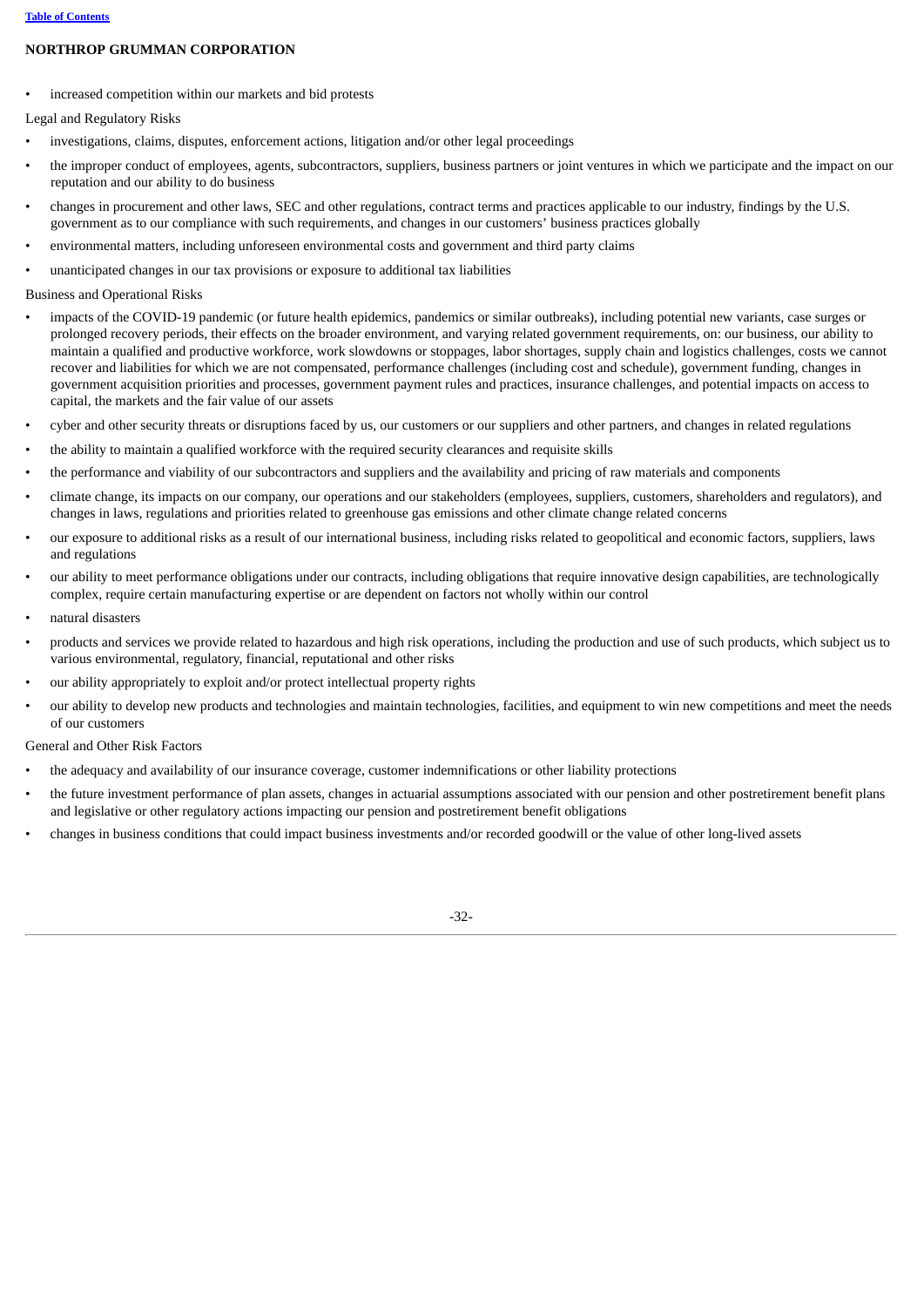- increased competition within our markets and bid protests

Legal and Regulatory Risks

- investigations, claims, disputes, enforcement actions, litigation and/or other legal proceedings
- the improper conduct of employees, agents, subcontractors, suppliers, business partners or joint ventures in which we participate and the impact on our reputation and our ability to do business
- changes in procurement and other laws, SEC and other regulations, contract terms and practices applicable to our industry, findings by the U.S. government as to our compliance with such requirements, and changes in our customers' business practices globally
- environmental matters, including unforeseen environmental costs and government and third party claims
- unanticipated changes in our tax provisions or exposure to additional tax liabilities

Business and Operational Risks

- impacts of the COVID-19 pandemic (or future health epidemics, pandemics or similar outbreaks), including potential new variants, case surges or prolonged recovery periods, their effects on the broader environment, and varying related government requirements, on: our business, our ability to maintain a qualified and productive workforce, work slowdowns or stoppages, labor shortages, supply chain and logistics challenges, costs we cannot recover and liabilities for which we are not compensated, performance challenges (including cost and schedule), government funding, changes in government acquisition priorities and processes, government payment rules and practices, insurance challenges, and potential impacts on access to capital, the markets and the fair value of our assets
- cyber and other security threats or disruptions faced by us, our customers or our suppliers and other partners, and changes in related regulations
- the ability to maintain a qualified workforce with the required security clearances and requisite skills
- the performance and viability of our subcontractors and suppliers and the availability and pricing of raw materials and components
- climate change, its impacts on our company, our operations and our stakeholders (employees, suppliers, customers, shareholders and regulators), and changes in laws, regulations and priorities related to greenhouse gas emissions and other climate change related concerns
- our exposure to additional risks as a result of our international business, including risks related to geopolitical and economic factors, suppliers, laws and regulations
- our ability to meet performance obligations under our contracts, including obligations that require innovative design capabilities, are technologically complex, require certain manufacturing expertise or are dependent on factors not wholly within our control
- natural disasters
- products and services we provide related to hazardous and high risk operations, including the production and use of such products, which subject us to various environmental, regulatory, financial, reputational and other risks
- our ability appropriately to exploit and/or protect intellectual property rights
- our ability to develop new products and technologies and maintain technologies, facilities, and equipment to win new competitions and meet the needs of our customers

General and Other Risk Factors

- the adequacy and availability of our insurance coverage, customer indemnifications or other liability protections
- the future investment performance of plan assets, changes in actuarial assumptions associated with our pension and other postretirement benefit plans and legislative or other regulatory actions impacting our pension and postretirement benefit obligations
- changes in business conditions that could impact business investments and/or recorded goodwill or the value of other long-lived assets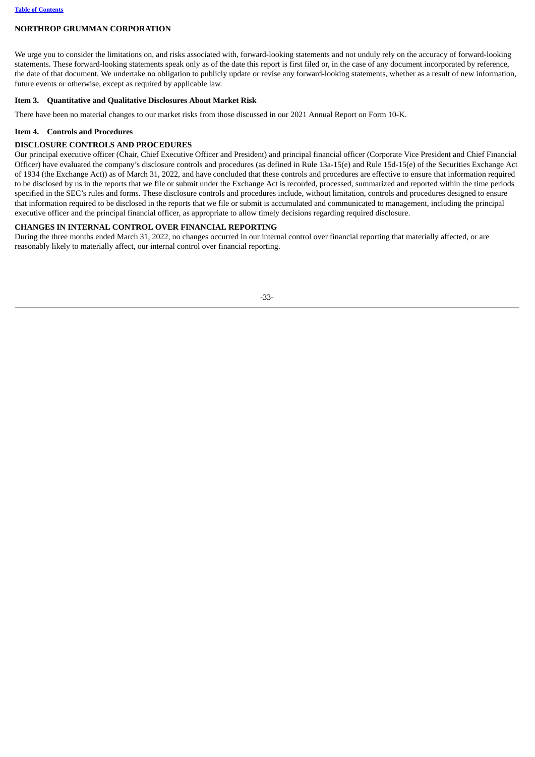We urge you to consider the limitations on, and risks associated with, forward-looking statements and not unduly rely on the accuracy of forward-looking statements. These forward-looking statements speak only as of the date this report is first filed or, in the case of any document incorporated by reference, the date of that document. We undertake no obligation to publicly update or revise any forward-looking statements, whether as a result of new information, future events or otherwise, except as required by applicable law.

## Item 3. Quantitative and Qualitative Disclosures About Market Risk

There have been no material changes to our market risks from those discussed in our 2021 Annual Report on Form 10-K.

## Item 4. Controls and Procedures

### DISCLOSURE CONTROLS AND PROCEDURES

Our principal executive officer (Chair, Chief Executive Officer and President) and principal financial officer (Corporate Vice President and Chief Financial Officer) have evaluated the company's disclosure controls and procedures (as defined in Rule 13a-15(e) and Rule 15d-15(e) of the Securities Exchange Act of 1934 (the Exchange Act)) as of March 31, 2022, and have concluded that these controls and procedures are effective to ensure that information required to be disclosed by us in the reports that we file or submit under the Exchange Act is recorded, processed, summarized and reported within the time periods specified in the SEC's rules and forms. These disclosure controls and procedures include, without limitation, controls and procedures designed to ensure that information required to be disclosed in the reports that we file or submit is accumulated and communicated to management, including the principal executive officer and the principal financial officer, as appropriate to allow timely decisions regarding required disclosure.

### CHANGES IN INTERNAL CONTROL OVER FINANCIAL REPORTING

During the three months ended March 31, 2022, no changes occurred in our internal control over financial reporting that materially affected, or are reasonably likely to materially affect, our internal control over financial reporting.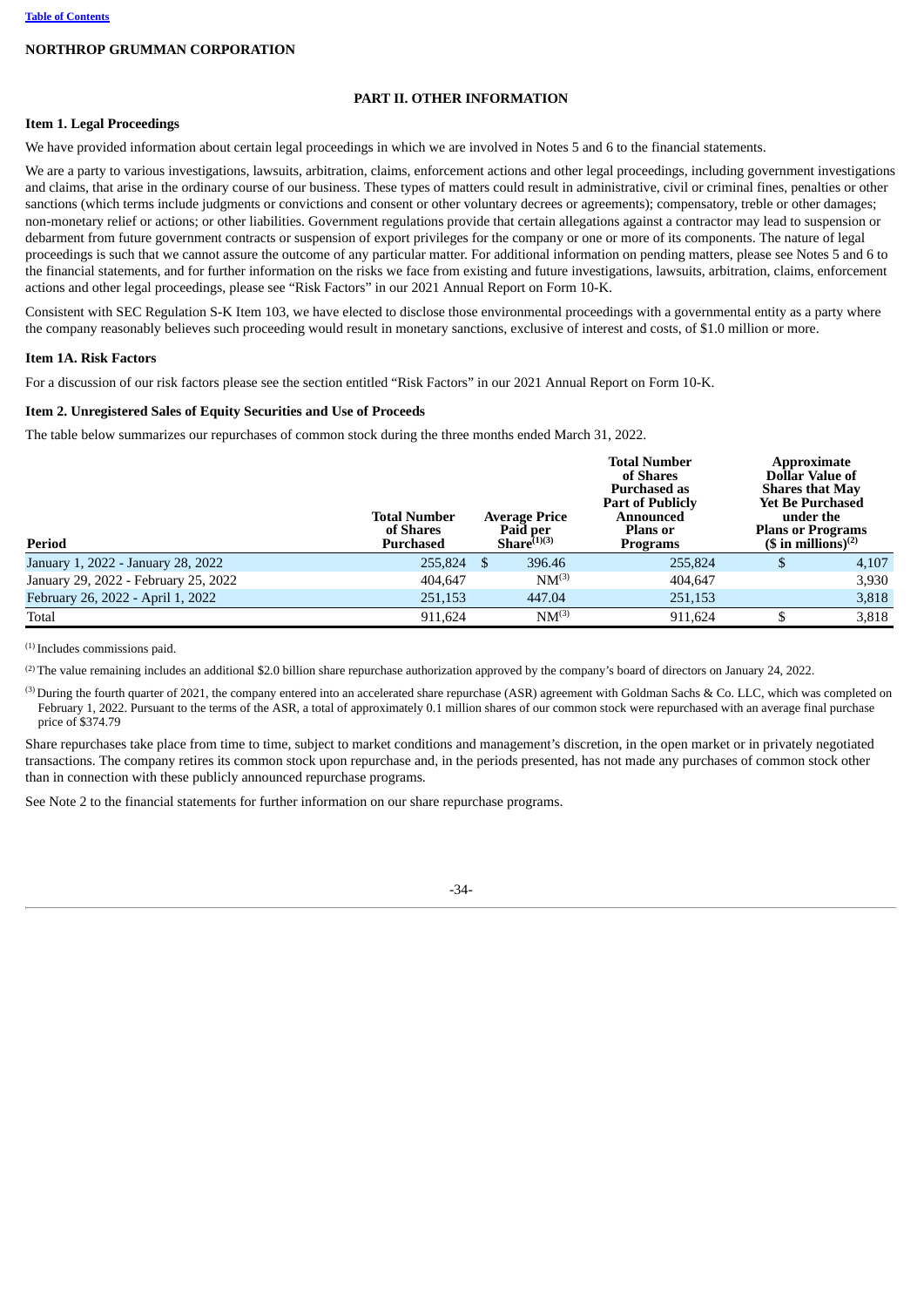**NORTHROP GRUMMAN CORPORATION**

## PART II. OTHER INFORMATION

### Item 1. Legal Proceedings

We have provided information about certain legal proceedings in which we are involved in Notes 5 and 6 to the financial statements.

We are a party to various investigations, lawsuits, arbitration, claims, enforcement actions and other legal proceedings, including government investigations and claims, that arise in the ordinary course of our business. These types of matters could result in administrative, civil or criminal fines, penalties or other sanctions (which terms include judgments or convictions and consent or other voluntary decrees or agreements); compensatory, treble or other damages; non-monetary relief or actions; or other liabilities. Government regulations provide that certain allegations against a contractor may lead to suspension or debarment from future government contracts or suspension of export privileges for the company or one or more of its components. The nature of legal proceedings is such that we cannot assure the outcome of any particular matter. For additional information on pending matters, please see Notes 5 and 6 to the financial statements, and for further information on the risks we face from existing and future investigations, lawsuits, arbitration, claims, enforcement actions and other legal proceedings, please see "Risk Factors" in our 2021 Annual Report on Form 10-K.

Consistent with SEC Regulation S-K Item 103, we have elected to disclose those environmental proceedings with a governmental entity as a party where the company reasonably believes such proceeding would result in monetary sanctions, exclusive of interest and costs, of $1.0 million or more.

### Item 1A. Risk Factors

For a discussion of our risk factors please see the section entitled "Risk Factors" in our 2021 Annual Report on Form 10-K.

### Item 2. Unregistered Sales of Equity Securities and Use of Proceeds

The table below summarizes our repurchases of common stock during the three months ended March 31, 2022.

| Period | Total Number of Shares Purchased | Average Price Paid per Share[(1)(3)] | Total Number of Shares Purchased as Part of Publicly Announced Plans or Programs | Approximate Dollar Value of Shares that May Yet Be Purchased under the Plans or Programs ($ in millions)[(2)] |
|---|---|---|---|---|
| January 1, 2022 - January 28, 2022 | 255,824 | $ 396.46 | 255,824 | $ 4,107 |
| January 29, 2022 - February 25, 2022 | 404,647 | NM[(3)] | 404,647 | 3,930 |
| February 26, 2022 - April 1, 2022 | 251,153 | 447.04 | 251,153 | 3,818 |
| Total | 911,624 | NM[(3)] | 911,624 | $ 3,818 |

(1) Includes commissions paid.

(2) The value remaining includes an additional $2.0 billion share repurchase authorization approved by the company's board of directors on January 24, 2022.

(3) During the fourth quarter of 2021, the company entered into an accelerated share repurchase (ASR) agreement with Goldman Sachs & Co. LLC, which was completed on February 1, 2022. Pursuant to the terms of the ASR, a total of approximately 0.1 million shares of our common stock were repurchased with an average final purchase price of $374.79

Share repurchases take place from time to time, subject to market conditions and management's discretion, in the open market or in privately negotiated transactions. The company retires its common stock upon repurchase and, in the periods presented, has not made any purchases of common stock other than in connection with these publicly announced repurchase programs.

See Note 2 to the financial statements for further information on our share repurchase programs.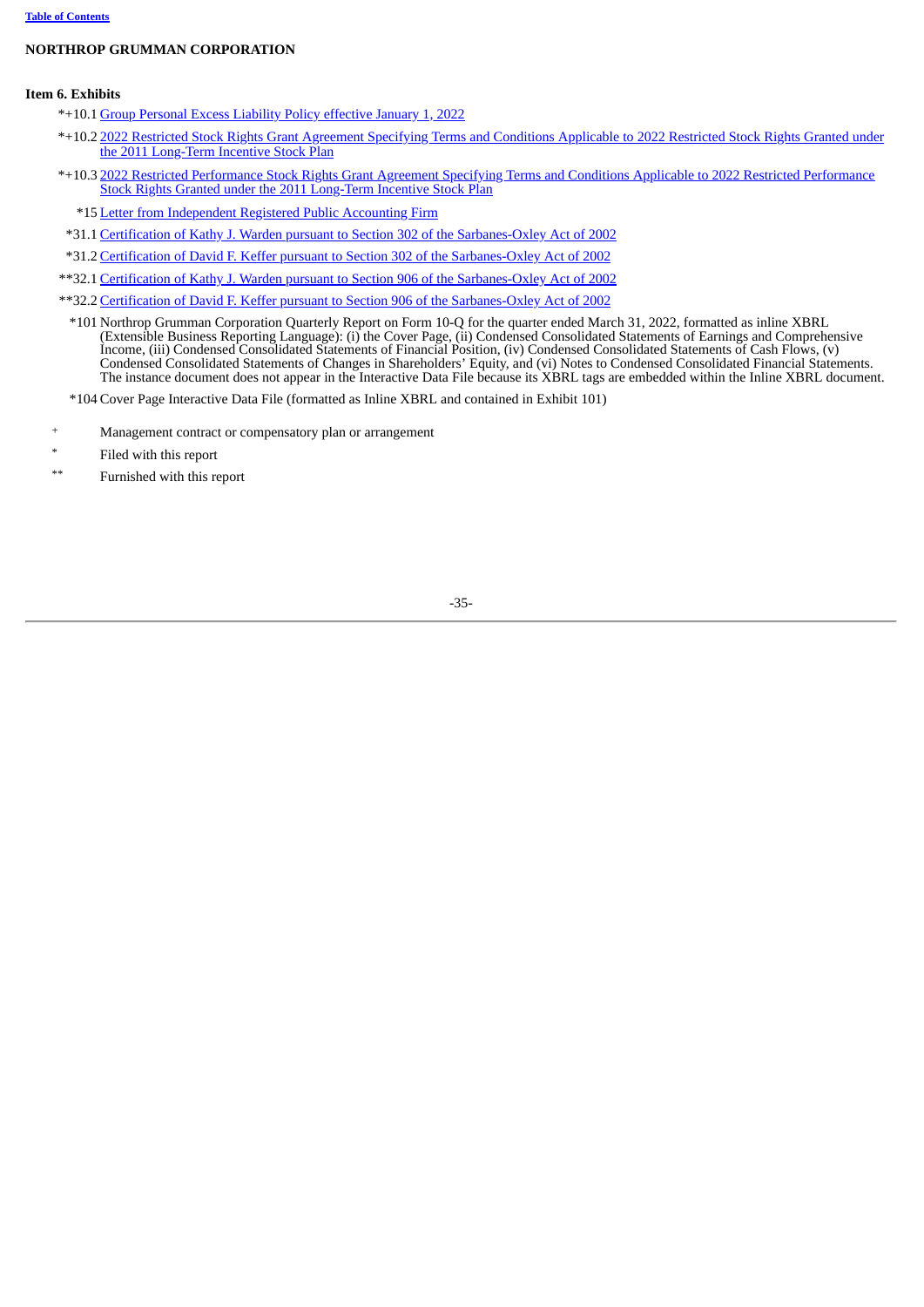**NORTHROP GRUMMAN CORPORATION**

**Item 6. Exhibits**

*+10.1 Group Personal Excess Liability Policy effective January 1, 2022

*+10.2 2022 Restricted Stock Rights Grant Agreement Specifying Terms and Conditions Applicable to 2022 Restricted Stock Rights Granted under the 2011 Long-Term Incentive Stock Plan

*+10.3 2022 Restricted Performance Stock Rights Grant Agreement Specifying Terms and Conditions Applicable to 2022 Restricted Performance Stock Rights Granted under the 2011 Long-Term Incentive Stock Plan

*15 Letter from Independent Registered Public Accounting Firm

*31.1 Certification of Kathy J. Warden pursuant to Section 302 of the Sarbanes-Oxley Act of 2002

*31.2 Certification of David F. Keffer pursuant to Section 302 of the Sarbanes-Oxley Act of 2002

**32.1 Certification of Kathy J. Warden pursuant to Section 906 of the Sarbanes-Oxley Act of 2002

**32.2 Certification of David F. Keffer pursuant to Section 906 of the Sarbanes-Oxley Act of 2002

*101 Northrop Grumman Corporation Quarterly Report on Form 10-Q for the quarter ended March 31, 2022, formatted as inline XBRL (Extensible Business Reporting Language): (i) the Cover Page, (ii) Condensed Consolidated Statements of Earnings and Comprehensive Income, (iii) Condensed Consolidated Statements of Financial Position, (iv) Condensed Consolidated Statements of Cash Flows, (v) Condensed Consolidated Statements of Changes in Shareholders' Equity, and (vi) Notes to Condensed Consolidated Financial Statements. The instance document does not appear in the Interactive Data File because its XBRL tags are embedded within the Inline XBRL document.

*104 Cover Page Interactive Data File (formatted as Inline XBRL and contained in Exhibit 101)

\+ Management contract or compensatory plan or arrangement

\* Filed with this report

\** Furnished with this report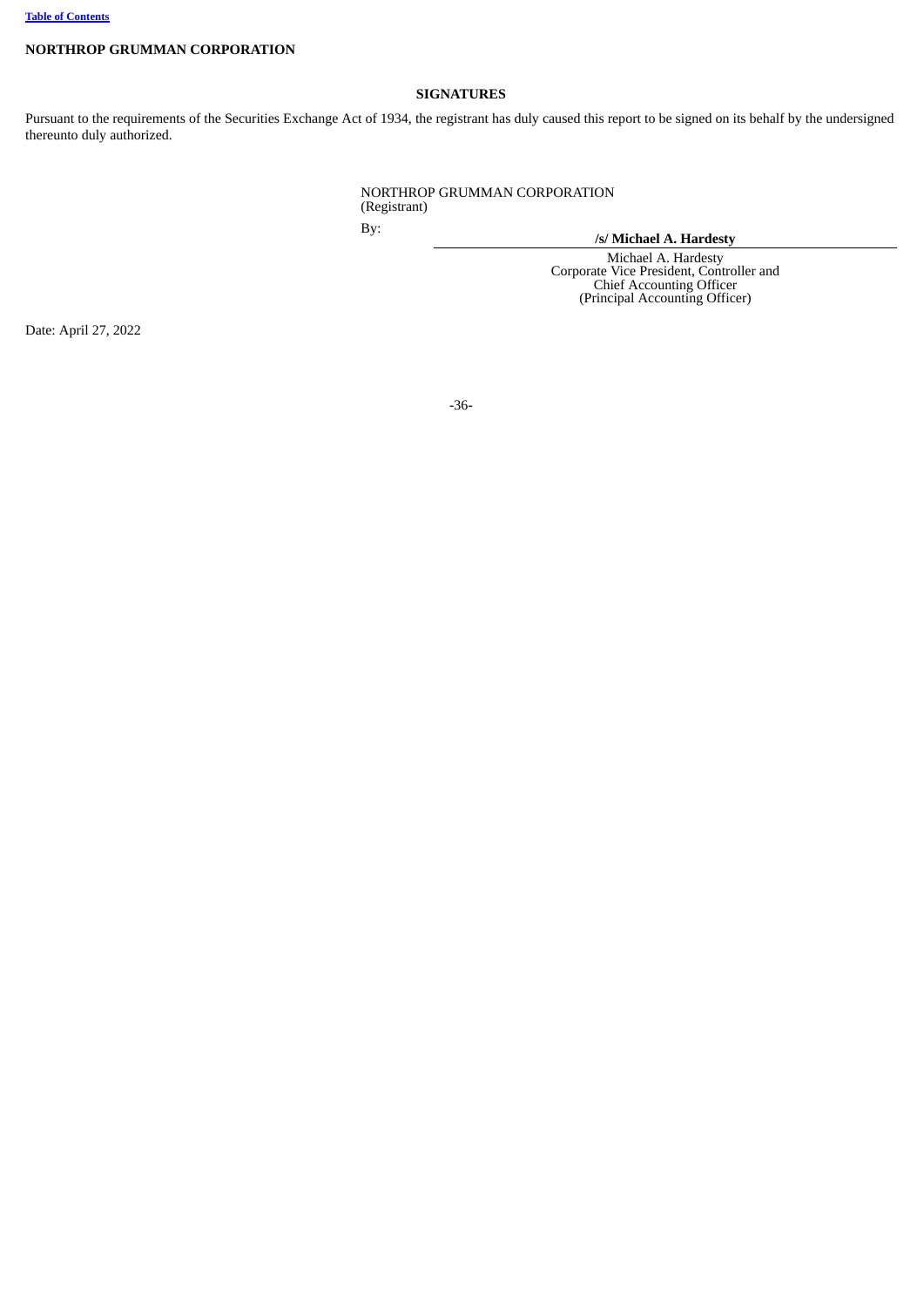**NORTHROP GRUMMAN CORPORATION**

## SIGNATURES

Pursuant to the requirements of the Securities Exchange Act of 1934, the registrant has duly caused this report to be signed on its behalf by the undersigned thereunto duly authorized.

NORTHROP GRUMMAN CORPORATION
(Registrant)

By:

**/s/ Michael A. Hardesty**

Michael A. Hardesty
Corporate Vice President, Controller and
Chief Accounting Officer
(Principal Accounting Officer)

Date: April 27, 2022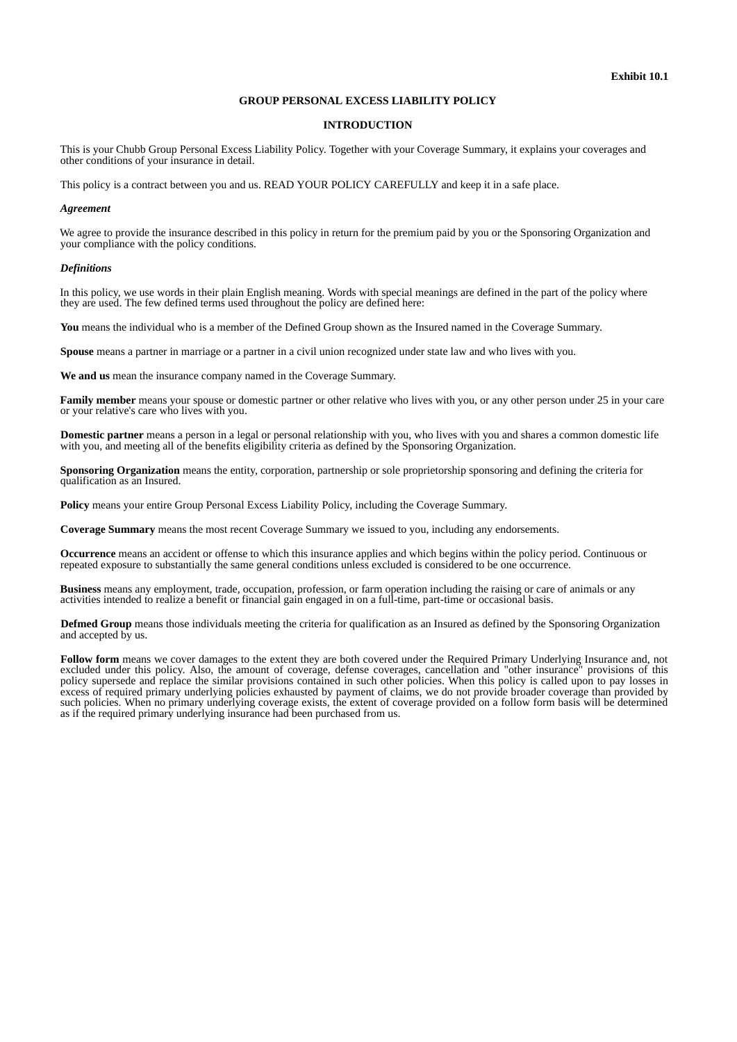Exhibit 10.1

# GROUP PERSONAL EXCESS LIABILITY POLICY

## INTRODUCTION

This is your Chubb Group Personal Excess Liability Policy. Together with your Coverage Summary, it explains your coverages and other conditions of your insurance in detail.

This policy is a contract between you and us. READ YOUR POLICY CAREFULLY and keep it in a safe place.

### *Agreement*

We agree to provide the insurance described in this policy in return for the premium paid by you or the Sponsoring Organization and your compliance with the policy conditions.

### *Definitions*

In this policy, we use words in their plain English meaning. Words with special meanings are defined in the part of the policy where they are used. The few defined terms used throughout the policy are defined here:

**You** means the individual who is a member of the Defined Group shown as the Insured named in the Coverage Summary.

**Spouse** means a partner in marriage or a partner in a civil union recognized under state law and who lives with you.

**We and us** mean the insurance company named in the Coverage Summary.

**Family member** means your spouse or domestic partner or other relative who lives with you, or any other person under 25 in your care or your relative's care who lives with you.

**Domestic partner** means a person in a legal or personal relationship with you, who lives with you and shares a common domestic life with you, and meeting all of the benefits eligibility criteria as defined by the Sponsoring Organization.

**Sponsoring Organization** means the entity, corporation, partnership or sole proprietorship sponsoring and defining the criteria for qualification as an Insured.

**Policy** means your entire Group Personal Excess Liability Policy, including the Coverage Summary.

**Coverage Summary** means the most recent Coverage Summary we issued to you, including any endorsements.

**Occurrence** means an accident or offense to which this insurance applies and which begins within the policy period. Continuous or repeated exposure to substantially the same general conditions unless excluded is considered to be one occurrence.

**Business** means any employment, trade, occupation, profession, or farm operation including the raising or care of animals or any activities intended to realize a benefit or financial gain engaged in on a full-time, part-time or occasional basis.

**Defmed Group** means those individuals meeting the criteria for qualification as an Insured as defined by the Sponsoring Organization and accepted by us.

**Follow form** means we cover damages to the extent they are both covered under the Required Primary Underlying Insurance and, not excluded under this policy. Also, the amount of coverage, defense coverages, cancellation and "other insurance" provisions of this policy supersede and replace the similar provisions contained in such other policies. When this policy is called upon to pay losses in excess of required primary underlying policies exhausted by payment of claims, we do not provide broader coverage than provided by such policies. When no primary underlying coverage exists, the extent of coverage provided on a follow form basis will be determined as if the required primary underlying insurance had been purchased from us.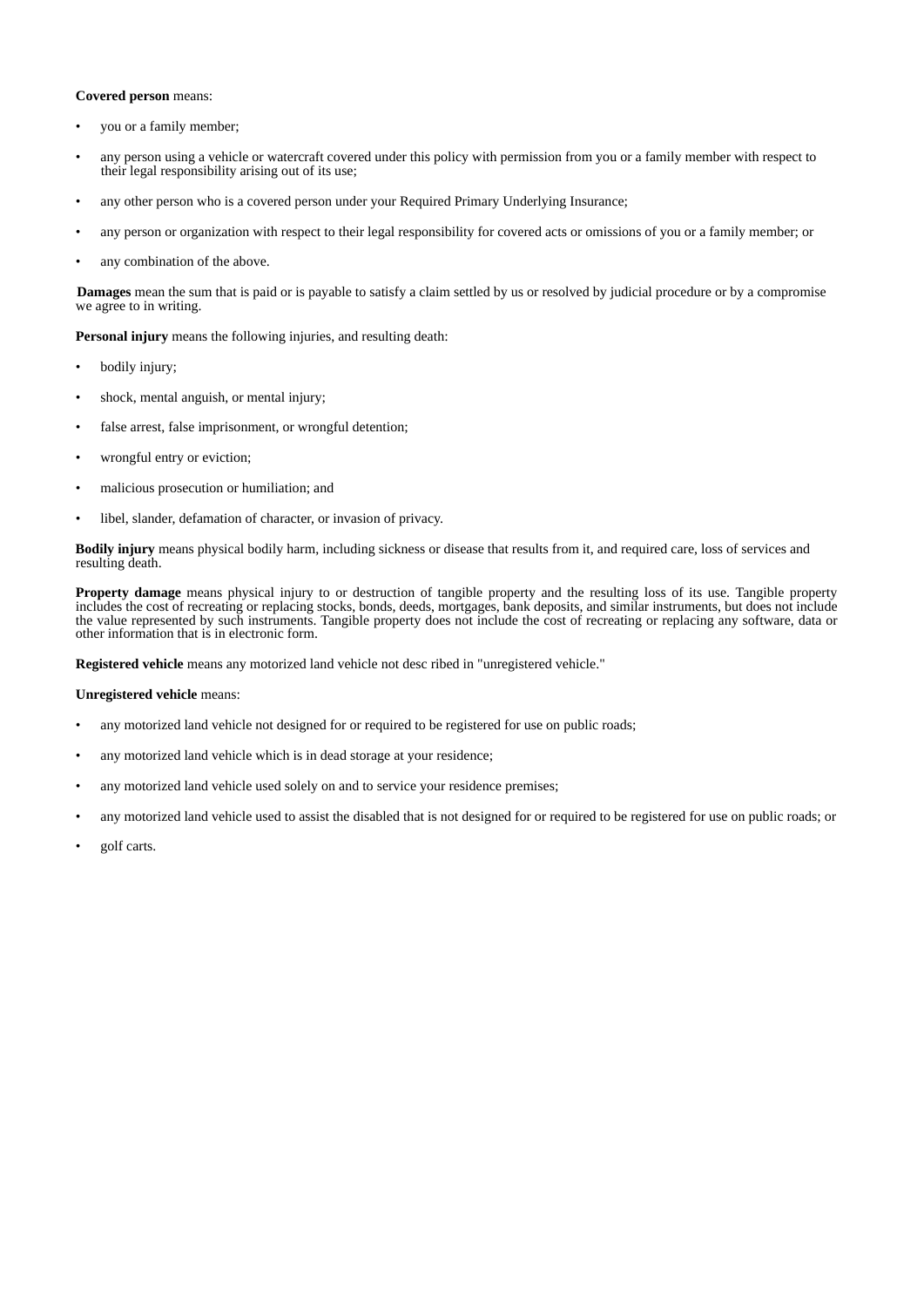**Covered person** means:

- you or a family member;
- any person using a vehicle or watercraft covered under this policy with permission from you or a family member with respect to their legal responsibility arising out of its use;
- any other person who is a covered person under your Required Primary Underlying Insurance;
- any person or organization with respect to their legal responsibility for covered acts or omissions of you or a family member; or
- any combination of the above.

**Damages** mean the sum that is paid or is payable to satisfy a claim settled by us or resolved by judicial procedure or by a compromise we agree to in writing.

**Personal injury** means the following injuries, and resulting death:

- bodily injury;
- shock, mental anguish, or mental injury;
- false arrest, false imprisonment, or wrongful detention;
- wrongful entry or eviction;
- malicious prosecution or humiliation; and
- libel, slander, defamation of character, or invasion of privacy.

**Bodily injury** means physical bodily harm, including sickness or disease that results from it, and required care, loss of services and resulting death.

**Property damage** means physical injury to or destruction of tangible property and the resulting loss of its use. Tangible property includes the cost of recreating or replacing stocks, bonds, deeds, mortgages, bank deposits, and similar instruments, but does not include the value represented by such instruments. Tangible property does not include the cost of recreating or replacing any software, data or other information that is in electronic form.

**Registered vehicle** means any motorized land vehicle not desc ribed in "unregistered vehicle."

**Unregistered vehicle** means:

- any motorized land vehicle not designed for or required to be registered for use on public roads;
- any motorized land vehicle which is in dead storage at your residence;
- any motorized land vehicle used solely on and to service your residence premises;
- any motorized land vehicle used to assist the disabled that is not designed for or required to be registered for use on public roads; or
- golf carts.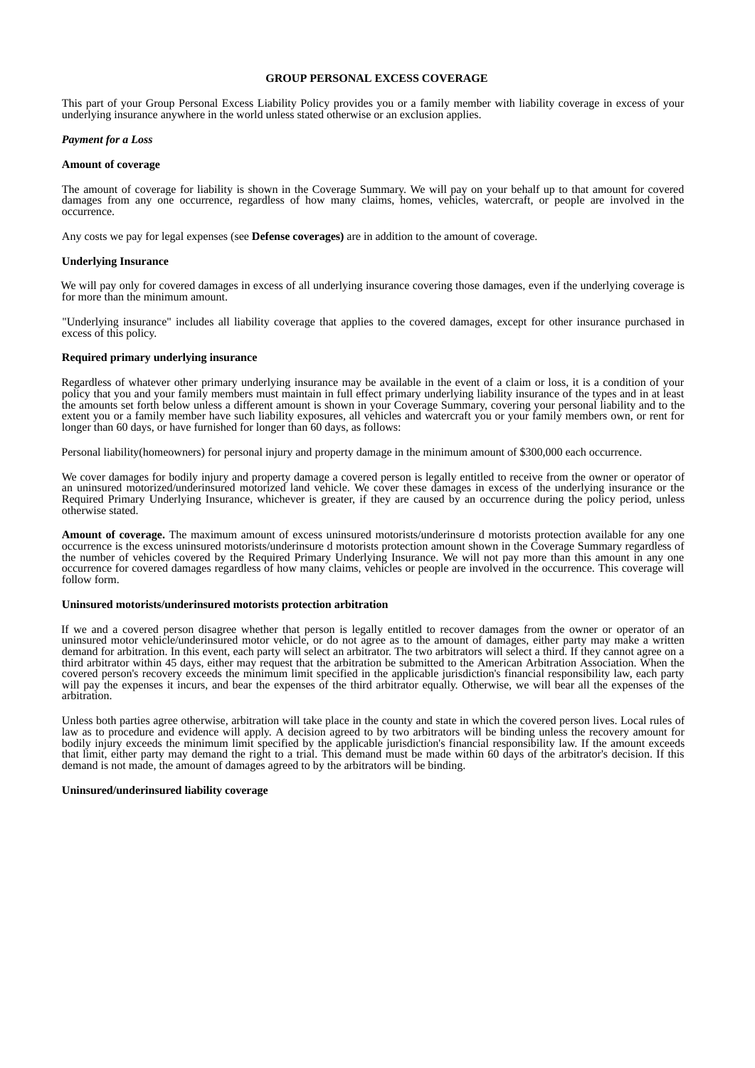# GROUP PERSONAL EXCESS COVERAGE

This part of your Group Personal Excess Liability Policy provides you or a family member with liability coverage in excess of your underlying insurance anywhere in the world unless stated otherwise or an exclusion applies.

***Payment for a Loss***

**Amount of coverage**

The amount of coverage for liability is shown in the Coverage Summary. We will pay on your behalf up to that amount for covered damages from any one occurrence, regardless of how many claims, homes, vehicles, watercraft, or people are involved in the occurrence.

Any costs we pay for legal expenses (see **Defense coverages)** are in addition to the amount of coverage.

**Underlying Insurance**

We will pay only for covered damages in excess of all underlying insurance covering those damages, even if the underlying coverage is for more than the minimum amount.

"Underlying insurance" includes all liability coverage that applies to the covered damages, except for other insurance purchased in excess of this policy.

**Required primary underlying insurance**

Regardless of whatever other primary underlying insurance may be available in the event of a claim or loss, it is a condition of your policy that you and your family members must maintain in full effect primary underlying liability insurance of the types and in at least the amounts set forth below unless a different amount is shown in your Coverage Summary, covering your personal liability and to the extent you or a family member have such liability exposures, all vehicles and watercraft you or your family members own, or rent for longer than 60 days, or have furnished for longer than 60 days, as follows:

Personal liability(homeowners) for personal injury and property damage in the minimum amount of $300,000 each occurrence.

We cover damages for bodily injury and property damage a covered person is legally entitled to receive from the owner or operator of an uninsured motorized/underinsured motorized land vehicle. We cover these damages in excess of the underlying insurance or the Required Primary Underlying Insurance, whichever is greater, if they are caused by an occurrence during the policy period, unless otherwise stated.

**Amount of coverage.** The maximum amount of excess uninsured motorists/underinsure d motorists protection available for any one occurrence is the excess uninsured motorists/underinsure d motorists protection amount shown in the Coverage Summary regardless of the number of vehicles covered by the Required Primary Underlying Insurance. We will not pay more than this amount in any one occurrence for covered damages regardless of how many claims, vehicles or people are involved in the occurrence. This coverage will follow form.

**Uninsured motorists/underinsured motorists protection arbitration**

If we and a covered person disagree whether that person is legally entitled to recover damages from the owner or operator of an uninsured motor vehicle/underinsured motor vehicle, or do not agree as to the amount of damages, either party may make a written demand for arbitration. In this event, each party will select an arbitrator. The two arbitrators will select a third. If they cannot agree on a third arbitrator within 45 days, either may request that the arbitration be submitted to the American Arbitration Association. When the covered person's recovery exceeds the minimum limit specified in the applicable jurisdiction's financial responsibility law, each party will pay the expenses it incurs, and bear the expenses of the third arbitrator equally. Otherwise, we will bear all the expenses of the arbitration.

Unless both parties agree otherwise, arbitration will take place in the county and state in which the covered person lives. Local rules of law as to procedure and evidence will apply. A decision agreed to by two arbitrators will be binding unless the recovery amount for bodily injury exceeds the minimum limit specified by the applicable jurisdiction's financial responsibility law. If the amount exceeds that limit, either party may demand the right to a trial. This demand must be made within 60 days of the arbitrator's decision. If this demand is not made, the amount of damages agreed to by the arbitrators will be binding.

**Uninsured/underinsured liability coverage**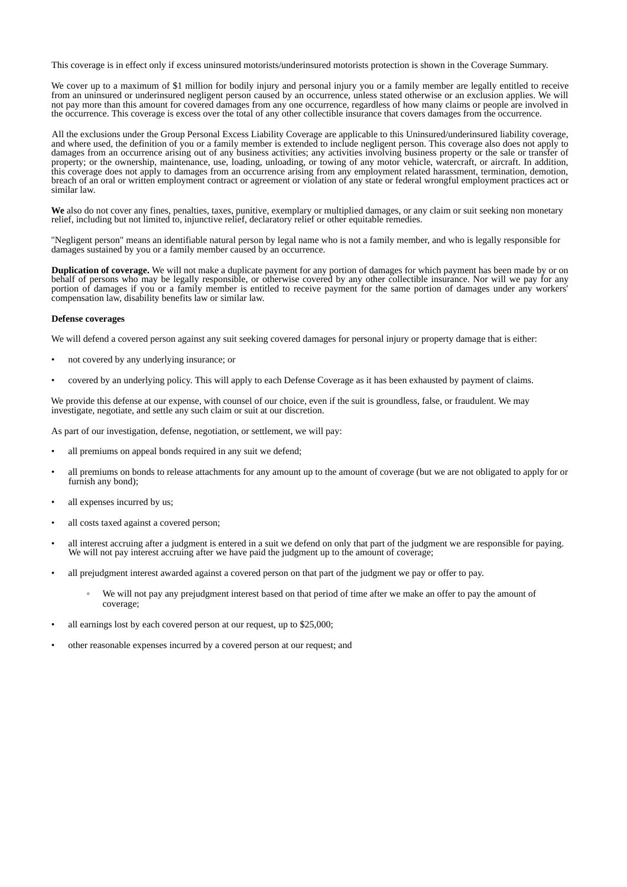This coverage is in effect only if excess uninsured motorists/underinsured motorists protection is shown in the Coverage Summary.

We cover up to a maximum of $1 million for bodily injury and personal injury you or a family member are legally entitled to receive from an uninsured or underinsured negligent person caused by an occurrence, unless stated otherwise or an exclusion applies. We will not pay more than this amount for covered damages from any one occurrence, regardless of how many claims or people are involved in the occurrence. This coverage is excess over the total of any other collectible insurance that covers damages from the occurrence.

All the exclusions under the Group Personal Excess Liability Coverage are applicable to this Uninsured/underinsured liability coverage, and where used, the definition of you or a family member is extended to include negligent person. This coverage also does not apply to damages from an occurrence arising out of any business activities; any activities involving business property or the sale or transfer of property; or the ownership, maintenance, use, loading, unloading, or towing of any motor vehicle, watercraft, or aircraft. In addition, this coverage does not apply to damages from an occurrence arising from any employment related harassment, termination, demotion, breach of an oral or written employment contract or agreement or violation of any state or federal wrongful employment practices act or similar law.

**We** also do not cover any fines, penalties, taxes, punitive, exemplary or multiplied damages, or any claim or suit seeking non monetary relief, including but not limited to, injunctive relief, declaratory relief or other equitable remedies.

"Negligent person" means an identifiable natural person by legal name who is not a family member, and who is legally responsible for damages sustained by you or a family member caused by an occurrence.

**Duplication of coverage.** We will not make a duplicate payment for any portion of damages for which payment has been made by or on behalf of persons who may be legally responsible, or otherwise covered by any other collectible insurance. Nor will we pay for any portion of damages if you or a family member is entitled to receive payment for the same portion of damages under any workers' compensation law, disability benefits law or similar law.

**Defense coverages**

We will defend a covered person against any suit seeking covered damages for personal injury or property damage that is either:

- not covered by any underlying insurance; or
- covered by an underlying policy. This will apply to each Defense Coverage as it has been exhausted by payment of claims.

We provide this defense at our expense, with counsel of our choice, even if the suit is groundless, false, or fraudulent. We may investigate, negotiate, and settle any such claim or suit at our discretion.

As part of our investigation, defense, negotiation, or settlement, we will pay:

- all premiums on appeal bonds required in any suit we defend;
- all premiums on bonds to release attachments for any amount up to the amount of coverage (but we are not obligated to apply for or furnish any bond);
- all expenses incurred by us;
- all costs taxed against a covered person;
- all interest accruing after a judgment is entered in a suit we defend on only that part of the judgment we are responsible for paying. We will not pay interest accruing after we have paid the judgment up to the amount of coverage;
- all prejudgment interest awarded against a covered person on that part of the judgment we pay or offer to pay.
    - We will not pay any prejudgment interest based on that period of time after we make an offer to pay the amount of coverage;
- all earnings lost by each covered person at our request, up to $25,000;
- other reasonable expenses incurred by a covered person at our request; and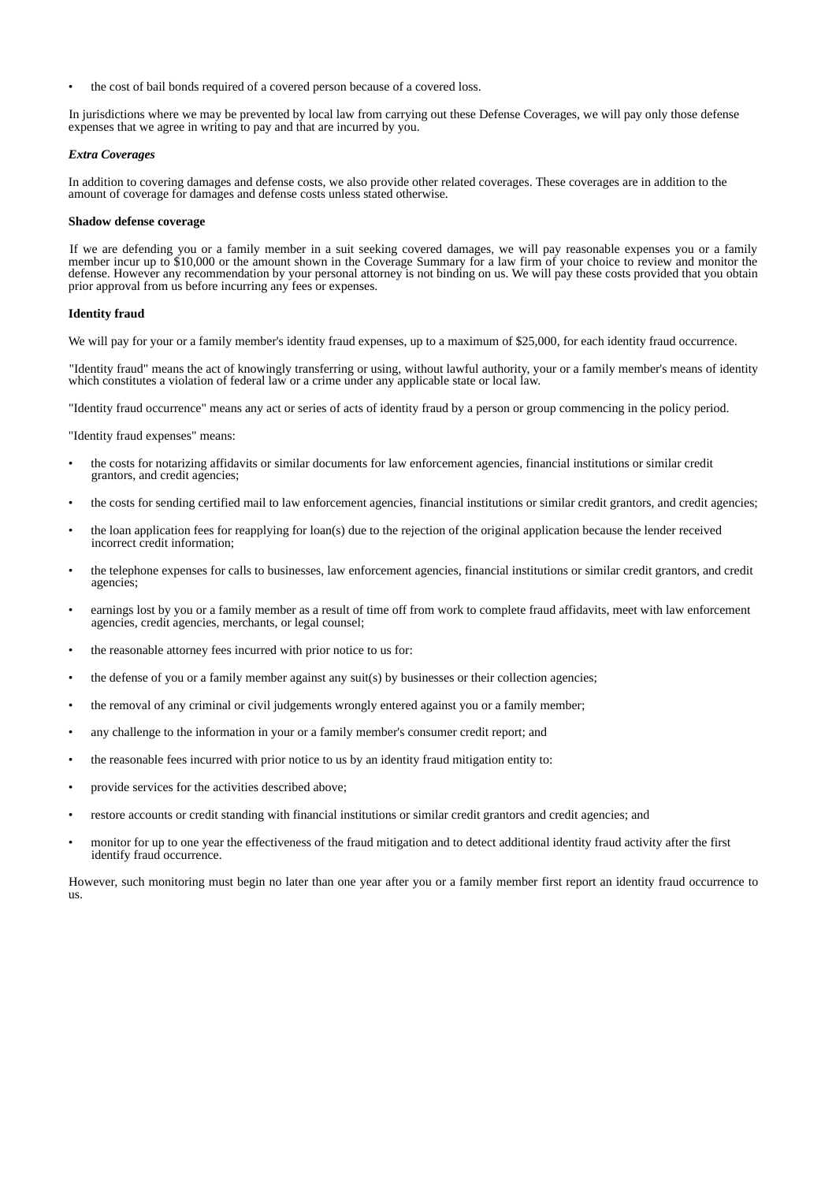- the cost of bail bonds required of a covered person because of a covered loss.

In jurisdictions where we may be prevented by local law from carrying out these Defense Coverages, we will pay only those defense expenses that we agree in writing to pay and that are incurred by you.

***Extra Coverages***

In addition to covering damages and defense costs, we also provide other related coverages. These coverages are in addition to the amount of coverage for damages and defense costs unless stated otherwise.

**Shadow defense coverage**

If we are defending you or a family member in a suit seeking covered damages, we will pay reasonable expenses you or a family member incur up to $10,000 or the amount shown in the Coverage Summary for a law firm of your choice to review and monitor the defense. However any recommendation by your personal attorney is not binding on us. We will pay these costs provided that you obtain prior approval from us before incurring any fees or expenses.

**Identity fraud**

We will pay for your or a family member's identity fraud expenses, up to a maximum of $25,000, for each identity fraud occurrence.

"Identity fraud" means the act of knowingly transferring or using, without lawful authority, your or a family member's means of identity which constitutes a violation of federal law or a crime under any applicable state or local law.

"Identity fraud occurrence" means any act or series of acts of identity fraud by a person or group commencing in the policy period.

"Identity fraud expenses" means:

- the costs for notarizing affidavits or similar documents for law enforcement agencies, financial institutions or similar credit grantors, and credit agencies;
- the costs for sending certified mail to law enforcement agencies, financial institutions or similar credit grantors, and credit agencies;
- the loan application fees for reapplying for loan(s) due to the rejection of the original application because the lender received incorrect credit information;
- the telephone expenses for calls to businesses, law enforcement agencies, financial institutions or similar credit grantors, and credit agencies;
- earnings lost by you or a family member as a result of time off from work to complete fraud affidavits, meet with law enforcement agencies, credit agencies, merchants, or legal counsel;
- the reasonable attorney fees incurred with prior notice to us for:
- the defense of you or a family member against any suit(s) by businesses or their collection agencies;
- the removal of any criminal or civil judgements wrongly entered against you or a family member;
- any challenge to the information in your or a family member's consumer credit report; and
- the reasonable fees incurred with prior notice to us by an identity fraud mitigation entity to:
- provide services for the activities described above;
- restore accounts or credit standing with financial institutions or similar credit grantors and credit agencies; and
- monitor for up to one year the effectiveness of the fraud mitigation and to detect additional identity fraud activity after the first identify fraud occurrence.

However, such monitoring must begin no later than one year after you or a family member first report an identity fraud occurrence to us.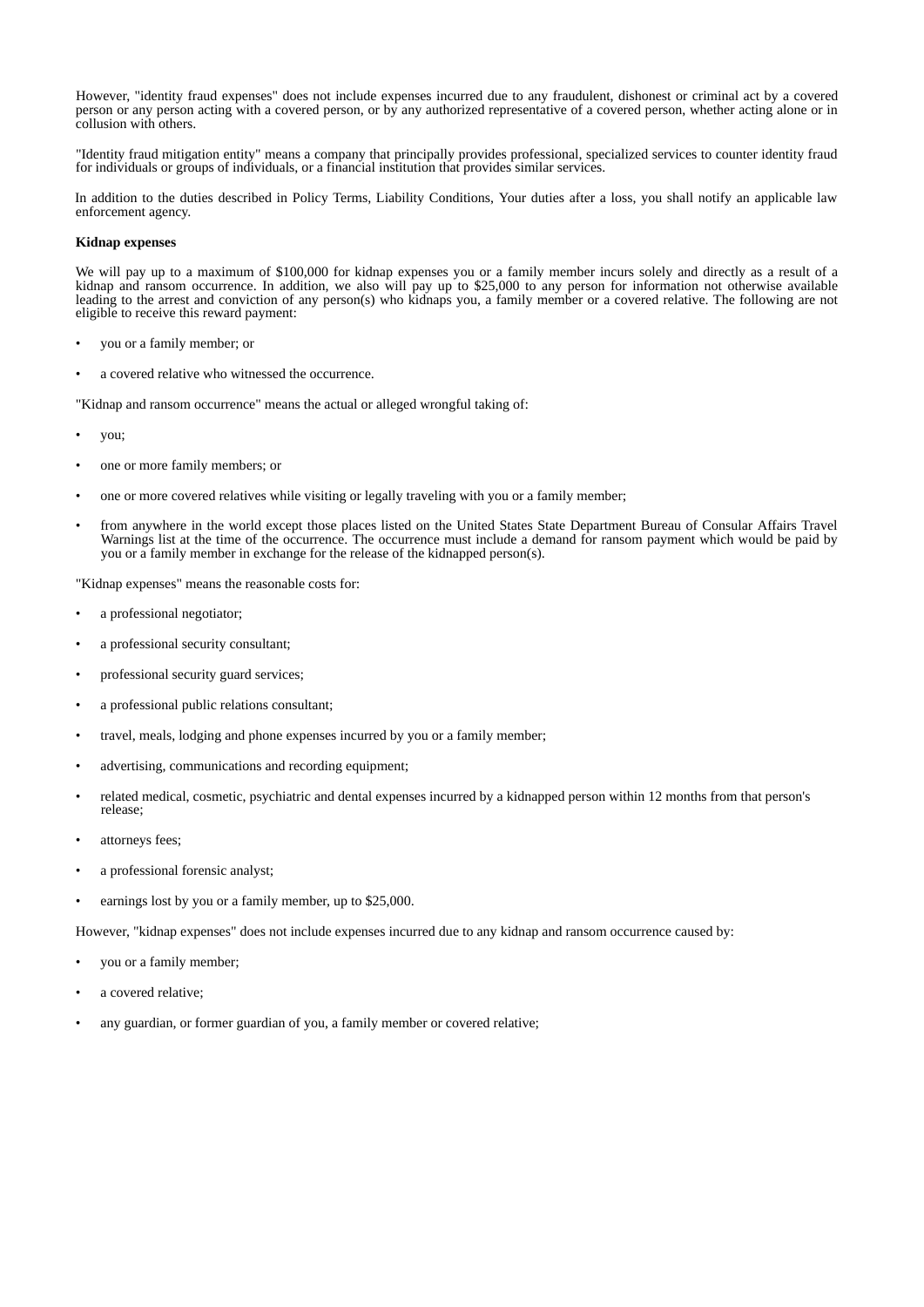However, "identity fraud expenses" does not include expenses incurred due to any fraudulent, dishonest or criminal act by a covered person or any person acting with a covered person, or by any authorized representative of a covered person, whether acting alone or in collusion with others.

"Identity fraud mitigation entity" means a company that principally provides professional, specialized services to counter identity fraud for individuals or groups of individuals, or a financial institution that provides similar services.

In addition to the duties described in Policy Terms, Liability Conditions, Your duties after a loss, you shall notify an applicable law enforcement agency.

**Kidnap expenses**

We will pay up to a maximum of $100,000 for kidnap expenses you or a family member incurs solely and directly as a result of a kidnap and ransom occurrence. In addition, we also will pay up to $25,000 to any person for information not otherwise available leading to the arrest and conviction of any person(s) who kidnaps you, a family member or a covered relative. The following are not eligible to receive this reward payment:

- you or a family member; or
- a covered relative who witnessed the occurrence.

"Kidnap and ransom occurrence" means the actual or alleged wrongful taking of:

- you;
- one or more family members; or
- one or more covered relatives while visiting or legally traveling with you or a family member;
- from anywhere in the world except those places listed on the United States State Department Bureau of Consular Affairs Travel Warnings list at the time of the occurrence. The occurrence must include a demand for ransom payment which would be paid by you or a family member in exchange for the release of the kidnapped person(s).

"Kidnap expenses" means the reasonable costs for:

- a professional negotiator;
- a professional security consultant;
- professional security guard services;
- a professional public relations consultant;
- travel, meals, lodging and phone expenses incurred by you or a family member;
- advertising, communications and recording equipment;
- related medical, cosmetic, psychiatric and dental expenses incurred by a kidnapped person within 12 months from that person's release;
- attorneys fees;
- a professional forensic analyst;
- earnings lost by you or a family member, up to $25,000.

However, "kidnap expenses" does not include expenses incurred due to any kidnap and ransom occurrence caused by:

- you or a family member;
- a covered relative;
- any guardian, or former guardian of you, a family member or covered relative;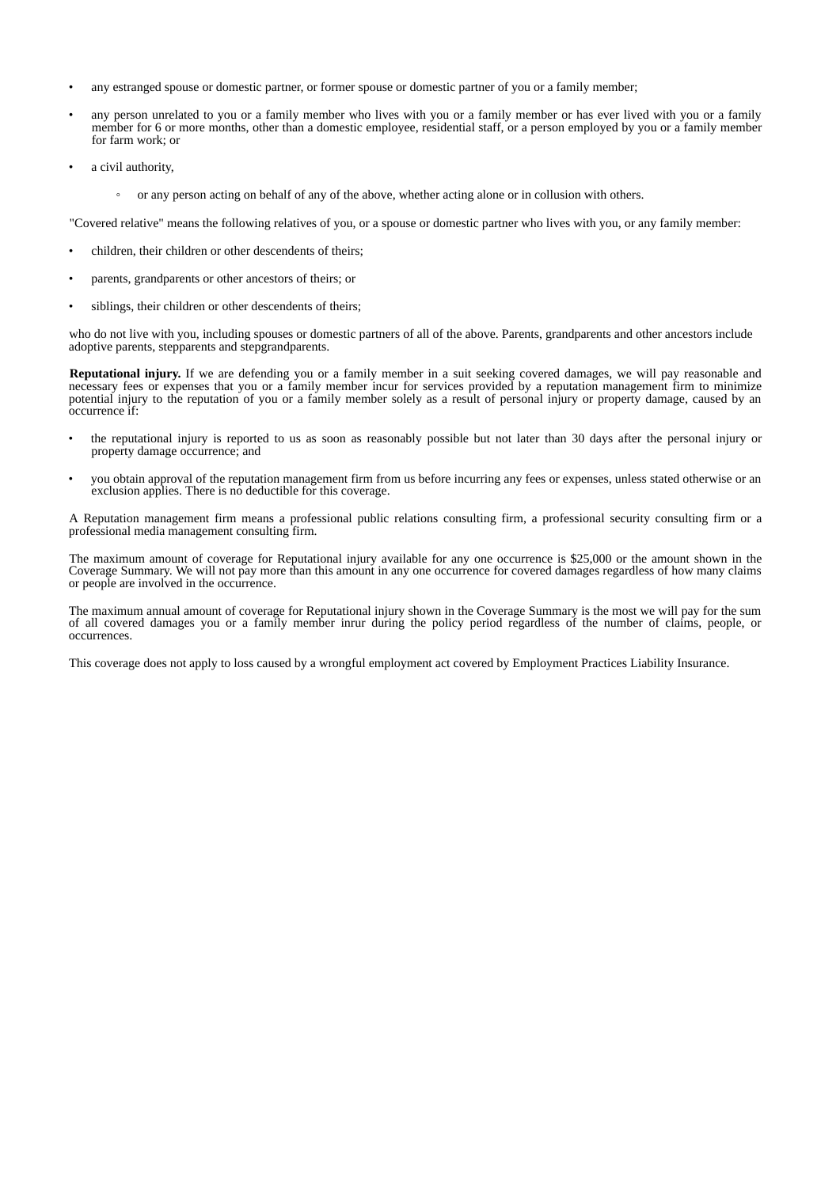- any estranged spouse or domestic partner, or former spouse or domestic partner of you or a family member;
- any person unrelated to you or a family member who lives with you or a family member or has ever lived with you or a family member for 6 or more months, other than a domestic employee, residential staff, or a person employed by you or a family member for farm work; or
- a civil authority,
  - or any person acting on behalf of any of the above, whether acting alone or in collusion with others.

"Covered relative" means the following relatives of you, or a spouse or domestic partner who lives with you, or any family member:

- children, their children or other descendents of theirs;
- parents, grandparents or other ancestors of theirs; or
- siblings, their children or other descendents of theirs;

who do not live with you, including spouses or domestic partners of all of the above. Parents, grandparents and other ancestors include adoptive parents, stepparents and stepgrandparents.

**Reputational injury.** If we are defending you or a family member in a suit seeking covered damages, we will pay reasonable and necessary fees or expenses that you or a family member incur for services provided by a reputation management firm to minimize potential injury to the reputation of you or a family member solely as a result of personal injury or property damage, caused by an occurrence if:

- the reputational injury is reported to us as soon as reasonably possible but not later than 30 days after the personal injury or property damage occurrence; and
- you obtain approval of the reputation management firm from us before incurring any fees or expenses, unless stated otherwise or an exclusion applies. There is no deductible for this coverage.

A Reputation management firm means a professional public relations consulting firm, a professional security consulting firm or a professional media management consulting firm.

The maximum amount of coverage for Reputational injury available for any one occurrence is $25,000 or the amount shown in the Coverage Summary. We will not pay more than this amount in any one occurrence for covered damages regardless of how many claims or people are involved in the occurrence.

The maximum annual amount of coverage for Reputational injury shown in the Coverage Summary is the most we will pay for the sum of all covered damages you or a family member inrur during the policy period regardless of the number of claims, people, or occurrences.

This coverage does not apply to loss caused by a wrongful employment act covered by Employment Practices Liability Insurance.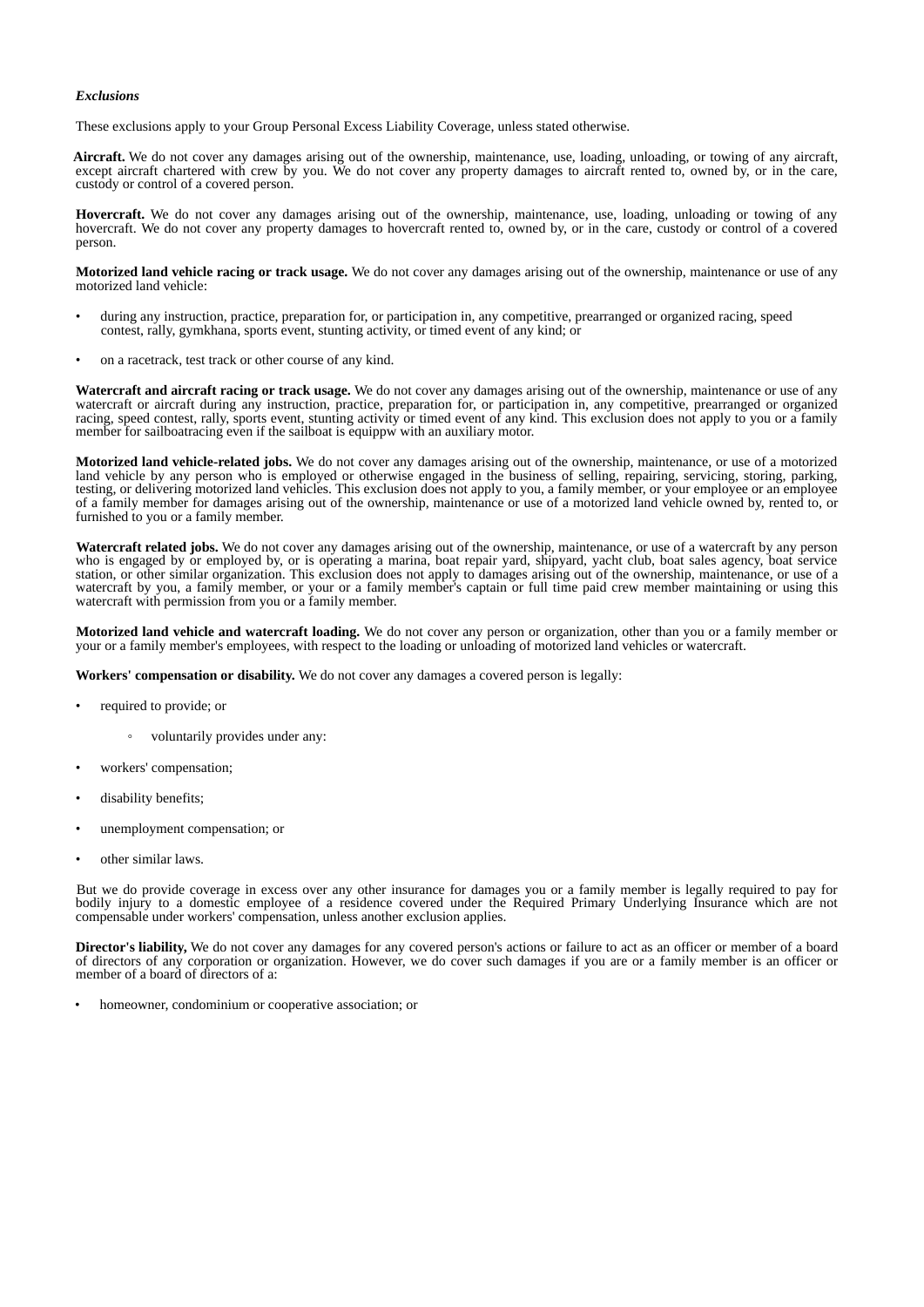***Exclusions***

These exclusions apply to your Group Personal Excess Liability Coverage, unless stated otherwise.

**Aircraft.** We do not cover any damages arising out of the ownership, maintenance, use, loading, unloading, or towing of any aircraft, except aircraft chartered with crew by you. We do not cover any property damages to aircraft rented to, owned by, or in the care, custody or control of a covered person.

**Hovercraft.** We do not cover any damages arising out of the ownership, maintenance, use, loading, unloading or towing of any hovercraft. We do not cover any property damages to hovercraft rented to, owned by, or in the care, custody or control of a covered person.

**Motorized land vehicle racing or track usage.** We do not cover any damages arising out of the ownership, maintenance or use of any motorized land vehicle:

- during any instruction, practice, preparation for, or participation in, any competitive, prearranged or organized racing, speed contest, rally, gymkhana, sports event, stunting activity, or timed event of any kind; or
- on a racetrack, test track or other course of any kind.

**Watercraft and aircraft racing or track usage.** We do not cover any damages arising out of the ownership, maintenance or use of any watercraft or aircraft during any instruction, practice, preparation for, or participation in, any competitive, prearranged or organized racing, speed contest, rally, sports event, stunting activity or timed event of any kind. This exclusion does not apply to you or a family member for sailboatracing even if the sailboat is equippw with an auxiliary motor.

**Motorized land vehicle-related jobs.** We do not cover any damages arising out of the ownership, maintenance, or use of a motorized land vehicle by any person who is employed or otherwise engaged in the business of selling, repairing, servicing, storing, parking, testing, or delivering motorized land vehicles. This exclusion does not apply to you, a family member, or your employee or an employee of a family member for damages arising out of the ownership, maintenance or use of a motorized land vehicle owned by, rented to, or furnished to you or a family member.

**Watercraft related jobs.** We do not cover any damages arising out of the ownership, maintenance, or use of a watercraft by any person who is engaged by or employed by, or is operating a marina, boat repair yard, shipyard, yacht club, boat sales agency, boat service station, or other similar organization. This exclusion does not apply to damages arising out of the ownership, maintenance, or use of a watercraft by you, a family member, or your or a family member's captain or full time paid crew member maintaining or using this watercraft with permission from you or a family member.

**Motorized land vehicle and watercraft loading.** We do not cover any person or organization, other than you or a family member or your or a family member's employees, with respect to the loading or unloading of motorized land vehicles or watercraft.

**Workers' compensation or disability.** We do not cover any damages a covered person is legally:

- required to provide; or
    - voluntarily provides under any:
- workers' compensation;
- disability benefits;
- unemployment compensation; or
- other similar laws.

But we do provide coverage in excess over any other insurance for damages you or a family member is legally required to pay for bodily injury to a domestic employee of a residence covered under the Required Primary Underlying Insurance which are not compensable under workers' compensation, unless another exclusion applies.

**Director's liability,** We do not cover any damages for any covered person's actions or failure to act as an officer or member of a board of directors of any corporation or organization. However, we do cover such damages if you are or a family member is an officer or member of a board of directors of a:

- homeowner, condominium or cooperative association; or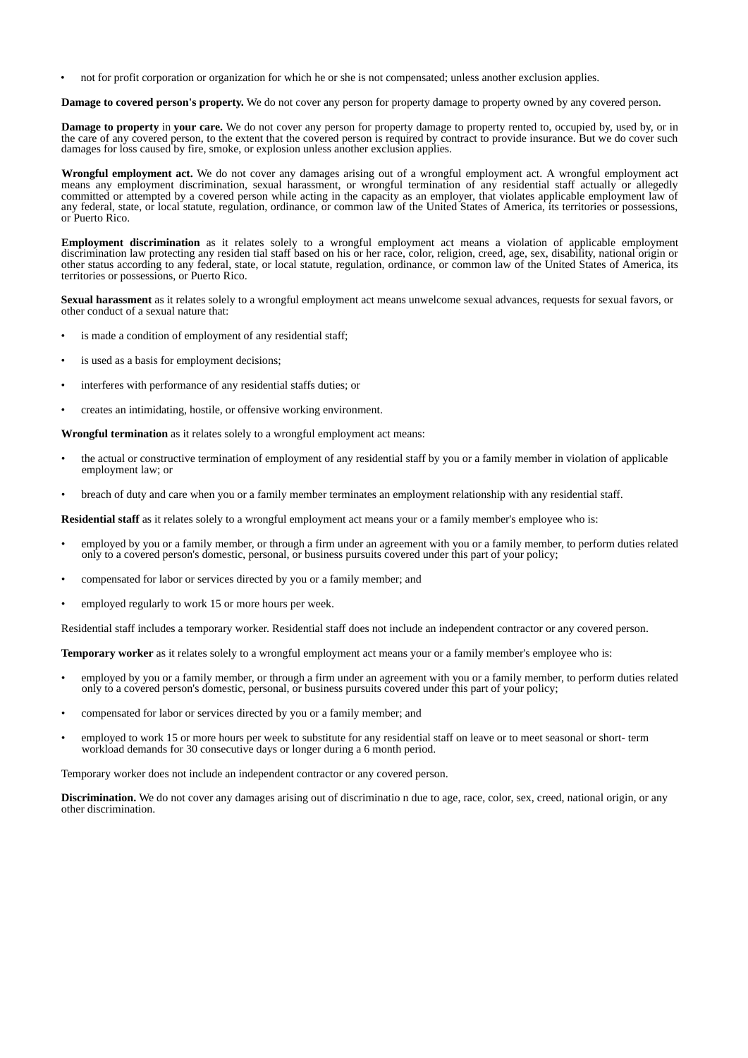- not for profit corporation or organization for which he or she is not compensated; unless another exclusion applies.

**Damage to covered person's property.** We do not cover any person for property damage to property owned by any covered person.

**Damage to property** in **your care.** We do not cover any person for property damage to property rented to, occupied by, used by, or in the care of any covered person, to the extent that the covered person is required by contract to provide insurance. But we do cover such damages for loss caused by fire, smoke, or explosion unless another exclusion applies.

**Wrongful employment act.** We do not cover any damages arising out of a wrongful employment act. A wrongful employment act means any employment discrimination, sexual harassment, or wrongful termination of any residential staff actually or allegedly committed or attempted by a covered person while acting in the capacity as an employer, that violates applicable employment law of any federal, state, or local statute, regulation, ordinance, or common law of the United States of America, its territories or possessions, or Puerto Rico.

**Employment discrimination** as it relates solely to a wrongful employment act means a violation of applicable employment discrimination law protecting any residen tial staff based on his or her race, color, religion, creed, age, sex, disability, national origin or other status according to any federal, state, or local statute, regulation, ordinance, or common law of the United States of America, its territories or possessions, or Puerto Rico.

**Sexual harassment** as it relates solely to a wrongful employment act means unwelcome sexual advances, requests for sexual favors, or other conduct of a sexual nature that:

- is made a condition of employment of any residential staff;
- is used as a basis for employment decisions;
- interferes with performance of any residential staffs duties; or
- creates an intimidating, hostile, or offensive working environment.

**Wrongful termination** as it relates solely to a wrongful employment act means:

- the actual or constructive termination of employment of any residential staff by you or a family member in violation of applicable employment law; or
- breach of duty and care when you or a family member terminates an employment relationship with any residential staff.

**Residential staff** as it relates solely to a wrongful employment act means your or a family member's employee who is:

- employed by you or a family member, or through a firm under an agreement with you or a family member, to perform duties related only to a covered person's domestic, personal, or business pursuits covered under this part of your policy;
- compensated for labor or services directed by you or a family member; and
- employed regularly to work 15 or more hours per week.

Residential staff includes a temporary worker. Residential staff does not include an independent contractor or any covered person.

**Temporary worker** as it relates solely to a wrongful employment act means your or a family member's employee who is:

- employed by you or a family member, or through a firm under an agreement with you or a family member, to perform duties related only to a covered person's domestic, personal, or business pursuits covered under this part of your policy;
- compensated for labor or services directed by you or a family member; and
- employed to work 15 or more hours per week to substitute for any residential staff on leave or to meet seasonal or short- term workload demands for 30 consecutive days or longer during a 6 month period.

Temporary worker does not include an independent contractor or any covered person.

**Discrimination.** We do not cover any damages arising out of discriminatio n due to age, race, color, sex, creed, national origin, or any other discrimination.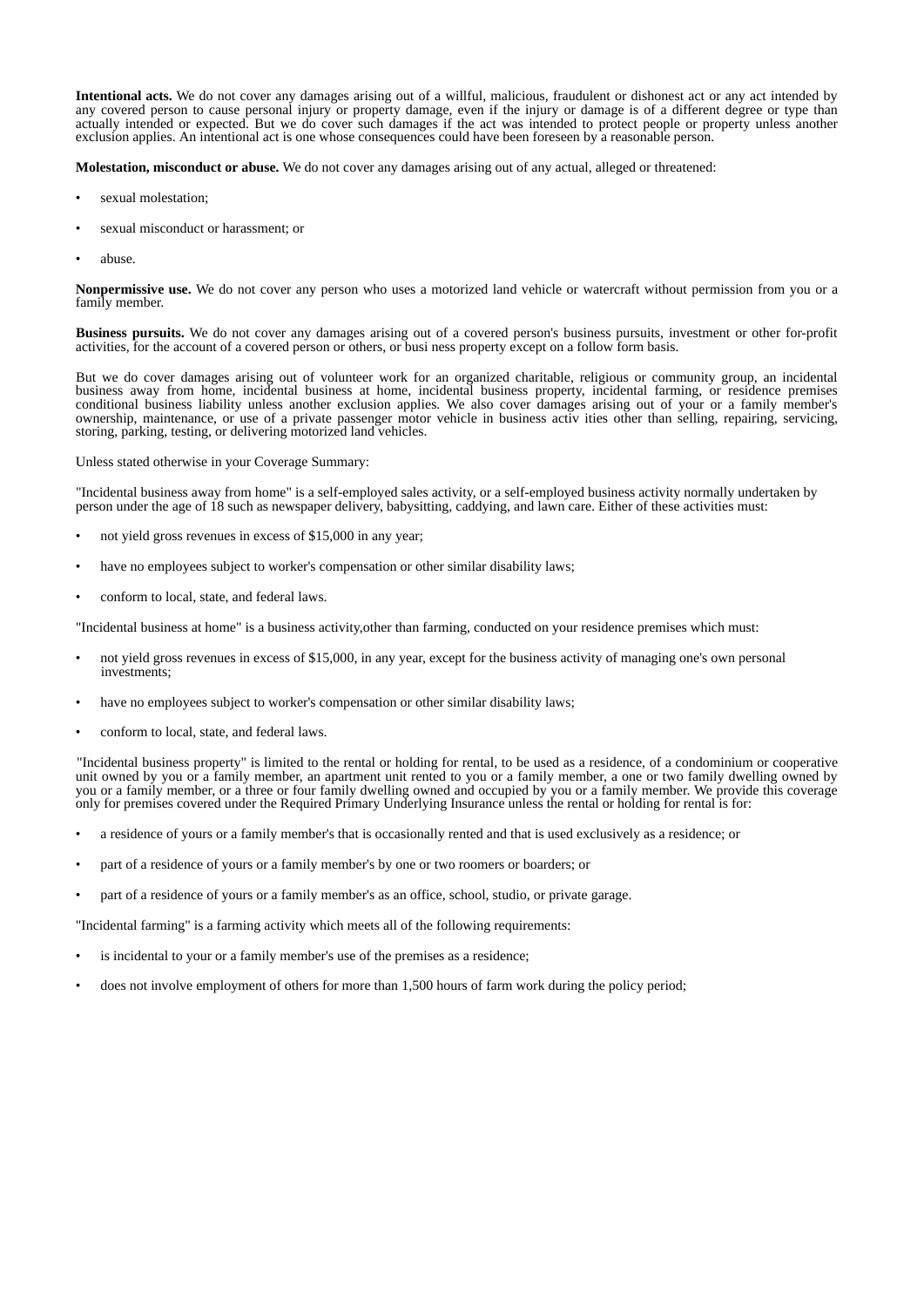**Intentional acts.** We do not cover any damages arising out of a willful, malicious, fraudulent or dishonest act or any act intended by any covered person to cause personal injury or property damage, even if the injury or damage is of a different degree or type than actually intended or expected. But we do cover such damages if the act was intended to protect people or property unless another exclusion applies. An intentional act is one whose consequences could have been foreseen by a reasonable person.

**Molestation, misconduct or abuse.** We do not cover any damages arising out of any actual, alleged or threatened:

- sexual molestation;
- sexual misconduct or harassment; or
- abuse.

**Nonpermissive use.** We do not cover any person who uses a motorized land vehicle or watercraft without permission from you or a family member.

**Business pursuits.** We do not cover any damages arising out of a covered person's business pursuits, investment or other for-profit activities, for the account of a covered person or others, or busi ness property except on a follow form basis.

But we do cover damages arising out of volunteer work for an organized charitable, religious or community group, an incidental business away from home, incidental business at home, incidental business property, incidental farming, or residence premises conditional business liability unless another exclusion applies. We also cover damages arising out of your or a family member's ownership, maintenance, or use of a private passenger motor vehicle in business activ ities other than selling, repairing, servicing, storing, parking, testing, or delivering motorized land vehicles.

Unless stated otherwise in your Coverage Summary:

"Incidental business away from home" is a self-employed sales activity, or a self-employed business activity normally undertaken by person under the age of 18 such as newspaper delivery, babysitting, caddying, and lawn care. Either of these activities must:

- not yield gross revenues in excess of $15,000 in any year;
- have no employees subject to worker's compensation or other similar disability laws;
- conform to local, state, and federal laws.

"Incidental business at home" is a business activity,other than farming, conducted on your residence premises which must:

- not yield gross revenues in excess of $15,000, in any year, except for the business activity of managing one's own personal investments;
- have no employees subject to worker's compensation or other similar disability laws;
- conform to local, state, and federal laws.

"Incidental business property" is limited to the rental or holding for rental, to be used as a residence, of a condominium or cooperative unit owned by you or a family member, an apartment unit rented to you or a family member, a one or two family dwelling owned by you or a family member, or a three or four family dwelling owned and occupied by you or a family member. We provide this coverage only for premises covered under the Required Primary Underlying Insurance unless the rental or holding for rental is for:

- a residence of yours or a family member's that is occasionally rented and that is used exclusively as a residence; or
- part of a residence of yours or a family member's by one or two roomers or boarders; or
- part of a residence of yours or a family member's as an office, school, studio, or private garage.

"Incidental farming" is a farming activity which meets all of the following requirements:

- is incidental to your or a family member's use of the premises as a residence;
- does not involve employment of others for more than 1,500 hours of farm work during the policy period;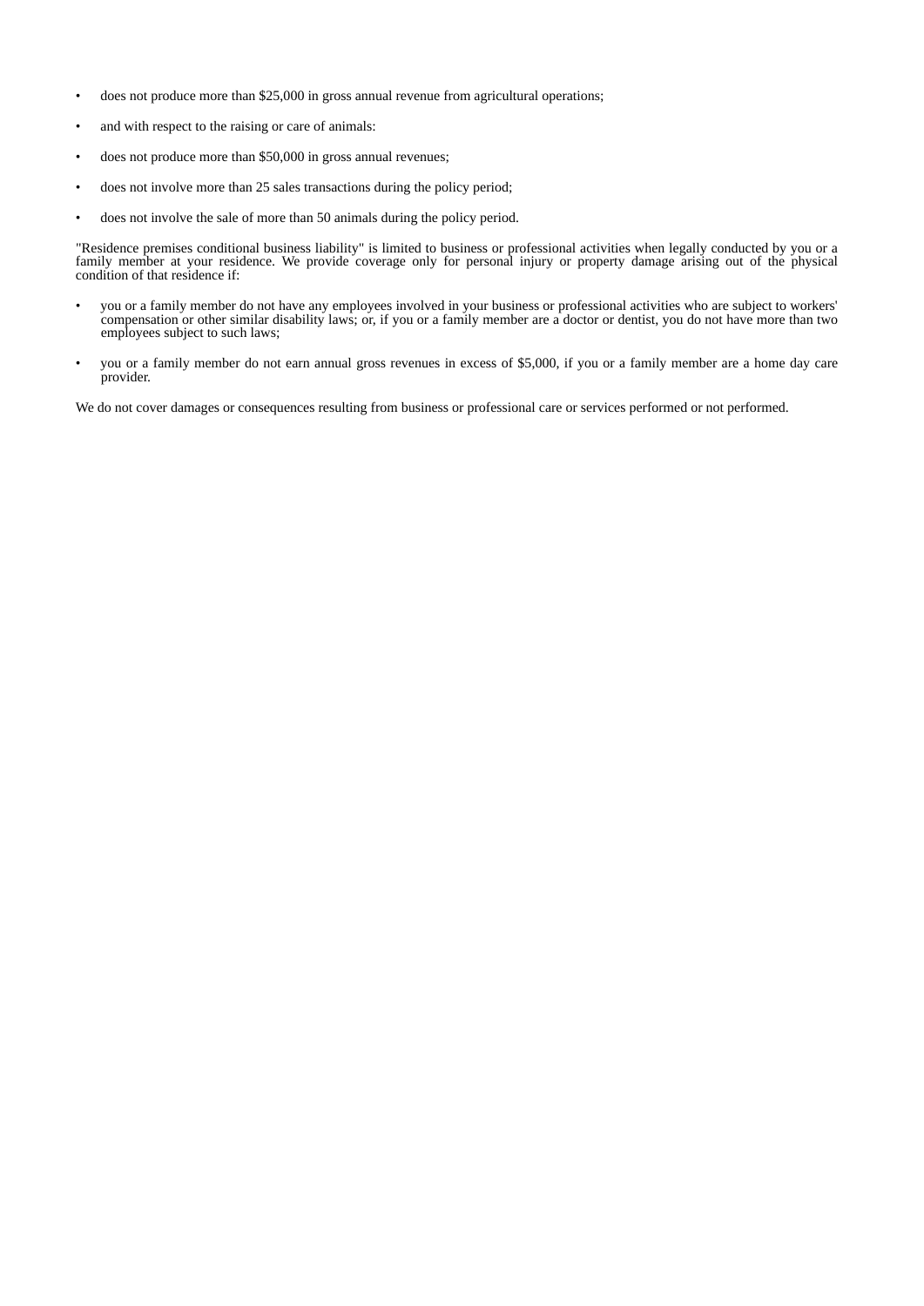- does not produce more than $25,000 in gross annual revenue from agricultural operations;
- and with respect to the raising or care of animals:
- does not produce more than $50,000 in gross annual revenues;
- does not involve more than 25 sales transactions during the policy period;
- does not involve the sale of more than 50 animals during the policy period.

"Residence premises conditional business liability" is limited to business or professional activities when legally conducted by you or a family member at your residence. We provide coverage only for personal injury or property damage arising out of the physical condition of that residence if:

- you or a family member do not have any employees involved in your business or professional activities who are subject to workers' compensation or other similar disability laws; or, if you or a family member are a doctor or dentist, you do not have more than two employees subject to such laws;
- you or a family member do not earn annual gross revenues in excess of $5,000, if you or a family member are a home day care provider.

We do not cover damages or consequences resulting from business or professional care or services performed or not performed.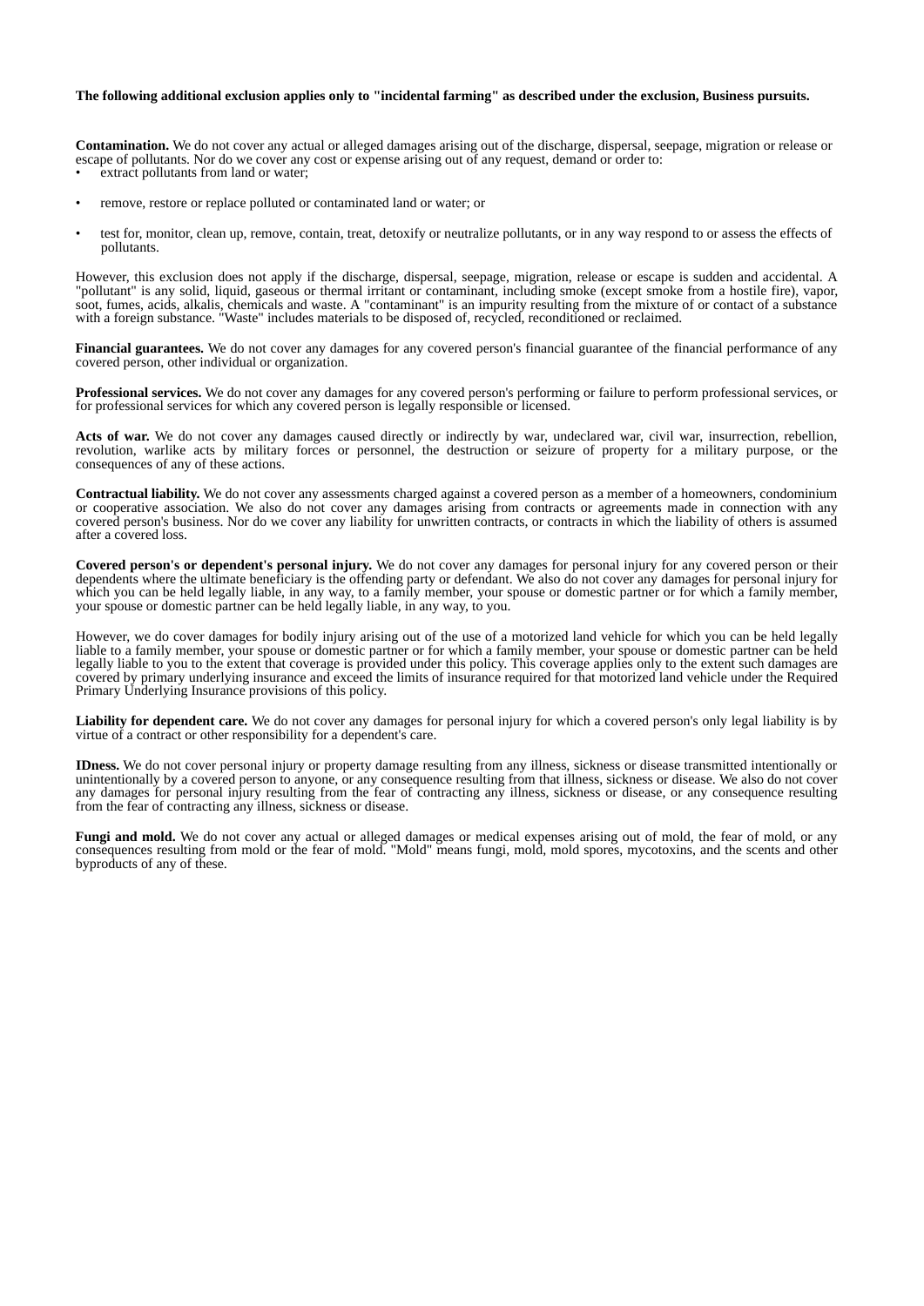**The following additional exclusion applies only to "incidental farming" as described under the exclusion, Business pursuits.**

**Contamination.** We do not cover any actual or alleged damages arising out of the discharge, dispersal, seepage, migration or release or escape of pollutants. Nor do we cover any cost or expense arising out of any request, demand or order to:

- extract pollutants from land or water;
- remove, restore or replace polluted or contaminated land or water; or
- test for, monitor, clean up, remove, contain, treat, detoxify or neutralize pollutants, or in any way respond to or assess the effects of pollutants.

However, this exclusion does not apply if the discharge, dispersal, seepage, migration, release or escape is sudden and accidental. A "pollutant" is any solid, liquid, gaseous or thermal irritant or contaminant, including smoke (except smoke from a hostile fire), vapor, soot, fumes, acids, alkalis, chemicals and waste. A "contaminant" is an impurity resulting from the mixture of or contact of a substance with a foreign substance. "Waste" includes materials to be disposed of, recycled, reconditioned or reclaimed.

**Financial guarantees.** We do not cover any damages for any covered person's financial guarantee of the financial performance of any covered person, other individual or organization.

**Professional services.** We do not cover any damages for any covered person's performing or failure to perform professional services, or for professional services for which any covered person is legally responsible or licensed.

**Acts of war.** We do not cover any damages caused directly or indirectly by war, undeclared war, civil war, insurrection, rebellion, revolution, warlike acts by military forces or personnel, the destruction or seizure of property for a military purpose, or the consequences of any of these actions.

**Contractual liability.** We do not cover any assessments charged against a covered person as a member of a homeowners, condominium or cooperative association. We also do not cover any damages arising from contracts or agreements made in connection with any covered person's business. Nor do we cover any liability for unwritten contracts, or contracts in which the liability of others is assumed after a covered loss.

**Covered person's or dependent's personal injury.** We do not cover any damages for personal injury for any covered person or their dependents where the ultimate beneficiary is the offending party or defendant. We also do not cover any damages for personal injury for which you can be held legally liable, in any way, to a family member, your spouse or domestic partner or for which a family member, your spouse or domestic partner can be held legally liable, in any way, to you.

However, we do cover damages for bodily injury arising out of the use of a motorized land vehicle for which you can be held legally liable to a family member, your spouse or domestic partner or for which a family member, your spouse or domestic partner can be held legally liable to you to the extent that coverage is provided under this policy. This coverage applies only to the extent such damages are covered by primary underlying insurance and exceed the limits of insurance required for that motorized land vehicle under the Required Primary Underlying Insurance provisions of this policy.

**Liability for dependent care.** We do not cover any damages for personal injury for which a covered person's only legal liability is by virtue of a contract or other responsibility for a dependent's care.

**IDness.** We do not cover personal injury or property damage resulting from any illness, sickness or disease transmitted intentionally or unintentionally by a covered person to anyone, or any consequence resulting from that illness, sickness or disease. We also do not cover any damages for personal injury resulting from the fear of contracting any illness, sickness or disease, or any consequence resulting from the fear of contracting any illness, sickness or disease.

**Fungi and mold.** We do not cover any actual or alleged damages or medical expenses arising out of mold, the fear of mold, or any consequences resulting from mold or the fear of mold. "Mold" means fungi, mold, mold spores, mycotoxins, and the scents and other byproducts of any of these.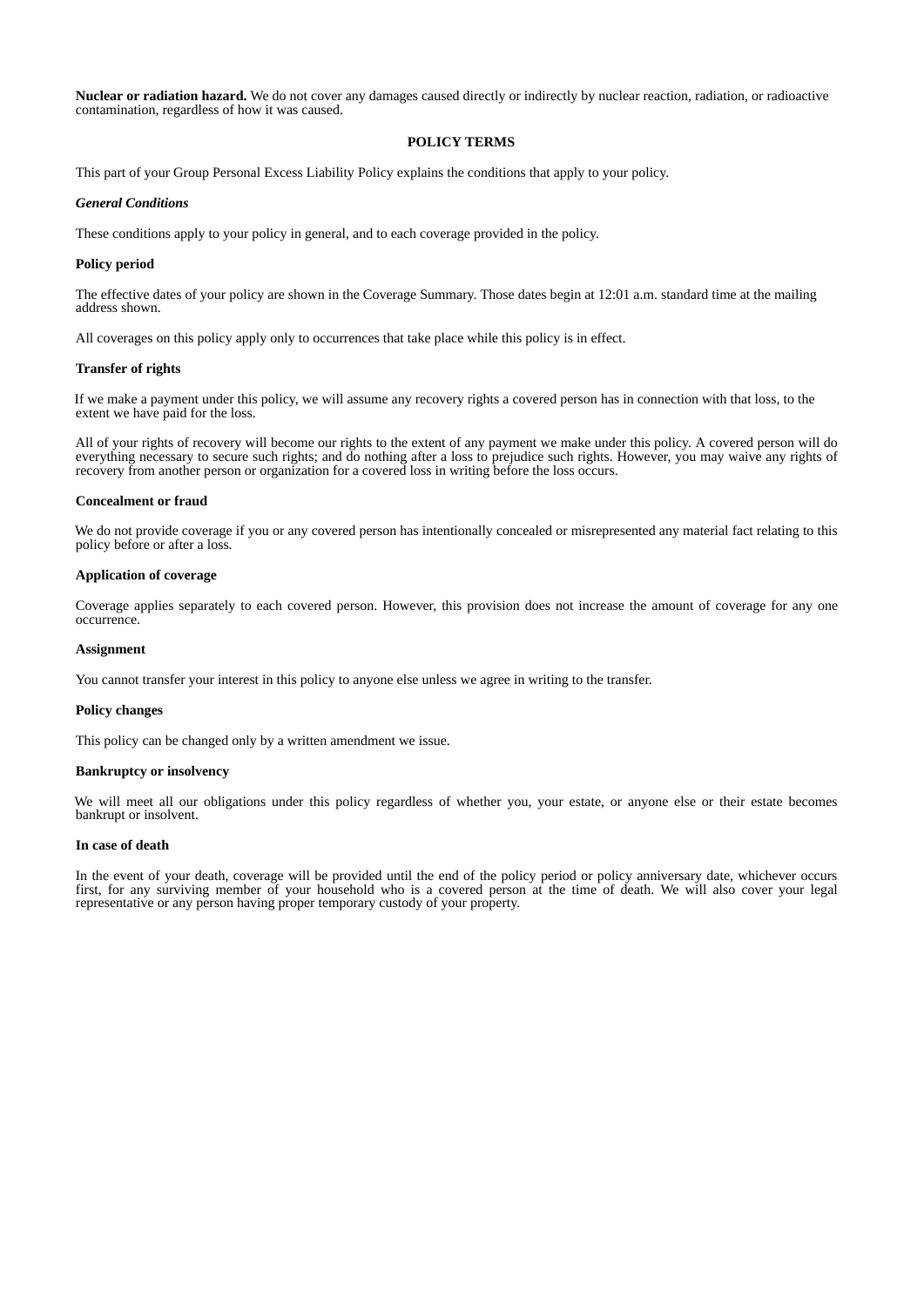**Nuclear or radiation hazard.** We do not cover any damages caused directly or indirectly by nuclear reaction, radiation, or radioactive contamination, regardless of how it was caused.

## POLICY TERMS

This part of your Group Personal Excess Liability Policy explains the conditions that apply to your policy.

***General Conditions***

These conditions apply to your policy in general, and to each coverage provided in the policy.

**Policy period**

The effective dates of your policy are shown in the Coverage Summary. Those dates begin at 12:01 a.m. standard time at the mailing address shown.

All coverages on this policy apply only to occurrences that take place while this policy is in effect.

**Transfer of rights**

If we make a payment under this policy, we will assume any recovery rights a covered person has in connection with that loss, to the extent we have paid for the loss.

All of your rights of recovery will become our rights to the extent of any payment we make under this policy. A covered person will do everything necessary to secure such rights; and do nothing after a loss to prejudice such rights. However, you may waive any rights of recovery from another person or organization for a covered loss in writing before the loss occurs.

**Concealment or fraud**

We do not provide coverage if you or any covered person has intentionally concealed or misrepresented any material fact relating to this policy before or after a loss.

**Application of coverage**

Coverage applies separately to each covered person. However, this provision does not increase the amount of coverage for any one occurrence.

**Assignment**

You cannot transfer your interest in this policy to anyone else unless we agree in writing to the transfer.

**Policy changes**

This policy can be changed only by a written amendment we issue.

**Bankruptcy or insolvency**

We will meet all our obligations under this policy regardless of whether you, your estate, or anyone else or their estate becomes bankrupt or insolvent.

**In case of death**

In the event of your death, coverage will be provided until the end of the policy period or policy anniversary date, whichever occurs first, for any surviving member of your household who is a covered person at the time of death. We will also cover your legal representative or any person having proper temporary custody of your property.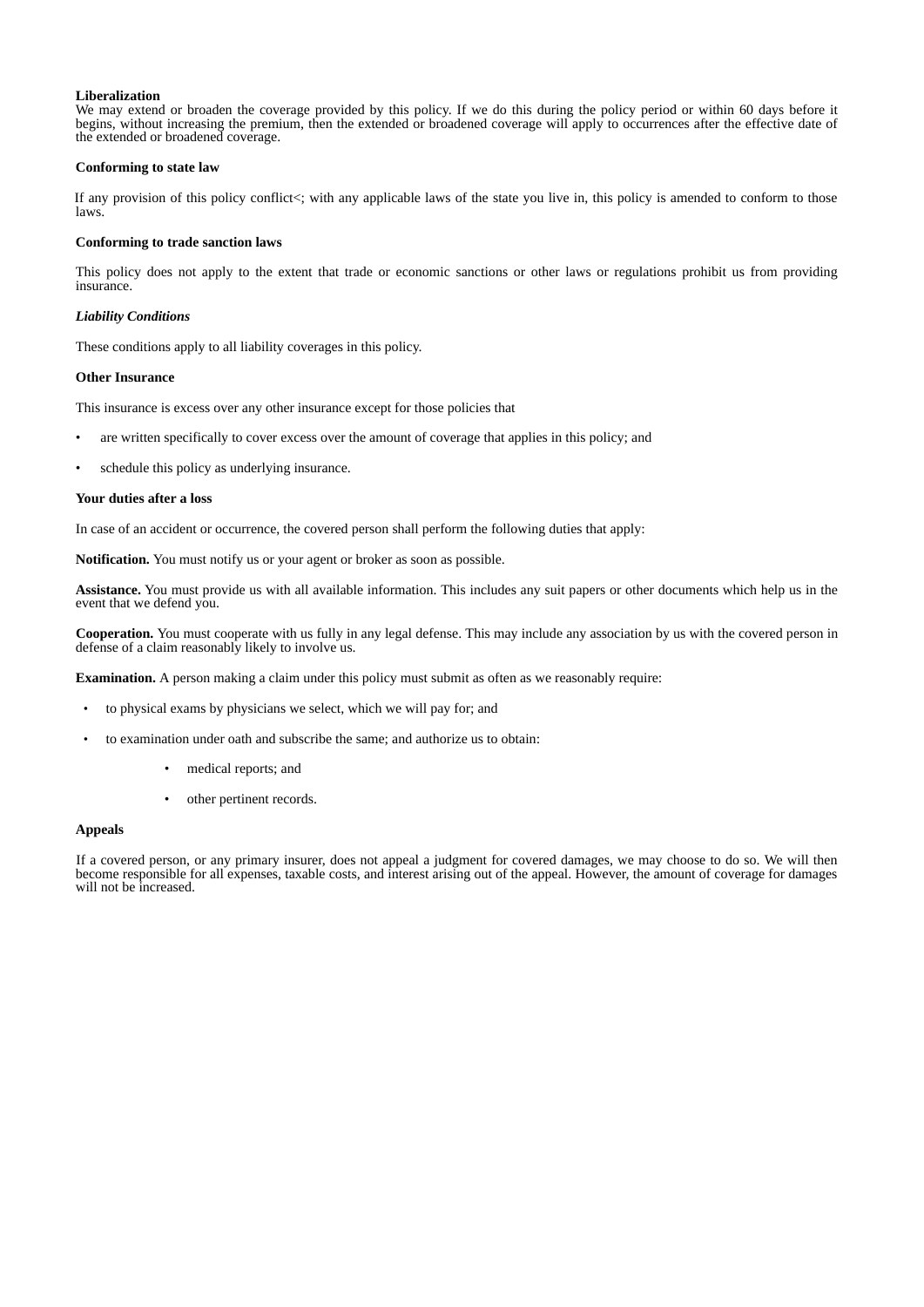**Liberalization**

We may extend or broaden the coverage provided by this policy. If we do this during the policy period or within 60 days before it begins, without increasing the premium, then the extended or broadened coverage will apply to occurrences after the effective date of the extended or broadened coverage.

**Conforming to state law**

If any provision of this policy conflict<; with any applicable laws of the state you live in, this policy is amended to conform to those laws.

**Conforming to trade sanction laws**

This policy does not apply to the extent that trade or economic sanctions or other laws or regulations prohibit us from providing insurance.

***Liability Conditions***

These conditions apply to all liability coverages in this policy.

**Other Insurance**

This insurance is excess over any other insurance except for those policies that

- are written specifically to cover excess over the amount of coverage that applies in this policy; and
- schedule this policy as underlying insurance.

**Your duties after a loss**

In case of an accident or occurrence, the covered person shall perform the following duties that apply:

**Notification.** You must notify us or your agent or broker as soon as possible.

**Assistance.** You must provide us with all available information. This includes any suit papers or other documents which help us in the event that we defend you.

**Cooperation.** You must cooperate with us fully in any legal defense. This may include any association by us with the covered person in defense of a claim reasonably likely to involve us.

**Examination.** A person making a claim under this policy must submit as often as we reasonably require:

- to physical exams by physicians we select, which we will pay for; and
- to examination under oath and subscribe the same; and authorize us to obtain:
  - medical reports; and
  - other pertinent records.

**Appeals**

If a covered person, or any primary insurer, does not appeal a judgment for covered damages, we may choose to do so. We will then become responsible for all expenses, taxable costs, and interest arising out of the appeal. However, the amount of coverage for damages will not be increased.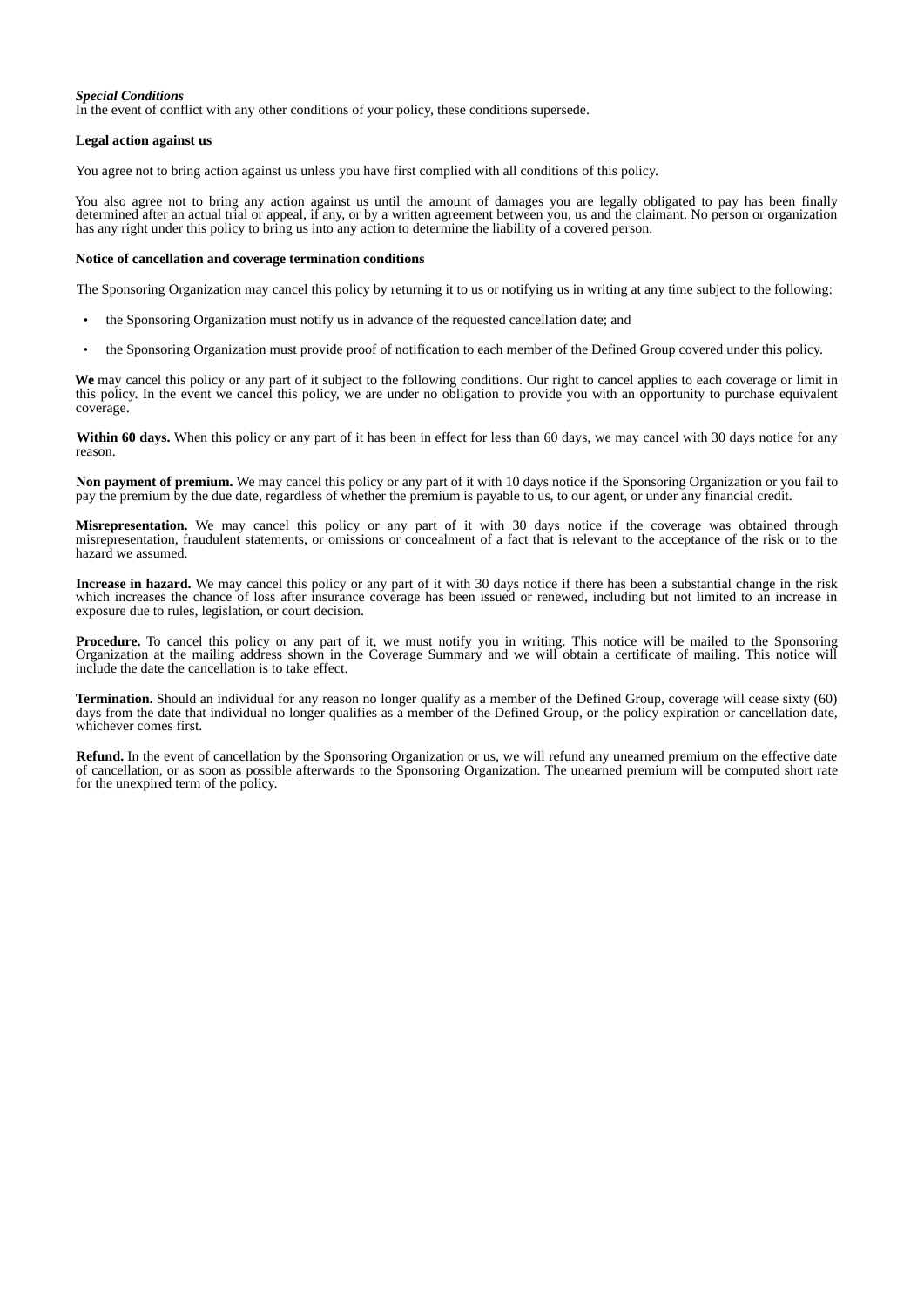***Special Conditions***
In the event of conflict with any other conditions of your policy, these conditions supersede.

**Legal action against us**

You agree not to bring action against us unless you have first complied with all conditions of this policy.

You also agree not to bring any action against us until the amount of damages you are legally obligated to pay has been finally determined after an actual trial or appeal, if any, or by a written agreement between you, us and the claimant. No person or organization has any right under this policy to bring us into any action to determine the liability of a covered person.

**Notice of cancellation and coverage termination conditions**

The Sponsoring Organization may cancel this policy by returning it to us or notifying us in writing at any time subject to the following:

- the Sponsoring Organization must notify us in advance of the requested cancellation date; and
- the Sponsoring Organization must provide proof of notification to each member of the Defined Group covered under this policy.

**We** may cancel this policy or any part of it subject to the following conditions. Our right to cancel applies to each coverage or limit in this policy. In the event we cancel this policy, we are under no obligation to provide you with an opportunity to purchase equivalent coverage.

**Within 60 days.** When this policy or any part of it has been in effect for less than 60 days, we may cancel with 30 days notice for any reason.

**Non payment of premium.** We may cancel this policy or any part of it with 10 days notice if the Sponsoring Organization or you fail to pay the premium by the due date, regardless of whether the premium is payable to us, to our agent, or under any financial credit.

**Misrepresentation.** We may cancel this policy or any part of it with 30 days notice if the coverage was obtained through misrepresentation, fraudulent statements, or omissions or concealment of a fact that is relevant to the acceptance of the risk or to the hazard we assumed.

**Increase in hazard.** We may cancel this policy or any part of it with 30 days notice if there has been a substantial change in the risk which increases the chance of loss after insurance coverage has been issued or renewed, including but not limited to an increase in exposure due to rules, legislation, or court decision.

**Procedure.** To cancel this policy or any part of it, we must notify you in writing. This notice will be mailed to the Sponsoring Organization at the mailing address shown in the Coverage Summary and we will obtain a certificate of mailing. This notice will include the date the cancellation is to take effect.

**Termination.** Should an individual for any reason no longer qualify as a member of the Defined Group, coverage will cease sixty (60) days from the date that individual no longer qualifies as a member of the Defined Group, or the policy expiration or cancellation date, whichever comes first.

**Refund.** In the event of cancellation by the Sponsoring Organization or us, we will refund any unearned premium on the effective date of cancellation, or as soon as possible afterwards to the Sponsoring Organization. The unearned premium will be computed short rate for the unexpired term of the policy.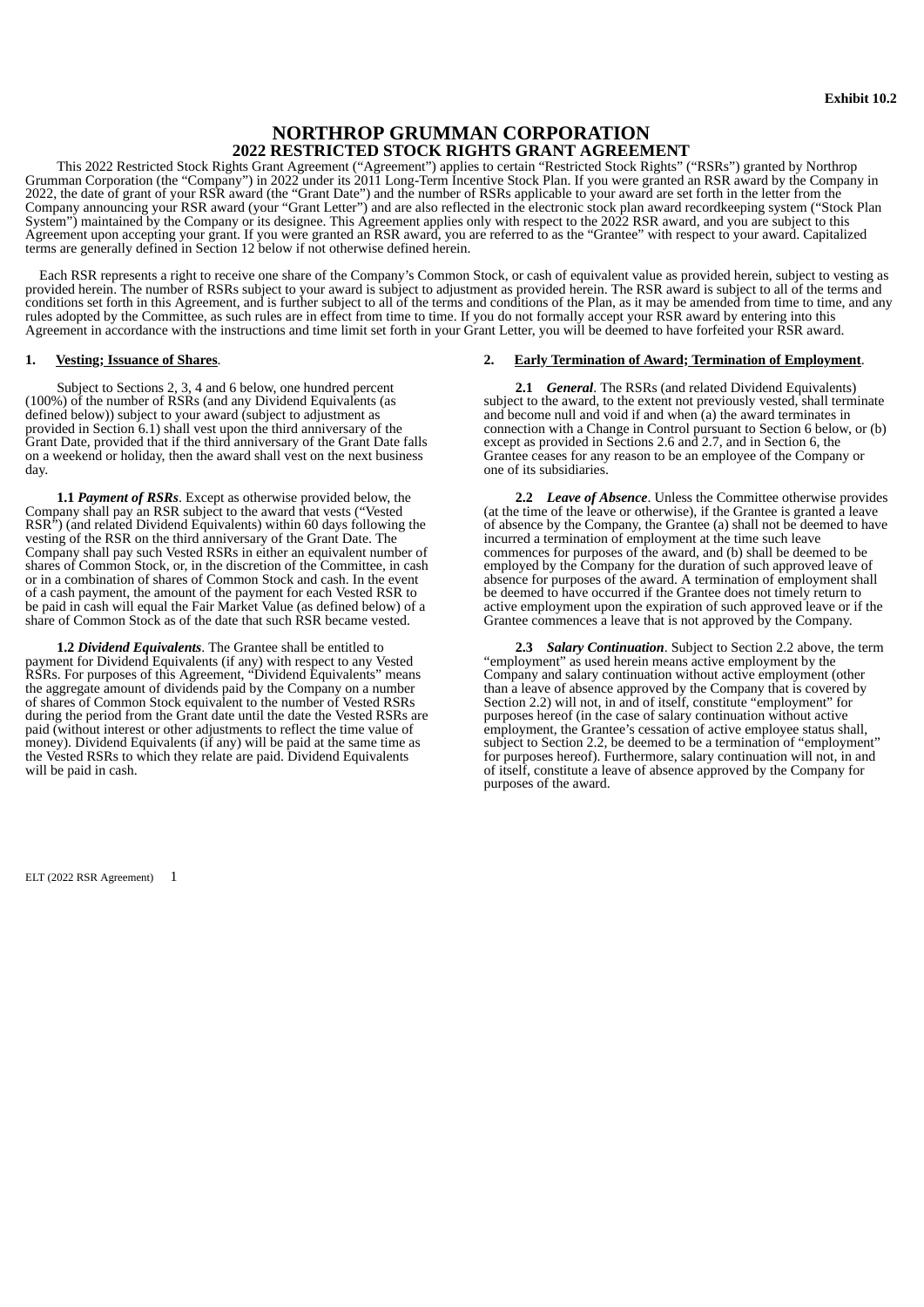**Exhibit 10.2**

# NORTHROP GRUMMAN CORPORATION
## 2022 RESTRICTED STOCK RIGHTS GRANT AGREEMENT

This 2022 Restricted Stock Rights Grant Agreement ("Agreement") applies to certain "Restricted Stock Rights" ("RSRs") granted by Northrop Grumman Corporation (the "Company") in 2022 under its 2011 Long-Term Incentive Stock Plan. If you were granted an RSR award by the Company in 2022, the date of grant of your RSR award (the "Grant Date") and the number of RSRs applicable to your award are set forth in the letter from the Company announcing your RSR award (your "Grant Letter") and are also reflected in the electronic stock plan award recordkeeping system ("Stock Plan System") maintained by the Company or its designee. This Agreement applies only with respect to the 2022 RSR award, and you are subject to this Agreement upon accepting your grant. If you were granted an RSR award, you are referred to as the "Grantee" with respect to your award. Capitalized terms are generally defined in Section 12 below if not otherwise defined herein.

Each RSR represents a right to receive one share of the Company's Common Stock, or cash of equivalent value as provided herein, subject to vesting as provided herein. The number of RSRs subject to your award is subject to adjustment as provided herein. The RSR award is subject to all of the terms and conditions set forth in this Agreement, and is further subject to all of the terms and conditions of the Plan, as it may be amended from time to time, and any rules adopted by the Committee, as such rules are in effect from time to time. If you do not formally accept your RSR award by entering into this Agreement in accordance with the instructions and time limit set forth in your Grant Letter, you will be deemed to have forfeited your RSR award.

**1. <u>Vesting; Issuance of Shares</u>.**

Subject to Sections 2, 3, 4 and 6 below, one hundred percent (100%) of the number of RSRs (and any Dividend Equivalents (as defined below)) subject to your award (subject to adjustment as provided in Section 6.1) shall vest upon the third anniversary of the Grant Date, provided that if the third anniversary of the Grant Date falls on a weekend or holiday, then the award shall vest on the next business day.

**1.1** ***Payment of RSRs***. Except as otherwise provided below, the Company shall pay an RSR subject to the award that vests ("Vested RSR") (and related Dividend Equivalents) within 60 days following the vesting of the RSR on the third anniversary of the Grant Date. The Company shall pay such Vested RSRs in either an equivalent number of shares of Common Stock, or, in the discretion of the Committee, in cash or in a combination of shares of Common Stock and cash. In the event of a cash payment, the amount of the payment for each Vested RSR to be paid in cash will equal the Fair Market Value (as defined below) of a share of Common Stock as of the date that such RSR became vested.

**1.2** ***Dividend Equivalents***. The Grantee shall be entitled to payment for Dividend Equivalents (if any) with respect to any Vested RSRs. For purposes of this Agreement, "Dividend Equivalents" means the aggregate amount of dividends paid by the Company on a number of shares of Common Stock equivalent to the number of Vested RSRs during the period from the Grant date until the date the Vested RSRs are paid (without interest or other adjustments to reflect the time value of money). Dividend Equivalents (if any) will be paid at the same time as the Vested RSRs to which they relate are paid. Dividend Equivalents will be paid in cash.

**2. <u>Early Termination of Award; Termination of Employment</u>.**

**2.1** ***General***. The RSRs (and related Dividend Equivalents) subject to the award, to the extent not previously vested, shall terminate and become null and void if and when (a) the award terminates in connection with a Change in Control pursuant to Section 6 below, or (b) except as provided in Sections 2.6 and 2.7, and in Section 6, the Grantee ceases for any reason to be an employee of the Company or one of its subsidiaries.

**2.2** ***Leave of Absence***. Unless the Committee otherwise provides (at the time of the leave or otherwise), if the Grantee is granted a leave of absence by the Company, the Grantee (a) shall not be deemed to have incurred a termination of employment at the time such leave commences for purposes of the award, and (b) shall be deemed to be employed by the Company for the duration of such approved leave of absence for purposes of the award. A termination of employment shall be deemed to have occurred if the Grantee does not timely return to active employment upon the expiration of such approved leave or if the Grantee commences a leave that is not approved by the Company.

**2.3** ***Salary Continuation***. Subject to Section 2.2 above, the term "employment" as used herein means active employment by the Company and salary continuation without active employment (other than a leave of absence approved by the Company that is covered by Section 2.2) will not, in and of itself, constitute "employment" for purposes hereof (in the case of salary continuation without active employment, the Grantee's cessation of active employee status shall, subject to Section 2.2, be deemed to be a termination of "employment" for purposes hereof). Furthermore, salary continuation will not, in and of itself, constitute a leave of absence approved by the Company for purposes of the award.

ELT (2022 RSR Agreement)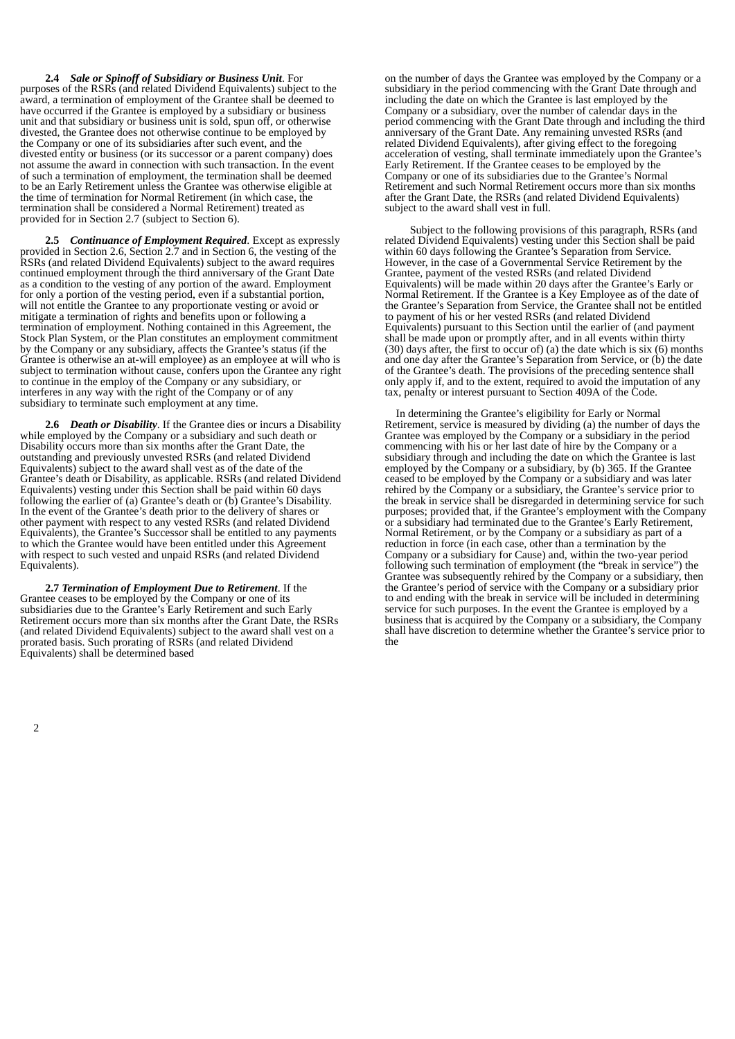**2.4** ***Sale or Spinoff of Subsidiary or Business Unit***. For purposes of the RSRs (and related Dividend Equivalents) subject to the award, a termination of employment of the Grantee shall be deemed to have occurred if the Grantee is employed by a subsidiary or business unit and that subsidiary or business unit is sold, spun off, or otherwise divested, the Grantee does not otherwise continue to be employed by the Company or one of its subsidiaries after such event, and the divested entity or business (or its successor or a parent company) does not assume the award in connection with such transaction. In the event of such a termination of employment, the termination shall be deemed to be an Early Retirement unless the Grantee was otherwise eligible at the time of termination for Normal Retirement (in which case, the termination shall be considered a Normal Retirement) treated as provided for in Section 2.7 (subject to Section 6).

**2.5** ***Continuance of Employment Required***. Except as expressly provided in Section 2.6, Section 2.7 and in Section 6, the vesting of the RSRs (and related Dividend Equivalents) subject to the award requires continued employment through the third anniversary of the Grant Date as a condition to the vesting of any portion of the award. Employment for only a portion of the vesting period, even if a substantial portion, will not entitle the Grantee to any proportionate vesting or avoid or mitigate a termination of rights and benefits upon or following a termination of employment. Nothing contained in this Agreement, the Stock Plan System, or the Plan constitutes an employment commitment by the Company or any subsidiary, affects the Grantee's status (if the Grantee is otherwise an at-will employee) as an employee at will who is subject to termination without cause, confers upon the Grantee any right to continue in the employ of the Company or any subsidiary, or interferes in any way with the right of the Company or of any subsidiary to terminate such employment at any time.

**2.6** ***Death or Disability***. If the Grantee dies or incurs a Disability while employed by the Company or a subsidiary and such death or Disability occurs more than six months after the Grant Date, the outstanding and previously unvested RSRs (and related Dividend Equivalents) subject to the award shall vest as of the date of the Grantee's death or Disability, as applicable. RSRs (and related Dividend Equivalents) vesting under this Section shall be paid within 60 days following the earlier of (a) Grantee's death or (b) Grantee's Disability. In the event of the Grantee's death prior to the delivery of shares or other payment with respect to any vested RSRs (and related Dividend Equivalents), the Grantee's Successor shall be entitled to any payments to which the Grantee would have been entitled under this Agreement with respect to such vested and unpaid RSRs (and related Dividend Equivalents).

**2.7** ***Termination of Employment Due to Retirement***. If the Grantee ceases to be employed by the Company or one of its subsidiaries due to the Grantee's Early Retirement and such Early Retirement occurs more than six months after the Grant Date, the RSRs (and related Dividend Equivalents) subject to the award shall vest on a prorated basis. Such prorating of RSRs (and related Dividend Equivalents) shall be determined based on the number of days the Grantee was employed by the Company or a subsidiary in the period commencing with the Grant Date through and including the date on which the Grantee is last employed by the Company or a subsidiary, over the number of calendar days in the period commencing with the Grant Date through and including the third anniversary of the Grant Date. Any remaining unvested RSRs (and related Dividend Equivalents), after giving effect to the foregoing acceleration of vesting, shall terminate immediately upon the Grantee's Early Retirement. If the Grantee ceases to be employed by the Company or one of its subsidiaries due to the Grantee's Normal Retirement and such Normal Retirement occurs more than six months after the Grant Date, the RSRs (and related Dividend Equivalents) subject to the award shall vest in full.

Subject to the following provisions of this paragraph, RSRs (and related Dividend Equivalents) vesting under this Section shall be paid within 60 days following the Grantee's Separation from Service. However, in the case of a Governmental Service Retirement by the Grantee, payment of the vested RSRs (and related Dividend Equivalents) will be made within 20 days after the Grantee's Early or Normal Retirement. If the Grantee is a Key Employee as of the date of the Grantee's Separation from Service, the Grantee shall not be entitled to payment of his or her vested RSRs (and related Dividend Equivalents) pursuant to this Section until the earlier of (and payment shall be made upon or promptly after, and in all events within thirty (30) days after, the first to occur of) (a) the date which is six (6) months and one day after the Grantee's Separation from Service, or (b) the date of the Grantee's death. The provisions of the preceding sentence shall only apply if, and to the extent, required to avoid the imputation of any tax, penalty or interest pursuant to Section 409A of the Code.

In determining the Grantee's eligibility for Early or Normal Retirement, service is measured by dividing (a) the number of days the Grantee was employed by the Company or a subsidiary in the period commencing with his or her last date of hire by the Company or a subsidiary through and including the date on which the Grantee is last employed by the Company or a subsidiary, by (b) 365. If the Grantee ceased to be employed by the Company or a subsidiary and was later rehired by the Company or a subsidiary, the Grantee's service prior to the break in service shall be disregarded in determining service for such purposes; provided that, if the Grantee's employment with the Company or a subsidiary had terminated due to the Grantee's Early Retirement, Normal Retirement, or by the Company or a subsidiary as part of a reduction in force (in each case, other than a termination by the Company or a subsidiary for Cause) and, within the two-year period following such termination of employment (the "break in service") the Grantee was subsequently rehired by the Company or a subsidiary, then the Grantee's period of service with the Company or a subsidiary prior to and ending with the break in service will be included in determining service for such purposes. In the event the Grantee is employed by a business that is acquired by the Company or a subsidiary, the Company shall have discretion to determine whether the Grantee's service prior to the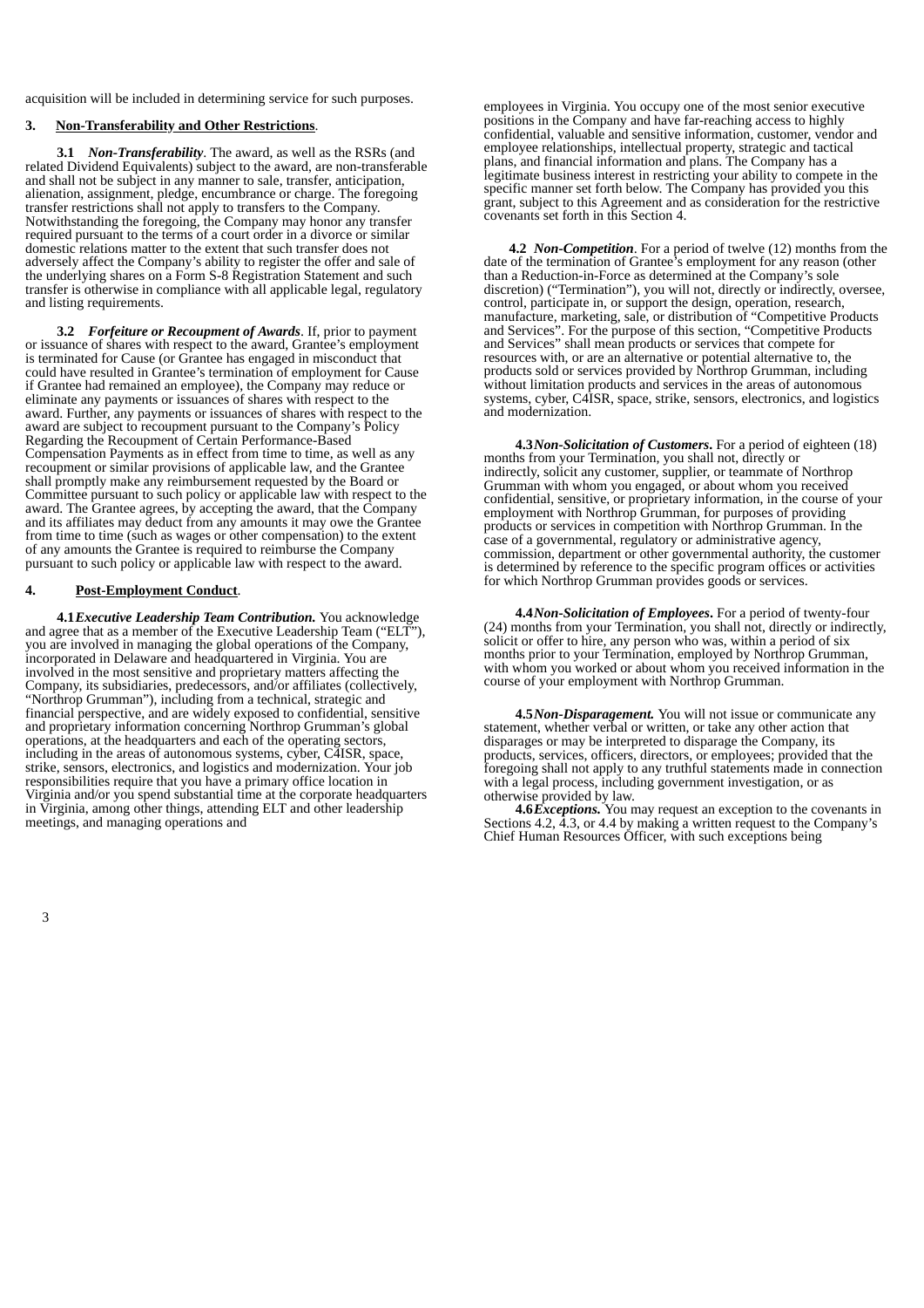acquisition will be included in determining service for such purposes.

**3. Non-Transferability and Other Restrictions**.

**3.1** ***Non-Transferability***. The award, as well as the RSRs (and related Dividend Equivalents) subject to the award, are non-transferable and shall not be subject in any manner to sale, transfer, anticipation, alienation, assignment, pledge, encumbrance or charge. The foregoing transfer restrictions shall not apply to transfers to the Company. Notwithstanding the foregoing, the Company may honor any transfer required pursuant to the terms of a court order in a divorce or similar domestic relations matter to the extent that such transfer does not adversely affect the Company's ability to register the offer and sale of the underlying shares on a Form S-8 Registration Statement and such transfer is otherwise in compliance with all applicable legal, regulatory and listing requirements.

**3.2** ***Forfeiture or Recoupment of Awards***. If, prior to payment or issuance of shares with respect to the award, Grantee's employment is terminated for Cause (or Grantee has engaged in misconduct that could have resulted in Grantee's termination of employment for Cause if Grantee had remained an employee), the Company may reduce or eliminate any payments or issuances of shares with respect to the award. Further, any payments or issuances of shares with respect to the award are subject to recoupment pursuant to the Company's Policy Regarding the Recoupment of Certain Performance-Based Compensation Payments as in effect from time to time, as well as any recoupment or similar provisions of applicable law, and the Grantee shall promptly make any reimbursement requested by the Board or Committee pursuant to such policy or applicable law with respect to the award. The Grantee agrees, by accepting the award, that the Company and its affiliates may deduct from any amounts it may owe the Grantee from time to time (such as wages or other compensation) to the extent of any amounts the Grantee is required to reimburse the Company pursuant to such policy or applicable law with respect to the award.

**4. Post-Employment Conduct**.

**4.1** ***Executive Leadership Team Contribution.*** You acknowledge and agree that as a member of the Executive Leadership Team ("ELT"), you are involved in managing the global operations of the Company, incorporated in Delaware and headquartered in Virginia. You are involved in the most sensitive and proprietary matters affecting the Company, its subsidiaries, predecessors, and/or affiliates (collectively, "Northrop Grumman"), including from a technical, strategic and financial perspective, and are widely exposed to confidential, sensitive and proprietary information concerning Northrop Grumman's global operations, at the headquarters and each of the operating sectors, including in the areas of autonomous systems, cyber, C4ISR, space, strike, sensors, electronics, and logistics and modernization. Your job responsibilities require that you have a primary office location in Virginia and/or you spend substantial time at the corporate headquarters in Virginia, among other things, attending ELT and other leadership meetings, and managing operations and employees in Virginia. You occupy one of the most senior executive positions in the Company and have far-reaching access to highly confidential, valuable and sensitive information, customer, vendor and employee relationships, intellectual property, strategic and tactical plans, and financial information and plans. The Company has a legitimate business interest in restricting your ability to compete in the specific manner set forth below. The Company has provided you this grant, subject to this Agreement and as consideration for the restrictive covenants set forth in this Section 4.

**4.2** ***Non-Competition***. For a period of twelve (12) months from the date of the termination of Grantee's employment for any reason (other than a Reduction-in-Force as determined at the Company's sole discretion) ("Termination"), you will not, directly or indirectly, oversee, control, participate in, or support the design, operation, research, manufacture, marketing, sale, or distribution of "Competitive Products and Services". For the purpose of this section, "Competitive Products and Services" shall mean products or services that compete for resources with, or are an alternative or potential alternative to, the products sold or services provided by Northrop Grumman, including without limitation products and services in the areas of autonomous systems, cyber, C4ISR, space, strike, sensors, electronics, and logistics and modernization.

**4.3** ***Non-Solicitation of Customers*****.** For a period of eighteen (18) months from your Termination, you shall not, directly or indirectly, solicit any customer, supplier, or teammate of Northrop Grumman with whom you engaged, or about whom you received confidential, sensitive, or proprietary information, in the course of your employment with Northrop Grumman, for purposes of providing products or services in competition with Northrop Grumman. In the case of a governmental, regulatory or administrative agency, commission, department or other governmental authority, the customer is determined by reference to the specific program offices or activities for which Northrop Grumman provides goods or services.

**4.4** ***Non-Solicitation of Employees*****.** For a period of twenty-four (24) months from your Termination, you shall not, directly or indirectly, solicit or offer to hire, any person who was, within a period of six months prior to your Termination, employed by Northrop Grumman, with whom you worked or about whom you received information in the course of your employment with Northrop Grumman.

**4.5** ***Non-Disparagement.*** You will not issue or communicate any statement, whether verbal or written, or take any other action that disparages or may be interpreted to disparage the Company, its products, services, officers, directors, or employees; provided that the foregoing shall not apply to any truthful statements made in connection with a legal process, including government investigation, or as otherwise provided by law.

**4.6** ***Exceptions.*** You may request an exception to the covenants in Sections 4.2, 4.3, or 4.4 by making a written request to the Company's Chief Human Resources Officer, with such exceptions being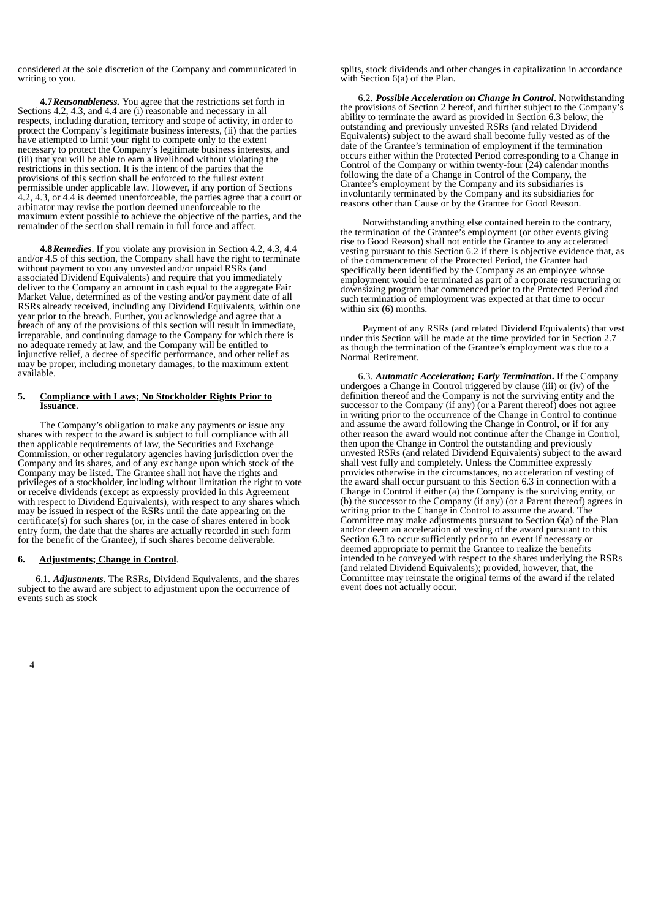considered at the sole discretion of the Company and communicated in writing to you.

**4.7** ***Reasonableness.*** You agree that the restrictions set forth in Sections 4.2, 4.3, and 4.4 are (i) reasonable and necessary in all respects, including duration, territory and scope of activity, in order to protect the Company's legitimate business interests, (ii) that the parties have attempted to limit your right to compete only to the extent necessary to protect the Company's legitimate business interests, and (iii) that you will be able to earn a livelihood without violating the restrictions in this section. It is the intent of the parties that the provisions of this section shall be enforced to the fullest extent permissible under applicable law. However, if any portion of Sections 4.2, 4.3, or 4.4 is deemed unenforceable, the parties agree that a court or arbitrator may revise the portion deemed unenforceable to the maximum extent possible to achieve the objective of the parties, and the remainder of the section shall remain in full force and affect.

**4.8** ***Remedies***. If you violate any provision in Section 4.2, 4.3, 4.4 and/or 4.5 of this section, the Company shall have the right to terminate without payment to you any unvested and/or unpaid RSRs (and associated Dividend Equivalents) and require that you immediately deliver to the Company an amount in cash equal to the aggregate Fair Market Value, determined as of the vesting and/or payment date of all RSRs already received, including any Dividend Equivalents, within one year prior to the breach. Further, you acknowledge and agree that a breach of any of the provisions of this section will result in immediate, irreparable, and continuing damage to the Company for which there is no adequate remedy at law, and the Company will be entitled to injunctive relief, a decree of specific performance, and other relief as may be proper, including monetary damages, to the maximum extent available.

## 5. Compliance with Laws; No Stockholder Rights Prior to Issuance.

The Company's obligation to make any payments or issue any shares with respect to the award is subject to full compliance with all then applicable requirements of law, the Securities and Exchange Commission, or other regulatory agencies having jurisdiction over the Company and its shares, and of any exchange upon which stock of the Company may be listed. The Grantee shall not have the rights and privileges of a stockholder, including without limitation the right to vote or receive dividends (except as expressly provided in this Agreement with respect to Dividend Equivalents), with respect to any shares which may be issued in respect of the RSRs until the date appearing on the certificate(s) for such shares (or, in the case of shares entered in book entry form, the date that the shares are actually recorded in such form for the benefit of the Grantee), if such shares become deliverable.

## 6. Adjustments; Change in Control.

6.1. ***Adjustments***. The RSRs, Dividend Equivalents, and the shares subject to the award are subject to adjustment upon the occurrence of events such as stock splits, stock dividends and other changes in capitalization in accordance with Section 6(a) of the Plan.

6.2. ***Possible Acceleration on Change in Control***. Notwithstanding the provisions of Section 2 hereof, and further subject to the Company's ability to terminate the award as provided in Section 6.3 below, the outstanding and previously unvested RSRs (and related Dividend Equivalents) subject to the award shall become fully vested as of the date of the Grantee's termination of employment if the termination occurs either within the Protected Period corresponding to a Change in Control of the Company or within twenty-four (24) calendar months following the date of a Change in Control of the Company, the Grantee's employment by the Company and its subsidiaries is involuntarily terminated by the Company and its subsidiaries for reasons other than Cause or by the Grantee for Good Reason.

Notwithstanding anything else contained herein to the contrary, the termination of the Grantee's employment (or other events giving rise to Good Reason) shall not entitle the Grantee to any accelerated vesting pursuant to this Section 6.2 if there is objective evidence that, as of the commencement of the Protected Period, the Grantee had specifically been identified by the Company as an employee whose employment would be terminated as part of a corporate restructuring or downsizing program that commenced prior to the Protected Period and such termination of employment was expected at that time to occur within six (6) months.

Payment of any RSRs (and related Dividend Equivalents) that vest under this Section will be made at the time provided for in Section 2.7 as though the termination of the Grantee's employment was due to a Normal Retirement.

6.3. ***Automatic Acceleration; Early Termination***. If the Company undergoes a Change in Control triggered by clause (iii) or (iv) of the definition thereof and the Company is not the surviving entity and the successor to the Company (if any) (or a Parent thereof) does not agree in writing prior to the occurrence of the Change in Control to continue and assume the award following the Change in Control, or if for any other reason the award would not continue after the Change in Control, then upon the Change in Control the outstanding and previously unvested RSRs (and related Dividend Equivalents) subject to the award shall vest fully and completely. Unless the Committee expressly provides otherwise in the circumstances, no acceleration of vesting of the award shall occur pursuant to this Section 6.3 in connection with a Change in Control if either (a) the Company is the surviving entity, or (b) the successor to the Company (if any) (or a Parent thereof) agrees in writing prior to the Change in Control to assume the award. The Committee may make adjustments pursuant to Section 6(a) of the Plan and/or deem an acceleration of vesting of the award pursuant to this Section 6.3 to occur sufficiently prior to an event if necessary or deemed appropriate to permit the Grantee to realize the benefits intended to be conveyed with respect to the shares underlying the RSRs (and related Dividend Equivalents); provided, however, that, the Committee may reinstate the original terms of the award if the related event does not actually occur.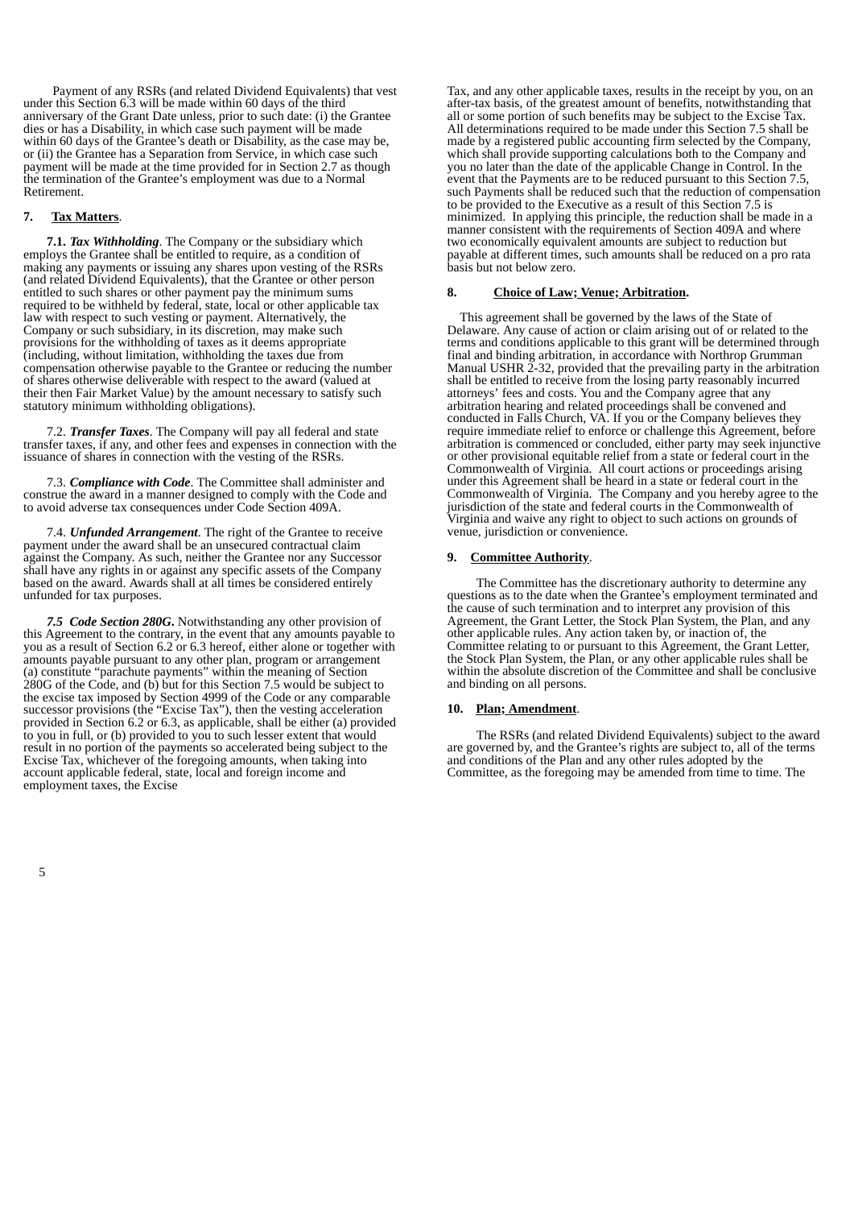Payment of any RSRs (and related Dividend Equivalents) that vest under this Section 6.3 will be made within 60 days of the third anniversary of the Grant Date unless, prior to such date: (i) the Grantee dies or has a Disability, in which case such payment will be made within 60 days of the Grantee's death or Disability, as the case may be, or (ii) the Grantee has a Separation from Service, in which case such payment will be made at the time provided for in Section 2.7 as though the termination of the Grantee's employment was due to a Normal Retirement.

**7. Tax Matters**.

**7.1. *Tax Withholding***. The Company or the subsidiary which employs the Grantee shall be entitled to require, as a condition of making any payments or issuing any shares upon vesting of the RSRs (and related Dividend Equivalents), that the Grantee or other person entitled to such shares or other payment pay the minimum sums required to be withheld by federal, state, local or other applicable tax law with respect to such vesting or payment. Alternatively, the Company or such subsidiary, in its discretion, may make such provisions for the withholding of taxes as it deems appropriate (including, without limitation, withholding the taxes due from compensation otherwise payable to the Grantee or reducing the number of shares otherwise deliverable with respect to the award (valued at their then Fair Market Value) by the amount necessary to satisfy such statutory minimum withholding obligations).

7.2. ***Transfer Taxes***. The Company will pay all federal and state transfer taxes, if any, and other fees and expenses in connection with the issuance of shares in connection with the vesting of the RSRs.

7.3. ***Compliance with Code***. The Committee shall administer and construe the award in a manner designed to comply with the Code and to avoid adverse tax consequences under Code Section 409A.

7.4. ***Unfunded Arrangement***. The right of the Grantee to receive payment under the award shall be an unsecured contractual claim against the Company. As such, neither the Grantee nor any Successor shall have any rights in or against any specific assets of the Company based on the award. Awards shall at all times be considered entirely unfunded for tax purposes.

***7.5 Code Section 280G.*** Notwithstanding any other provision of this Agreement to the contrary, in the event that any amounts payable to you as a result of Section 6.2 or 6.3 hereof, either alone or together with amounts payable pursuant to any other plan, program or arrangement (a) constitute "parachute payments" within the meaning of Section 280G of the Code, and (b) but for this Section 7.5 would be subject to the excise tax imposed by Section 4999 of the Code or any comparable successor provisions (the "Excise Tax"), then the vesting acceleration provided in Section 6.2 or 6.3, as applicable, shall be either (a) provided to you in full, or (b) provided to you to such lesser extent that would result in no portion of the payments so accelerated being subject to the Excise Tax, whichever of the foregoing amounts, when taking into account applicable federal, state, local and foreign income and employment taxes, the Excise Tax, and any other applicable taxes, results in the receipt by you, on an after-tax basis, of the greatest amount of benefits, notwithstanding that all or some portion of such benefits may be subject to the Excise Tax. All determinations required to be made under this Section 7.5 shall be made by a registered public accounting firm selected by the Company, which shall provide supporting calculations both to the Company and you no later than the date of the applicable Change in Control. In the event that the Payments are to be reduced pursuant to this Section 7.5, such Payments shall be reduced such that the reduction of compensation to be provided to the Executive as a result of this Section 7.5 is minimized. In applying this principle, the reduction shall be made in a manner consistent with the requirements of Section 409A and where two economically equivalent amounts are subject to reduction but payable at different times, such amounts shall be reduced on a pro rata basis but not below zero.

**8. Choice of Law; Venue; Arbitration.**

This agreement shall be governed by the laws of the State of Delaware. Any cause of action or claim arising out of or related to the terms and conditions applicable to this grant will be determined through final and binding arbitration, in accordance with Northrop Grumman Manual USHR 2-32, provided that the prevailing party in the arbitration shall be entitled to receive from the losing party reasonably incurred attorneys' fees and costs. You and the Company agree that any arbitration hearing and related proceedings shall be convened and conducted in Falls Church, VA. If you or the Company believes they require immediate relief to enforce or challenge this Agreement, before arbitration is commenced or concluded, either party may seek injunctive or other provisional equitable relief from a state or federal court in the Commonwealth of Virginia. All court actions or proceedings arising under this Agreement shall be heard in a state or federal court in the Commonwealth of Virginia. The Company and you hereby agree to the jurisdiction of the state and federal courts in the Commonwealth of Virginia and waive any right to object to such actions on grounds of venue, jurisdiction or convenience.

**9. Committee Authority**.

The Committee has the discretionary authority to determine any questions as to the date when the Grantee's employment terminated and the cause of such termination and to interpret any provision of this Agreement, the Grant Letter, the Stock Plan System, the Plan, and any other applicable rules. Any action taken by, or inaction of, the Committee relating to or pursuant to this Agreement, the Grant Letter, the Stock Plan System, the Plan, or any other applicable rules shall be within the absolute discretion of the Committee and shall be conclusive and binding on all persons.

**10. Plan; Amendment**.

The RSRs (and related Dividend Equivalents) subject to the award are governed by, and the Grantee's rights are subject to, all of the terms and conditions of the Plan and any other rules adopted by the Committee, as the foregoing may be amended from time to time. The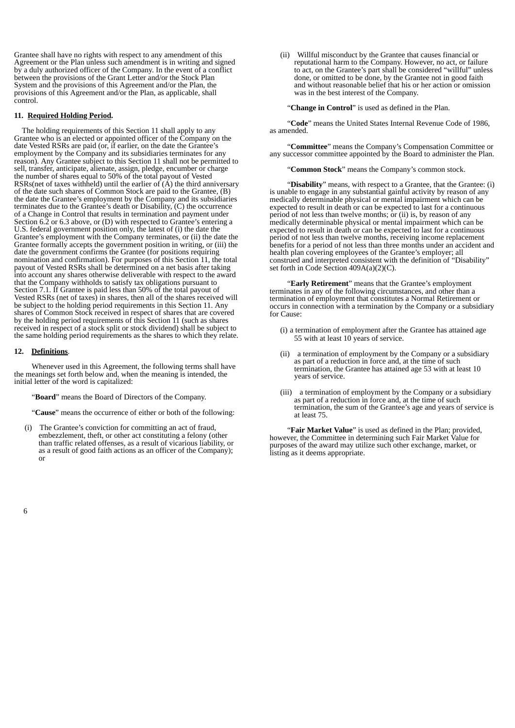Grantee shall have no rights with respect to any amendment of this Agreement or the Plan unless such amendment is in writing and signed by a duly authorized officer of the Company. In the event of a conflict between the provisions of the Grant Letter and/or the Stock Plan System and the provisions of this Agreement and/or the Plan, the provisions of this Agreement and/or the Plan, as applicable, shall control.

**11. Required Holding Period.**

The holding requirements of this Section 11 shall apply to any Grantee who is an elected or appointed officer of the Company on the date Vested RSRs are paid (or, if earlier, on the date the Grantee's employment by the Company and its subsidiaries terminates for any reason). Any Grantee subject to this Section 11 shall not be permitted to sell, transfer, anticipate, alienate, assign, pledge, encumber or charge the number of shares equal to 50% of the total payout of Vested RSRs(net of taxes withheld) until the earlier of (A) the third anniversary of the date such shares of Common Stock are paid to the Grantee, (B) the date the Grantee's employment by the Company and its subsidiaries terminates due to the Grantee's death or Disability, (C) the occurrence of a Change in Control that results in termination and payment under Section 6.2 or 6.3 above, or (D) with respected to Grantee's entering a U.S. federal government position only, the latest of (i) the date the Grantee's employment with the Company terminates, or (ii) the date the Grantee formally accepts the government position in writing, or (iii) the date the government confirms the Grantee (for positions requiring nomination and confirmation). For purposes of this Section 11, the total payout of Vested RSRs shall be determined on a net basis after taking into account any shares otherwise deliverable with respect to the award that the Company withholds to satisfy tax obligations pursuant to Section 7.1. If Grantee is paid less than 50% of the total payout of Vested RSRs (net of taxes) in shares, then all of the shares received will be subject to the holding period requirements in this Section 11. Any shares of Common Stock received in respect of shares that are covered by the holding period requirements of this Section 11 (such as shares received in respect of a stock split or stock dividend) shall be subject to the same holding period requirements as the shares to which they relate.

**12. Definitions.**

Whenever used in this Agreement, the following terms shall have the meanings set forth below and, when the meaning is intended, the initial letter of the word is capitalized:

"**Board**" means the Board of Directors of the Company.

"**Cause**" means the occurrence of either or both of the following:

(i) The Grantee's conviction for committing an act of fraud, embezzlement, theft, or other act constituting a felony (other than traffic related offenses, as a result of vicarious liability, or as a result of good faith actions as an officer of the Company); or

(ii) Willful misconduct by the Grantee that causes financial or reputational harm to the Company. However, no act, or failure to act, on the Grantee's part shall be considered "willful" unless done, or omitted to be done, by the Grantee not in good faith and without reasonable belief that his or her action or omission was in the best interest of the Company.

"**Change in Control**" is used as defined in the Plan.

"**Code**" means the United States Internal Revenue Code of 1986, as amended.

"**Committee**" means the Company's Compensation Committee or any successor committee appointed by the Board to administer the Plan.

"**Common Stock**" means the Company's common stock.

"**Disability**" means, with respect to a Grantee, that the Grantee: (i) is unable to engage in any substantial gainful activity by reason of any medically determinable physical or mental impairment which can be expected to result in death or can be expected to last for a continuous period of not less than twelve months; or (ii) is, by reason of any medically determinable physical or mental impairment which can be expected to result in death or can be expected to last for a continuous period of not less than twelve months, receiving income replacement benefits for a period of not less than three months under an accident and health plan covering employees of the Grantee's employer; all construed and interpreted consistent with the definition of "Disability" set forth in Code Section 409A(a)(2)(C).

"**Early Retirement**" means that the Grantee's employment terminates in any of the following circumstances, and other than a termination of employment that constitutes a Normal Retirement or occurs in connection with a termination by the Company or a subsidiary for Cause:

(i) a termination of employment after the Grantee has attained age 55 with at least 10 years of service.

(ii) a termination of employment by the Company or a subsidiary as part of a reduction in force and, at the time of such termination, the Grantee has attained age 53 with at least 10 years of service.

(iii) a termination of employment by the Company or a subsidiary as part of a reduction in force and, at the time of such termination, the sum of the Grantee's age and years of service is at least 75.

"**Fair Market Value**" is used as defined in the Plan; provided, however, the Committee in determining such Fair Market Value for purposes of the award may utilize such other exchange, market, or listing as it deems appropriate.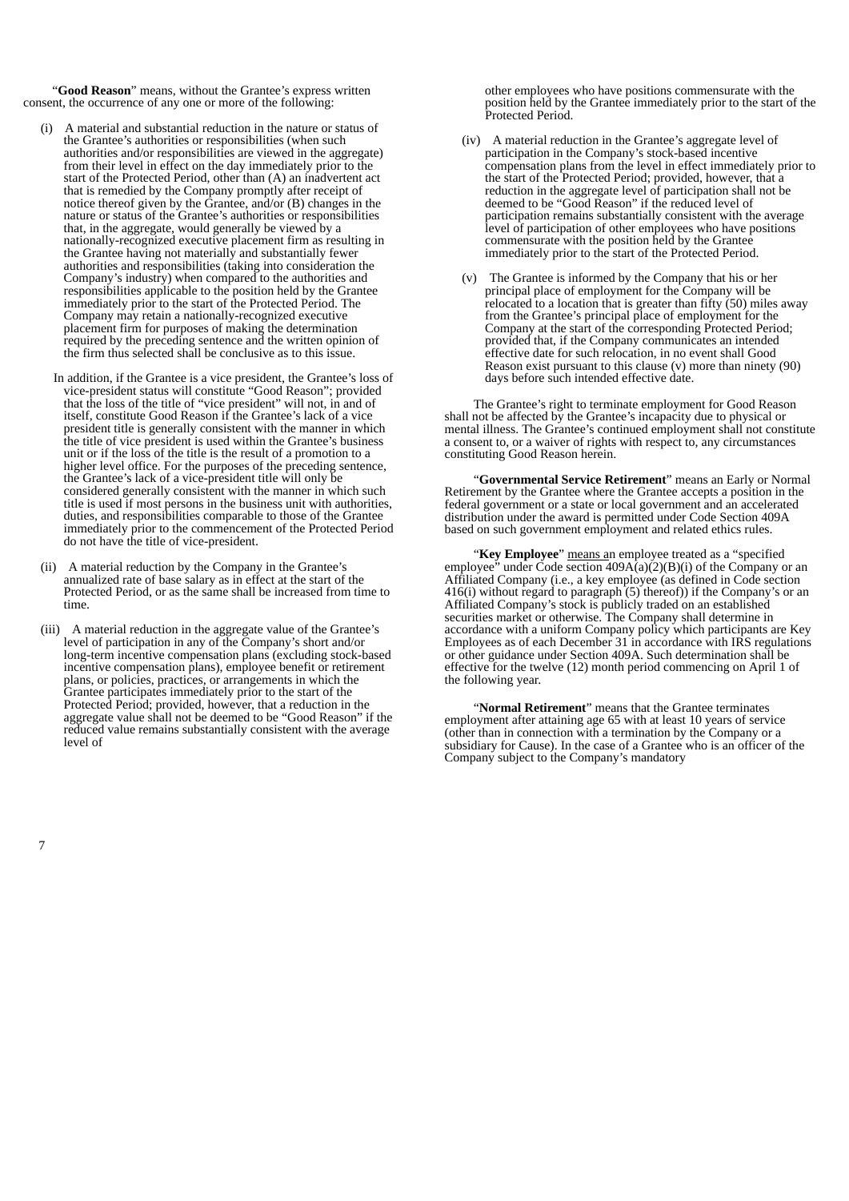"**Good Reason**" means, without the Grantee's express written consent, the occurrence of any one or more of the following:

(i) A material and substantial reduction in the nature or status of the Grantee's authorities or responsibilities (when such authorities and/or responsibilities are viewed in the aggregate) from their level in effect on the day immediately prior to the start of the Protected Period, other than (A) an inadvertent act that is remedied by the Company promptly after receipt of notice thereof given by the Grantee, and/or (B) changes in the nature or status of the Grantee's authorities or responsibilities that, in the aggregate, would generally be viewed by a nationally-recognized executive placement firm as resulting in the Grantee having not materially and substantially fewer authorities and responsibilities (taking into consideration the Company's industry) when compared to the authorities and responsibilities applicable to the position held by the Grantee immediately prior to the start of the Protected Period. The Company may retain a nationally-recognized executive placement firm for purposes of making the determination required by the preceding sentence and the written opinion of the firm thus selected shall be conclusive as to this issue.

In addition, if the Grantee is a vice president, the Grantee's loss of vice-president status will constitute "Good Reason"; provided that the loss of the title of "vice president" will not, in and of itself, constitute Good Reason if the Grantee's lack of a vice president title is generally consistent with the manner in which the title of vice president is used within the Grantee's business unit or if the loss of the title is the result of a promotion to a higher level office. For the purposes of the preceding sentence, the Grantee's lack of a vice-president title will only be considered generally consistent with the manner in which such title is used if most persons in the business unit with authorities, duties, and responsibilities comparable to those of the Grantee immediately prior to the commencement of the Protected Period do not have the title of vice-president.

(ii) A material reduction by the Company in the Grantee's annualized rate of base salary as in effect at the start of the Protected Period, or as the same shall be increased from time to time.

(iii) A material reduction in the aggregate value of the Grantee's level of participation in any of the Company's short and/or long-term incentive compensation plans (excluding stock-based incentive compensation plans), employee benefit or retirement plans, or policies, practices, or arrangements in which the Grantee participates immediately prior to the start of the Protected Period; provided, however, that a reduction in the aggregate value shall not be deemed to be "Good Reason" if the reduced value remains substantially consistent with the average level of other employees who have positions commensurate with the position held by the Grantee immediately prior to the start of the Protected Period.

(iv) A material reduction in the Grantee's aggregate level of participation in the Company's stock-based incentive compensation plans from the level in effect immediately prior to the start of the Protected Period; provided, however, that a reduction in the aggregate level of participation shall not be deemed to be "Good Reason" if the reduced level of participation remains substantially consistent with the average level of participation of other employees who have positions commensurate with the position held by the Grantee immediately prior to the start of the Protected Period.

(v) The Grantee is informed by the Company that his or her principal place of employment for the Company will be relocated to a location that is greater than fifty (50) miles away from the Grantee's principal place of employment for the Company at the start of the corresponding Protected Period; provided that, if the Company communicates an intended effective date for such relocation, in no event shall Good Reason exist pursuant to this clause (v) more than ninety (90) days before such intended effective date.

The Grantee's right to terminate employment for Good Reason shall not be affected by the Grantee's incapacity due to physical or mental illness. The Grantee's continued employment shall not constitute a consent to, or a waiver of rights with respect to, any circumstances constituting Good Reason herein.

"**Governmental Service Retirement**" means an Early or Normal Retirement by the Grantee where the Grantee accepts a position in the federal government or a state or local government and an accelerated distribution under the award is permitted under Code Section 409A based on such government employment and related ethics rules.

"**Key Employee**" means an employee treated as a "specified employee" under Code section 409A(a)(2)(B)(i) of the Company or an Affiliated Company (i.e., a key employee (as defined in Code section 416(i) without regard to paragraph (5) thereof)) if the Company's or an Affiliated Company's stock is publicly traded on an established securities market or otherwise. The Company shall determine in accordance with a uniform Company policy which participants are Key Employees as of each December 31 in accordance with IRS regulations or other guidance under Section 409A. Such determination shall be effective for the twelve (12) month period commencing on April 1 of the following year.

"**Normal Retirement**" means that the Grantee terminates employment after attaining age 65 with at least 10 years of service (other than in connection with a termination by the Company or a subsidiary for Cause). In the case of a Grantee who is an officer of the Company subject to the Company's mandatory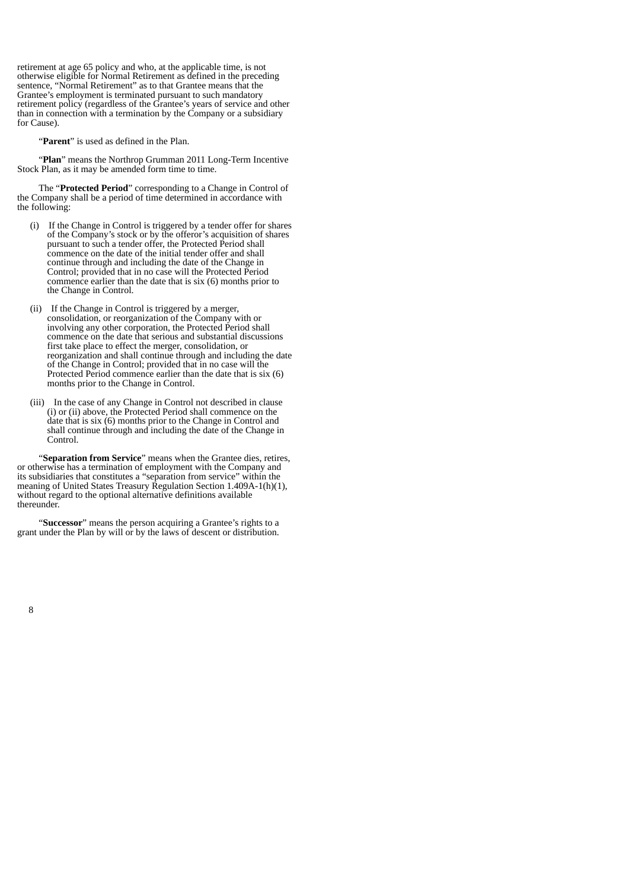retirement at age 65 policy and who, at the applicable time, is not otherwise eligible for Normal Retirement as defined in the preceding sentence, "Normal Retirement" as to that Grantee means that the Grantee's employment is terminated pursuant to such mandatory retirement policy (regardless of the Grantee's years of service and other than in connection with a termination by the Company or a subsidiary for Cause).

"**Parent**" is used as defined in the Plan.

"**Plan**" means the Northrop Grumman 2011 Long-Term Incentive Stock Plan, as it may be amended form time to time.

The "**Protected Period**" corresponding to a Change in Control of the Company shall be a period of time determined in accordance with the following:

(i) If the Change in Control is triggered by a tender offer for shares of the Company's stock or by the offeror's acquisition of shares pursuant to such a tender offer, the Protected Period shall commence on the date of the initial tender offer and shall continue through and including the date of the Change in Control; provided that in no case will the Protected Period commence earlier than the date that is six (6) months prior to the Change in Control.

(ii) If the Change in Control is triggered by a merger, consolidation, or reorganization of the Company with or involving any other corporation, the Protected Period shall commence on the date that serious and substantial discussions first take place to effect the merger, consolidation, or reorganization and shall continue through and including the date of the Change in Control; provided that in no case will the Protected Period commence earlier than the date that is six (6) months prior to the Change in Control.

(iii) In the case of any Change in Control not described in clause (i) or (ii) above, the Protected Period shall commence on the date that is six (6) months prior to the Change in Control and shall continue through and including the date of the Change in Control.

"**Separation from Service**" means when the Grantee dies, retires, or otherwise has a termination of employment with the Company and its subsidiaries that constitutes a "separation from service" within the meaning of United States Treasury Regulation Section 1.409A-1(h)(1), without regard to the optional alternative definitions available thereunder.

"**Successor**" means the person acquiring a Grantee's rights to a grant under the Plan by will or by the laws of descent or distribution.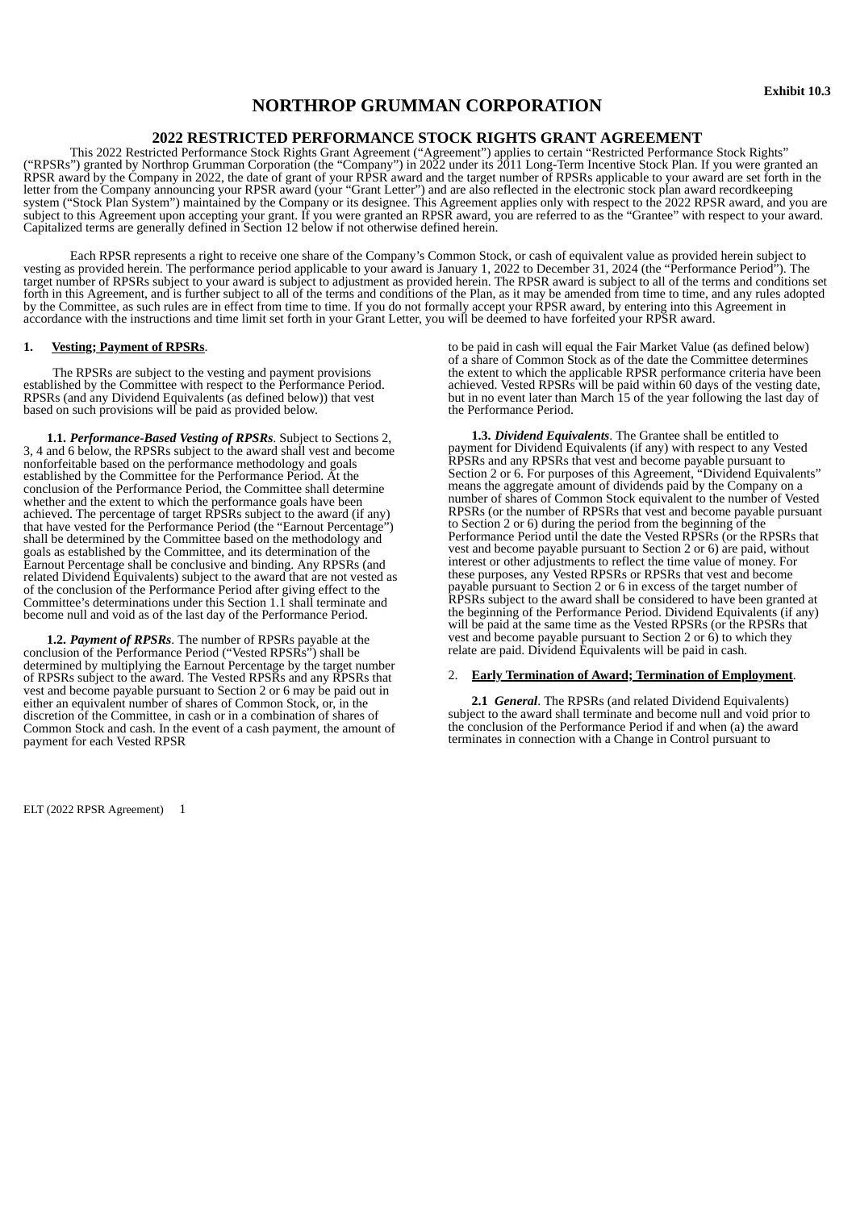**Exhibit 10.3**

# NORTHROP GRUMMAN CORPORATION

## 2022 RESTRICTED PERFORMANCE STOCK RIGHTS GRANT AGREEMENT

This 2022 Restricted Performance Stock Rights Grant Agreement ("Agreement") applies to certain "Restricted Performance Stock Rights" ("RPSRs") granted by Northrop Grumman Corporation (the "Company") in 2022 under its 2011 Long-Term Incentive Stock Plan. If you were granted an RPSR award by the Company in 2022, the date of grant of your RPSR award and the target number of RPSRs applicable to your award are set forth in the letter from the Company announcing your RPSR award (your "Grant Letter") and are also reflected in the electronic stock plan award recordkeeping system ("Stock Plan System") maintained by the Company or its designee. This Agreement applies only with respect to the 2022 RPSR award, and you are subject to this Agreement upon accepting your grant. If you were granted an RPSR award, you are referred to as the "Grantee" with respect to your award. Capitalized terms are generally defined in Section 12 below if not otherwise defined herein.

Each RPSR represents a right to receive one share of the Company's Common Stock, or cash of equivalent value as provided herein subject to vesting as provided herein. The performance period applicable to your award is January 1, 2022 to December 31, 2024 (the "Performance Period"). The target number of RPSRs subject to your award is subject to adjustment as provided herein. The RPSR award is subject to all of the terms and conditions set forth in this Agreement, and is further subject to all of the terms and conditions of the Plan, as it may be amended from time to time, and any rules adopted by the Committee, as such rules are in effect from time to time. If you do not formally accept your RPSR award, by entering into this Agreement in accordance with the instructions and time limit set forth in your Grant Letter, you will be deemed to have forfeited your RPSR award.

**1. <u>Vesting; Payment of RPSRs</u>**.

The RPSRs are subject to the vesting and payment provisions established by the Committee with respect to the Performance Period. RPSRs (and any Dividend Equivalents (as defined below)) that vest based on such provisions will be paid as provided below.

**1.1.** ***Performance-Based Vesting of RPSRs***. Subject to Sections 2, 3, 4 and 6 below, the RPSRs subject to the award shall vest and become nonforfeitable based on the performance methodology and goals established by the Committee for the Performance Period. At the conclusion of the Performance Period, the Committee shall determine whether and the extent to which the performance goals have been achieved. The percentage of target RPSRs subject to the award (if any) that have vested for the Performance Period (the "Earnout Percentage") shall be determined by the Committee based on the methodology and goals as established by the Committee, and its determination of the Earnout Percentage shall be conclusive and binding. Any RPSRs (and related Dividend Equivalents) subject to the award that are not vested as of the conclusion of the Performance Period after giving effect to the Committee's determinations under this Section 1.1 shall terminate and become null and void as of the last day of the Performance Period.

**1.2.** ***Payment of RPSRs***. The number of RPSRs payable at the conclusion of the Performance Period ("Vested RPSRs") shall be determined by multiplying the Earnout Percentage by the target number of RPSRs subject to the award. The Vested RPSRs and any RPSRs that vest and become payable pursuant to Section 2 or 6 may be paid out in either an equivalent number of shares of Common Stock, or, in the discretion of the Committee, in cash or in a combination of shares of Common Stock and cash. In the event of a cash payment, the amount of payment for each Vested RPSR to be paid in cash will equal the Fair Market Value (as defined below) of a share of Common Stock as of the date the Committee determines the extent to which the applicable RPSR performance criteria have been achieved. Vested RPSRs will be paid within 60 days of the vesting date, but in no event later than March 15 of the year following the last day of the Performance Period.

**1.3.** ***Dividend Equivalents***. The Grantee shall be entitled to payment for Dividend Equivalents (if any) with respect to any Vested RPSRs and any RPSRs that vest and become payable pursuant to Section 2 or 6. For purposes of this Agreement, "Dividend Equivalents" means the aggregate amount of dividends paid by the Company on a number of shares of Common Stock equivalent to the number of Vested RPSRs (or the number of RPSRs that vest and become payable pursuant to Section 2 or 6) during the period from the beginning of the Performance Period until the date the Vested RPSRs (or the RPSRs that vest and become payable pursuant to Section 2 or 6) are paid, without interest or other adjustments to reflect the time value of money. For these purposes, any Vested RPSRs or RPSRs that vest and become payable pursuant to Section 2 or 6 in excess of the target number of RPSRs subject to the award shall be considered to have been granted at the beginning of the Performance Period. Dividend Equivalents (if any) will be paid at the same time as the Vested RPSRs (or the RPSRs that vest and become payable pursuant to Section 2 or 6) to which they relate are paid. Dividend Equivalents will be paid in cash.

2. **<u>Early Termination of Award; Termination of Employment</u>**.

**2.1** ***General***. The RPSRs (and related Dividend Equivalents) subject to the award shall terminate and become null and void prior to the conclusion of the Performance Period if and when (a) the award terminates in connection with a Change in Control pursuant to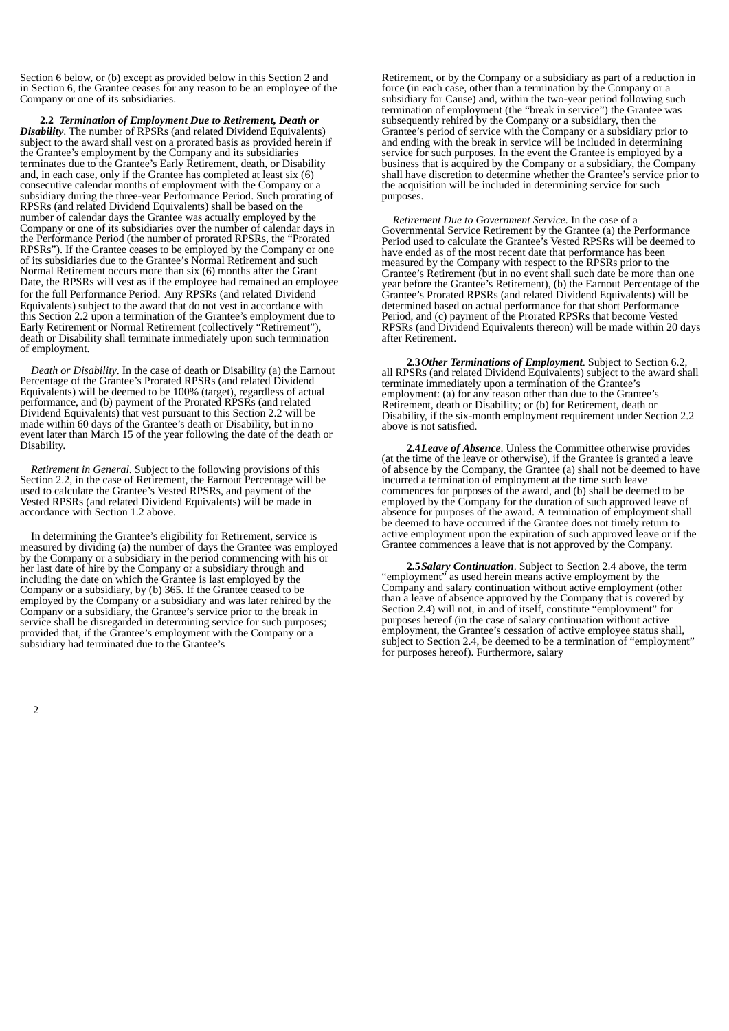Section 6 below, or (b) except as provided below in this Section 2 and in Section 6, the Grantee ceases for any reason to be an employee of the Company or one of its subsidiaries.

**2.2** ***Termination of Employment Due to Retirement, Death or Disability***. The number of RPSRs (and related Dividend Equivalents) subject to the award shall vest on a prorated basis as provided herein if the Grantee's employment by the Company and its subsidiaries terminates due to the Grantee's Early Retirement, death, or Disability and, in each case, only if the Grantee has completed at least six (6) consecutive calendar months of employment with the Company or a subsidiary during the three-year Performance Period. Such prorating of RPSRs (and related Dividend Equivalents) shall be based on the number of calendar days the Grantee was actually employed by the Company or one of its subsidiaries over the number of calendar days in the Performance Period (the number of prorated RPSRs, the "Prorated RPSRs"). If the Grantee ceases to be employed by the Company or one of its subsidiaries due to the Grantee's Normal Retirement and such Normal Retirement occurs more than six (6) months after the Grant Date, the RPSRs will vest as if the employee had remained an employee for the full Performance Period. Any RPSRs (and related Dividend Equivalents) subject to the award that do not vest in accordance with this Section 2.2 upon a termination of the Grantee's employment due to Early Retirement or Normal Retirement (collectively "Retirement"), death or Disability shall terminate immediately upon such termination of employment.

*Death or Disability*. In the case of death or Disability (a) the Earnout Percentage of the Grantee's Prorated RPSRs (and related Dividend Equivalents) will be deemed to be 100% (target), regardless of actual performance, and (b) payment of the Prorated RPSRs (and related Dividend Equivalents) that vest pursuant to this Section 2.2 will be made within 60 days of the Grantee's death or Disability, but in no event later than March 15 of the year following the date of the death or Disability.

*Retirement in General*. Subject to the following provisions of this Section 2.2, in the case of Retirement, the Earnout Percentage will be used to calculate the Grantee's Vested RPSRs, and payment of the Vested RPSRs (and related Dividend Equivalents) will be made in accordance with Section 1.2 above.

In determining the Grantee's eligibility for Retirement, service is measured by dividing (a) the number of days the Grantee was employed by the Company or a subsidiary in the period commencing with his or her last date of hire by the Company or a subsidiary through and including the date on which the Grantee is last employed by the Company or a subsidiary, by (b) 365. If the Grantee ceased to be employed by the Company or a subsidiary and was later rehired by the Company or a subsidiary, the Grantee's service prior to the break in service shall be disregarded in determining service for such purposes; provided that, if the Grantee's employment with the Company or a subsidiary had terminated due to the Grantee's Retirement, or by the Company or a subsidiary as part of a reduction in force (in each case, other than a termination by the Company or a subsidiary for Cause) and, within the two-year period following such termination of employment (the "break in service") the Grantee was subsequently rehired by the Company or a subsidiary, then the Grantee's period of service with the Company or a subsidiary prior to and ending with the break in service will be included in determining service for such purposes. In the event the Grantee is employed by a business that is acquired by the Company or a subsidiary, the Company shall have discretion to determine whether the Grantee's service prior to the acquisition will be included in determining service for such purposes.

*Retirement Due to Government Service*. In the case of a Governmental Service Retirement by the Grantee (a) the Performance Period used to calculate the Grantee's Vested RPSRs will be deemed to have ended as of the most recent date that performance has been measured by the Company with respect to the RPSRs prior to the Grantee's Retirement (but in no event shall such date be more than one year before the Grantee's Retirement), (b) the Earnout Percentage of the Grantee's Prorated RPSRs (and related Dividend Equivalents) will be determined based on actual performance for that short Performance Period, and (c) payment of the Prorated RPSRs that become Vested RPSRs (and Dividend Equivalents thereon) will be made within 20 days after Retirement.

**2.3** ***Other Terminations of Employment***. Subject to Section 6.2, all RPSRs (and related Dividend Equivalents) subject to the award shall terminate immediately upon a termination of the Grantee's employment: (a) for any reason other than due to the Grantee's Retirement, death or Disability; or (b) for Retirement, death or Disability, if the six-month employment requirement under Section 2.2 above is not satisfied.

**2.4** ***Leave of Absence***. Unless the Committee otherwise provides (at the time of the leave or otherwise), if the Grantee is granted a leave of absence by the Company, the Grantee (a) shall not be deemed to have incurred a termination of employment at the time such leave commences for purposes of the award, and (b) shall be deemed to be employed by the Company for the duration of such approved leave of absence for purposes of the award. A termination of employment shall be deemed to have occurred if the Grantee does not timely return to active employment upon the expiration of such approved leave or if the Grantee commences a leave that is not approved by the Company.

**2.5** ***Salary Continuation***. Subject to Section 2.4 above, the term "employment" as used herein means active employment by the Company and salary continuation without active employment (other than a leave of absence approved by the Company that is covered by Section 2.4) will not, in and of itself, constitute "employment" for purposes hereof (in the case of salary continuation without active employment, the Grantee's cessation of active employee status shall, subject to Section 2.4, be deemed to be a termination of "employment" for purposes hereof). Furthermore, salary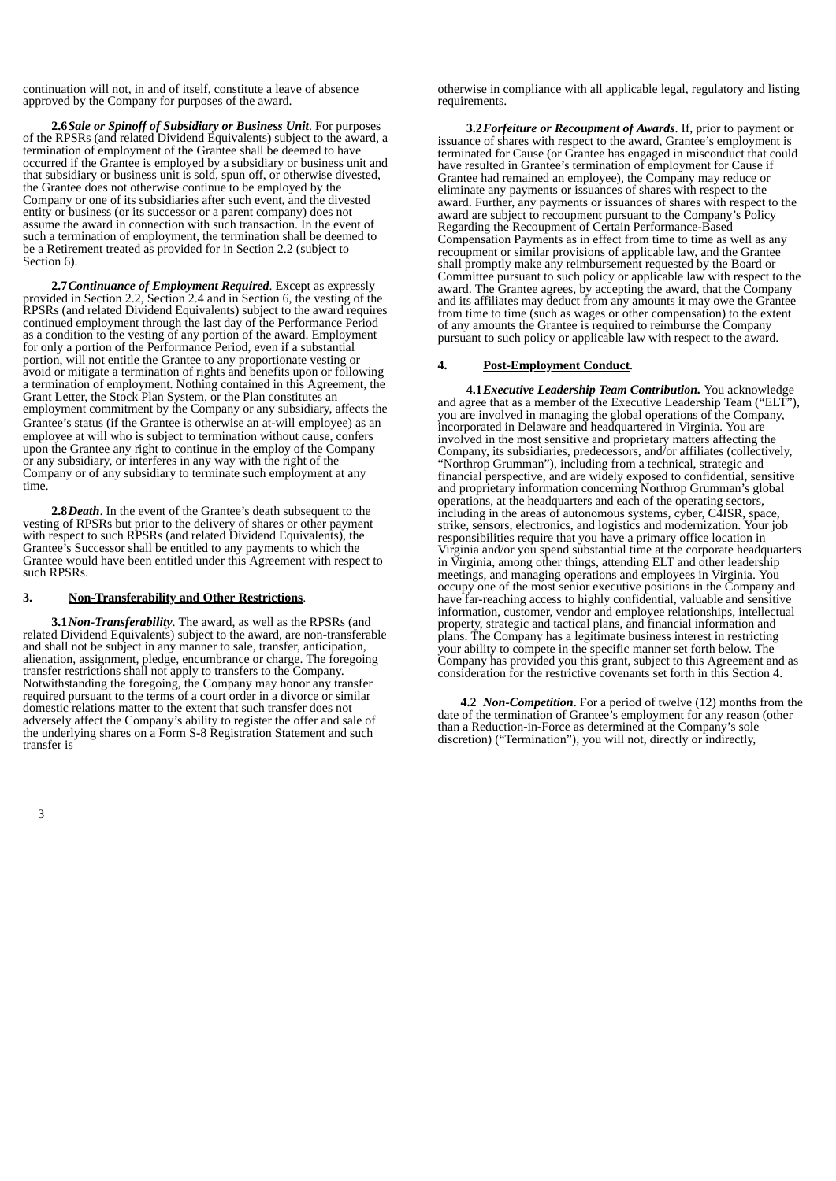continuation will not, in and of itself, constitute a leave of absence approved by the Company for purposes of the award.

**2.6** ***Sale or Spinoff of Subsidiary or Business Unit***. For purposes of the RPSRs (and related Dividend Equivalents) subject to the award, a termination of employment of the Grantee shall be deemed to have occurred if the Grantee is employed by a subsidiary or business unit and that subsidiary or business unit is sold, spun off, or otherwise divested, the Grantee does not otherwise continue to be employed by the Company or one of its subsidiaries after such event, and the divested entity or business (or its successor or a parent company) does not assume the award in connection with such transaction. In the event of such a termination of employment, the termination shall be deemed to be a Retirement treated as provided for in Section 2.2 (subject to Section 6).

**2.7** ***Continuance of Employment Required***. Except as expressly provided in Section 2.2, Section 2.4 and in Section 6, the vesting of the RPSRs (and related Dividend Equivalents) subject to the award requires continued employment through the last day of the Performance Period as a condition to the vesting of any portion of the award. Employment for only a portion of the Performance Period, even if a substantial portion, will not entitle the Grantee to any proportionate vesting or avoid or mitigate a termination of rights and benefits upon or following a termination of employment. Nothing contained in this Agreement, the Grant Letter, the Stock Plan System, or the Plan constitutes an employment commitment by the Company or any subsidiary, affects the Grantee's status (if the Grantee is otherwise an at-will employee) as an employee at will who is subject to termination without cause, confers upon the Grantee any right to continue in the employ of the Company or any subsidiary, or interferes in any way with the right of the Company or of any subsidiary to terminate such employment at any time.

**2.8** ***Death***. In the event of the Grantee's death subsequent to the vesting of RPSRs but prior to the delivery of shares or other payment with respect to such RPSRs (and related Dividend Equivalents), the Grantee's Successor shall be entitled to any payments to which the Grantee would have been entitled under this Agreement with respect to such RPSRs.

**3.** **<u>Non-Transferability and Other Restrictions</u>**.

**3.1** ***Non-Transferability***. The award, as well as the RPSRs (and related Dividend Equivalents) subject to the award, are non-transferable and shall not be subject in any manner to sale, transfer, anticipation, alienation, assignment, pledge, encumbrance or charge. The foregoing transfer restrictions shall not apply to transfers to the Company. Notwithstanding the foregoing, the Company may honor any transfer required pursuant to the terms of a court order in a divorce or similar domestic relations matter to the extent that such transfer does not adversely affect the Company's ability to register the offer and sale of the underlying shares on a Form S-8 Registration Statement and such transfer is otherwise in compliance with all applicable legal, regulatory and listing requirements.

**3.2** ***Forfeiture or Recoupment of Awards***. If, prior to payment or issuance of shares with respect to the award, Grantee's employment is terminated for Cause (or Grantee has engaged in misconduct that could have resulted in Grantee's termination of employment for Cause if Grantee had remained an employee), the Company may reduce or eliminate any payments or issuances of shares with respect to the award. Further, any payments or issuances of shares with respect to the award are subject to recoupment pursuant to the Company's Policy Regarding the Recoupment of Certain Performance-Based Compensation Payments as in effect from time to time as well as any recoupment or similar provisions of applicable law, and the Grantee shall promptly make any reimbursement requested by the Board or Committee pursuant to such policy or applicable law with respect to the award. The Grantee agrees, by accepting the award, that the Company and its affiliates may deduct from any amounts it may owe the Grantee from time to time (such as wages or other compensation) to the extent of any amounts the Grantee is required to reimburse the Company pursuant to such policy or applicable law with respect to the award.

**4.** **<u>Post-Employment Conduct</u>**.

**4.1** ***Executive Leadership Team Contribution.*** You acknowledge and agree that as a member of the Executive Leadership Team ("ELT"), you are involved in managing the global operations of the Company, incorporated in Delaware and headquartered in Virginia. You are involved in the most sensitive and proprietary matters affecting the Company, its subsidiaries, predecessors, and/or affiliates (collectively, "Northrop Grumman"), including from a technical, strategic and financial perspective, and are widely exposed to confidential, sensitive and proprietary information concerning Northrop Grumman's global operations, at the headquarters and each of the operating sectors, including in the areas of autonomous systems, cyber, C4ISR, space, strike, sensors, electronics, and logistics and modernization. Your job responsibilities require that you have a primary office location in Virginia and/or you spend substantial time at the corporate headquarters in Virginia, among other things, attending ELT and other leadership meetings, and managing operations and employees in Virginia. You occupy one of the most senior executive positions in the Company and have far-reaching access to highly confidential, valuable and sensitive information, customer, vendor and employee relationships, intellectual property, strategic and tactical plans, and financial information and plans. The Company has a legitimate business interest in restricting your ability to compete in the specific manner set forth below. The Company has provided you this grant, subject to this Agreement and as consideration for the restrictive covenants set forth in this Section 4.

**4.2** ***Non-Competition***. For a period of twelve (12) months from the date of the termination of Grantee's employment for any reason (other than a Reduction-in-Force as determined at the Company's sole discretion) ("Termination"), you will not, directly or indirectly,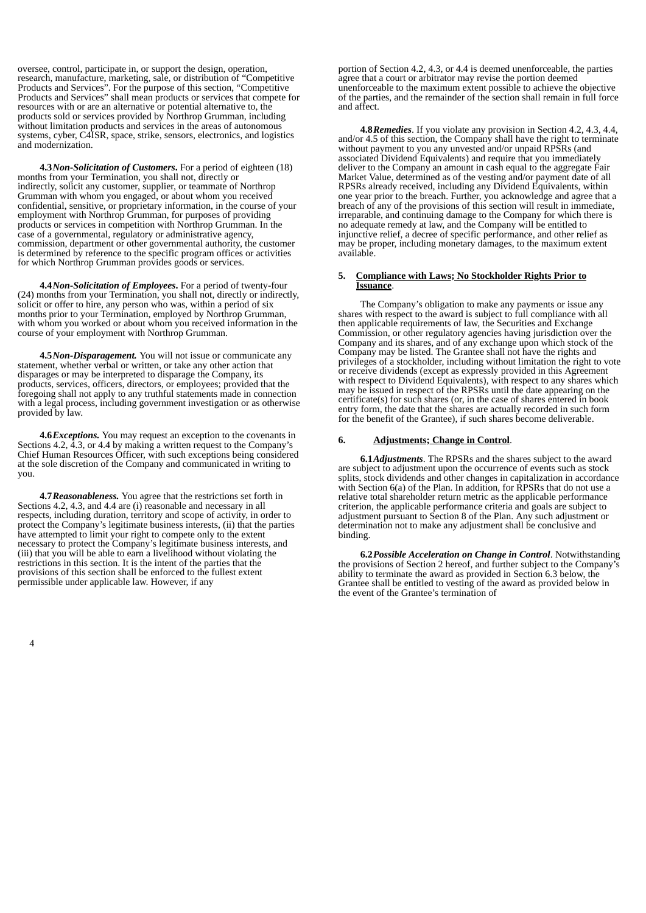oversee, control, participate in, or support the design, operation, research, manufacture, marketing, sale, or distribution of "Competitive Products and Services". For the purpose of this section, "Competitive Products and Services" shall mean products or services that compete for resources with or are an alternative or potential alternative to, the products sold or services provided by Northrop Grumman, including without limitation products and services in the areas of autonomous systems, cyber, C4ISR, space, strike, sensors, electronics, and logistics and modernization.

**4.3** ***Non-Solicitation of Customers*****.** For a period of eighteen (18) months from your Termination, you shall not, directly or indirectly, solicit any customer, supplier, or teammate of Northrop Grumman with whom you engaged, or about whom you received confidential, sensitive, or proprietary information, in the course of your employment with Northrop Grumman, for purposes of providing products or services in competition with Northrop Grumman. In the case of a governmental, regulatory or administrative agency, commission, department or other governmental authority, the customer is determined by reference to the specific program offices or activities for which Northrop Grumman provides goods or services.

**4.4** ***Non-Solicitation of Employees*****.** For a period of twenty-four (24) months from your Termination, you shall not, directly or indirectly, solicit or offer to hire, any person who was, within a period of six months prior to your Termination, employed by Northrop Grumman, with whom you worked or about whom you received information in the course of your employment with Northrop Grumman.

**4.5** ***Non-Disparagement.*** You will not issue or communicate any statement, whether verbal or written, or take any other action that disparages or may be interpreted to disparage the Company, its products, services, officers, directors, or employees; provided that the foregoing shall not apply to any truthful statements made in connection with a legal process, including government investigation or as otherwise provided by law.

**4.6** ***Exceptions.*** You may request an exception to the covenants in Sections 4.2, 4.3, or 4.4 by making a written request to the Company's Chief Human Resources Officer, with such exceptions being considered at the sole discretion of the Company and communicated in writing to you.

**4.7** ***Reasonableness.*** You agree that the restrictions set forth in Sections 4.2, 4.3, and 4.4 are (i) reasonable and necessary in all respects, including duration, territory and scope of activity, in order to protect the Company's legitimate business interests, (ii) that the parties have attempted to limit your right to compete only to the extent necessary to protect the Company's legitimate business interests, and (iii) that you will be able to earn a livelihood without violating the restrictions in this section. It is the intent of the parties that the provisions of this section shall be enforced to the fullest extent permissible under applicable law. However, if any portion of Section 4.2, 4.3, or 4.4 is deemed unenforceable, the parties agree that a court or arbitrator may revise the portion deemed unenforceable to the maximum extent possible to achieve the objective of the parties, and the remainder of the section shall remain in full force and affect.

**4.8** ***Remedies***. If you violate any provision in Section 4.2, 4.3, 4.4, and/or 4.5 of this section, the Company shall have the right to terminate without payment to you any unvested and/or unpaid RPSRs (and associated Dividend Equivalents) and require that you immediately deliver to the Company an amount in cash equal to the aggregate Fair Market Value, determined as of the vesting and/or payment date of all RPSRs already received, including any Dividend Equivalents, within one year prior to the breach. Further, you acknowledge and agree that a breach of any of the provisions of this section will result in immediate, irreparable, and continuing damage to the Company for which there is no adequate remedy at law, and the Company will be entitled to injunctive relief, a decree of specific performance, and other relief as may be proper, including monetary damages, to the maximum extent available.

**5. <u>Compliance with Laws; No Stockholder Rights Prior to Issuance</u>**.

The Company's obligation to make any payments or issue any shares with respect to the award is subject to full compliance with all then applicable requirements of law, the Securities and Exchange Commission, or other regulatory agencies having jurisdiction over the Company and its shares, and of any exchange upon which stock of the Company may be listed. The Grantee shall not have the rights and privileges of a stockholder, including without limitation the right to vote or receive dividends (except as expressly provided in this Agreement with respect to Dividend Equivalents), with respect to any shares which may be issued in respect of the RPSRs until the date appearing on the certificate(s) for such shares (or, in the case of shares entered in book entry form, the date that the shares are actually recorded in such form for the benefit of the Grantee), if such shares become deliverable.

**6. <u>Adjustments; Change in Control</u>**.

**6.1** ***Adjustments***. The RPSRs and the shares subject to the award are subject to adjustment upon the occurrence of events such as stock splits, stock dividends and other changes in capitalization in accordance with Section 6(a) of the Plan. In addition, for RPSRs that do not use a relative total shareholder return metric as the applicable performance criterion, the applicable performance criteria and goals are subject to adjustment pursuant to Section 8 of the Plan. Any such adjustment or determination not to make any adjustment shall be conclusive and binding.

**6.2** ***Possible Acceleration on Change in Control***. Notwithstanding the provisions of Section 2 hereof, and further subject to the Company's ability to terminate the award as provided in Section 6.3 below, the Grantee shall be entitled to vesting of the award as provided below in the event of the Grantee's termination of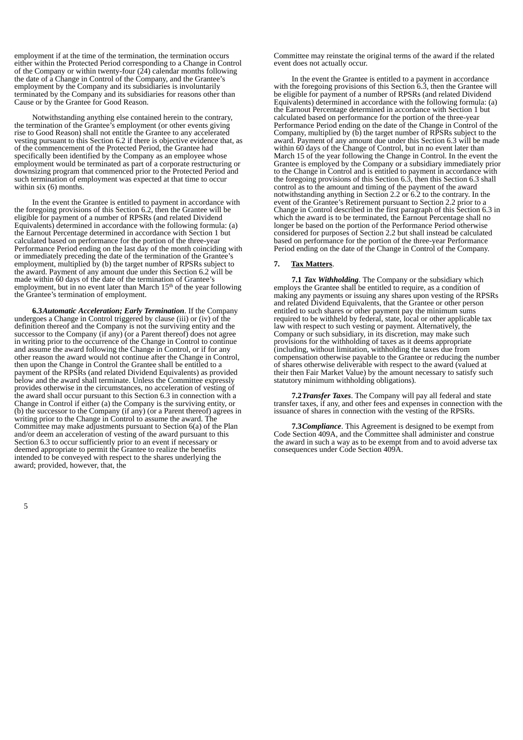employment if at the time of the termination, the termination occurs either within the Protected Period corresponding to a Change in Control of the Company or within twenty-four (24) calendar months following the date of a Change in Control of the Company, and the Grantee's employment by the Company and its subsidiaries is involuntarily terminated by the Company and its subsidiaries for reasons other than Cause or by the Grantee for Good Reason.

Notwithstanding anything else contained herein to the contrary, the termination of the Grantee's employment (or other events giving rise to Good Reason) shall not entitle the Grantee to any accelerated vesting pursuant to this Section 6.2 if there is objective evidence that, as of the commencement of the Protected Period, the Grantee had specifically been identified by the Company as an employee whose employment would be terminated as part of a corporate restructuring or downsizing program that commenced prior to the Protected Period and such termination of employment was expected at that time to occur within six (6) months.

In the event the Grantee is entitled to payment in accordance with the foregoing provisions of this Section 6.2, then the Grantee will be eligible for payment of a number of RPSRs (and related Dividend Equivalents) determined in accordance with the following formula: (a) the Earnout Percentage determined in accordance with Section 1 but calculated based on performance for the portion of the three-year Performance Period ending on the last day of the month coinciding with or immediately preceding the date of the termination of the Grantee's employment, multiplied by (b) the target number of RPSRs subject to the award. Payment of any amount due under this Section 6.2 will be made within 60 days of the date of the termination of Grantee's employment, but in no event later than March 15th of the year following the Grantee's termination of employment.

**6.3** ***Automatic Acceleration; Early Termination***. If the Company undergoes a Change in Control triggered by clause (iii) or (iv) of the definition thereof and the Company is not the surviving entity and the successor to the Company (if any) (or a Parent thereof) does not agree in writing prior to the occurrence of the Change in Control to continue and assume the award following the Change in Control, or if for any other reason the award would not continue after the Change in Control, then upon the Change in Control the Grantee shall be entitled to a payment of the RPSRs (and related Dividend Equivalents) as provided below and the award shall terminate. Unless the Committee expressly provides otherwise in the circumstances, no acceleration of vesting of the award shall occur pursuant to this Section 6.3 in connection with a Change in Control if either (a) the Company is the surviving entity, or (b) the successor to the Company (if any) (or a Parent thereof) agrees in writing prior to the Change in Control to assume the award. The Committee may make adjustments pursuant to Section 6(a) of the Plan and/or deem an acceleration of vesting of the award pursuant to this Section 6.3 to occur sufficiently prior to an event if necessary or deemed appropriate to permit the Grantee to realize the benefits intended to be conveyed with respect to the shares underlying the award; provided, however, that, the Committee may reinstate the original terms of the award if the related event does not actually occur.

In the event the Grantee is entitled to a payment in accordance with the foregoing provisions of this Section 6.3, then the Grantee will be eligible for payment of a number of RPSRs (and related Dividend Equivalents) determined in accordance with the following formula: (a) the Earnout Percentage determined in accordance with Section 1 but calculated based on performance for the portion of the three-year Performance Period ending on the date of the Change in Control of the Company, multiplied by (b) the target number of RPSRs subject to the award. Payment of any amount due under this Section 6.3 will be made within 60 days of the Change of Control, but in no event later than March 15 of the year following the Change in Control. In the event the Grantee is employed by the Company or a subsidiary immediately prior to the Change in Control and is entitled to payment in accordance with the foregoing provisions of this Section 6.3, then this Section 6.3 shall control as to the amount and timing of the payment of the award notwithstanding anything in Section 2.2 or 6.2 to the contrary. In the event of the Grantee's Retirement pursuant to Section 2.2 prior to a Change in Control described in the first paragraph of this Section 6.3 in which the award is to be terminated, the Earnout Percentage shall no longer be based on the portion of the Performance Period otherwise considered for purposes of Section 2.2 but shall instead be calculated based on performance for the portion of the three-year Performance Period ending on the date of the Change in Control of the Company.

**7. Tax Matters**.

**7.1** ***Tax Withholding***. The Company or the subsidiary which employs the Grantee shall be entitled to require, as a condition of making any payments or issuing any shares upon vesting of the RPSRs and related Dividend Equivalents, that the Grantee or other person entitled to such shares or other payment pay the minimum sums required to be withheld by federal, state, local or other applicable tax law with respect to such vesting or payment. Alternatively, the Company or such subsidiary, in its discretion, may make such provisions for the withholding of taxes as it deems appropriate (including, without limitation, withholding the taxes due from compensation otherwise payable to the Grantee or reducing the number of shares otherwise deliverable with respect to the award (valued at their then Fair Market Value) by the amount necessary to satisfy such statutory minimum withholding obligations).

**7.2** ***Transfer Taxes***. The Company will pay all federal and state transfer taxes, if any, and other fees and expenses in connection with the issuance of shares in connection with the vesting of the RPSRs.

**7.3** ***Compliance***. This Agreement is designed to be exempt from Code Section 409A, and the Committee shall administer and construe the award in such a way as to be exempt from and to avoid adverse tax consequences under Code Section 409A.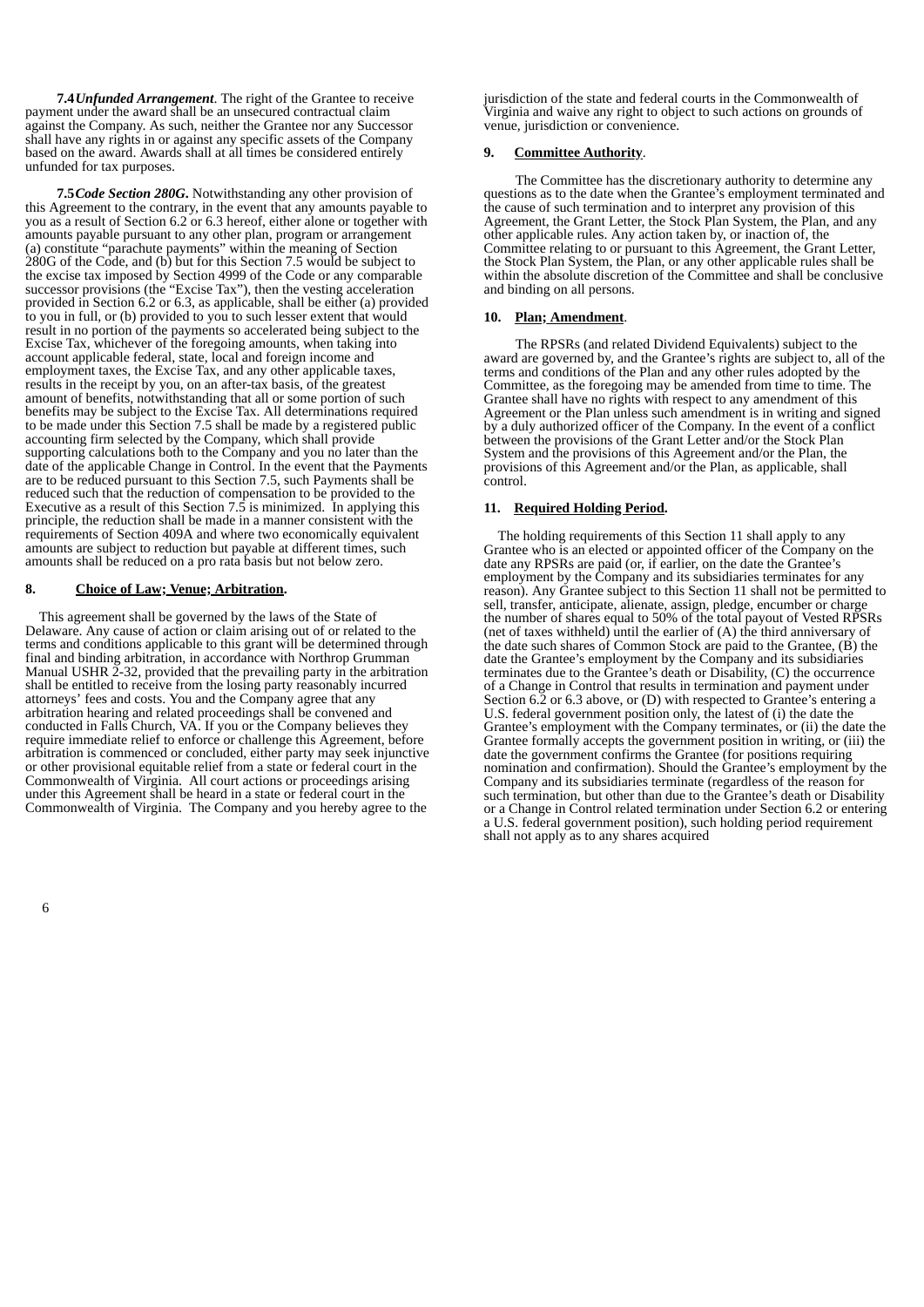**7.4** ***Unfunded Arrangement***. The right of the Grantee to receive payment under the award shall be an unsecured contractual claim against the Company. As such, neither the Grantee nor any Successor shall have any rights in or against any specific assets of the Company based on the award. Awards shall at all times be considered entirely unfunded for tax purposes.

**7.5** ***Code Section 280G***. Notwithstanding any other provision of this Agreement to the contrary, in the event that any amounts payable to you as a result of Section 6.2 or 6.3 hereof, either alone or together with amounts payable pursuant to any other plan, program or arrangement (a) constitute "parachute payments" within the meaning of Section 280G of the Code, and (b) but for this Section 7.5 would be subject to the excise tax imposed by Section 4999 of the Code or any comparable successor provisions (the "Excise Tax"), then the vesting acceleration provided in Section 6.2 or 6.3, as applicable, shall be either (a) provided to you in full, or (b) provided to you to such lesser extent that would result in no portion of the payments so accelerated being subject to the Excise Tax, whichever of the foregoing amounts, when taking into account applicable federal, state, local and foreign income and employment taxes, the Excise Tax, and any other applicable taxes, results in the receipt by you, on an after-tax basis, of the greatest amount of benefits, notwithstanding that all or some portion of such benefits may be subject to the Excise Tax. All determinations required to be made under this Section 7.5 shall be made by a registered public accounting firm selected by the Company, which shall provide supporting calculations both to the Company and you no later than the date of the applicable Change in Control. In the event that the Payments are to be reduced pursuant to this Section 7.5, such Payments shall be reduced such that the reduction of compensation to be provided to the Executive as a result of this Section 7.5 is minimized. In applying this principle, the reduction shall be made in a manner consistent with the requirements of Section 409A and where two economically equivalent amounts are subject to reduction but payable at different times, such amounts shall be reduced on a pro rata basis but not below zero.

**8. Choice of Law; Venue; Arbitration.**

This agreement shall be governed by the laws of the State of Delaware. Any cause of action or claim arising out of or related to the terms and conditions applicable to this grant will be determined through final and binding arbitration, in accordance with Northrop Grumman Manual USHR 2-32, provided that the prevailing party in the arbitration shall be entitled to receive from the losing party reasonably incurred attorneys' fees and costs. You and the Company agree that any arbitration hearing and related proceedings shall be convened and conducted in Falls Church, VA. If you or the Company believes they require immediate relief to enforce or challenge this Agreement, before arbitration is commenced or concluded, either party may seek injunctive or other provisional equitable relief from a state or federal court in the Commonwealth of Virginia. All court actions or proceedings arising under this Agreement shall be heard in a state or federal court in the Commonwealth of Virginia. The Company and you hereby agree to the jurisdiction of the state and federal courts in the Commonwealth of Virginia and waive any right to object to such actions on grounds of venue, jurisdiction or convenience.

**9. Committee Authority.**

The Committee has the discretionary authority to determine any questions as to the date when the Grantee's employment terminated and the cause of such termination and to interpret any provision of this Agreement, the Grant Letter, the Stock Plan System, the Plan, and any other applicable rules. Any action taken by, or inaction of, the Committee relating to or pursuant to this Agreement, the Grant Letter, the Stock Plan System, the Plan, or any other applicable rules shall be within the absolute discretion of the Committee and shall be conclusive and binding on all persons.

**10. Plan; Amendment.**

The RPSRs (and related Dividend Equivalents) subject to the award are governed by, and the Grantee's rights are subject to, all of the terms and conditions of the Plan and any other rules adopted by the Committee, as the foregoing may be amended from time to time. The Grantee shall have no rights with respect to any amendment of this Agreement or the Plan unless such amendment is in writing and signed by a duly authorized officer of the Company. In the event of a conflict between the provisions of the Grant Letter and/or the Stock Plan System and the provisions of this Agreement and/or the Plan, the provisions of this Agreement and/or the Plan, as applicable, shall control.

**11. Required Holding Period.**

The holding requirements of this Section 11 shall apply to any Grantee who is an elected or appointed officer of the Company on the date any RPSRs are paid (or, if earlier, on the date the Grantee's employment by the Company and its subsidiaries terminates for any reason). Any Grantee subject to this Section 11 shall not be permitted to sell, transfer, anticipate, alienate, assign, pledge, encumber or charge the number of shares equal to 50% of the total payout of Vested RPSRs (net of taxes withheld) until the earlier of (A) the third anniversary of the date such shares of Common Stock are paid to the Grantee, (B) the date the Grantee's employment by the Company and its subsidiaries terminates due to the Grantee's death or Disability, (C) the occurrence of a Change in Control that results in termination and payment under Section 6.2 or 6.3 above, or (D) with respected to Grantee's entering a U.S. federal government position only, the latest of (i) the date the Grantee's employment with the Company terminates, or (ii) the date the Grantee formally accepts the government position in writing, or (iii) the date the government confirms the Grantee (for positions requiring nomination and confirmation). Should the Grantee's employment by the Company and its subsidiaries terminate (regardless of the reason for such termination, but other than due to the Grantee's death or Disability or a Change in Control related termination under Section 6.2 or entering a U.S. federal government position), such holding period requirement shall not apply as to any shares acquired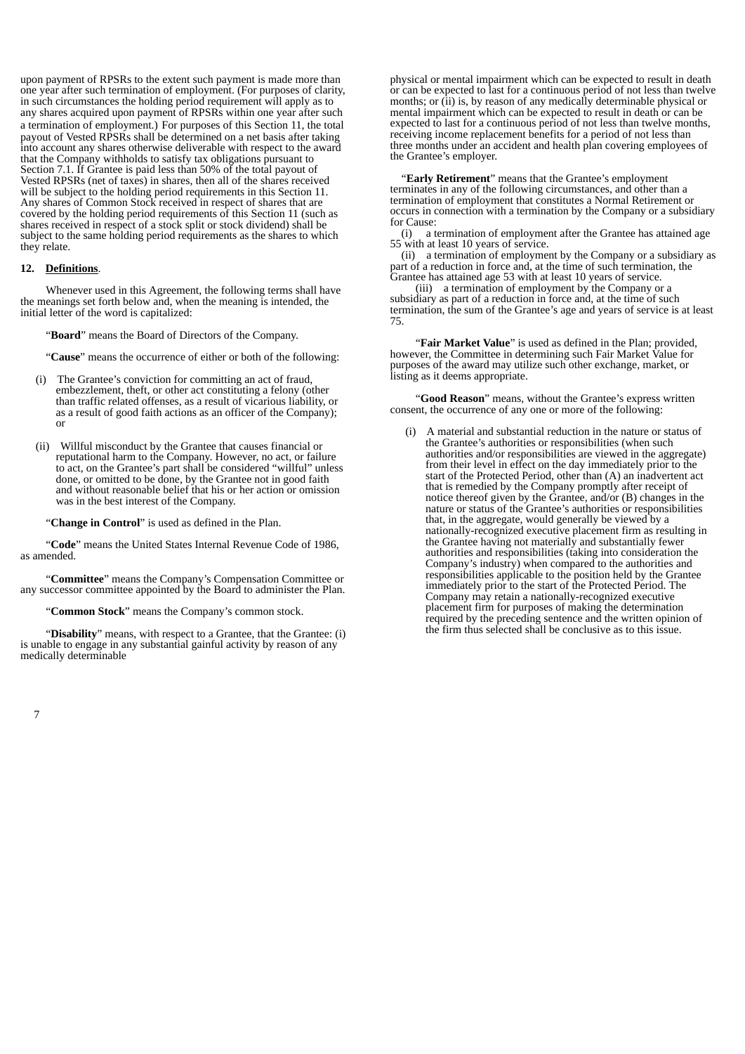upon payment of RPSRs to the extent such payment is made more than one year after such termination of employment. (For purposes of clarity, in such circumstances the holding period requirement will apply as to any shares acquired upon payment of RPSRs within one year after such a termination of employment.) For purposes of this Section 11, the total payout of Vested RPSRs shall be determined on a net basis after taking into account any shares otherwise deliverable with respect to the award that the Company withholds to satisfy tax obligations pursuant to Section 7.1. If Grantee is paid less than 50% of the total payout of Vested RPSRs (net of taxes) in shares, then all of the shares received will be subject to the holding period requirements in this Section 11. Any shares of Common Stock received in respect of shares that are covered by the holding period requirements of this Section 11 (such as shares received in respect of a stock split or stock dividend) shall be subject to the same holding period requirements as the shares to which they relate.

**12. Definitions**.

Whenever used in this Agreement, the following terms shall have the meanings set forth below and, when the meaning is intended, the initial letter of the word is capitalized:

"**Board**" means the Board of Directors of the Company.

"**Cause**" means the occurrence of either or both of the following:

(i) The Grantee's conviction for committing an act of fraud, embezzlement, theft, or other act constituting a felony (other than traffic related offenses, as a result of vicarious liability, or as a result of good faith actions as an officer of the Company); or

(ii) Willful misconduct by the Grantee that causes financial or reputational harm to the Company. However, no act, or failure to act, on the Grantee's part shall be considered "willful" unless done, or omitted to be done, by the Grantee not in good faith and without reasonable belief that his or her action or omission was in the best interest of the Company.

"**Change in Control**" is used as defined in the Plan.

"**Code**" means the United States Internal Revenue Code of 1986, as amended.

"**Committee**" means the Company's Compensation Committee or any successor committee appointed by the Board to administer the Plan.

"**Common Stock**" means the Company's common stock.

"**Disability**" means, with respect to a Grantee, that the Grantee: (i) is unable to engage in any substantial gainful activity by reason of any medically determinable physical or mental impairment which can be expected to result in death or can be expected to last for a continuous period of not less than twelve months; or (ii) is, by reason of any medically determinable physical or mental impairment which can be expected to result in death or can be expected to last for a continuous period of not less than twelve months, receiving income replacement benefits for a period of not less than three months under an accident and health plan covering employees of the Grantee's employer.

"**Early Retirement**" means that the Grantee's employment terminates in any of the following circumstances, and other than a termination of employment that constitutes a Normal Retirement or occurs in connection with a termination by the Company or a subsidiary for Cause:

(i) a termination of employment after the Grantee has attained age 55 with at least 10 years of service.

(ii) a termination of employment by the Company or a subsidiary as part of a reduction in force and, at the time of such termination, the Grantee has attained age 53 with at least 10 years of service.

(iii) a termination of employment by the Company or a subsidiary as part of a reduction in force and, at the time of such termination, the sum of the Grantee's age and years of service is at least 75.

"**Fair Market Value**" is used as defined in the Plan; provided, however, the Committee in determining such Fair Market Value for purposes of the award may utilize such other exchange, market, or listing as it deems appropriate.

"**Good Reason**" means, without the Grantee's express written consent, the occurrence of any one or more of the following:

(i) A material and substantial reduction in the nature or status of the Grantee's authorities or responsibilities (when such authorities and/or responsibilities are viewed in the aggregate) from their level in effect on the day immediately prior to the start of the Protected Period, other than (A) an inadvertent act that is remedied by the Company promptly after receipt of notice thereof given by the Grantee, and/or (B) changes in the nature or status of the Grantee's authorities or responsibilities that, in the aggregate, would generally be viewed by a nationally-recognized executive placement firm as resulting in the Grantee having not materially and substantially fewer authorities and responsibilities (taking into consideration the Company's industry) when compared to the authorities and responsibilities applicable to the position held by the Grantee immediately prior to the start of the Protected Period. The Company may retain a nationally-recognized executive placement firm for purposes of making the determination required by the preceding sentence and the written opinion of the firm thus selected shall be conclusive as to this issue.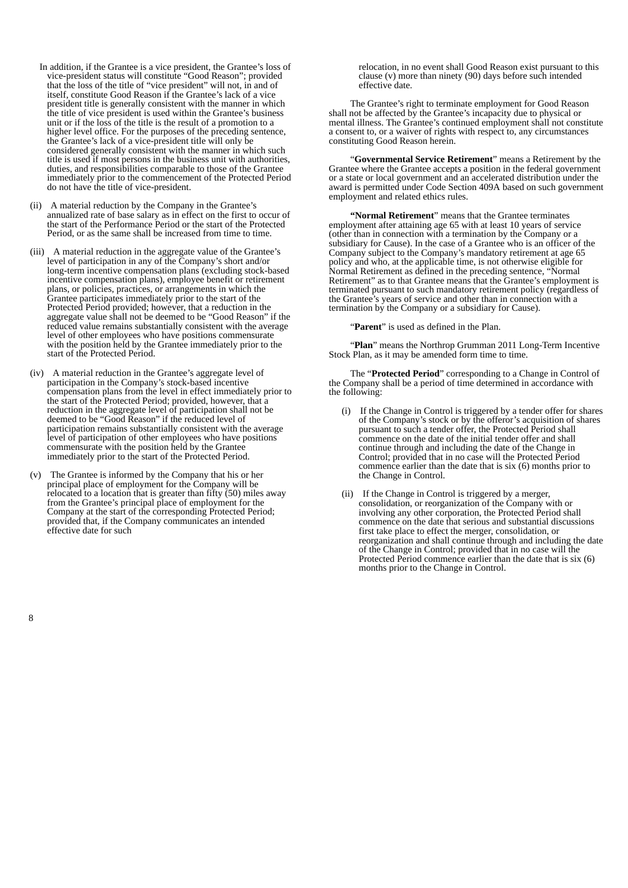In addition, if the Grantee is a vice president, the Grantee's loss of vice-president status will constitute "Good Reason"; provided that the loss of the title of "vice president" will not, in and of itself, constitute Good Reason if the Grantee's lack of a vice president title is generally consistent with the manner in which the title of vice president is used within the Grantee's business unit or if the loss of the title is the result of a promotion to a higher level office. For the purposes of the preceding sentence, the Grantee's lack of a vice-president title will only be considered generally consistent with the manner in which such title is used if most persons in the business unit with authorities, duties, and responsibilities comparable to those of the Grantee immediately prior to the commencement of the Protected Period do not have the title of vice-president.

(ii) A material reduction by the Company in the Grantee's annualized rate of base salary as in effect on the first to occur of the start of the Performance Period or the start of the Protected Period, or as the same shall be increased from time to time.

(iii) A material reduction in the aggregate value of the Grantee's level of participation in any of the Company's short and/or long-term incentive compensation plans (excluding stock-based incentive compensation plans), employee benefit or retirement plans, or policies, practices, or arrangements in which the Grantee participates immediately prior to the start of the Protected Period provided; however, that a reduction in the aggregate value shall not be deemed to be "Good Reason" if the reduced value remains substantially consistent with the average level of other employees who have positions commensurate with the position held by the Grantee immediately prior to the start of the Protected Period.

(iv) A material reduction in the Grantee's aggregate level of participation in the Company's stock-based incentive compensation plans from the level in effect immediately prior to the start of the Protected Period; provided, however, that a reduction in the aggregate level of participation shall not be deemed to be "Good Reason" if the reduced level of participation remains substantially consistent with the average level of participation of other employees who have positions commensurate with the position held by the Grantee immediately prior to the start of the Protected Period.

(v) The Grantee is informed by the Company that his or her principal place of employment for the Company will be relocated to a location that is greater than fifty (50) miles away from the Grantee's principal place of employment for the Company at the start of the corresponding Protected Period; provided that, if the Company communicates an intended effective date for such relocation, in no event shall Good Reason exist pursuant to this clause (v) more than ninety (90) days before such intended effective date.

The Grantee's right to terminate employment for Good Reason shall not be affected by the Grantee's incapacity due to physical or mental illness. The Grantee's continued employment shall not constitute a consent to, or a waiver of rights with respect to, any circumstances constituting Good Reason herein.

"**Governmental Service Retirement**" means a Retirement by the Grantee where the Grantee accepts a position in the federal government or a state or local government and an accelerated distribution under the award is permitted under Code Section 409A based on such government employment and related ethics rules.

"**Normal Retirement**" means that the Grantee terminates employment after attaining age 65 with at least 10 years of service (other than in connection with a termination by the Company or a subsidiary for Cause). In the case of a Grantee who is an officer of the Company subject to the Company's mandatory retirement at age 65 policy and who, at the applicable time, is not otherwise eligible for Normal Retirement as defined in the preceding sentence, "Normal Retirement" as to that Grantee means that the Grantee's employment is terminated pursuant to such mandatory retirement policy (regardless of the Grantee's years of service and other than in connection with a termination by the Company or a subsidiary for Cause).

"**Parent**" is used as defined in the Plan.

"**Plan**" means the Northrop Grumman 2011 Long-Term Incentive Stock Plan, as it may be amended form time to time.

The "**Protected Period**" corresponding to a Change in Control of the Company shall be a period of time determined in accordance with the following:

(i) If the Change in Control is triggered by a tender offer for shares of the Company's stock or by the offeror's acquisition of shares pursuant to such a tender offer, the Protected Period shall commence on the date of the initial tender offer and shall continue through and including the date of the Change in Control; provided that in no case will the Protected Period commence earlier than the date that is six (6) months prior to the Change in Control.

(ii) If the Change in Control is triggered by a merger, consolidation, or reorganization of the Company with or involving any other corporation, the Protected Period shall commence on the date that serious and substantial discussions first take place to effect the merger, consolidation, or reorganization and shall continue through and including the date of the Change in Control; provided that in no case will the Protected Period commence earlier than the date that is six (6) months prior to the Change in Control.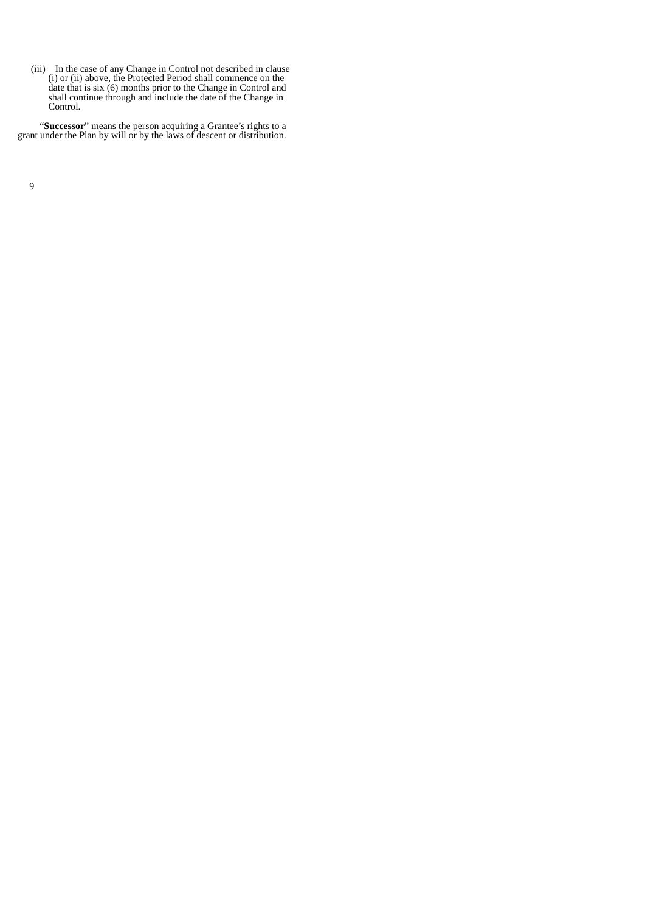(iii) In the case of any Change in Control not described in clause (i) or (ii) above, the Protected Period shall commence on the date that is six (6) months prior to the Change in Control and shall continue through and include the date of the Change in Control.

"**Successor**" means the person acquiring a Grantee's rights to a grant under the Plan by will or by the laws of descent or distribution.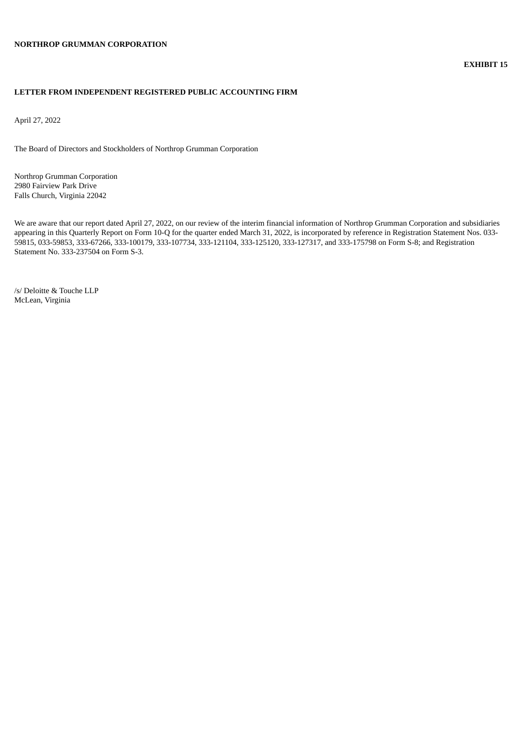**NORTHROP GRUMMAN CORPORATION**

**EXHIBIT 15**

**LETTER FROM INDEPENDENT REGISTERED PUBLIC ACCOUNTING FIRM**

April 27, 2022

The Board of Directors and Stockholders of Northrop Grumman Corporation

Northrop Grumman Corporation
2980 Fairview Park Drive
Falls Church, Virginia 22042

We are aware that our report dated April 27, 2022, on our review of the interim financial information of Northrop Grumman Corporation and subsidiaries appearing in this Quarterly Report on Form 10-Q for the quarter ended March 31, 2022, is incorporated by reference in Registration Statement Nos. 033-59815, 033-59853, 333-67266, 333-100179, 333-107734, 333-121104, 333-125120, 333-127317, and 333-175798 on Form S-8; and Registration Statement No. 333-237504 on Form S-3.

/s/ Deloitte & Touche LLP
McLean, Virginia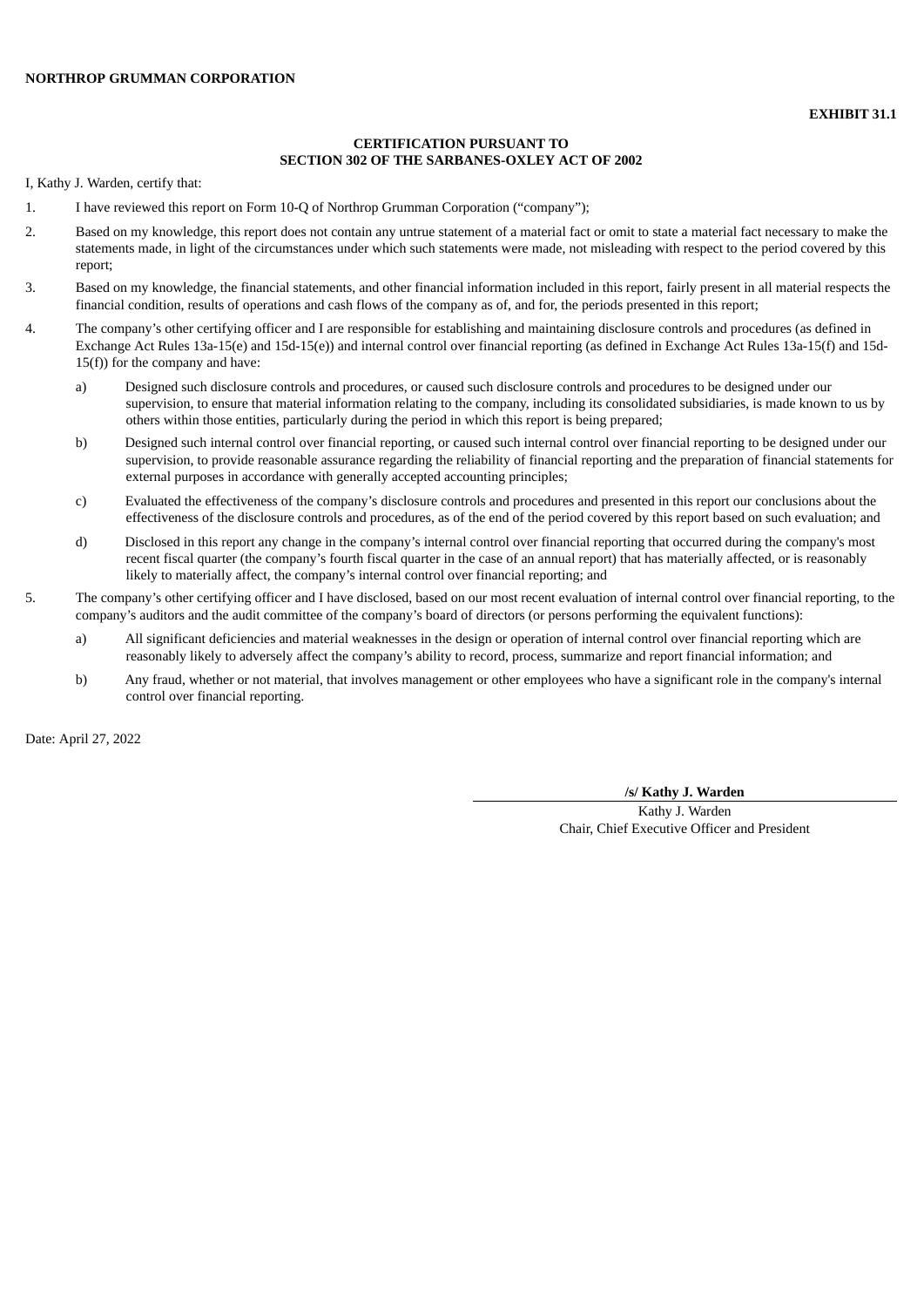**NORTHROP GRUMMAN CORPORATION**

**EXHIBIT 31.1**

**CERTIFICATION PURSUANT TO**
**SECTION 302 OF THE SARBANES-OXLEY ACT OF 2002**

I, Kathy J. Warden, certify that:

1. I have reviewed this report on Form 10-Q of Northrop Grumman Corporation ("company");

2. Based on my knowledge, this report does not contain any untrue statement of a material fact or omit to state a material fact necessary to make the statements made, in light of the circumstances under which such statements were made, not misleading with respect to the period covered by this report;

3. Based on my knowledge, the financial statements, and other financial information included in this report, fairly present in all material respects the financial condition, results of operations and cash flows of the company as of, and for, the periods presented in this report;

4. The company's other certifying officer and I are responsible for establishing and maintaining disclosure controls and procedures (as defined in Exchange Act Rules 13a-15(e) and 15d-15(e)) and internal control over financial reporting (as defined in Exchange Act Rules 13a-15(f) and 15d-15(f)) for the company and have:

    a) Designed such disclosure controls and procedures, or caused such disclosure controls and procedures to be designed under our supervision, to ensure that material information relating to the company, including its consolidated subsidiaries, is made known to us by others within those entities, particularly during the period in which this report is being prepared;

    b) Designed such internal control over financial reporting, or caused such internal control over financial reporting to be designed under our supervision, to provide reasonable assurance regarding the reliability of financial reporting and the preparation of financial statements for external purposes in accordance with generally accepted accounting principles;

    c) Evaluated the effectiveness of the company's disclosure controls and procedures and presented in this report our conclusions about the effectiveness of the disclosure controls and procedures, as of the end of the period covered by this report based on such evaluation; and

    d) Disclosed in this report any change in the company's internal control over financial reporting that occurred during the company's most recent fiscal quarter (the company's fourth fiscal quarter in the case of an annual report) that has materially affected, or is reasonably likely to materially affect, the company's internal control over financial reporting; and

5. The company's other certifying officer and I have disclosed, based on our most recent evaluation of internal control over financial reporting, to the company's auditors and the audit committee of the company's board of directors (or persons performing the equivalent functions):

    a) All significant deficiencies and material weaknesses in the design or operation of internal control over financial reporting which are reasonably likely to adversely affect the company's ability to record, process, summarize and report financial information; and

    b) Any fraud, whether or not material, that involves management or other employees who have a significant role in the company's internal control over financial reporting.

Date: April 27, 2022

**/s/ Kathy J. Warden**
Kathy J. Warden
Chair, Chief Executive Officer and President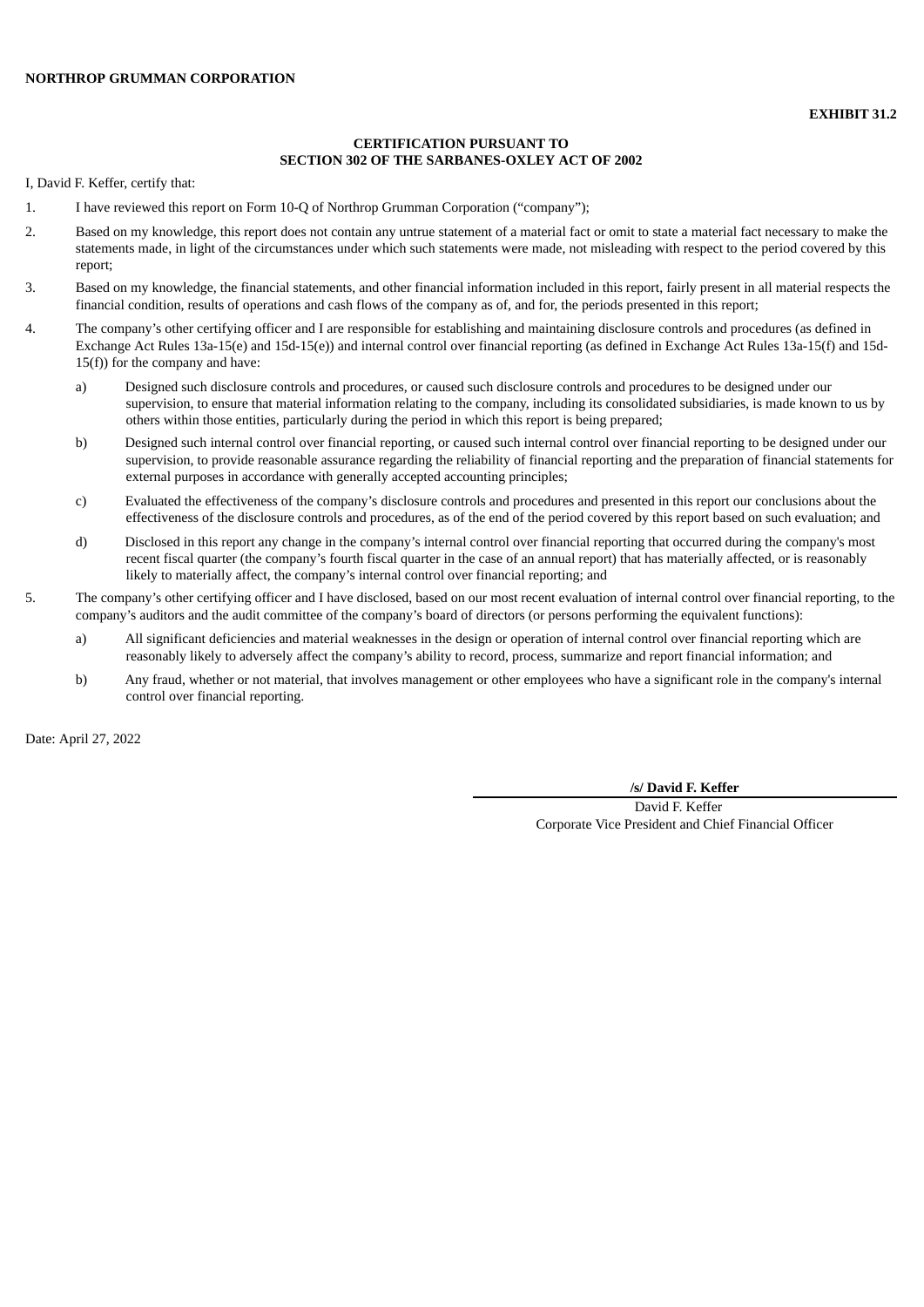**NORTHROP GRUMMAN CORPORATION**

**EXHIBIT 31.2**

**CERTIFICATION PURSUANT TO
SECTION 302 OF THE SARBANES-OXLEY ACT OF 2002**

I, David F. Keffer, certify that:

1. I have reviewed this report on Form 10-Q of Northrop Grumman Corporation ("company");

2. Based on my knowledge, this report does not contain any untrue statement of a material fact or omit to state a material fact necessary to make the statements made, in light of the circumstances under which such statements were made, not misleading with respect to the period covered by this report;

3. Based on my knowledge, the financial statements, and other financial information included in this report, fairly present in all material respects the financial condition, results of operations and cash flows of the company as of, and for, the periods presented in this report;

4. The company's other certifying officer and I are responsible for establishing and maintaining disclosure controls and procedures (as defined in Exchange Act Rules 13a-15(e) and 15d-15(e)) and internal control over financial reporting (as defined in Exchange Act Rules 13a-15(f) and 15d-15(f)) for the company and have:

   a) Designed such disclosure controls and procedures, or caused such disclosure controls and procedures to be designed under our supervision, to ensure that material information relating to the company, including its consolidated subsidiaries, is made known to us by others within those entities, particularly during the period in which this report is being prepared;

   b) Designed such internal control over financial reporting, or caused such internal control over financial reporting to be designed under our supervision, to provide reasonable assurance regarding the reliability of financial reporting and the preparation of financial statements for external purposes in accordance with generally accepted accounting principles;

   c) Evaluated the effectiveness of the company's disclosure controls and procedures and presented in this report our conclusions about the effectiveness of the disclosure controls and procedures, as of the end of the period covered by this report based on such evaluation; and

   d) Disclosed in this report any change in the company's internal control over financial reporting that occurred during the company's most recent fiscal quarter (the company's fourth fiscal quarter in the case of an annual report) that has materially affected, or is reasonably likely to materially affect, the company's internal control over financial reporting; and

5. The company's other certifying officer and I have disclosed, based on our most recent evaluation of internal control over financial reporting, to the company's auditors and the audit committee of the company's board of directors (or persons performing the equivalent functions):

   a) All significant deficiencies and material weaknesses in the design or operation of internal control over financial reporting which are reasonably likely to adversely affect the company's ability to record, process, summarize and report financial information; and

   b) Any fraud, whether or not material, that involves management or other employees who have a significant role in the company's internal control over financial reporting.

Date: April 27, 2022

**/s/ David F. Keffer**

David F. Keffer
Corporate Vice President and Chief Financial Officer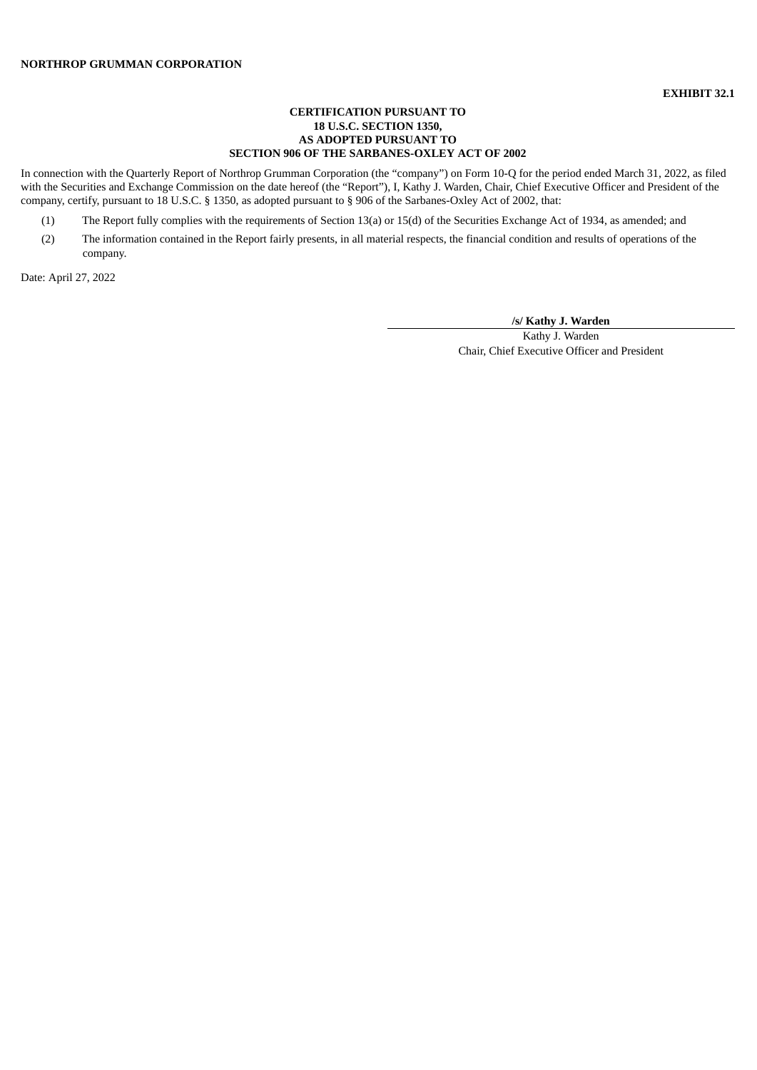**NORTHROP GRUMMAN CORPORATION**

**EXHIBIT 32.1**

**CERTIFICATION PURSUANT TO**
**18 U.S.C. SECTION 1350,**
**AS ADOPTED PURSUANT TO**
**SECTION 906 OF THE SARBANES-OXLEY ACT OF 2002**

In connection with the Quarterly Report of Northrop Grumman Corporation (the "company") on Form 10-Q for the period ended March 31, 2022, as filed with the Securities and Exchange Commission on the date hereof (the "Report"), I, Kathy J. Warden, Chair, Chief Executive Officer and President of the company, certify, pursuant to 18 U.S.C. § 1350, as adopted pursuant to § 906 of the Sarbanes-Oxley Act of 2002, that:

(1) The Report fully complies with the requirements of Section 13(a) or 15(d) of the Securities Exchange Act of 1934, as amended; and

(2) The information contained in the Report fairly presents, in all material respects, the financial condition and results of operations of the company.

Date: April 27, 2022

**/s/ Kathy J. Warden**
Kathy J. Warden
Chair, Chief Executive Officer and President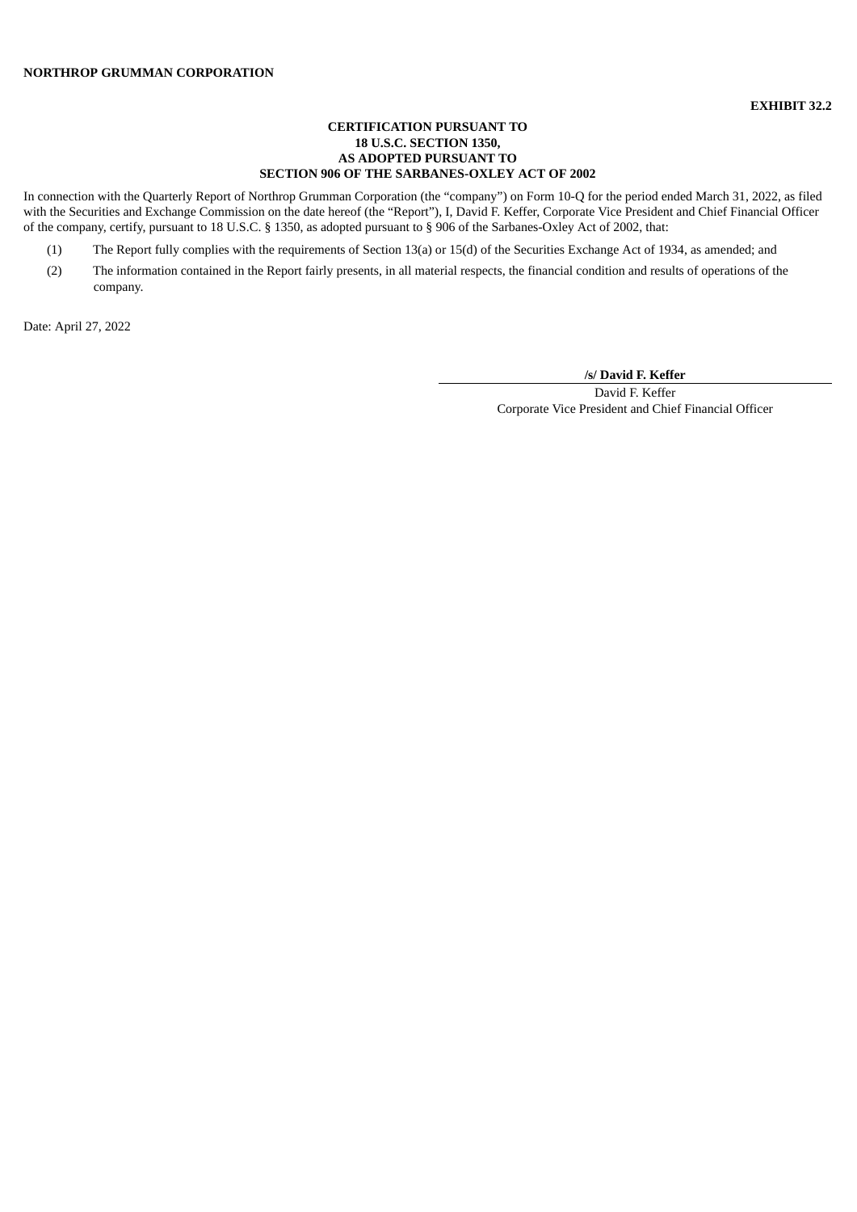**NORTHROP GRUMMAN CORPORATION**

**EXHIBIT 32.2**

**CERTIFICATION PURSUANT TO
18 U.S.C. SECTION 1350,
AS ADOPTED PURSUANT TO
SECTION 906 OF THE SARBANES-OXLEY ACT OF 2002**

In connection with the Quarterly Report of Northrop Grumman Corporation (the "company") on Form 10-Q for the period ended March 31, 2022, as filed with the Securities and Exchange Commission on the date hereof (the "Report"), I, David F. Keffer, Corporate Vice President and Chief Financial Officer of the company, certify, pursuant to 18 U.S.C. § 1350, as adopted pursuant to § 906 of the Sarbanes-Oxley Act of 2002, that:

(1) The Report fully complies with the requirements of Section 13(a) or 15(d) of the Securities Exchange Act of 1934, as amended; and

(2) The information contained in the Report fairly presents, in all material respects, the financial condition and results of operations of the company.

Date: April 27, 2022

**/s/ David F. Keffer**

David F. Keffer
Corporate Vice President and Chief Financial Officer